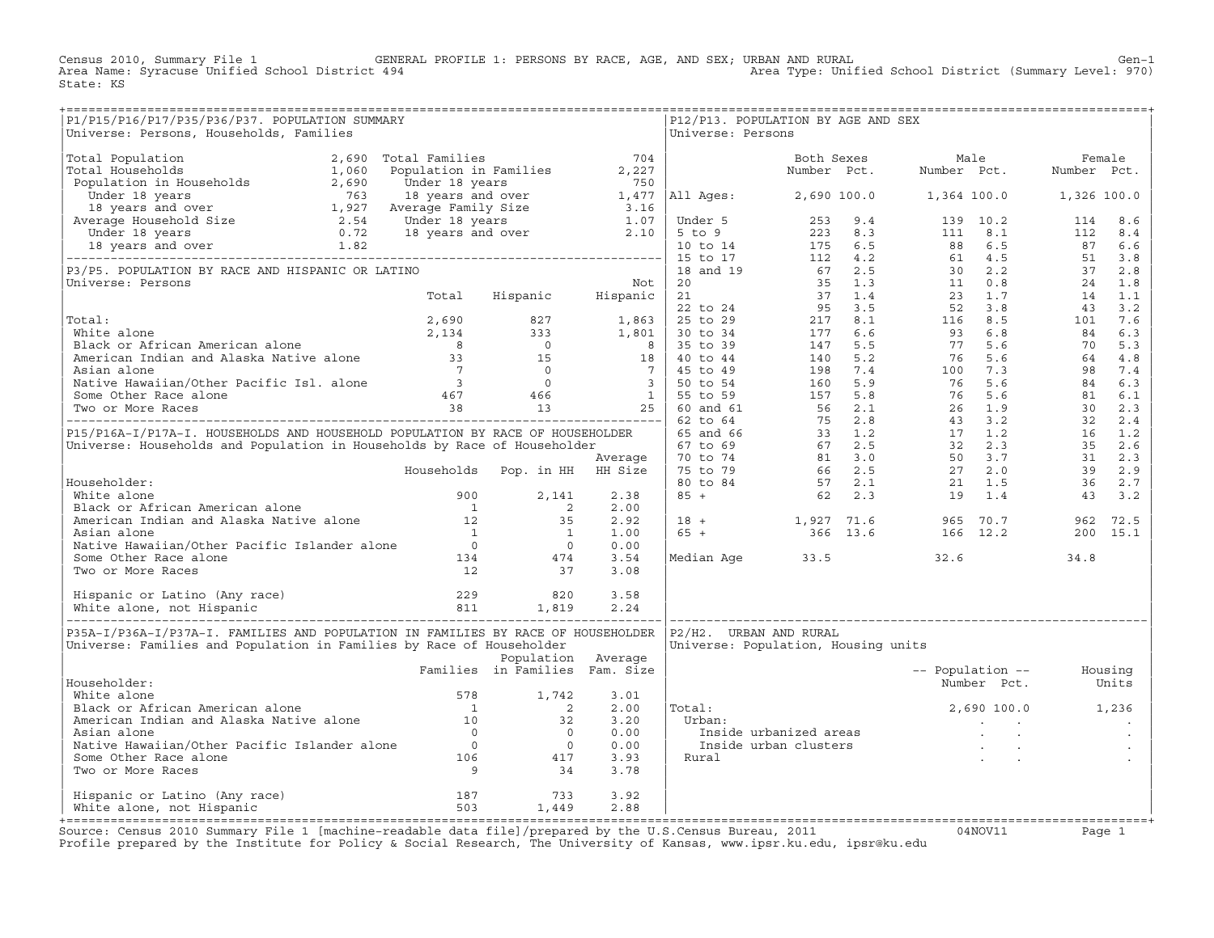Census 2010, Summary File 1 — GENERAL PROFILE 1: PERSONS BY RACE, AGE, AND SEX; URBAN AND RURAL — Gen-1

Area Name: Syracuse Unified School District 494 — Area Type: Unified School District (Summary Level: 970)

State: KS

## P1/P15/P16/P17/P35/P36/P37. POPULATION SUMMARY

Universe: Persons, Households, Families

| Item | Value | Item | Value |
|---|---|---|---|
| Total Population | 2,690 | Total Families | 704 |
| Total Households | 1,060 | Population in Families | 2,227 |
| Population in Households | 2,690 | Under 18 years | 750 |
| Under 18 years | 763 | 18 years and over | 1,477 |
| 18 years and over | 1,927 | Average Family Size | 3.16 |
| Average Household Size | 2.54 | Under 18 years | 1.07 |
| Under 18 years | 0.72 | 18 years and over | 2.10 |
| 18 years and over | 1.82 | | |

## P3/P5. POPULATION BY RACE AND HISPANIC OR LATINO

Universe: Persons

| | Total | Hispanic | Not Hispanic |
|---|---|---|---|
| Total: | 2,690 | 827 | 1,863 |
| White alone | 2,134 | 333 | 1,801 |
| Black or African American alone | 8 | 0 | 8 |
| American Indian and Alaska Native alone | 33 | 15 | 18 |
| Asian alone | 7 | 0 | 7 |
| Native Hawaiian/Other Pacific Isl. alone | 3 | 0 | 3 |
| Some Other Race alone | 467 | 466 | 1 |
| Two or More Races | 38 | 13 | 25 |

## P15/P16A-I/P17A-I. HOUSEHOLDS AND HOUSEHOLD POPULATION BY RACE OF HOUSEHOLDER

Universe: Households and Population in Households by Race of Householder

| Householder: | Households | Pop. in HH | Average HH Size |
|---|---|---|---|
| White alone | 900 | 2,141 | 2.38 |
| Black or African American alone | 1 | 2 | 2.00 |
| American Indian and Alaska Native alone | 12 | 35 | 2.92 |
| Asian alone | 1 | 1 | 1.00 |
| Native Hawaiian/Other Pacific Islander alone | 0 | 0 | 0.00 |
| Some Other Race alone | 134 | 474 | 3.54 |
| Two or More Races | 12 | 37 | 3.08 |
| Hispanic or Latino (Any race) | 229 | 820 | 3.58 |
| White alone, not Hispanic | 811 | 1,819 | 2.24 |

## P35A-I/P36A-I/P37A-I. FAMILIES AND POPULATION IN FAMILIES BY RACE OF HOUSEHOLDER

Universe: Families and Population in Families by Race of Householder

| Householder: | Families | Population in Families | Average Fam. Size |
|---|---|---|---|
| White alone | 578 | 1,742 | 3.01 |
| Black or African American alone | 1 | 2 | 2.00 |
| American Indian and Alaska Native alone | 10 | 32 | 3.20 |
| Asian alone | 0 | 0 | 0.00 |
| Native Hawaiian/Other Pacific Islander alone | 0 | 0 | 0.00 |
| Some Other Race alone | 106 | 417 | 3.93 |
| Two or More Races | 9 | 34 | 3.78 |
| Hispanic or Latino (Any race) | 187 | 733 | 3.92 |
| White alone, not Hispanic | 503 | 1,449 | 2.88 |

## P12/P13. POPULATION BY AGE AND SEX

Universe: Persons

| | Both Sexes Number | Both Sexes Pct. | Male Number | Male Pct. | Female Number | Female Pct. |
|---|---|---|---|---|---|---|
| All Ages: | 2,690 | 100.0 | 1,364 | 100.0 | 1,326 | 100.0 |
| Under 5 | 253 | 9.4 | 139 | 10.2 | 114 | 8.6 |
| 5 to 9 | 223 | 8.3 | 111 | 8.1 | 112 | 8.4 |
| 10 to 14 | 175 | 6.5 | 88 | 6.5 | 87 | 6.6 |
| 15 to 17 | 112 | 4.2 | 61 | 4.5 | 51 | 3.8 |
| 18 and 19 | 67 | 2.5 | 30 | 2.2 | 37 | 2.8 |
| 20 | 35 | 1.3 | 11 | 0.8 | 24 | 1.8 |
| 21 | 37 | 1.4 | 23 | 1.7 | 14 | 1.1 |
| 22 to 24 | 95 | 3.5 | 52 | 3.8 | 43 | 3.2 |
| 25 to 29 | 217 | 8.1 | 116 | 8.5 | 101 | 7.6 |
| 30 to 34 | 177 | 6.6 | 93 | 6.8 | 84 | 6.3 |
| 35 to 39 | 147 | 5.5 | 77 | 5.6 | 70 | 5.3 |
| 40 to 44 | 140 | 5.2 | 76 | 5.6 | 64 | 4.8 |
| 45 to 49 | 198 | 7.4 | 100 | 7.3 | 98 | 7.4 |
| 50 to 54 | 160 | 5.9 | 76 | 5.6 | 84 | 6.3 |
| 55 to 59 | 157 | 5.8 | 76 | 5.6 | 81 | 6.1 |
| 60 and 61 | 56 | 2.1 | 26 | 1.9 | 30 | 2.3 |
| 62 to 64 | 75 | 2.8 | 43 | 3.2 | 32 | 2.4 |
| 65 and 66 | 33 | 1.2 | 17 | 1.2 | 16 | 1.2 |
| 67 to 69 | 67 | 2.5 | 32 | 2.3 | 35 | 2.6 |
| 70 to 74 | 81 | 3.0 | 50 | 3.7 | 31 | 2.3 |
| 75 to 79 | 66 | 2.5 | 27 | 2.0 | 39 | 2.9 |
| 80 to 84 | 57 | 2.1 | 21 | 1.5 | 36 | 2.7 |
| 85 + | 62 | 2.3 | 19 | 1.4 | 43 | 3.2 |
| 18 + | 1,927 | 71.6 | 965 | 70.7 | 962 | 72.5 |
| 65 + | 366 | 13.6 | 166 | 12.2 | 200 | 15.1 |
| Median Age | 33.5 | | 32.6 | | 34.8 | |

## P2/H2. URBAN AND RURAL

Universe: Population, Housing units

| | Population Number | Population Pct. | Housing Units |
|---|---|---|---|
| Total: | 2,690 | 100.0 | 1,236 |
| Urban: | . | . | . |
| Inside urbanized areas | . | . | . |
| Inside urban clusters | . | . | . |
| Rural | . | . | . |

Source: Census 2010 Summary File 1 [machine-readable data file]/prepared by the U.S.Census Bureau, 2011 — 04NOV11

Profile prepared by the Institute for Policy & Social Research, The University of Kansas, www.ipsr.ku.edu, ipsr@ku.edu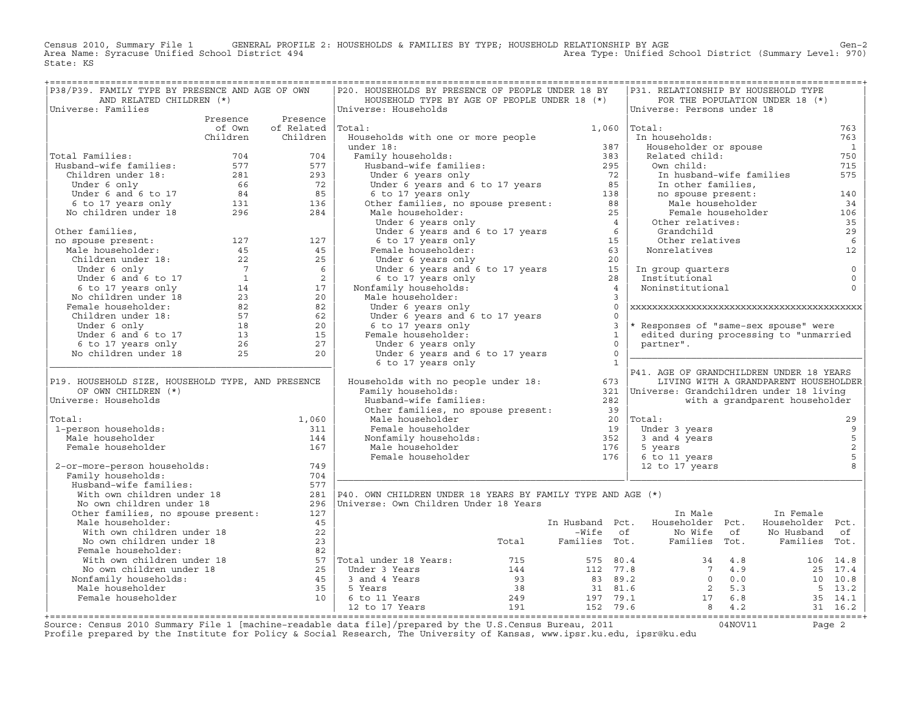Census 2010, Summary File 1 GENERAL PROFILE 2: HOUSEHOLDS & FAMILIES BY TYPE; HOUSEHOLD RELATIONSHIP BY AGE Gen-2
Area Name: Syracuse Unified School District 494 Area Type: Unified School District (Summary Level: 970)
State: KS

## P38/P39. FAMILY TYPE BY PRESENCE AND AGE OF OWN AND RELATED CHILDREN (*)

Universe: Families

| | Presence of Own Children | Presence of Related Children |
|---|---|---|
| Total Families: | 704 | 704 |
| Husband-wife families: | 577 | 577 |
| Children under 18: | 281 | 293 |
| Under 6 only | 66 | 72 |
| Under 6 and 6 to 17 | 84 | 85 |
| 6 to 17 years only | 131 | 136 |
| No children under 18 | 296 | 284 |
| Other families, no spouse present: | 127 | 127 |
| Male householder: | 45 | 45 |
| Children under 18: | 22 | 25 |
| Under 6 only | 7 | 6 |
| Under 6 and 6 to 17 | 1 | 2 |
| 6 to 17 years only | 14 | 17 |
| No children under 18 | 23 | 20 |
| Female householder: | 82 | 82 |
| Children under 18: | 57 | 62 |
| Under 6 only | 18 | 20 |
| Under 6 and 6 to 17 | 13 | 15 |
| 6 to 17 years only | 26 | 27 |
| No children under 18 | 25 | 20 |

## P19. HOUSEHOLD SIZE, HOUSEHOLD TYPE, AND PRESENCE OF OWN CHILDREN (*)

Universe: Households

| | |
|---|---|
| Total: | 1,060 |
| 1-person households: | 311 |
| Male householder | 144 |
| Female householder | 167 |
| 2-or-more-person households: | 749 |
| Family households: | 704 |
| Husband-wife families: | 577 |
| With own children under 18 | 281 |
| No own children under 18 | 296 |
| Other families, no spouse present: | 127 |
| Male householder: | 45 |
| With own children under 18 | 22 |
| No own children under 18 | 23 |
| Female householder: | 82 |
| With own children under 18 | 57 |
| No own children under 18 | 25 |
| Nonfamily households: | 45 |
| Male householder | 35 |
| Female householder | 10 |

## P20. HOUSEHOLDS BY PRESENCE OF PEOPLE UNDER 18 BY HOUSEHOLD TYPE BY AGE OF PEOPLE UNDER 18 (*)

Universe: Households

| | |
|---|---|
| Total: | 1,060 |
| Households with one or more people under 18: | 387 |
| Family households: | 383 |
| Husband-wife families: | 295 |
| Under 6 years only | 72 |
| Under 6 years and 6 to 17 years | 85 |
| 6 to 17 years only | 138 |
| Other families, no spouse present: | 88 |
| Male householder: | 25 |
| Under 6 years only | 4 |
| Under 6 years and 6 to 17 years | 6 |
| 6 to 17 years only | 15 |
| Female householder: | 63 |
| Under 6 years only | 20 |
| Under 6 years and 6 to 17 years | 15 |
| 6 to 17 years only | 28 |
| Nonfamily households: | 4 |
| Male householder: | 3 |
| Under 6 years only | 0 |
| Under 6 years and 6 to 17 years | 0 |
| 6 to 17 years only | 3 |
| Female householder: | 1 |
| Under 6 years only | 0 |
| Under 6 years and 6 to 17 years | 0 |
| 6 to 17 years only | 1 |
| Households with no people under 18: | 673 |
| Family households: | 321 |
| Husband-wife families: | 282 |
| Other families, no spouse present: | 39 |
| Male householder | 20 |
| Female householder | 19 |
| Nonfamily households: | 352 |
| Male householder | 176 |
| Female householder | 176 |

## P31. RELATIONSHIP BY HOUSEHOLD TYPE FOR THE POPULATION UNDER 18 (*)

Universe: Persons under 18

| | |
|---|---|
| Total: | 763 |
| In households: | 763 |
| Householder or spouse | 1 |
| Related child: | 750 |
| Own child: | 715 |
| In husband-wife families | 575 |
| In other families, no spouse present: | 140 |
| Male householder | 34 |
| Female householder | 106 |
| Other relatives: | 35 |
| Grandchild | 29 |
| Other relatives | 6 |
| Nonrelatives | 12 |
| In group quarters | 0 |
| Institutional | 0 |
| Noninstitutional | 0 |

* Responses of "same-sex spouse" were edited during processing to "unmarried partner".

## P41. AGE OF GRANDCHILDREN UNDER 18 YEARS LIVING WITH A GRANDPARENT HOUSEHOLDER

Universe: Grandchildren under 18 living with a grandparent householder

| | |
|---|---|
| Total: | 29 |
| Under 3 years | 9 |
| 3 and 4 years | 5 |
| 5 years | 2 |
| 6 to 11 years | 5 |
| 12 to 17 years | 8 |

## P40. OWN CHILDREN UNDER 18 YEARS BY FAMILY TYPE AND AGE (*)

Universe: Own Children Under 18 Years

| | Total | In Husband-Wife Families | Pct. of Tot. | In Male Householder No Wife Families | Pct. of Tot. | In Female Householder No Husband Families | Pct. of Tot. |
|---|---|---|---|---|---|---|---|
| Total under 18 Years: | 715 | 575 | 80.4 | 34 | 4.8 | 106 | 14.8 |
| Under 3 Years | 144 | 112 | 77.8 | 7 | 4.9 | 25 | 17.4 |
| 3 and 4 Years | 93 | 83 | 89.2 | 0 | 0.0 | 10 | 10.8 |
| 5 Years | 38 | 31 | 81.6 | 2 | 5.3 | 5 | 13.2 |
| 6 to 11 Years | 249 | 197 | 79.1 | 17 | 6.8 | 35 | 14.1 |
| 12 to 17 Years | 191 | 152 | 79.6 | 8 | 4.2 | 31 | 16.2 |

Source: Census 2010 Summary File 1 [machine-readable data file]/prepared by the U.S.Census Bureau, 2011 04NOV11
Profile prepared by the Institute for Policy & Social Research, The University of Kansas, www.ipsr.ku.edu, ipsr@ku.edu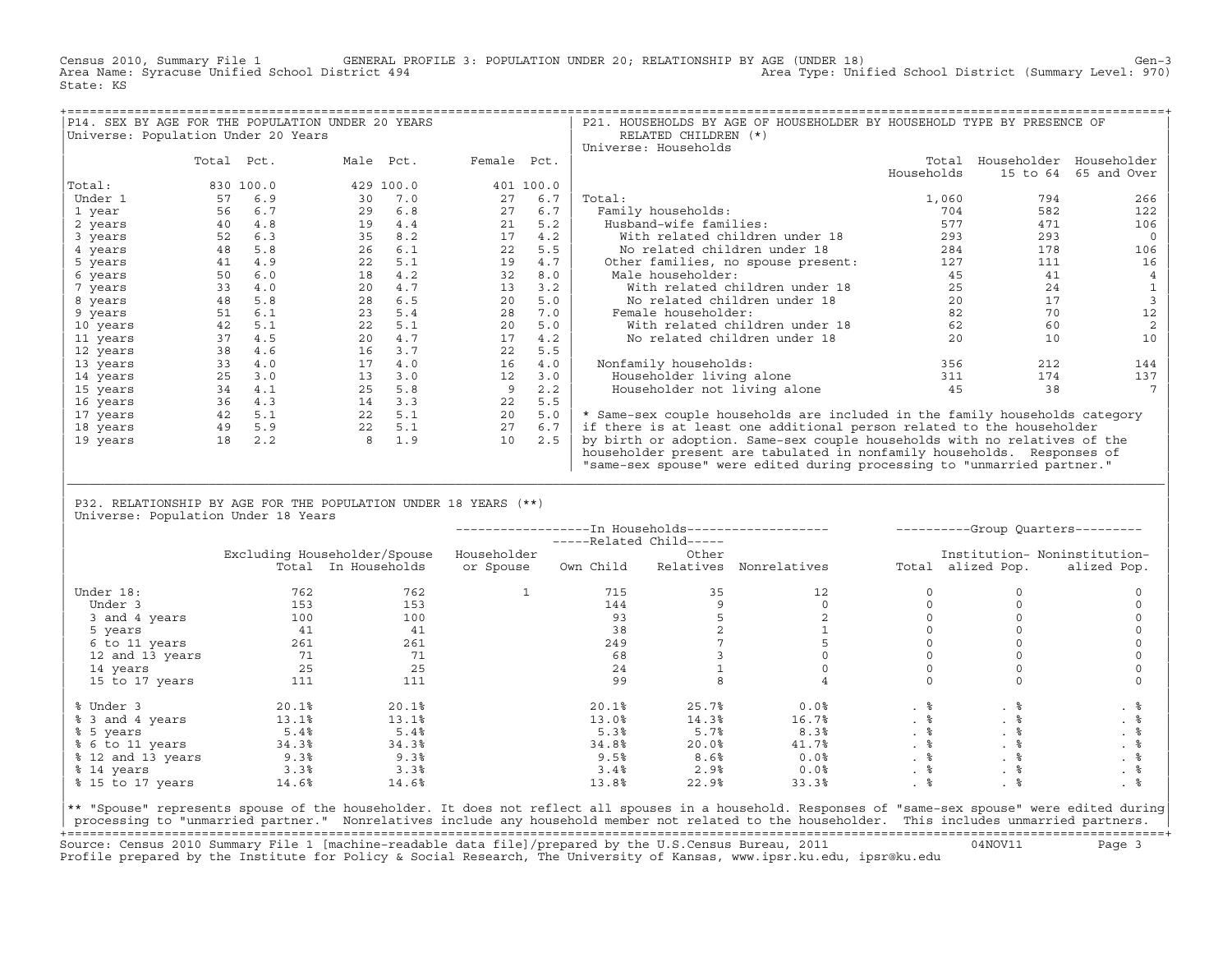Census 2010, Summary File 1 GENERAL PROFILE 3: POPULATION UNDER 20; RELATIONSHIP BY AGE (UNDER 18) Gen-3
Area Name: Syracuse Unified School District 494 Area Type: Unified School District (Summary Level: 970)
State: KS

## P14. SEX BY AGE FOR THE POPULATION UNDER 20 YEARS

Universe: Population Under 20 Years

| | Total | Pct. | Male | Pct. | Female | Pct. |
|---|---|---|---|---|---|---|
| Total: | 830 | 100.0 | 429 | 100.0 | 401 | 100.0 |
| Under 1 | 57 | 6.9 | 30 | 7.0 | 27 | 6.7 |
| 1 year | 56 | 6.7 | 29 | 6.8 | 27 | 6.7 |
| 2 years | 40 | 4.8 | 19 | 4.4 | 21 | 5.2 |
| 3 years | 52 | 6.3 | 35 | 8.2 | 17 | 4.2 |
| 4 years | 48 | 5.8 | 26 | 6.1 | 22 | 5.5 |
| 5 years | 41 | 4.9 | 22 | 5.1 | 19 | 4.7 |
| 6 years | 50 | 6.0 | 18 | 4.2 | 32 | 8.0 |
| 7 years | 33 | 4.0 | 20 | 4.7 | 13 | 3.2 |
| 8 years | 48 | 5.8 | 28 | 6.5 | 20 | 5.0 |
| 9 years | 51 | 6.1 | 23 | 5.4 | 28 | 7.0 |
| 10 years | 42 | 5.1 | 22 | 5.1 | 20 | 5.0 |
| 11 years | 37 | 4.5 | 20 | 4.7 | 17 | 4.2 |
| 12 years | 38 | 4.6 | 16 | 3.7 | 22 | 5.5 |
| 13 years | 33 | 4.0 | 17 | 4.0 | 16 | 4.0 |
| 14 years | 25 | 3.0 | 13 | 3.0 | 12 | 3.0 |
| 15 years | 34 | 4.1 | 25 | 5.8 | 9 | 2.2 |
| 16 years | 36 | 4.3 | 14 | 3.3 | 22 | 5.5 |
| 17 years | 42 | 5.1 | 22 | 5.1 | 20 | 5.0 |
| 18 years | 49 | 5.9 | 22 | 5.1 | 27 | 6.7 |
| 19 years | 18 | 2.2 | 8 | 1.9 | 10 | 2.5 |

## P21. HOUSEHOLDS BY AGE OF HOUSEHOLDER BY HOUSEHOLD TYPE BY PRESENCE OF RELATED CHILDREN (*)

Universe: Households

| | Total Households | Householder 15 to 64 | Householder 65 and Over |
|---|---|---|---|
| Total: | 1,060 | 794 | 266 |
| Family households: | 704 | 582 | 122 |
| Husband-wife families: | 577 | 471 | 106 |
| With related children under 18 | 293 | 293 | 0 |
| No related children under 18 | 284 | 178 | 106 |
| Other families, no spouse present: | 127 | 111 | 16 |
| Male householder: | 45 | 41 | 4 |
| With related children under 18 | 25 | 24 | 1 |
| No related children under 18 | 20 | 17 | 3 |
| Female householder: | 82 | 70 | 12 |
| With related children under 18 | 62 | 60 | 2 |
| No related children under 18 | 20 | 10 | 10 |
| Nonfamily households: | 356 | 212 | 144 |
| Householder living alone | 311 | 174 | 137 |
| Householder not living alone | 45 | 38 | 7 |

* Same-sex couple households are included in the family households category if there is at least one additional person related to the householder by birth or adoption. Same-sex couple households with no relatives of the householder present are tabulated in nonfamily households. Responses of "same-sex spouse" were edited during processing to "unmarried partner."

## P32. RELATIONSHIP BY AGE FOR THE POPULATION UNDER 18 YEARS (**)

Universe: Population Under 18 Years

| | Excluding Householder/Spouse Total | Excluding Householder/Spouse In Households | In Households: Householder or Spouse | In Households: Related Child: Own Child | In Households: Related Child: Other Relatives | In Households: Nonrelatives | Group Quarters: Total | Group Quarters: Institutionalized Pop. | Group Quarters: Noninstitutionalized Pop. |
|---|---|---|---|---|---|---|---|---|---|
| Under 18: | 762 | 762 | 1 | 715 | 35 | 12 | 0 | 0 | 0 |
| Under 3 | 153 | 153 | | 144 | 9 | 0 | 0 | 0 | 0 |
| 3 and 4 years | 100 | 100 | | 93 | 5 | 2 | 0 | 0 | 0 |
| 5 years | 41 | 41 | | 38 | 2 | 1 | 0 | 0 | 0 |
| 6 to 11 years | 261 | 261 | | 249 | 7 | 5 | 0 | 0 | 0 |
| 12 and 13 years | 71 | 71 | | 68 | 3 | 0 | 0 | 0 | 0 |
| 14 years | 25 | 25 | | 24 | 1 | 0 | 0 | 0 | 0 |
| 15 to 17 years | 111 | 111 | | 99 | 8 | 4 | 0 | 0 | 0 |
| % Under 3 | 20.1% | 20.1% | | 20.1% | 25.7% | 0.0% | . % | . % | . % |
| % 3 and 4 years | 13.1% | 13.1% | | 13.0% | 14.3% | 16.7% | . % | . % | . % |
| % 5 years | 5.4% | 5.4% | | 5.3% | 5.7% | 8.3% | . % | . % | . % |
| % 6 to 11 years | 34.3% | 34.3% | | 34.8% | 20.0% | 41.7% | . % | . % | . % |
| % 12 and 13 years | 9.3% | 9.3% | | 9.5% | 8.6% | 0.0% | . % | . % | . % |
| % 14 years | 3.3% | 3.3% | | 3.4% | 2.9% | 0.0% | . % | . % | . % |
| % 15 to 17 years | 14.6% | 14.6% | | 13.8% | 22.9% | 33.3% | . % | . % | . % |

** "Spouse" represents spouse of the householder. It does not reflect all spouses in a household. Responses of "same-sex spouse" were edited during processing to "unmarried partner." Nonrelatives include any household member not related to the householder. This includes unmarried partners.

Source: Census 2010 Summary File 1 [machine-readable data file]/prepared by the U.S.Census Bureau, 2011 04NOV11
Profile prepared by the Institute for Policy & Social Research, The University of Kansas, www.ipsr.ku.edu, ipsr@ku.edu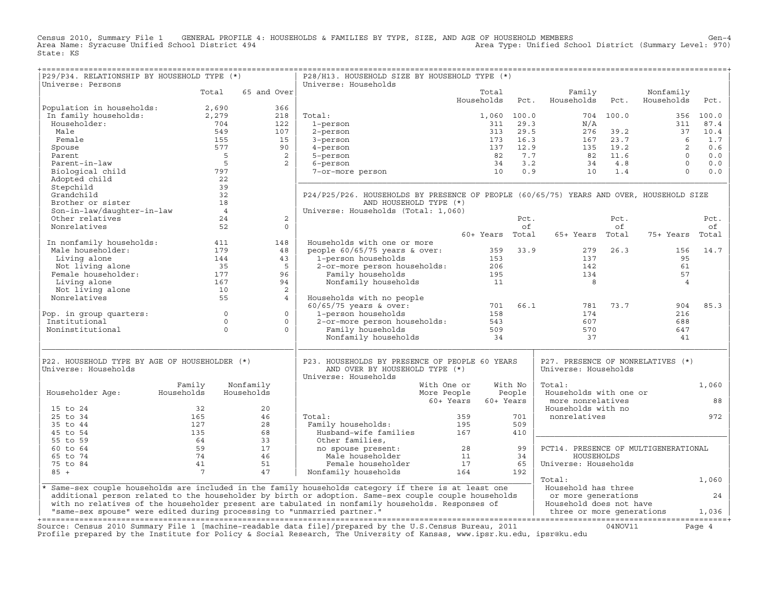Census 2010, Summary File 1 GENERAL PROFILE 4: HOUSEHOLDS & FAMILIES BY TYPE, SIZE, AND AGE OF HOUSEHOLD MEMBERS Gen-4
Area Name: Syracuse Unified School District 494 Area Type: Unified School District (Summary Level: 970)
State: KS

## P29/P34. RELATIONSHIP BY HOUSEHOLD TYPE (*)

Universe: Persons

| | Total | 65 and Over |
|---|---|---|
| Population in households: | 2,690 | 366 |
| In family households: | 2,279 | 218 |
| Householder: | 704 | 122 |
| Male | 549 | 107 |
| Female | 155 | 15 |
| Spouse | 577 | 90 |
| Parent | 5 | 2 |
| Parent-in-law | 5 | 2 |
| Biological child | 797 | |
| Adopted child | 22 | |
| Stepchild | 39 | |
| Grandchild | 32 | |
| Brother or sister | 18 | |
| Son-in-law/daughter-in-law | 4 | |
| Other relatives | 24 | 2 |
| Nonrelatives | 52 | 0 |
| In nonfamily households: | 411 | 148 |
| Male householder: | 179 | 48 |
| Living alone | 144 | 43 |
| Not living alone | 35 | 5 |
| Female householder: | 177 | 96 |
| Living alone | 167 | 94 |
| Not living alone | 10 | 2 |
| Nonrelatives | 55 | 4 |
| Pop. in group quarters: | 0 | 0 |
| Institutional | 0 | 0 |
| Noninstitutional | 0 | 0 |

## P28/H13. HOUSEHOLD SIZE BY HOUSEHOLD TYPE (*)

Universe: Households

| | Total Households | Pct. | Family Households | Pct. | Nonfamily Households | Pct. |
|---|---|---|---|---|---|---|
| Total: | 1,060 | 100.0 | 704 | 100.0 | 356 | 100.0 |
| 1-person | 311 | 29.3 | N/A | | 311 | 87.4 |
| 2-person | 313 | 29.5 | 276 | 39.2 | 37 | 10.4 |
| 3-person | 173 | 16.3 | 167 | 23.7 | 6 | 1.7 |
| 4-person | 137 | 12.9 | 135 | 19.2 | 2 | 0.6 |
| 5-person | 82 | 7.7 | 82 | 11.6 | 0 | 0.0 |
| 6-person | 34 | 3.2 | 34 | 4.8 | 0 | 0.0 |
| 7-or-more person | 10 | 0.9 | 10 | 1.4 | 0 | 0.0 |

## P24/P25/P26. HOUSEHOLDS BY PRESENCE OF PEOPLE (60/65/75) YEARS AND OVER, HOUSEHOLD SIZE AND HOUSEHOLD TYPE (*)

Universe: Households (Total: 1,060)

| | 60+ Years | Pct. of Total | 65+ Years | Pct. of Total | 75+ Years | Pct. of Total |
|---|---|---|---|---|---|---|
| Households with one or more people 60/65/75 years & over: | 359 | 33.9 | 279 | 26.3 | 156 | 14.7 |
| 1-person households | 153 | | 137 | | 95 | |
| 2-or-more person households: | 206 | | 142 | | 61 | |
| Family households | 195 | | 134 | | 57 | |
| Nonfamily households | 11 | | 8 | | 4 | |
| Households with no people 60/65/75 years & over: | 701 | 66.1 | 781 | 73.7 | 904 | 85.3 |
| 1-person households | 158 | | 174 | | 216 | |
| 2-or-more person households: | 543 | | 607 | | 688 | |
| Family households | 509 | | 570 | | 647 | |
| Nonfamily households | 34 | | 37 | | 41 | |

## P22. HOUSEHOLD TYPE BY AGE OF HOUSEHOLDER (*)

Universe: Households

| Householder Age: | Family Households | Nonfamily Households |
|---|---|---|
| 15 to 24 | 32 | 20 |
| 25 to 34 | 165 | 46 |
| 35 to 44 | 127 | 28 |
| 45 to 54 | 135 | 68 |
| 55 to 59 | 64 | 33 |
| 60 to 64 | 59 | 17 |
| 65 to 74 | 74 | 46 |
| 75 to 84 | 41 | 51 |
| 85 + | 7 | 47 |

## P23. HOUSEHOLDS BY PRESENCE OF PEOPLE 60 YEARS AND OVER BY HOUSEHOLD TYPE (*)

Universe: Households

| | With One or More People 60+ Years | With No People 60+ Years |
|---|---|---|
| Total: | 359 | 701 |
| Family households: | 195 | 509 |
| Husband-wife families | 167 | 410 |
| Other families, no spouse present: | 28 | 99 |
| Male householder | 11 | 34 |
| Female householder | 17 | 65 |
| Nonfamily households | 164 | 192 |

## P27. PRESENCE OF NONRELATIVES (*)

Universe: Households

| | |
|---|---|
| Total: | 1,060 |
| Households with one or more nonrelatives | 88 |
| Households with no nonrelatives | 972 |

## PCT14. PRESENCE OF MULTIGENERATIONAL HOUSEHOLDS

Universe: Households

| | |
|---|---|
| Total: | 1,060 |
| Household has three or more generations | 24 |
| Household does not have three or more generations | 1,036 |

* Same-sex couple households are included in the family households category if there is at least one additional person related to the householder by birth or adoption. Same-sex couple couple households with no relatives of the householder present are tabulated in nonfamily households. Responses of "same-sex spouse" were edited during processing to "unmarried partner."

Source: Census 2010 Summary File 1 [machine-readable data file]/prepared by the U.S.Census Bureau, 2011 04NOV11
Profile prepared by the Institute for Policy & Social Research, The University of Kansas, www.ipsr.ku.edu, ipsr@ku.edu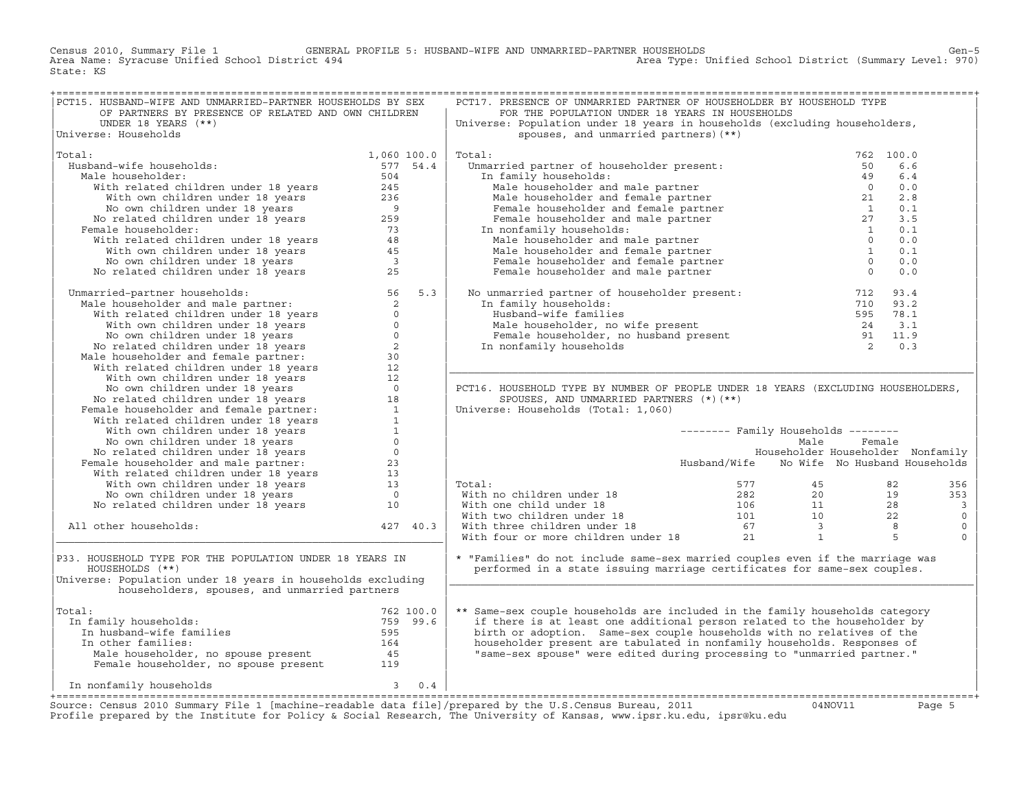Census 2010, Summary File 1 — GENERAL PROFILE 5: HUSBAND-WIFE AND UNMARRIED-PARTNER HOUSEHOLDS

Area Name: Syracuse Unified School District 494 — Area Type: Unified School District (Summary Level: 970)

State: KS

## PCT15. HUSBAND-WIFE AND UNMARRIED-PARTNER HOUSEHOLDS BY SEX OF PARTNERS BY PRESENCE OF RELATED AND OWN CHILDREN UNDER 18 YEARS (**)

Universe: Households

| | Number | Percent |
|---|---|---|
| Total: | 1,060 | 100.0 |
| Husband-wife households: | 577 | 54.4 |
| Male householder: | 504 | |
| With related children under 18 years | 245 | |
| With own children under 18 years | 236 | |
| No own children under 18 years | 9 | |
| No related children under 18 years | 259 | |
| Female householder: | 73 | |
| With related children under 18 years | 48 | |
| With own children under 18 years | 45 | |
| No own children under 18 years | 3 | |
| No related children under 18 years | 25 | |
| Unmarried-partner households: | 56 | 5.3 |
| Male householder and male partner: | 2 | |
| With related children under 18 years | 0 | |
| With own children under 18 years | 0 | |
| No own children under 18 years | 0 | |
| No related children under 18 years | 2 | |
| Male householder and female partner: | 30 | |
| With related children under 18 years | 12 | |
| With own children under 18 years | 12 | |
| No own children under 18 years | 0 | |
| No related children under 18 years | 18 | |
| Female householder and female partner: | 1 | |
| With related children under 18 years | 1 | |
| With own children under 18 years | 1 | |
| No own children under 18 years | 0 | |
| No related children under 18 years | 0 | |
| Female householder and male partner: | 23 | |
| With related children under 18 years | 13 | |
| With own children under 18 years | 13 | |
| No own children under 18 years | 0 | |
| No related children under 18 years | 10 | |
| All other households: | 427 | 40.3 |

## P33. HOUSEHOLD TYPE FOR THE POPULATION UNDER 18 YEARS IN HOUSEHOLDS (**)

Universe: Population under 18 years in households excluding householders, spouses, and unmarried partners

| | Number | Percent |
|---|---|---|
| Total: | 762 | 100.0 |
| In family households: | 759 | 99.6 |
| In husband-wife families | 595 | |
| In other families: | 164 | |
| Male householder, no spouse present | 45 | |
| Female householder, no spouse present | 119 | |
| In nonfamily households | 3 | 0.4 |

## PCT17. PRESENCE OF UNMARRIED PARTNER OF HOUSEHOLDER BY HOUSEHOLD TYPE FOR THE POPULATION UNDER 18 YEARS IN HOUSEHOLDS

Universe: Population under 18 years in households (excluding householders, spouses, and unmarried partners) (**)

| | Number | Percent |
|---|---|---|
| Total: | 762 | 100.0 |
| Unmarried partner of householder present: | 50 | 6.6 |
| In family households: | 49 | 6.4 |
| Male householder and male partner | 0 | 0.0 |
| Male householder and female partner | 21 | 2.8 |
| Female householder and female partner | 1 | 0.1 |
| Female householder and male partner | 27 | 3.5 |
| In nonfamily households: | 1 | 0.1 |
| Male householder and male partner | 0 | 0.0 |
| Male householder and female partner | 1 | 0.1 |
| Female householder and female partner | 0 | 0.0 |
| Female householder and male partner | 0 | 0.0 |
| No unmarried partner of householder present: | 712 | 93.4 |
| In family households: | 710 | 93.2 |
| Husband-wife families | 595 | 78.1 |
| Male householder, no wife present | 24 | 3.1 |
| Female householder, no husband present | 91 | 11.9 |
| In nonfamily households | 2 | 0.3 |

## PCT16. HOUSEHOLD TYPE BY NUMBER OF PEOPLE UNDER 18 YEARS (EXCLUDING HOUSEHOLDERS, SPOUSES, AND UNMARRIED PARTNERS (*)(**)

Universe: Households (Total: 1,060)

| | Family Households: Husband/Wife | Family Households: Male Householder No Wife | Family Households: Female Householder No Husband | Nonfamily Households |
|---|---|---|---|---|
| Total: | 577 | 45 | 82 | 356 |
| With no children under 18 | 282 | 20 | 19 | 353 |
| With one child under 18 | 106 | 11 | 28 | 3 |
| With two children under 18 | 101 | 10 | 22 | 0 |
| With three children under 18 | 67 | 3 | 8 | 0 |
| With four or more children under 18 | 21 | 1 | 5 | 0 |

\* "Families" do not include same-sex married couples even if the marriage was performed in a state issuing marriage certificates for same-sex couples.

** Same-sex couple households are included in the family households category if there is at least one additional person related to the householder by birth or adoption. Same-sex couple households with no relatives of the householder present are tabulated in nonfamily households. Responses of "same-sex spouse" were edited during processing to "unmarried partner."

Source: Census 2010 Summary File 1 [machine-readable data file]/prepared by the U.S.Census Bureau, 2011 04NOV11

Profile prepared by the Institute for Policy & Social Research, The University of Kansas, www.ipsr.ku.edu, ipsr@ku.edu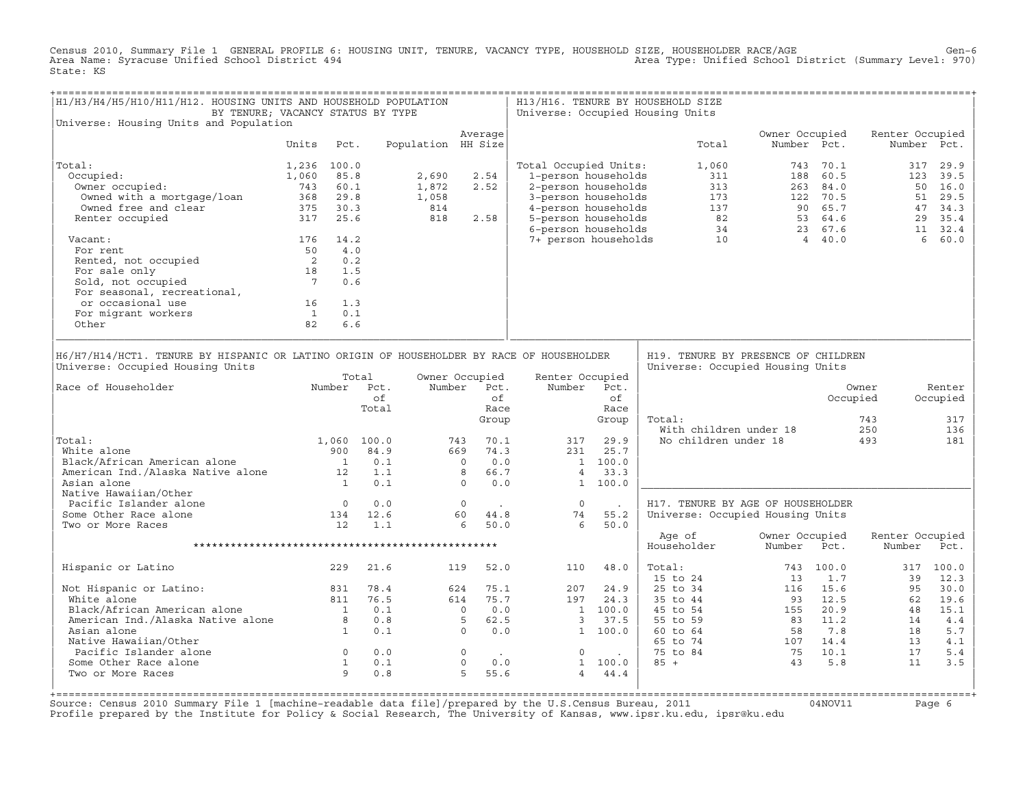Census 2010, Summary File 1 GENERAL PROFILE 6: HOUSING UNIT, TENURE, VACANCY TYPE, HOUSEHOLD SIZE, HOUSEHOLDER RACE/AGE Gen-6
Area Name: Syracuse Unified School District 494
Area Type: Unified School District (Summary Level: 970)
State: KS

## H1/H3/H4/H5/H10/H11/H12. HOUSING UNITS AND HOUSEHOLD POPULATION BY TENURE; VACANCY STATUS BY TYPE

Universe: Housing Units and Population

| | Units | Pct. | Population | Average HH Size |
|---|---|---|---|---|
| Total: | 1,236 | 100.0 | | |
| Occupied: | 1,060 | 85.8 | 2,690 | 2.54 |
| Owner occupied: | 743 | 60.1 | 1,872 | 2.52 |
| Owned with a mortgage/loan | 368 | 29.8 | 1,058 | |
| Owned free and clear | 375 | 30.3 | 814 | |
| Renter occupied | 317 | 25.6 | 818 | 2.58 |
| Vacant: | 176 | 14.2 | | |
| For rent | 50 | 4.0 | | |
| Rented, not occupied | 2 | 0.2 | | |
| For sale only | 18 | 1.5 | | |
| Sold, not occupied | 7 | 0.6 | | |
| For seasonal, recreational, or occasional use | 16 | 1.3 | | |
| For migrant workers | 1 | 0.1 | | |
| Other | 82 | 6.6 | | |

## H13/H16. TENURE BY HOUSEHOLD SIZE

Universe: Occupied Housing Units

| | Total | Owner Occupied Number | Owner Occupied Pct. | Renter Occupied Number | Renter Occupied Pct. |
|---|---|---|---|---|---|
| Total Occupied Units: | 1,060 | 743 | 70.1 | 317 | 29.9 |
| 1-person households | 311 | 188 | 60.5 | 123 | 39.5 |
| 2-person households | 313 | 263 | 84.0 | 50 | 16.0 |
| 3-person households | 173 | 122 | 70.5 | 51 | 29.5 |
| 4-person households | 137 | 90 | 65.7 | 47 | 34.3 |
| 5-person households | 82 | 53 | 64.6 | 29 | 35.4 |
| 6-person households | 34 | 23 | 67.6 | 11 | 32.4 |
| 7+ person households | 10 | 4 | 40.0 | 6 | 60.0 |

## H6/H7/H14/HCT1. TENURE BY HISPANIC OR LATINO ORIGIN OF HOUSEHOLDER BY RACE OF HOUSEHOLDER

Universe: Occupied Housing Units

| Race of Householder | Total Number | Total Pct. of Total | Owner Occupied Number | Owner Occupied Pct. of Race Group | Renter Occupied Number | Renter Occupied Pct. of Race Group |
|---|---|---|---|---|---|---|
| Total: | 1,060 | 100.0 | 743 | 70.1 | 317 | 29.9 |
| White alone | 900 | 84.9 | 669 | 74.3 | 231 | 25.7 |
| Black/African American alone | 1 | 0.1 | 0 | 0.0 | 1 | 100.0 |
| American Ind./Alaska Native alone | 12 | 1.1 | 8 | 66.7 | 4 | 33.3 |
| Asian alone | 1 | 0.1 | 0 | 0.0 | 1 | 100.0 |
| Native Hawaiian/Other Pacific Islander alone | 0 | 0.0 | 0 | . | 0 | . |
| Some Other Race alone | 134 | 12.6 | 60 | 44.8 | 74 | 55.2 |
| Two or More Races | 12 | 1.1 | 6 | 50.0 | 6 | 50.0 |
| Hispanic or Latino | 229 | 21.6 | 119 | 52.0 | 110 | 48.0 |
| Not Hispanic or Latino: | 831 | 78.4 | 624 | 75.1 | 207 | 24.9 |
| White alone | 811 | 76.5 | 614 | 75.7 | 197 | 24.3 |
| Black/African American alone | 1 | 0.1 | 0 | 0.0 | 1 | 100.0 |
| American Ind./Alaska Native alone | 8 | 0.8 | 5 | 62.5 | 3 | 37.5 |
| Asian alone | 1 | 0.1 | 0 | 0.0 | 1 | 100.0 |
| Native Hawaiian/Other Pacific Islander alone | 0 | 0.0 | 0 | . | 0 | . |
| Some Other Race alone | 1 | 0.1 | 0 | 0.0 | 1 | 100.0 |
| Two or More Races | 9 | 0.8 | 5 | 55.6 | 4 | 44.4 |

## H19. TENURE BY PRESENCE OF CHILDREN

Universe: Occupied Housing Units

| | Owner Occupied | Renter Occupied |
|---|---|---|
| Total: | 743 | 317 |
| With children under 18 | 250 | 136 |
| No children under 18 | 493 | 181 |

## H17. TENURE BY AGE OF HOUSEHOLDER

Universe: Occupied Housing Units

| Age of Householder | Owner Occupied Number | Owner Occupied Pct. | Renter Occupied Number | Renter Occupied Pct. |
|---|---|---|---|---|
| Total: | 743 | 100.0 | 317 | 100.0 |
| 15 to 24 | 13 | 1.7 | 39 | 12.3 |
| 25 to 34 | 116 | 15.6 | 95 | 30.0 |
| 35 to 44 | 93 | 12.5 | 62 | 19.6 |
| 45 to 54 | 155 | 20.9 | 48 | 15.1 |
| 55 to 59 | 83 | 11.2 | 14 | 4.4 |
| 60 to 64 | 58 | 7.8 | 18 | 5.7 |
| 65 to 74 | 107 | 14.4 | 13 | 4.1 |
| 75 to 84 | 75 | 10.1 | 17 | 5.4 |
| 85 + | 43 | 5.8 | 11 | 3.5 |

Source: Census 2010 Summary File 1 [machine-readable data file]/prepared by the U.S.Census Bureau, 2011 04NOV11
Profile prepared by the Institute for Policy & Social Research, The University of Kansas, www.ipsr.ku.edu, ipsr@ku.edu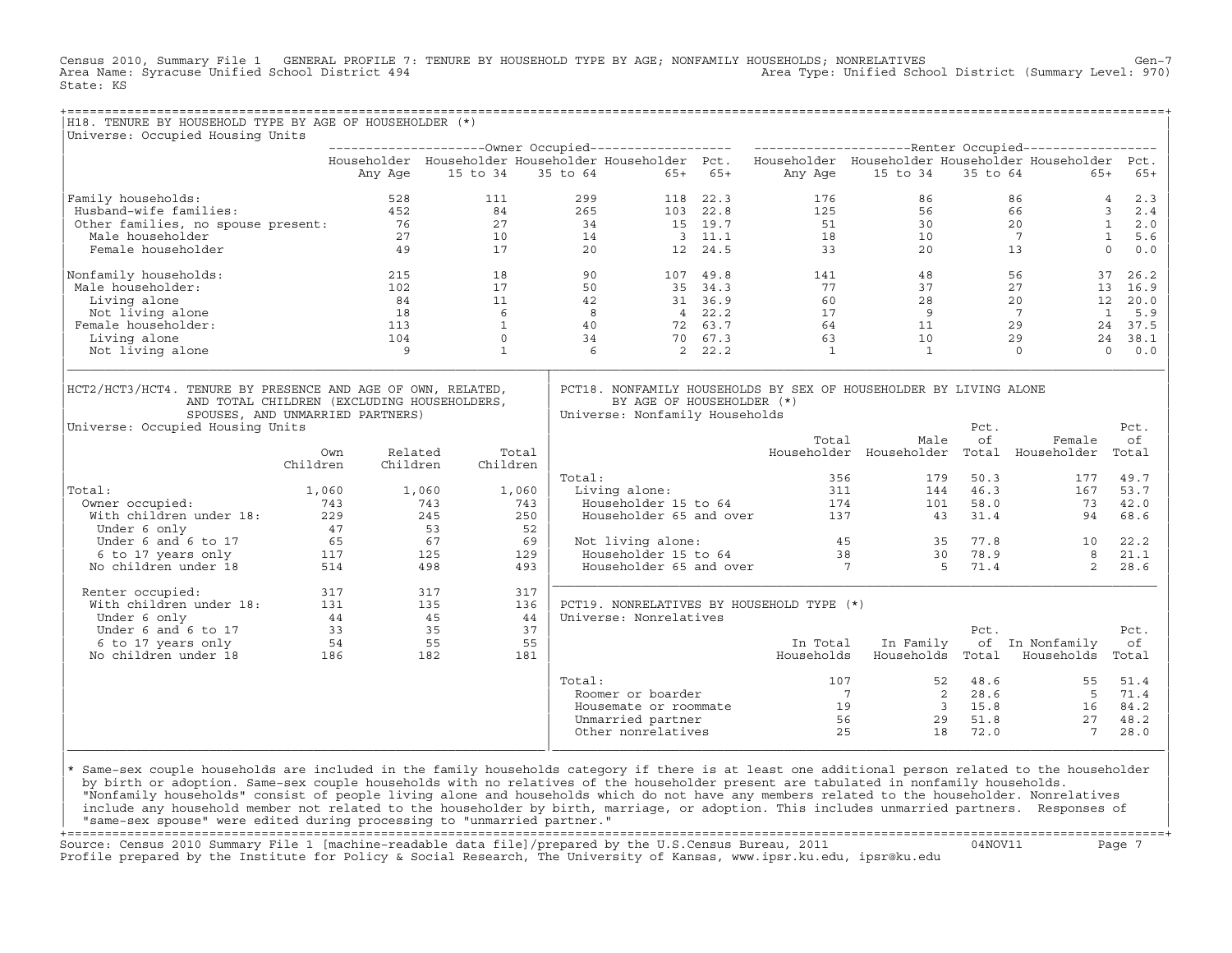Census 2010, Summary File 1 GENERAL PROFILE 7: TENURE BY HOUSEHOLD TYPE BY AGE; NONFAMILY HOUSEHOLDS; NONRELATIVES Gen-7
Area Name: Syracuse Unified School District 494 Area Type: Unified School District (Summary Level: 970)
State: KS

## H18. TENURE BY HOUSEHOLD TYPE BY AGE OF HOUSEHOLDER (*)

Universe: Occupied Housing Units

| | Owner Occupied | | | | | Renter Occupied | | | | |
|---|---|---|---|---|---|---|---|---|---|---|
| | Householder Any Age | Householder 15 to 34 | Householder 35 to 64 | Householder 65+ | Pct. 65+ | Householder Any Age | Householder 15 to 34 | Householder 35 to 64 | Householder 65+ | Pct. 65+ |
| Family households: | 528 | 111 | 299 | 118 | 22.3 | 176 | 86 | 86 | 4 | 2.3 |
| Husband-wife families: | 452 | 84 | 265 | 103 | 22.8 | 125 | 56 | 66 | 3 | 2.4 |
| Other families, no spouse present: | 76 | 27 | 34 | 15 | 19.7 | 51 | 30 | 20 | 1 | 2.0 |
| Male householder | 27 | 10 | 14 | 3 | 11.1 | 18 | 10 | 7 | 1 | 5.6 |
| Female householder | 49 | 17 | 20 | 12 | 24.5 | 33 | 20 | 13 | 0 | 0.0 |
| Nonfamily households: | 215 | 18 | 90 | 107 | 49.8 | 141 | 48 | 56 | 37 | 26.2 |
| Male householder: | 102 | 17 | 50 | 35 | 34.3 | 77 | 37 | 27 | 13 | 16.9 |
| Living alone | 84 | 11 | 42 | 31 | 36.9 | 60 | 28 | 20 | 12 | 20.0 |
| Not living alone | 18 | 6 | 8 | 4 | 22.2 | 17 | 9 | 7 | 1 | 5.9 |
| Female householder: | 113 | 1 | 40 | 72 | 63.7 | 64 | 11 | 29 | 24 | 37.5 |
| Living alone | 104 | 0 | 34 | 70 | 67.3 | 63 | 10 | 29 | 24 | 38.1 |
| Not living alone | 9 | 1 | 6 | 2 | 22.2 | 1 | 1 | 0 | 0 | 0.0 |

## HCT2/HCT3/HCT4. TENURE BY PRESENCE AND AGE OF OWN, RELATED, AND TOTAL CHILDREN (EXCLUDING HOUSEHOLDERS, SPOUSES, AND UNMARRIED PARTNERS)

Universe: Occupied Housing Units

| | Own Children | Related Children | Total Children |
|---|---|---|---|
| Total: | 1,060 | 1,060 | 1,060 |
| Owner occupied: | 743 | 743 | 743 |
| With children under 18: | 229 | 245 | 250 |
| Under 6 only | 47 | 53 | 52 |
| Under 6 and 6 to 17 | 65 | 67 | 69 |
| 6 to 17 years only | 117 | 125 | 129 |
| No children under 18 | 514 | 498 | 493 |
| Renter occupied: | 317 | 317 | 317 |
| With children under 18: | 131 | 135 | 136 |
| Under 6 only | 44 | 45 | 44 |
| Under 6 and 6 to 17 | 33 | 35 | 37 |
| 6 to 17 years only | 54 | 55 | 55 |
| No children under 18 | 186 | 182 | 181 |

## PCT18. NONFAMILY HOUSEHOLDS BY SEX OF HOUSEHOLDER BY LIVING ALONE BY AGE OF HOUSEHOLDER (*)

Universe: Nonfamily Households

| | Total Householder | Male Householder | Pct. of Total | Female Householder | Pct. of Total |
|---|---|---|---|---|---|
| Total: | 356 | 179 | 50.3 | 177 | 49.7 |
| Living alone: | 311 | 144 | 46.3 | 167 | 53.7 |
| Householder 15 to 64 | 174 | 101 | 58.0 | 73 | 42.0 |
| Householder 65 and over | 137 | 43 | 31.4 | 94 | 68.6 |
| Not living alone: | 45 | 35 | 77.8 | 10 | 22.2 |
| Householder 15 to 64 | 38 | 30 | 78.9 | 8 | 21.1 |
| Householder 65 and over | 7 | 5 | 71.4 | 2 | 28.6 |

## PCT19. NONRELATIVES BY HOUSEHOLD TYPE (*)

Universe: Nonrelatives

| | In Total Households | In Family Households | Pct. of Total | In Nonfamily Households | Pct. of Total |
|---|---|---|---|---|---|
| Total: | 107 | 52 | 48.6 | 55 | 51.4 |
| Roomer or boarder | 7 | 2 | 28.6 | 5 | 71.4 |
| Housemate or roommate | 19 | 3 | 15.8 | 16 | 84.2 |
| Unmarried partner | 56 | 29 | 51.8 | 27 | 48.2 |
| Other nonrelatives | 25 | 18 | 72.0 | 7 | 28.0 |

* Same-sex couple households are included in the family households category if there is at least one additional person related to the householder by birth or adoption. Same-sex couple households with no relatives of the householder present are tabulated in nonfamily households. "Nonfamily households" consist of people living alone and households which do not have any members related to the householder. Nonrelatives include any household member not related to the householder by birth, marriage, or adoption. This includes unmarried partners. Responses of "same-sex spouse" were edited during processing to "unmarried partner."

Source: Census 2010 Summary File 1 [machine-readable data file]/prepared by the U.S.Census Bureau, 2011 04NOV11
Profile prepared by the Institute for Policy & Social Research, The University of Kansas, www.ipsr.ku.edu, ipsr@ku.edu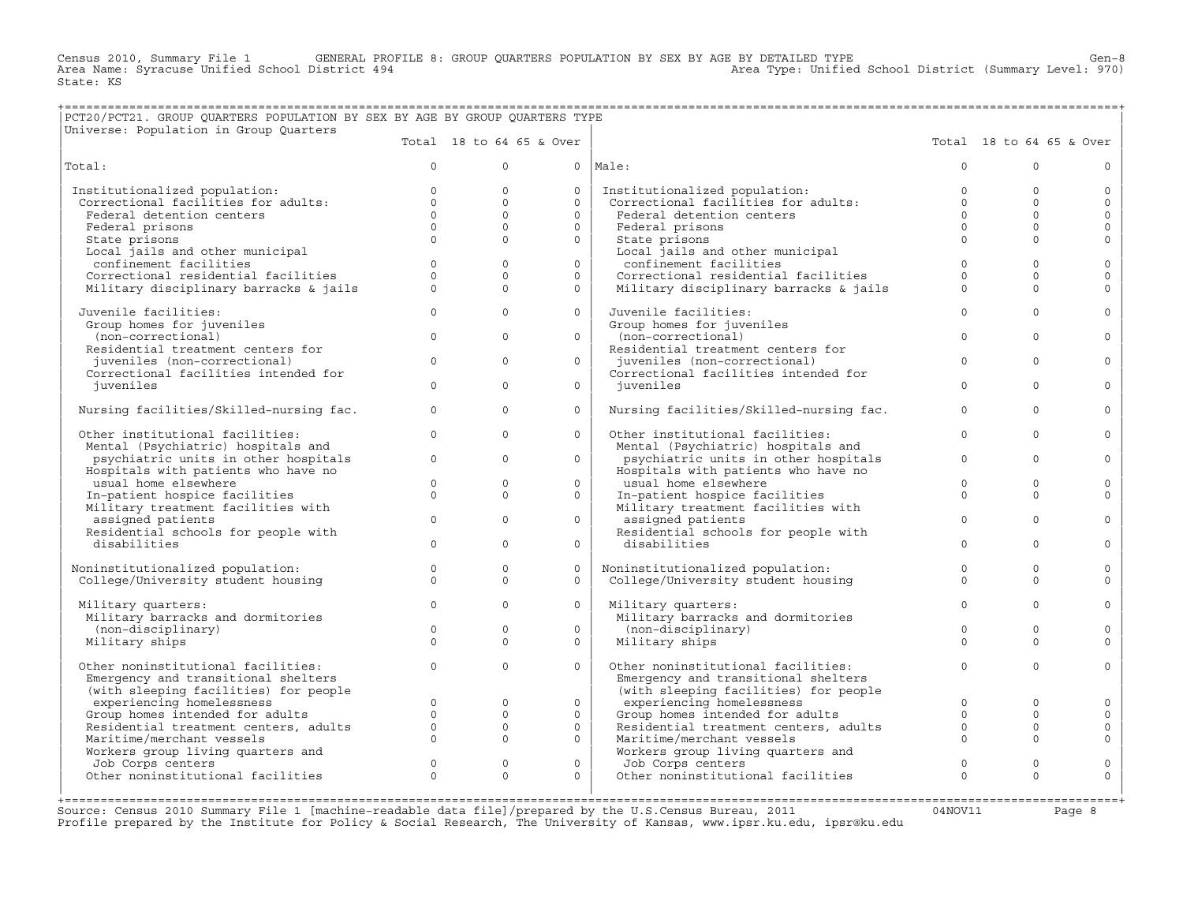Census 2010, Summary File 1 GENERAL PROFILE 8: GROUP QUARTERS POPULATION BY SEX BY AGE BY DETAILED TYPE

Area Name: Syracuse Unified School District 494 Area Type: Unified School District (Summary Level: 970)

State: KS

## PCT20/PCT21. GROUP QUARTERS POPULATION BY SEX BY AGE BY GROUP QUARTERS TYPE

Universe: Population in Group Quarters

| | Total | 18 to 64 | 65 & Over | | Total | 18 to 64 | 65 & Over |
|---|---|---|---|---|---|---|---|
| Total: | 0 | 0 | 0 | Male: | 0 | 0 | 0 |
| Institutionalized population: | 0 | 0 | 0 | Institutionalized population: | 0 | 0 | 0 |
| Correctional facilities for adults: | 0 | 0 | 0 | Correctional facilities for adults: | 0 | 0 | 0 |
| Federal detention centers | 0 | 0 | 0 | Federal detention centers | 0 | 0 | 0 |
| Federal prisons | 0 | 0 | 0 | Federal prisons | 0 | 0 | 0 |
| State prisons | 0 | 0 | 0 | State prisons | 0 | 0 | 0 |
| Local jails and other municipal confinement facilities | 0 | 0 | 0 | Local jails and other municipal confinement facilities | 0 | 0 | 0 |
| Correctional residential facilities | 0 | 0 | 0 | Correctional residential facilities | 0 | 0 | 0 |
| Military disciplinary barracks & jails | 0 | 0 | 0 | Military disciplinary barracks & jails | 0 | 0 | 0 |
| Juvenile facilities: | 0 | 0 | 0 | Juvenile facilities: | 0 | 0 | 0 |
| Group homes for juveniles (non-correctional) | 0 | 0 | 0 | Group homes for juveniles (non-correctional) | 0 | 0 | 0 |
| Residential treatment centers for juveniles (non-correctional) | 0 | 0 | 0 | Residential treatment centers for juveniles (non-correctional) | 0 | 0 | 0 |
| Correctional facilities intended for juveniles | 0 | 0 | 0 | Correctional facilities intended for juveniles | 0 | 0 | 0 |
| Nursing facilities/Skilled-nursing fac. | 0 | 0 | 0 | Nursing facilities/Skilled-nursing fac. | 0 | 0 | 0 |
| Other institutional facilities: | 0 | 0 | 0 | Other institutional facilities: | 0 | 0 | 0 |
| Mental (Psychiatric) hospitals and psychiatric units in other hospitals | 0 | 0 | 0 | Mental (Psychiatric) hospitals and psychiatric units in other hospitals | 0 | 0 | 0 |
| Hospitals with patients who have no usual home elsewhere | 0 | 0 | 0 | Hospitals with patients who have no usual home elsewhere | 0 | 0 | 0 |
| In-patient hospice facilities | 0 | 0 | 0 | In-patient hospice facilities | 0 | 0 | 0 |
| Military treatment facilities with assigned patients | 0 | 0 | 0 | Military treatment facilities with assigned patients | 0 | 0 | 0 |
| Residential schools for people with disabilities | 0 | 0 | 0 | Residential schools for people with disabilities | 0 | 0 | 0 |
| Noninstitutionalized population: | 0 | 0 | 0 | Noninstitutionalized population: | 0 | 0 | 0 |
| College/University student housing | 0 | 0 | 0 | College/University student housing | 0 | 0 | 0 |
| Military quarters: | 0 | 0 | 0 | Military quarters: | 0 | 0 | 0 |
| Military barracks and dormitories (non-disciplinary) | 0 | 0 | 0 | Military barracks and dormitories (non-disciplinary) | 0 | 0 | 0 |
| Military ships | 0 | 0 | 0 | Military ships | 0 | 0 | 0 |
| Other noninstitutional facilities: | 0 | 0 | 0 | Other noninstitutional facilities: | 0 | 0 | 0 |
| Emergency and transitional shelters (with sleeping facilities) for people experiencing homelessness | 0 | 0 | 0 | Emergency and transitional shelters (with sleeping facilities) for people experiencing homelessness | 0 | 0 | 0 |
| Group homes intended for adults | 0 | 0 | 0 | Group homes intended for adults | 0 | 0 | 0 |
| Residential treatment centers, adults | 0 | 0 | 0 | Residential treatment centers, adults | 0 | 0 | 0 |
| Maritime/merchant vessels | 0 | 0 | 0 | Maritime/merchant vessels | 0 | 0 | 0 |
| Workers group living quarters and Job Corps centers | 0 | 0 | 0 | Workers group living quarters and Job Corps centers | 0 | 0 | 0 |
| Other noninstitutional facilities | 0 | 0 | 0 | Other noninstitutional facilities | 0 | 0 | 0 |

Source: Census 2010 Summary File 1 [machine-readable data file]/prepared by the U.S.Census Bureau, 2011 04NOV11

Profile prepared by the Institute for Policy & Social Research, The University of Kansas, www.ipsr.ku.edu, ipsr@ku.edu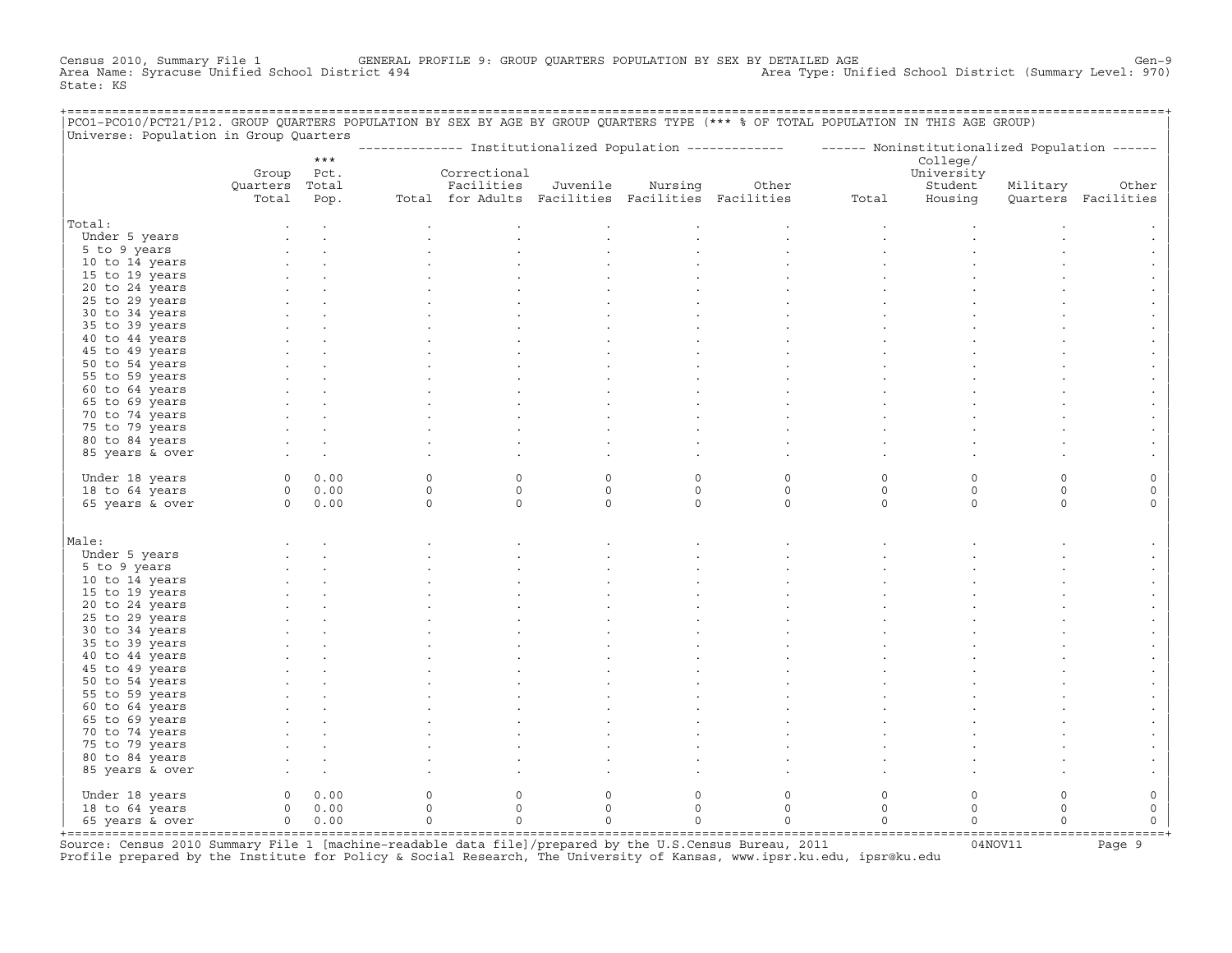Census 2010, Summary File 1 GENERAL PROFILE 9: GROUP QUARTERS POPULATION BY SEX BY DETAILED AGE Gen-9
Area Name: Syracuse Unified School District 494 Area Type: Unified School District (Summary Level: 970)
State: KS

PCO1-PCO10/PCT21/P12. GROUP QUARTERS POPULATION BY SEX BY AGE BY GROUP QUARTERS TYPE (*** % OF TOTAL POPULATION IN THIS AGE GROUP)
Universe: Population in Group Quarters

| | Group Quarters Total | *** Pct. Total Pop. | Institutionalized Population: Total | Correctional Facilities for Adults | Juvenile Facilities | Nursing Facilities | Other Facilities | Noninstitutionalized Population: Total | College/ University Student Housing | Military Quarters | Other Facilities |
|---|---|---|---|---|---|---|---|---|---|---|---|
| **Total:** | . | . | . | . | . | . | . | . | . | . | . |
| Under 5 years | . | . | . | . | . | . | . | . | . | . | . |
| 5 to 9 years | . | . | . | . | . | . | . | . | . | . | . |
| 10 to 14 years | . | . | . | . | . | . | . | . | . | . | . |
| 15 to 19 years | . | . | . | . | . | . | . | . | . | . | . |
| 20 to 24 years | . | . | . | . | . | . | . | . | . | . | . |
| 25 to 29 years | . | . | . | . | . | . | . | . | . | . | . |
| 30 to 34 years | . | . | . | . | . | . | . | . | . | . | . |
| 35 to 39 years | . | . | . | . | . | . | . | . | . | . | . |
| 40 to 44 years | . | . | . | . | . | . | . | . | . | . | . |
| 45 to 49 years | . | . | . | . | . | . | . | . | . | . | . |
| 50 to 54 years | . | . | . | . | . | . | . | . | . | . | . |
| 55 to 59 years | . | . | . | . | . | . | . | . | . | . | . |
| 60 to 64 years | . | . | . | . | . | . | . | . | . | . | . |
| 65 to 69 years | . | . | . | . | . | . | . | . | . | . | . |
| 70 to 74 years | . | . | . | . | . | . | . | . | . | . | . |
| 75 to 79 years | . | . | . | . | . | . | . | . | . | . | . |
| 80 to 84 years | . | . | . | . | . | . | . | . | . | . | . |
| 85 years & over | . | . | . | . | . | . | . | . | . | . | . |
| Under 18 years | 0 | 0.00 | 0 | 0 | 0 | 0 | 0 | 0 | 0 | 0 | 0 |
| 18 to 64 years | 0 | 0.00 | 0 | 0 | 0 | 0 | 0 | 0 | 0 | 0 | 0 |
| 65 years & over | 0 | 0.00 | 0 | 0 | 0 | 0 | 0 | 0 | 0 | 0 | 0 |
| **Male:** | . | . | . | . | . | . | . | . | . | . | . |
| Under 5 years | . | . | . | . | . | . | . | . | . | . | . |
| 5 to 9 years | . | . | . | . | . | . | . | . | . | . | . |
| 10 to 14 years | . | . | . | . | . | . | . | . | . | . | . |
| 15 to 19 years | . | . | . | . | . | . | . | . | . | . | . |
| 20 to 24 years | . | . | . | . | . | . | . | . | . | . | . |
| 25 to 29 years | . | . | . | . | . | . | . | . | . | . | . |
| 30 to 34 years | . | . | . | . | . | . | . | . | . | . | . |
| 35 to 39 years | . | . | . | . | . | . | . | . | . | . | . |
| 40 to 44 years | . | . | . | . | . | . | . | . | . | . | . |
| 45 to 49 years | . | . | . | . | . | . | . | . | . | . | . |
| 50 to 54 years | . | . | . | . | . | . | . | . | . | . | . |
| 55 to 59 years | . | . | . | . | . | . | . | . | . | . | . |
| 60 to 64 years | . | . | . | . | . | . | . | . | . | . | . |
| 65 to 69 years | . | . | . | . | . | . | . | . | . | . | . |
| 70 to 74 years | . | . | . | . | . | . | . | . | . | . | . |
| 75 to 79 years | . | . | . | . | . | . | . | . | . | . | . |
| 80 to 84 years | . | . | . | . | . | . | . | . | . | . | . |
| 85 years & over | . | . | . | . | . | . | . | . | . | . | . |
| Under 18 years | 0 | 0.00 | 0 | 0 | 0 | 0 | 0 | 0 | 0 | 0 | 0 |
| 18 to 64 years | 0 | 0.00 | 0 | 0 | 0 | 0 | 0 | 0 | 0 | 0 | 0 |
| 65 years & over | 0 | 0.00 | 0 | 0 | 0 | 0 | 0 | 0 | 0 | 0 | 0 |

Source: Census 2010 Summary File 1 [machine-readable data file]/prepared by the U.S.Census Bureau, 2011 04NOV11
Profile prepared by the Institute for Policy & Social Research, The University of Kansas, www.ipsr.ku.edu, ipsr@ku.edu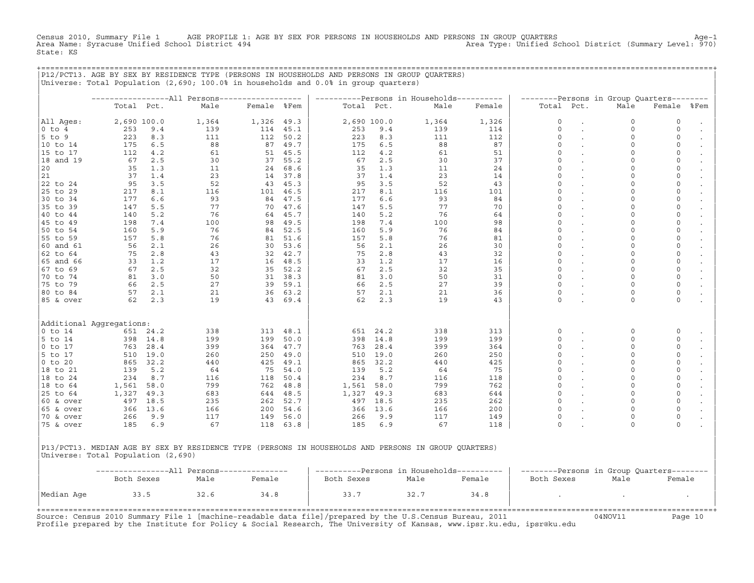Census 2010, Summary File 1 AGE PROFILE 1: AGE BY SEX FOR PERSONS IN HOUSEHOLDS AND PERSONS IN GROUP QUARTERS Age-1
Area Name: Syracuse Unified School District 494 Area Type: Unified School District (Summary Level: 970)
State: KS

## P12/PCT13. AGE BY SEX BY RESIDENCE TYPE (PERSONS IN HOUSEHOLDS AND PERSONS IN GROUP QUARTERS)

Universe: Total Population (2,690; 100.0% in households and 0.0% in group quarters)

| | All Persons | | | | | Persons in Households | | | | Persons in Group Quarters | | | | |
|---|---|---|---|---|---|---|---|---|---|---|---|---|---|---|
| | Total | Pct. | Male | Female | %Fem | Total | Pct. | Male | Female | Total | Pct. | Male | Female | %Fem |
| All Ages: | 2,690 | 100.0 | 1,364 | 1,326 | 49.3 | 2,690 | 100.0 | 1,364 | 1,326 | 0 | . | 0 | 0 | . |
| 0 to 4 | 253 | 9.4 | 139 | 114 | 45.1 | 253 | 9.4 | 139 | 114 | 0 | . | 0 | 0 | . |
| 5 to 9 | 223 | 8.3 | 111 | 112 | 50.2 | 223 | 8.3 | 111 | 112 | 0 | . | 0 | 0 | . |
| 10 to 14 | 175 | 6.5 | 88 | 87 | 49.7 | 175 | 6.5 | 88 | 87 | 0 | . | 0 | 0 | . |
| 15 to 17 | 112 | 4.2 | 61 | 51 | 45.5 | 112 | 4.2 | 61 | 51 | 0 | . | 0 | 0 | . |
| 18 and 19 | 67 | 2.5 | 30 | 37 | 55.2 | 67 | 2.5 | 30 | 37 | 0 | . | 0 | 0 | . |
| 20 | 35 | 1.3 | 11 | 24 | 68.6 | 35 | 1.3 | 11 | 24 | 0 | . | 0 | 0 | . |
| 21 | 37 | 1.4 | 23 | 14 | 37.8 | 37 | 1.4 | 23 | 14 | 0 | . | 0 | 0 | . |
| 22 to 24 | 95 | 3.5 | 52 | 43 | 45.3 | 95 | 3.5 | 52 | 43 | 0 | . | 0 | 0 | . |
| 25 to 29 | 217 | 8.1 | 116 | 101 | 46.5 | 217 | 8.1 | 116 | 101 | 0 | . | 0 | 0 | . |
| 30 to 34 | 177 | 6.6 | 93 | 84 | 47.5 | 177 | 6.6 | 93 | 84 | 0 | . | 0 | 0 | . |
| 35 to 39 | 147 | 5.5 | 77 | 70 | 47.6 | 147 | 5.5 | 77 | 70 | 0 | . | 0 | 0 | . |
| 40 to 44 | 140 | 5.2 | 76 | 64 | 45.7 | 140 | 5.2 | 76 | 64 | 0 | . | 0 | 0 | . |
| 45 to 49 | 198 | 7.4 | 100 | 98 | 49.5 | 198 | 7.4 | 100 | 98 | 0 | . | 0 | 0 | . |
| 50 to 54 | 160 | 5.9 | 76 | 84 | 52.5 | 160 | 5.9 | 76 | 84 | 0 | . | 0 | 0 | . |
| 55 to 59 | 157 | 5.8 | 76 | 81 | 51.6 | 157 | 5.8 | 76 | 81 | 0 | . | 0 | 0 | . |
| 60 and 61 | 56 | 2.1 | 26 | 30 | 53.6 | 56 | 2.1 | 26 | 30 | 0 | . | 0 | 0 | . |
| 62 to 64 | 75 | 2.8 | 43 | 32 | 42.7 | 75 | 2.8 | 43 | 32 | 0 | . | 0 | 0 | . |
| 65 and 66 | 33 | 1.2 | 17 | 16 | 48.5 | 33 | 1.2 | 17 | 16 | 0 | . | 0 | 0 | . |
| 67 to 69 | 67 | 2.5 | 32 | 35 | 52.2 | 67 | 2.5 | 32 | 35 | 0 | . | 0 | 0 | . |
| 70 to 74 | 81 | 3.0 | 50 | 31 | 38.3 | 81 | 3.0 | 50 | 31 | 0 | . | 0 | 0 | . |
| 75 to 79 | 66 | 2.5 | 27 | 39 | 59.1 | 66 | 2.5 | 27 | 39 | 0 | . | 0 | 0 | . |
| 80 to 84 | 57 | 2.1 | 21 | 36 | 63.2 | 57 | 2.1 | 21 | 36 | 0 | . | 0 | 0 | . |
| 85 & over | 62 | 2.3 | 19 | 43 | 69.4 | 62 | 2.3 | 19 | 43 | 0 | . | 0 | 0 | . |
| Additional Aggregations: | | | | | | | | | | | | | | |
| 0 to 14 | 651 | 24.2 | 338 | 313 | 48.1 | 651 | 24.2 | 338 | 313 | 0 | . | 0 | 0 | . |
| 5 to 14 | 398 | 14.8 | 199 | 199 | 50.0 | 398 | 14.8 | 199 | 199 | 0 | . | 0 | 0 | . |
| 0 to 17 | 763 | 28.4 | 399 | 364 | 47.7 | 763 | 28.4 | 399 | 364 | 0 | . | 0 | 0 | . |
| 5 to 17 | 510 | 19.0 | 260 | 250 | 49.0 | 510 | 19.0 | 260 | 250 | 0 | . | 0 | 0 | . |
| 0 to 20 | 865 | 32.2 | 440 | 425 | 49.1 | 865 | 32.2 | 440 | 425 | 0 | . | 0 | 0 | . |
| 18 to 21 | 139 | 5.2 | 64 | 75 | 54.0 | 139 | 5.2 | 64 | 75 | 0 | . | 0 | 0 | . |
| 18 to 24 | 234 | 8.7 | 116 | 118 | 50.4 | 234 | 8.7 | 116 | 118 | 0 | . | 0 | 0 | . |
| 18 to 64 | 1,561 | 58.0 | 799 | 762 | 48.8 | 1,561 | 58.0 | 799 | 762 | 0 | . | 0 | 0 | . |
| 25 to 64 | 1,327 | 49.3 | 683 | 644 | 48.5 | 1,327 | 49.3 | 683 | 644 | 0 | . | 0 | 0 | . |
| 60 & over | 497 | 18.5 | 235 | 262 | 52.7 | 497 | 18.5 | 235 | 262 | 0 | . | 0 | 0 | . |
| 65 & over | 366 | 13.6 | 166 | 200 | 54.6 | 366 | 13.6 | 166 | 200 | 0 | . | 0 | 0 | . |
| 70 & over | 266 | 9.9 | 117 | 149 | 56.0 | 266 | 9.9 | 117 | 149 | 0 | . | 0 | 0 | . |
| 75 & over | 185 | 6.9 | 67 | 118 | 63.8 | 185 | 6.9 | 67 | 118 | 0 | . | 0 | 0 | . |

## P13/PCT13. MEDIAN AGE BY SEX BY RESIDENCE TYPE (PERSONS IN HOUSEHOLDS AND PERSONS IN GROUP QUARTERS)

Universe: Total Population (2,690)

| | All Persons | | | Persons in Households | | | Persons in Group Quarters | | |
|---|---|---|---|---|---|---|---|---|---|
| | Both Sexes | Male | Female | Both Sexes | Male | Female | Both Sexes | Male | Female |
| Median Age | 33.5 | 32.6 | 34.8 | 33.7 | 32.7 | 34.8 | . | . | . |

Source: Census 2010 Summary File 1 [machine-readable data file]/prepared by the U.S.Census Bureau, 2011 04NOV11
Profile prepared by the Institute for Policy & Social Research, The University of Kansas, www.ipsr.ku.edu, ipsr@ku.edu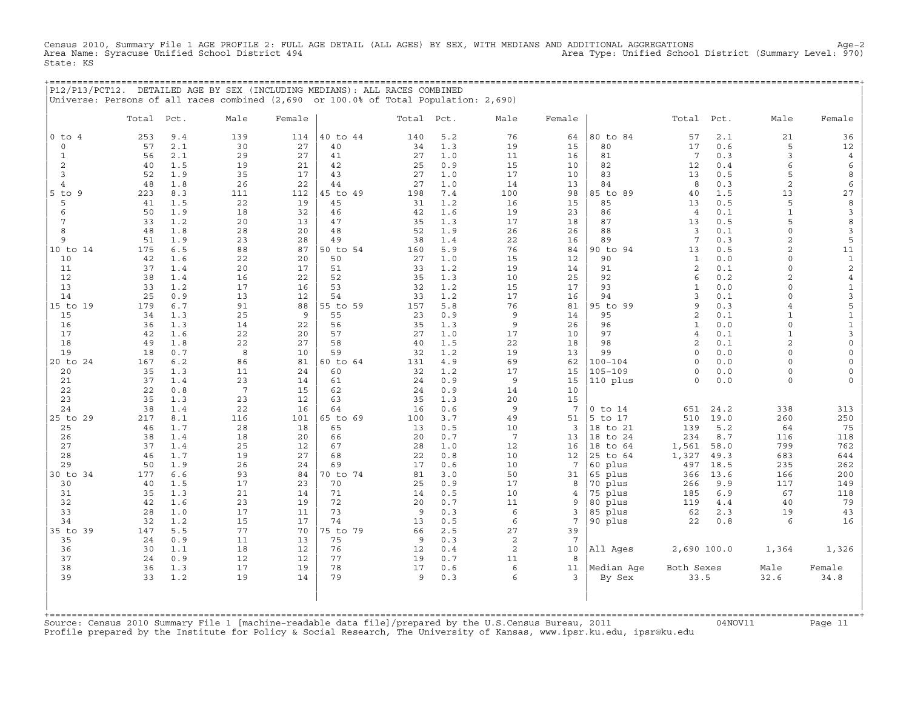Census 2010, Summary File 1 AGE PROFILE 2: FULL AGE DETAIL (ALL AGES) BY SEX, WITH MEDIANS AND ADDITIONAL AGGREGATIONS Age-2
Area Name: Syracuse Unified School District 494 Area Type: Unified School District (Summary Level: 970)
State: KS

## P12/P13/PCT12. DETAILED AGE BY SEX (INCLUDING MEDIANS): ALL RACES COMBINED

Universe: Persons of all races combined (2,690 or 100.0% of Total Population: 2,690)

| | Total | Pct. | Male | Female | | Total | Pct. | Male | Female | | Total | Pct. | Male | Female |
|---|---|---|---|---|---|---|---|---|---|---|---|---|---|---|
| 0 to 4 | 253 | 9.4 | 139 | 114 | 40 to 44 | 140 | 5.2 | 76 | 64 | 80 to 84 | 57 | 2.1 | 21 | 36 |
| 0 | 57 | 2.1 | 30 | 27 | 40 | 34 | 1.3 | 19 | 15 | 80 | 17 | 0.6 | 5 | 12 |
| 1 | 56 | 2.1 | 29 | 27 | 41 | 27 | 1.0 | 11 | 16 | 81 | 7 | 0.3 | 3 | 4 |
| 2 | 40 | 1.5 | 19 | 21 | 42 | 25 | 0.9 | 15 | 10 | 82 | 12 | 0.4 | 6 | 6 |
| 3 | 52 | 1.9 | 35 | 17 | 43 | 27 | 1.0 | 17 | 10 | 83 | 13 | 0.5 | 5 | 8 |
| 4 | 48 | 1.8 | 26 | 22 | 44 | 27 | 1.0 | 14 | 13 | 84 | 8 | 0.3 | 2 | 6 |
| 5 to 9 | 223 | 8.3 | 111 | 112 | 45 to 49 | 198 | 7.4 | 100 | 98 | 85 to 89 | 40 | 1.5 | 13 | 27 |
| 5 | 41 | 1.5 | 22 | 19 | 45 | 31 | 1.2 | 16 | 15 | 85 | 13 | 0.5 | 5 | 8 |
| 6 | 50 | 1.9 | 18 | 32 | 46 | 42 | 1.6 | 19 | 23 | 86 | 4 | 0.1 | 1 | 3 |
| 7 | 33 | 1.2 | 20 | 13 | 47 | 35 | 1.3 | 17 | 18 | 87 | 13 | 0.5 | 5 | 8 |
| 8 | 48 | 1.8 | 28 | 20 | 48 | 52 | 1.9 | 26 | 26 | 88 | 3 | 0.1 | 0 | 3 |
| 9 | 51 | 1.9 | 23 | 28 | 49 | 38 | 1.4 | 22 | 16 | 89 | 7 | 0.3 | 2 | 5 |
| 10 to 14 | 175 | 6.5 | 88 | 87 | 50 to 54 | 160 | 5.9 | 76 | 84 | 90 to 94 | 13 | 0.5 | 2 | 11 |
| 10 | 42 | 1.6 | 22 | 20 | 50 | 27 | 1.0 | 15 | 12 | 90 | 1 | 0.0 | 0 | 1 |
| 11 | 37 | 1.4 | 20 | 17 | 51 | 33 | 1.2 | 19 | 14 | 91 | 2 | 0.1 | 0 | 2 |
| 12 | 38 | 1.4 | 16 | 22 | 52 | 35 | 1.3 | 10 | 25 | 92 | 6 | 0.2 | 2 | 4 |
| 13 | 33 | 1.2 | 17 | 16 | 53 | 32 | 1.2 | 15 | 17 | 93 | 1 | 0.0 | 0 | 1 |
| 14 | 25 | 0.9 | 13 | 12 | 54 | 33 | 1.2 | 17 | 16 | 94 | 3 | 0.1 | 0 | 3 |
| 15 to 19 | 179 | 6.7 | 91 | 88 | 55 to 59 | 157 | 5.8 | 76 | 81 | 95 to 99 | 9 | 0.3 | 4 | 5 |
| 15 | 34 | 1.3 | 25 | 9 | 55 | 23 | 0.9 | 9 | 14 | 95 | 2 | 0.1 | 1 | 1 |
| 16 | 36 | 1.3 | 14 | 22 | 56 | 35 | 1.3 | 9 | 26 | 96 | 1 | 0.0 | 0 | 1 |
| 17 | 42 | 1.6 | 22 | 20 | 57 | 27 | 1.0 | 17 | 10 | 97 | 4 | 0.1 | 1 | 3 |
| 18 | 49 | 1.8 | 22 | 27 | 58 | 40 | 1.5 | 22 | 18 | 98 | 2 | 0.1 | 2 | 0 |
| 19 | 18 | 0.7 | 8 | 10 | 59 | 32 | 1.2 | 19 | 13 | 99 | 0 | 0.0 | 0 | 0 |
| 20 to 24 | 167 | 6.2 | 86 | 81 | 60 to 64 | 131 | 4.9 | 69 | 62 | 100-104 | 0 | 0.0 | 0 | 0 |
| 20 | 35 | 1.3 | 11 | 24 | 60 | 32 | 1.2 | 17 | 15 | 105-109 | 0 | 0.0 | 0 | 0 |
| 21 | 37 | 1.4 | 23 | 14 | 61 | 24 | 0.9 | 9 | 15 | 110 plus | 0 | 0.0 | 0 | 0 |
| 22 | 22 | 0.8 | 7 | 15 | 62 | 24 | 0.9 | 14 | 10 | | | | | |
| 23 | 35 | 1.3 | 23 | 12 | 63 | 35 | 1.3 | 20 | 15 | | | | | |
| 24 | 38 | 1.4 | 22 | 16 | 64 | 16 | 0.6 | 9 | 7 | 0 to 14 | 651 | 24.2 | 338 | 313 |
| 25 to 29 | 217 | 8.1 | 116 | 101 | 65 to 69 | 100 | 3.7 | 49 | 51 | 5 to 17 | 510 | 19.0 | 260 | 250 |
| 25 | 46 | 1.7 | 28 | 18 | 65 | 13 | 0.5 | 10 | 3 | 18 to 21 | 139 | 5.2 | 64 | 75 |
| 26 | 38 | 1.4 | 18 | 20 | 66 | 20 | 0.7 | 7 | 13 | 18 to 24 | 234 | 8.7 | 116 | 118 |
| 27 | 37 | 1.4 | 25 | 12 | 67 | 28 | 1.0 | 12 | 16 | 18 to 64 | 1,561 | 58.0 | 799 | 762 |
| 28 | 46 | 1.7 | 19 | 27 | 68 | 22 | 0.8 | 10 | 12 | 25 to 64 | 1,327 | 49.3 | 683 | 644 |
| 29 | 50 | 1.9 | 26 | 24 | 69 | 17 | 0.6 | 10 | 7 | 60 plus | 497 | 18.5 | 235 | 262 |
| 30 to 34 | 177 | 6.6 | 93 | 84 | 70 to 74 | 81 | 3.0 | 50 | 31 | 65 plus | 366 | 13.6 | 166 | 200 |
| 30 | 40 | 1.5 | 17 | 23 | 70 | 25 | 0.9 | 17 | 8 | 70 plus | 266 | 9.9 | 117 | 149 |
| 31 | 35 | 1.3 | 21 | 14 | 71 | 14 | 0.5 | 10 | 4 | 75 plus | 185 | 6.9 | 67 | 118 |
| 32 | 42 | 1.6 | 23 | 19 | 72 | 20 | 0.7 | 11 | 9 | 80 plus | 119 | 4.4 | 40 | 79 |
| 33 | 28 | 1.0 | 17 | 11 | 73 | 9 | 0.3 | 6 | 3 | 85 plus | 62 | 2.3 | 19 | 43 |
| 34 | 32 | 1.2 | 15 | 17 | 74 | 13 | 0.5 | 6 | 7 | 90 plus | 22 | 0.8 | 6 | 16 |
| 35 to 39 | 147 | 5.5 | 77 | 70 | 75 to 79 | 66 | 2.5 | 27 | 39 | | | | | |
| 35 | 24 | 0.9 | 11 | 13 | 75 | 9 | 0.3 | 2 | 7 | | | | | |
| 36 | 30 | 1.1 | 18 | 12 | 76 | 12 | 0.4 | 2 | 10 | All Ages | 2,690 | 100.0 | 1,364 | 1,326 |
| 37 | 24 | 0.9 | 12 | 12 | 77 | 19 | 0.7 | 11 | 8 | | | | | |
| 38 | 36 | 1.3 | 17 | 19 | 78 | 17 | 0.6 | 6 | 11 | Median Age | Both Sexes | | Male | Female |
| 39 | 33 | 1.2 | 19 | 14 | 79 | 9 | 0.3 | 6 | 3 | By Sex | 33.5 | | 32.6 | 34.8 |

Source: Census 2010 Summary File 1 [machine-readable data file]/prepared by the U.S.Census Bureau, 2011 04NOV11
Profile prepared by the Institute for Policy & Social Research, The University of Kansas, www.ipsr.ku.edu, ipsr@ku.edu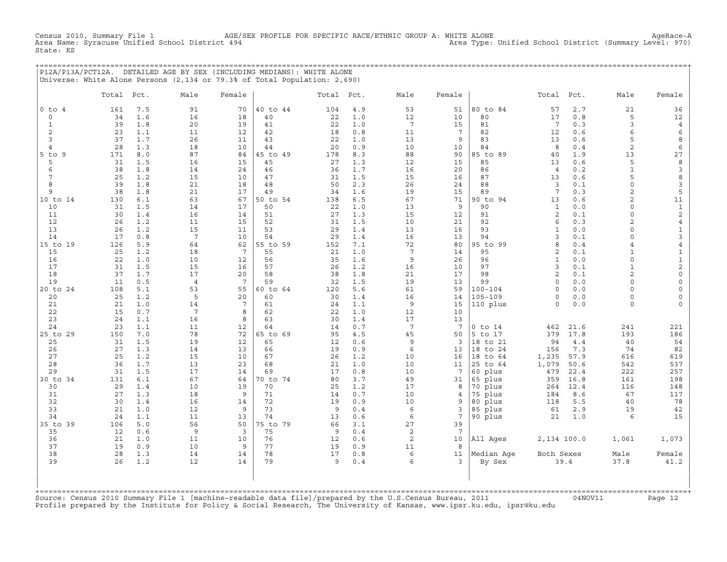Census 2010, Summary File 1 AGE/SEX PROFILE FOR SPECIFIC RACE/ETHNIC GROUP A: WHITE ALONE AgeRace-A
Area Name: Syracuse Unified School District 494 Area Type: Unified School District (Summary Level: 970)
State: KS

## P12A/P13A/PCT12A. DETAILED AGE BY SEX (INCLUDING MEDIANS): WHITE ALONE

Universe: White Alone Persons (2,134 or 79.3% of Total Population: 2,690)

| | Total | Pct. | Male | Female | | Total | Pct. | Male | Female | | Total | Pct. | Male | Female |
|---|---|---|---|---|---|---|---|---|---|---|---|---|---|---|
| 0 to 4 | 161 | 7.5 | 91 | 70 | 40 to 44 | 104 | 4.9 | 53 | 51 | 80 to 84 | 57 | 2.7 | 21 | 36 |
| 0 | 34 | 1.6 | 16 | 18 | 40 | 22 | 1.0 | 12 | 10 | 80 | 17 | 0.8 | 5 | 12 |
| 1 | 39 | 1.8 | 20 | 19 | 41 | 22 | 1.0 | 7 | 15 | 81 | 7 | 0.3 | 3 | 4 |
| 2 | 23 | 1.1 | 11 | 12 | 42 | 18 | 0.8 | 11 | 7 | 82 | 12 | 0.6 | 6 | 6 |
| 3 | 37 | 1.7 | 26 | 11 | 43 | 22 | 1.0 | 13 | 9 | 83 | 13 | 0.6 | 5 | 8 |
| 4 | 28 | 1.3 | 18 | 10 | 44 | 20 | 0.9 | 10 | 10 | 84 | 8 | 0.4 | 2 | 6 |
| 5 to 9 | 171 | 8.0 | 87 | 84 | 45 to 49 | 178 | 8.3 | 88 | 90 | 85 to 89 | 40 | 1.9 | 13 | 27 |
| 5 | 31 | 1.5 | 16 | 15 | 45 | 27 | 1.3 | 12 | 15 | 85 | 13 | 0.6 | 5 | 8 |
| 6 | 38 | 1.8 | 14 | 24 | 46 | 36 | 1.7 | 16 | 20 | 86 | 4 | 0.2 | 1 | 3 |
| 7 | 25 | 1.2 | 15 | 10 | 47 | 31 | 1.5 | 15 | 16 | 87 | 13 | 0.6 | 5 | 8 |
| 8 | 39 | 1.8 | 21 | 18 | 48 | 50 | 2.3 | 26 | 24 | 88 | 3 | 0.1 | 0 | 3 |
| 9 | 38 | 1.8 | 21 | 17 | 49 | 34 | 1.6 | 19 | 15 | 89 | 7 | 0.3 | 2 | 5 |
| 10 to 14 | 130 | 6.1 | 63 | 67 | 50 to 54 | 138 | 6.5 | 67 | 71 | 90 to 94 | 13 | 0.6 | 2 | 11 |
| 10 | 31 | 1.5 | 14 | 17 | 50 | 22 | 1.0 | 13 | 9 | 90 | 1 | 0.0 | 0 | 1 |
| 11 | 30 | 1.4 | 16 | 14 | 51 | 27 | 1.3 | 15 | 12 | 91 | 2 | 0.1 | 0 | 2 |
| 12 | 26 | 1.2 | 11 | 15 | 52 | 31 | 1.5 | 10 | 21 | 92 | 6 | 0.3 | 2 | 4 |
| 13 | 26 | 1.2 | 15 | 11 | 53 | 29 | 1.4 | 13 | 16 | 93 | 1 | 0.0 | 0 | 1 |
| 14 | 17 | 0.8 | 7 | 10 | 54 | 29 | 1.4 | 16 | 13 | 94 | 3 | 0.1 | 0 | 3 |
| 15 to 19 | 126 | 5.9 | 64 | 62 | 55 to 59 | 152 | 7.1 | 72 | 80 | 95 to 99 | 8 | 0.4 | 4 | 4 |
| 15 | 25 | 1.2 | 18 | 7 | 55 | 21 | 1.0 | 7 | 14 | 95 | 2 | 0.1 | 1 | 1 |
| 16 | 22 | 1.0 | 10 | 12 | 56 | 35 | 1.6 | 9 | 26 | 96 | 1 | 0.0 | 0 | 1 |
| 17 | 31 | 1.5 | 15 | 16 | 57 | 26 | 1.2 | 16 | 10 | 97 | 3 | 0.1 | 1 | 2 |
| 18 | 37 | 1.7 | 17 | 20 | 58 | 38 | 1.8 | 21 | 17 | 98 | 2 | 0.1 | 2 | 0 |
| 19 | 11 | 0.5 | 4 | 7 | 59 | 32 | 1.5 | 19 | 13 | 99 | 0 | 0.0 | 0 | 0 |
| 20 to 24 | 108 | 5.1 | 53 | 55 | 60 to 64 | 120 | 5.6 | 61 | 59 | 100-104 | 0 | 0.0 | 0 | 0 |
| 20 | 25 | 1.2 | 5 | 20 | 60 | 30 | 1.4 | 16 | 14 | 105-109 | 0 | 0.0 | 0 | 0 |
| 21 | 21 | 1.0 | 14 | 7 | 61 | 24 | 1.1 | 9 | 15 | 110 plus | 0 | 0.0 | 0 | 0 |
| 22 | 15 | 0.7 | 7 | 8 | 62 | 22 | 1.0 | 12 | 10 | | | | | |
| 23 | 24 | 1.1 | 16 | 8 | 63 | 30 | 1.4 | 17 | 13 | | | | | |
| 24 | 23 | 1.1 | 11 | 12 | 64 | 14 | 0.7 | 7 | 7 | 0 to 14 | 462 | 21.6 | 241 | 221 |
| 25 to 29 | 150 | 7.0 | 78 | 72 | 65 to 69 | 95 | 4.5 | 45 | 50 | 5 to 17 | 379 | 17.8 | 193 | 186 |
| 25 | 31 | 1.5 | 19 | 12 | 65 | 12 | 0.6 | 9 | 3 | 18 to 21 | 94 | 4.4 | 40 | 54 |
| 26 | 27 | 1.3 | 14 | 13 | 66 | 19 | 0.9 | 6 | 13 | 18 to 24 | 156 | 7.3 | 74 | 82 |
| 27 | 25 | 1.2 | 15 | 10 | 67 | 26 | 1.2 | 10 | 16 | 18 to 64 | 1,235 | 57.9 | 616 | 619 |
| 28 | 36 | 1.7 | 13 | 23 | 68 | 21 | 1.0 | 10 | 11 | 25 to 64 | 1,079 | 50.6 | 542 | 537 |
| 29 | 31 | 1.5 | 17 | 14 | 69 | 17 | 0.8 | 10 | 7 | 60 plus | 479 | 22.4 | 222 | 257 |
| 30 to 34 | 131 | 6.1 | 67 | 64 | 70 to 74 | 80 | 3.7 | 49 | 31 | 65 plus | 359 | 16.8 | 161 | 198 |
| 30 | 29 | 1.4 | 10 | 19 | 70 | 25 | 1.2 | 17 | 8 | 70 plus | 264 | 12.4 | 116 | 148 |
| 31 | 27 | 1.3 | 18 | 9 | 71 | 14 | 0.7 | 10 | 4 | 75 plus | 184 | 8.6 | 67 | 117 |
| 32 | 30 | 1.4 | 16 | 14 | 72 | 19 | 0.9 | 10 | 9 | 80 plus | 118 | 5.5 | 40 | 78 |
| 33 | 21 | 1.0 | 12 | 9 | 73 | 9 | 0.4 | 6 | 3 | 85 plus | 61 | 2.9 | 19 | 42 |
| 34 | 24 | 1.1 | 11 | 13 | 74 | 13 | 0.6 | 6 | 7 | 90 plus | 21 | 1.0 | 6 | 15 |
| 35 to 39 | 106 | 5.0 | 56 | 50 | 75 to 79 | 66 | 3.1 | 27 | 39 | | | | | |
| 35 | 12 | 0.6 | 9 | 3 | 75 | 9 | 0.4 | 2 | 7 | | | | | |
| 36 | 21 | 1.0 | 11 | 10 | 76 | 12 | 0.6 | 2 | 10 | All Ages | 2,134 | 100.0 | 1,061 | 1,073 |
| 37 | 19 | 0.9 | 10 | 9 | 77 | 19 | 0.9 | 11 | 8 | | | | | |
| 38 | 28 | 1.3 | 14 | 14 | 78 | 17 | 0.8 | 6 | 11 | Median Age | Both Sexes | | Male | Female |
| 39 | 26 | 1.2 | 12 | 14 | 79 | 9 | 0.4 | 6 | 3 | By Sex | 39.4 | | 37.8 | 41.2 |

Source: Census 2010 Summary File 1 [machine-readable data file]/prepared by the U.S.Census Bureau, 2011 04NOV11
Profile prepared by the Institute for Policy & Social Research, The University of Kansas, www.ipsr.ku.edu, ipsr@ku.edu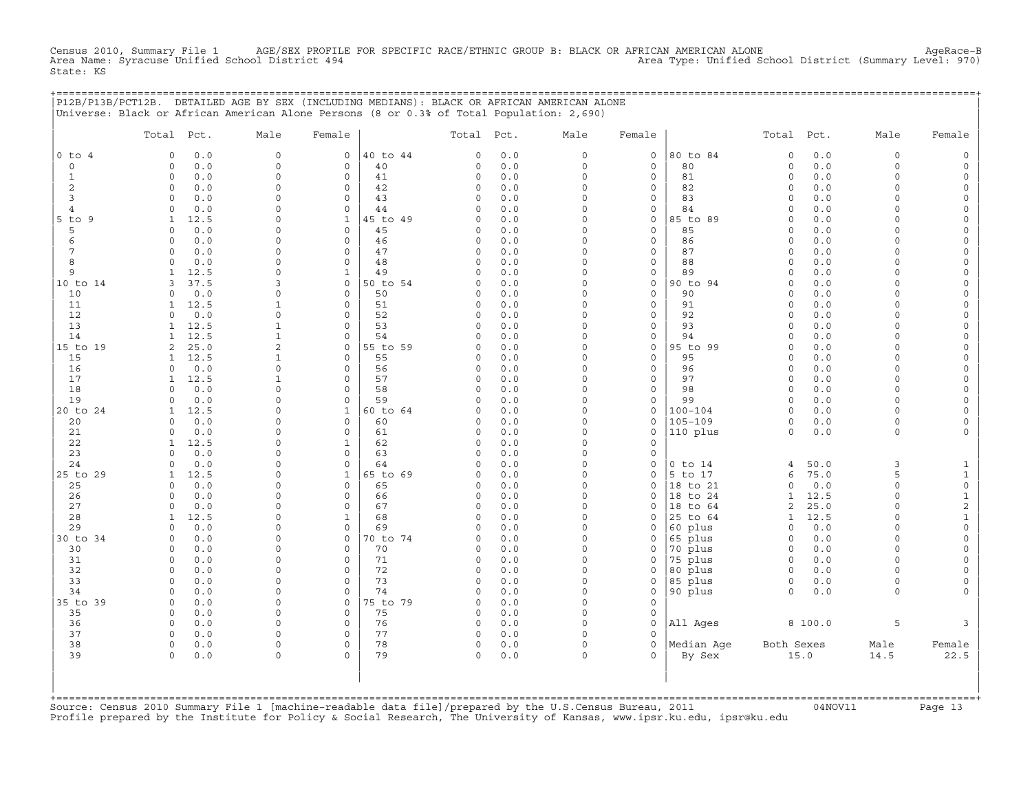Census 2010, Summary File 1 AGE/SEX PROFILE FOR SPECIFIC RACE/ETHNIC GROUP B: BLACK OR AFRICAN AMERICAN ALONE AgeRace-B
Area Name: Syracuse Unified School District 494 Area Type: Unified School District (Summary Level: 970)
State: KS

## P12B/P13B/PCT12B. DETAILED AGE BY SEX (INCLUDING MEDIANS): BLACK OR AFRICAN AMERICAN ALONE

Universe: Black or African American Alone Persons (8 or 0.3% of Total Population: 2,690)

| | Total | Pct. | Male | Female | | Total | Pct. | Male | Female | | Total | Pct. | Male | Female |
|---|---|---|---|---|---|---|---|---|---|---|---|---|---|---|
| 0 to 4 | 0 | 0.0 | 0 | 0 | 40 to 44 | 0 | 0.0 | 0 | 0 | 80 to 84 | 0 | 0.0 | 0 | 0 |
| 0 | 0 | 0.0 | 0 | 0 | 40 | 0 | 0.0 | 0 | 0 | 80 | 0 | 0.0 | 0 | 0 |
| 1 | 0 | 0.0 | 0 | 0 | 41 | 0 | 0.0 | 0 | 0 | 81 | 0 | 0.0 | 0 | 0 |
| 2 | 0 | 0.0 | 0 | 0 | 42 | 0 | 0.0 | 0 | 0 | 82 | 0 | 0.0 | 0 | 0 |
| 3 | 0 | 0.0 | 0 | 0 | 43 | 0 | 0.0 | 0 | 0 | 83 | 0 | 0.0 | 0 | 0 |
| 4 | 0 | 0.0 | 0 | 0 | 44 | 0 | 0.0 | 0 | 0 | 84 | 0 | 0.0 | 0 | 0 |
| 5 to 9 | 1 | 12.5 | 0 | 1 | 45 to 49 | 0 | 0.0 | 0 | 0 | 85 to 89 | 0 | 0.0 | 0 | 0 |
| 5 | 0 | 0.0 | 0 | 0 | 45 | 0 | 0.0 | 0 | 0 | 85 | 0 | 0.0 | 0 | 0 |
| 6 | 0 | 0.0 | 0 | 0 | 46 | 0 | 0.0 | 0 | 0 | 86 | 0 | 0.0 | 0 | 0 |
| 7 | 0 | 0.0 | 0 | 0 | 47 | 0 | 0.0 | 0 | 0 | 87 | 0 | 0.0 | 0 | 0 |
| 8 | 0 | 0.0 | 0 | 0 | 48 | 0 | 0.0 | 0 | 0 | 88 | 0 | 0.0 | 0 | 0 |
| 9 | 1 | 12.5 | 0 | 1 | 49 | 0 | 0.0 | 0 | 0 | 89 | 0 | 0.0 | 0 | 0 |
| 10 to 14 | 3 | 37.5 | 3 | 0 | 50 to 54 | 0 | 0.0 | 0 | 0 | 90 to 94 | 0 | 0.0 | 0 | 0 |
| 10 | 0 | 0.0 | 0 | 0 | 50 | 0 | 0.0 | 0 | 0 | 90 | 0 | 0.0 | 0 | 0 |
| 11 | 1 | 12.5 | 1 | 0 | 51 | 0 | 0.0 | 0 | 0 | 91 | 0 | 0.0 | 0 | 0 |
| 12 | 0 | 0.0 | 0 | 0 | 52 | 0 | 0.0 | 0 | 0 | 92 | 0 | 0.0 | 0 | 0 |
| 13 | 1 | 12.5 | 1 | 0 | 53 | 0 | 0.0 | 0 | 0 | 93 | 0 | 0.0 | 0 | 0 |
| 14 | 1 | 12.5 | 1 | 0 | 54 | 0 | 0.0 | 0 | 0 | 94 | 0 | 0.0 | 0 | 0 |
| 15 to 19 | 2 | 25.0 | 2 | 0 | 55 to 59 | 0 | 0.0 | 0 | 0 | 95 to 99 | 0 | 0.0 | 0 | 0 |
| 15 | 1 | 12.5 | 1 | 0 | 55 | 0 | 0.0 | 0 | 0 | 95 | 0 | 0.0 | 0 | 0 |
| 16 | 0 | 0.0 | 0 | 0 | 56 | 0 | 0.0 | 0 | 0 | 96 | 0 | 0.0 | 0 | 0 |
| 17 | 1 | 12.5 | 1 | 0 | 57 | 0 | 0.0 | 0 | 0 | 97 | 0 | 0.0 | 0 | 0 |
| 18 | 0 | 0.0 | 0 | 0 | 58 | 0 | 0.0 | 0 | 0 | 98 | 0 | 0.0 | 0 | 0 |
| 19 | 0 | 0.0 | 0 | 0 | 59 | 0 | 0.0 | 0 | 0 | 99 | 0 | 0.0 | 0 | 0 |
| 20 to 24 | 1 | 12.5 | 0 | 1 | 60 to 64 | 0 | 0.0 | 0 | 0 | 100-104 | 0 | 0.0 | 0 | 0 |
| 20 | 0 | 0.0 | 0 | 0 | 60 | 0 | 0.0 | 0 | 0 | 105-109 | 0 | 0.0 | 0 | 0 |
| 21 | 0 | 0.0 | 0 | 0 | 61 | 0 | 0.0 | 0 | 0 | 110 plus | 0 | 0.0 | 0 | 0 |
| 22 | 1 | 12.5 | 0 | 1 | 62 | 0 | 0.0 | 0 | 0 | | | | | |
| 23 | 0 | 0.0 | 0 | 0 | 63 | 0 | 0.0 | 0 | 0 | | | | | |
| 24 | 0 | 0.0 | 0 | 0 | 64 | 0 | 0.0 | 0 | 0 | 0 to 14 | 4 | 50.0 | 3 | 1 |
| 25 to 29 | 1 | 12.5 | 0 | 1 | 65 to 69 | 0 | 0.0 | 0 | 0 | 5 to 17 | 6 | 75.0 | 5 | 1 |
| 25 | 0 | 0.0 | 0 | 0 | 65 | 0 | 0.0 | 0 | 0 | 18 to 21 | 0 | 0.0 | 0 | 0 |
| 26 | 0 | 0.0 | 0 | 0 | 66 | 0 | 0.0 | 0 | 0 | 18 to 24 | 1 | 12.5 | 0 | 1 |
| 27 | 0 | 0.0 | 0 | 0 | 67 | 0 | 0.0 | 0 | 0 | 18 to 64 | 2 | 25.0 | 0 | 2 |
| 28 | 1 | 12.5 | 0 | 1 | 68 | 0 | 0.0 | 0 | 0 | 25 to 64 | 1 | 12.5 | 0 | 1 |
| 29 | 0 | 0.0 | 0 | 0 | 69 | 0 | 0.0 | 0 | 0 | 60 plus | 0 | 0.0 | 0 | 0 |
| 30 to 34 | 0 | 0.0 | 0 | 0 | 70 to 74 | 0 | 0.0 | 0 | 0 | 65 plus | 0 | 0.0 | 0 | 0 |
| 30 | 0 | 0.0 | 0 | 0 | 70 | 0 | 0.0 | 0 | 0 | 70 plus | 0 | 0.0 | 0 | 0 |
| 31 | 0 | 0.0 | 0 | 0 | 71 | 0 | 0.0 | 0 | 0 | 75 plus | 0 | 0.0 | 0 | 0 |
| 32 | 0 | 0.0 | 0 | 0 | 72 | 0 | 0.0 | 0 | 0 | 80 plus | 0 | 0.0 | 0 | 0 |
| 33 | 0 | 0.0 | 0 | 0 | 73 | 0 | 0.0 | 0 | 0 | 85 plus | 0 | 0.0 | 0 | 0 |
| 34 | 0 | 0.0 | 0 | 0 | 74 | 0 | 0.0 | 0 | 0 | 90 plus | 0 | 0.0 | 0 | 0 |
| 35 to 39 | 0 | 0.0 | 0 | 0 | 75 to 79 | 0 | 0.0 | 0 | 0 | | | | | |
| 35 | 0 | 0.0 | 0 | 0 | 75 | 0 | 0.0 | 0 | 0 | | | | | |
| 36 | 0 | 0.0 | 0 | 0 | 76 | 0 | 0.0 | 0 | 0 | All Ages | 8 | 100.0 | 5 | 3 |
| 37 | 0 | 0.0 | 0 | 0 | 77 | 0 | 0.0 | 0 | 0 | | | | | |
| 38 | 0 | 0.0 | 0 | 0 | 78 | 0 | 0.0 | 0 | 0 | Median Age | Both Sexes | | Male | Female |
| 39 | 0 | 0.0 | 0 | 0 | 79 | 0 | 0.0 | 0 | 0 | By Sex | 15.0 | | 14.5 | 22.5 |

Source: Census 2010 Summary File 1 [machine-readable data file]/prepared by the U.S.Census Bureau, 2011 04NOV11
Profile prepared by the Institute for Policy & Social Research, The University of Kansas, www.ipsr.ku.edu, ipsr@ku.edu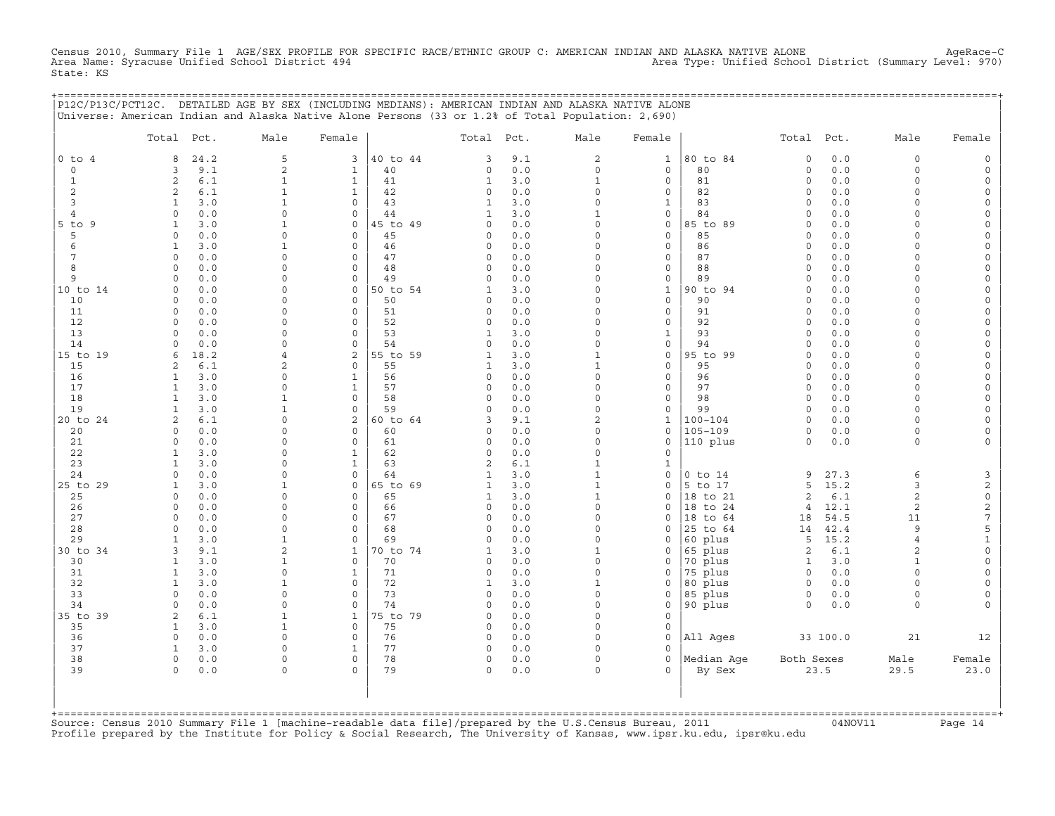Census 2010, Summary File 1 AGE/SEX PROFILE FOR SPECIFIC RACE/ETHNIC GROUP C: AMERICAN INDIAN AND ALASKA NATIVE ALONE AgeRace-C
Area Name: Syracuse Unified School District 494 Area Type: Unified School District (Summary Level: 970)
State: KS

P12C/P13C/PCT12C. DETAILED AGE BY SEX (INCLUDING MEDIANS): AMERICAN INDIAN AND ALASKA NATIVE ALONE
Universe: American Indian and Alaska Native Alone Persons (33 or 1.2% of Total Population: 2,690)

| | Total | Pct. | Male | Female | | Total | Pct. | Male | Female | | Total | Pct. | Male | Female |
|---|---|---|---|---|---|---|---|---|---|---|---|---|---|---|
| 0 to 4 | 8 | 24.2 | 5 | 3 | 40 to 44 | 3 | 9.1 | 2 | 1 | 80 to 84 | 0 | 0.0 | 0 | 0 |
| 0 | 3 | 9.1 | 2 | 1 | 40 | 0 | 0.0 | 0 | 0 | 80 | 0 | 0.0 | 0 | 0 |
| 1 | 2 | 6.1 | 1 | 1 | 41 | 1 | 3.0 | 1 | 0 | 81 | 0 | 0.0 | 0 | 0 |
| 2 | 2 | 6.1 | 1 | 1 | 42 | 0 | 0.0 | 0 | 0 | 82 | 0 | 0.0 | 0 | 0 |
| 3 | 1 | 3.0 | 1 | 0 | 43 | 1 | 3.0 | 0 | 1 | 83 | 0 | 0.0 | 0 | 0 |
| 4 | 0 | 0.0 | 0 | 0 | 44 | 1 | 3.0 | 1 | 0 | 84 | 0 | 0.0 | 0 | 0 |
| 5 to 9 | 1 | 3.0 | 1 | 0 | 45 to 49 | 0 | 0.0 | 0 | 0 | 85 to 89 | 0 | 0.0 | 0 | 0 |
| 5 | 0 | 0.0 | 0 | 0 | 45 | 0 | 0.0 | 0 | 0 | 85 | 0 | 0.0 | 0 | 0 |
| 6 | 1 | 3.0 | 1 | 0 | 46 | 0 | 0.0 | 0 | 0 | 86 | 0 | 0.0 | 0 | 0 |
| 7 | 0 | 0.0 | 0 | 0 | 47 | 0 | 0.0 | 0 | 0 | 87 | 0 | 0.0 | 0 | 0 |
| 8 | 0 | 0.0 | 0 | 0 | 48 | 0 | 0.0 | 0 | 0 | 88 | 0 | 0.0 | 0 | 0 |
| 9 | 0 | 0.0 | 0 | 0 | 49 | 0 | 0.0 | 0 | 0 | 89 | 0 | 0.0 | 0 | 0 |
| 10 to 14 | 0 | 0.0 | 0 | 0 | 50 to 54 | 1 | 3.0 | 0 | 1 | 90 to 94 | 0 | 0.0 | 0 | 0 |
| 10 | 0 | 0.0 | 0 | 0 | 50 | 0 | 0.0 | 0 | 0 | 90 | 0 | 0.0 | 0 | 0 |
| 11 | 0 | 0.0 | 0 | 0 | 51 | 0 | 0.0 | 0 | 0 | 91 | 0 | 0.0 | 0 | 0 |
| 12 | 0 | 0.0 | 0 | 0 | 52 | 0 | 0.0 | 0 | 0 | 92 | 0 | 0.0 | 0 | 0 |
| 13 | 0 | 0.0 | 0 | 0 | 53 | 1 | 3.0 | 0 | 1 | 93 | 0 | 0.0 | 0 | 0 |
| 14 | 0 | 0.0 | 0 | 0 | 54 | 0 | 0.0 | 0 | 0 | 94 | 0 | 0.0 | 0 | 0 |
| 15 to 19 | 6 | 18.2 | 4 | 2 | 55 to 59 | 1 | 3.0 | 1 | 0 | 95 to 99 | 0 | 0.0 | 0 | 0 |
| 15 | 2 | 6.1 | 2 | 0 | 55 | 1 | 3.0 | 1 | 0 | 95 | 0 | 0.0 | 0 | 0 |
| 16 | 1 | 3.0 | 0 | 1 | 56 | 0 | 0.0 | 0 | 0 | 96 | 0 | 0.0 | 0 | 0 |
| 17 | 1 | 3.0 | 0 | 1 | 57 | 0 | 0.0 | 0 | 0 | 97 | 0 | 0.0 | 0 | 0 |
| 18 | 1 | 3.0 | 1 | 0 | 58 | 0 | 0.0 | 0 | 0 | 98 | 0 | 0.0 | 0 | 0 |
| 19 | 1 | 3.0 | 1 | 0 | 59 | 0 | 0.0 | 0 | 0 | 99 | 0 | 0.0 | 0 | 0 |
| 20 to 24 | 2 | 6.1 | 0 | 2 | 60 to 64 | 3 | 9.1 | 2 | 1 | 100-104 | 0 | 0.0 | 0 | 0 |
| 20 | 0 | 0.0 | 0 | 0 | 60 | 0 | 0.0 | 0 | 0 | 105-109 | 0 | 0.0 | 0 | 0 |
| 21 | 0 | 0.0 | 0 | 0 | 61 | 0 | 0.0 | 0 | 0 | 110 plus | 0 | 0.0 | 0 | 0 |
| 22 | 1 | 3.0 | 0 | 1 | 62 | 0 | 0.0 | 0 | 0 | | | | | |
| 23 | 1 | 3.0 | 0 | 1 | 63 | 2 | 6.1 | 1 | 1 | | | | | |
| 24 | 0 | 0.0 | 0 | 0 | 64 | 1 | 3.0 | 1 | 0 | 0 to 14 | 9 | 27.3 | 6 | 3 |
| 25 to 29 | 1 | 3.0 | 1 | 0 | 65 to 69 | 1 | 3.0 | 1 | 0 | 5 to 17 | 5 | 15.2 | 3 | 2 |
| 25 | 0 | 0.0 | 0 | 0 | 65 | 1 | 3.0 | 1 | 0 | 18 to 21 | 2 | 6.1 | 2 | 0 |
| 26 | 0 | 0.0 | 0 | 0 | 66 | 0 | 0.0 | 0 | 0 | 18 to 24 | 4 | 12.1 | 2 | 2 |
| 27 | 0 | 0.0 | 0 | 0 | 67 | 0 | 0.0 | 0 | 0 | 18 to 64 | 18 | 54.5 | 11 | 7 |
| 28 | 0 | 0.0 | 0 | 0 | 68 | 0 | 0.0 | 0 | 0 | 25 to 64 | 14 | 42.4 | 9 | 5 |
| 29 | 1 | 3.0 | 1 | 0 | 69 | 0 | 0.0 | 0 | 0 | 60 plus | 5 | 15.2 | 4 | 1 |
| 30 to 34 | 3 | 9.1 | 2 | 1 | 70 to 74 | 1 | 3.0 | 1 | 0 | 65 plus | 2 | 6.1 | 2 | 0 |
| 30 | 1 | 3.0 | 1 | 0 | 70 | 0 | 0.0 | 0 | 0 | 70 plus | 1 | 3.0 | 1 | 0 |
| 31 | 1 | 3.0 | 0 | 1 | 71 | 0 | 0.0 | 0 | 0 | 75 plus | 0 | 0.0 | 0 | 0 |
| 32 | 1 | 3.0 | 1 | 0 | 72 | 1 | 3.0 | 1 | 0 | 80 plus | 0 | 0.0 | 0 | 0 |
| 33 | 0 | 0.0 | 0 | 0 | 73 | 0 | 0.0 | 0 | 0 | 85 plus | 0 | 0.0 | 0 | 0 |
| 34 | 0 | 0.0 | 0 | 0 | 74 | 0 | 0.0 | 0 | 0 | 90 plus | 0 | 0.0 | 0 | 0 |
| 35 to 39 | 2 | 6.1 | 1 | 1 | 75 to 79 | 0 | 0.0 | 0 | 0 | | | | | |
| 35 | 1 | 3.0 | 1 | 0 | 75 | 0 | 0.0 | 0 | 0 | | | | | |
| 36 | 0 | 0.0 | 0 | 0 | 76 | 0 | 0.0 | 0 | 0 | All Ages | 33 | 100.0 | 21 | 12 |
| 37 | 1 | 3.0 | 0 | 1 | 77 | 0 | 0.0 | 0 | 0 | | | | | |
| 38 | 0 | 0.0 | 0 | 0 | 78 | 0 | 0.0 | 0 | 0 | Median Age | Both Sexes | | Male | Female |
| 39 | 0 | 0.0 | 0 | 0 | 79 | 0 | 0.0 | 0 | 0 | By Sex | 23.5 | | 29.5 | 23.0 |

Source: Census 2010 Summary File 1 [machine-readable data file]/prepared by the U.S.Census Bureau, 2011 04NOV11
Profile prepared by the Institute for Policy & Social Research, The University of Kansas, www.ipsr.ku.edu, ipsr@ku.edu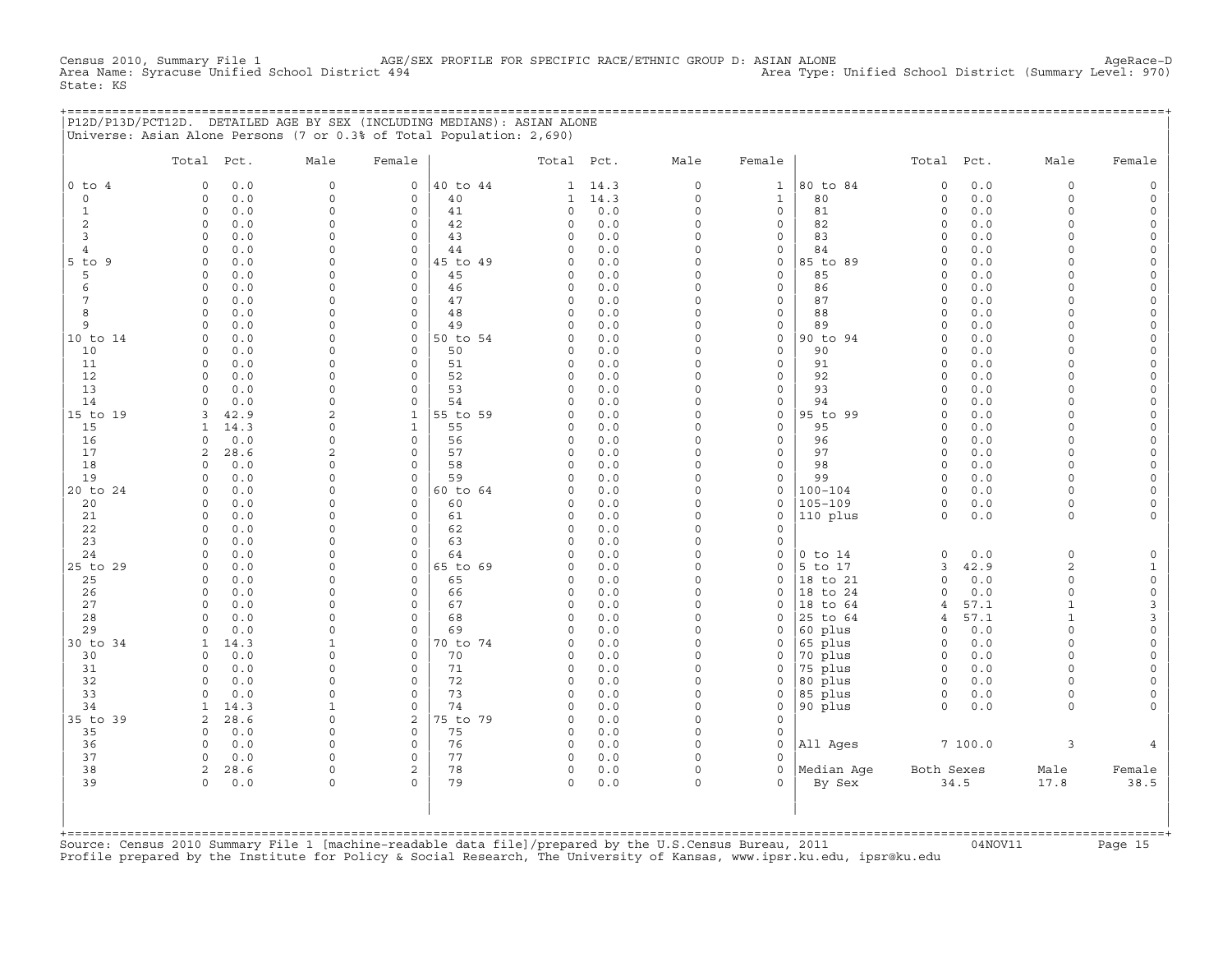Census 2010, Summary File 1 AGE/SEX PROFILE FOR SPECIFIC RACE/ETHNIC GROUP D: ASIAN ALONE AgeRace-D
Area Name: Syracuse Unified School District 494 Area Type: Unified School District (Summary Level: 970)
State: KS

## P12D/P13D/PCT12D. DETAILED AGE BY SEX (INCLUDING MEDIANS): ASIAN ALONE

Universe: Asian Alone Persons (7 or 0.3% of Total Population: 2,690)

| | Total | Pct. | Male | Female | | Total | Pct. | Male | Female | | Total | Pct. | Male | Female |
|---|---|---|---|---|---|---|---|---|---|---|---|---|---|---|
| 0 to 4 | 0 | 0.0 | 0 | 0 | 40 to 44 | 1 | 14.3 | 0 | 1 | 80 to 84 | 0 | 0.0 | 0 | 0 |
| 0 | 0 | 0.0 | 0 | 0 | 40 | 1 | 14.3 | 0 | 1 | 80 | 0 | 0.0 | 0 | 0 |
| 1 | 0 | 0.0 | 0 | 0 | 41 | 0 | 0.0 | 0 | 0 | 81 | 0 | 0.0 | 0 | 0 |
| 2 | 0 | 0.0 | 0 | 0 | 42 | 0 | 0.0 | 0 | 0 | 82 | 0 | 0.0 | 0 | 0 |
| 3 | 0 | 0.0 | 0 | 0 | 43 | 0 | 0.0 | 0 | 0 | 83 | 0 | 0.0 | 0 | 0 |
| 4 | 0 | 0.0 | 0 | 0 | 44 | 0 | 0.0 | 0 | 0 | 84 | 0 | 0.0 | 0 | 0 |
| 5 to 9 | 0 | 0.0 | 0 | 0 | 45 to 49 | 0 | 0.0 | 0 | 0 | 85 to 89 | 0 | 0.0 | 0 | 0 |
| 5 | 0 | 0.0 | 0 | 0 | 45 | 0 | 0.0 | 0 | 0 | 85 | 0 | 0.0 | 0 | 0 |
| 6 | 0 | 0.0 | 0 | 0 | 46 | 0 | 0.0 | 0 | 0 | 86 | 0 | 0.0 | 0 | 0 |
| 7 | 0 | 0.0 | 0 | 0 | 47 | 0 | 0.0 | 0 | 0 | 87 | 0 | 0.0 | 0 | 0 |
| 8 | 0 | 0.0 | 0 | 0 | 48 | 0 | 0.0 | 0 | 0 | 88 | 0 | 0.0 | 0 | 0 |
| 9 | 0 | 0.0 | 0 | 0 | 49 | 0 | 0.0 | 0 | 0 | 89 | 0 | 0.0 | 0 | 0 |
| 10 to 14 | 0 | 0.0 | 0 | 0 | 50 to 54 | 0 | 0.0 | 0 | 0 | 90 to 94 | 0 | 0.0 | 0 | 0 |
| 10 | 0 | 0.0 | 0 | 0 | 50 | 0 | 0.0 | 0 | 0 | 90 | 0 | 0.0 | 0 | 0 |
| 11 | 0 | 0.0 | 0 | 0 | 51 | 0 | 0.0 | 0 | 0 | 91 | 0 | 0.0 | 0 | 0 |
| 12 | 0 | 0.0 | 0 | 0 | 52 | 0 | 0.0 | 0 | 0 | 92 | 0 | 0.0 | 0 | 0 |
| 13 | 0 | 0.0 | 0 | 0 | 53 | 0 | 0.0 | 0 | 0 | 93 | 0 | 0.0 | 0 | 0 |
| 14 | 0 | 0.0 | 0 | 0 | 54 | 0 | 0.0 | 0 | 0 | 94 | 0 | 0.0 | 0 | 0 |
| 15 to 19 | 3 | 42.9 | 2 | 1 | 55 to 59 | 0 | 0.0 | 0 | 0 | 95 to 99 | 0 | 0.0 | 0 | 0 |
| 15 | 1 | 14.3 | 0 | 1 | 55 | 0 | 0.0 | 0 | 0 | 95 | 0 | 0.0 | 0 | 0 |
| 16 | 0 | 0.0 | 0 | 0 | 56 | 0 | 0.0 | 0 | 0 | 96 | 0 | 0.0 | 0 | 0 |
| 17 | 2 | 28.6 | 2 | 0 | 57 | 0 | 0.0 | 0 | 0 | 97 | 0 | 0.0 | 0 | 0 |
| 18 | 0 | 0.0 | 0 | 0 | 58 | 0 | 0.0 | 0 | 0 | 98 | 0 | 0.0 | 0 | 0 |
| 19 | 0 | 0.0 | 0 | 0 | 59 | 0 | 0.0 | 0 | 0 | 99 | 0 | 0.0 | 0 | 0 |
| 20 to 24 | 0 | 0.0 | 0 | 0 | 60 to 64 | 0 | 0.0 | 0 | 0 | 100-104 | 0 | 0.0 | 0 | 0 |
| 20 | 0 | 0.0 | 0 | 0 | 60 | 0 | 0.0 | 0 | 0 | 105-109 | 0 | 0.0 | 0 | 0 |
| 21 | 0 | 0.0 | 0 | 0 | 61 | 0 | 0.0 | 0 | 0 | 110 plus | 0 | 0.0 | 0 | 0 |
| 22 | 0 | 0.0 | 0 | 0 | 62 | 0 | 0.0 | 0 | 0 | | | | | |
| 23 | 0 | 0.0 | 0 | 0 | 63 | 0 | 0.0 | 0 | 0 | | | | | |
| 24 | 0 | 0.0 | 0 | 0 | 64 | 0 | 0.0 | 0 | 0 | 0 to 14 | 0 | 0.0 | 0 | 0 |
| 25 to 29 | 0 | 0.0 | 0 | 0 | 65 to 69 | 0 | 0.0 | 0 | 0 | 5 to 17 | 3 | 42.9 | 2 | 1 |
| 25 | 0 | 0.0 | 0 | 0 | 65 | 0 | 0.0 | 0 | 0 | 18 to 21 | 0 | 0.0 | 0 | 0 |
| 26 | 0 | 0.0 | 0 | 0 | 66 | 0 | 0.0 | 0 | 0 | 18 to 24 | 0 | 0.0 | 0 | 0 |
| 27 | 0 | 0.0 | 0 | 0 | 67 | 0 | 0.0 | 0 | 0 | 18 to 64 | 4 | 57.1 | 1 | 3 |
| 28 | 0 | 0.0 | 0 | 0 | 68 | 0 | 0.0 | 0 | 0 | 25 to 64 | 4 | 57.1 | 1 | 3 |
| 29 | 0 | 0.0 | 0 | 0 | 69 | 0 | 0.0 | 0 | 0 | 60 plus | 0 | 0.0 | 0 | 0 |
| 30 to 34 | 1 | 14.3 | 1 | 0 | 70 to 74 | 0 | 0.0 | 0 | 0 | 65 plus | 0 | 0.0 | 0 | 0 |
| 30 | 0 | 0.0 | 0 | 0 | 70 | 0 | 0.0 | 0 | 0 | 70 plus | 0 | 0.0 | 0 | 0 |
| 31 | 0 | 0.0 | 0 | 0 | 71 | 0 | 0.0 | 0 | 0 | 75 plus | 0 | 0.0 | 0 | 0 |
| 32 | 0 | 0.0 | 0 | 0 | 72 | 0 | 0.0 | 0 | 0 | 80 plus | 0 | 0.0 | 0 | 0 |
| 33 | 0 | 0.0 | 0 | 0 | 73 | 0 | 0.0 | 0 | 0 | 85 plus | 0 | 0.0 | 0 | 0 |
| 34 | 1 | 14.3 | 1 | 0 | 74 | 0 | 0.0 | 0 | 0 | 90 plus | 0 | 0.0 | 0 | 0 |
| 35 to 39 | 2 | 28.6 | 0 | 2 | 75 to 79 | 0 | 0.0 | 0 | 0 | | | | | |
| 35 | 0 | 0.0 | 0 | 0 | 75 | 0 | 0.0 | 0 | 0 | | | | | |
| 36 | 0 | 0.0 | 0 | 0 | 76 | 0 | 0.0 | 0 | 0 | All Ages | 7 | 100.0 | 3 | 4 |
| 37 | 0 | 0.0 | 0 | 0 | 77 | 0 | 0.0 | 0 | 0 | | | | | |
| 38 | 2 | 28.6 | 0 | 2 | 78 | 0 | 0.0 | 0 | 0 | Median Age | Both Sexes | | Male | Female |
| 39 | 0 | 0.0 | 0 | 0 | 79 | 0 | 0.0 | 0 | 0 | By Sex | 34.5 | | 17.8 | 38.5 |

Source: Census 2010 Summary File 1 [machine-readable data file]/prepared by the U.S.Census Bureau, 2011 04NOV11
Profile prepared by the Institute for Policy & Social Research, The University of Kansas, www.ipsr.ku.edu, ipsr@ku.edu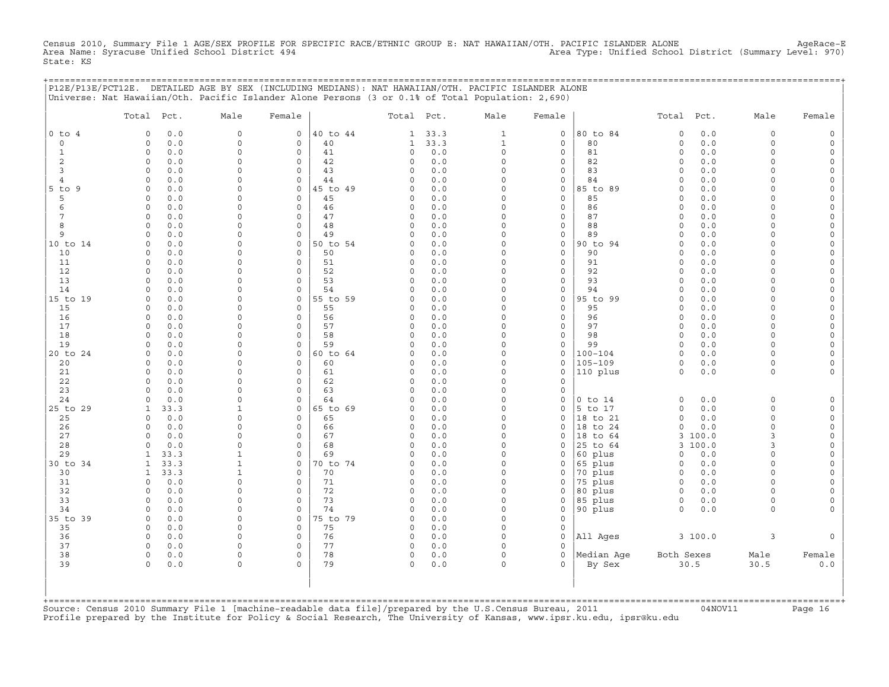Census 2010, Summary File 1 AGE/SEX PROFILE FOR SPECIFIC RACE/ETHNIC GROUP E: NAT HAWAIIAN/OTH. PACIFIC ISLANDER ALONE AgeRace-E
Area Name: Syracuse Unified School District 494 Area Type: Unified School District (Summary Level: 970)
State: KS

P12E/P13E/PCT12E. DETAILED AGE BY SEX (INCLUDING MEDIANS): NAT HAWAIIAN/OTH. PACIFIC ISLANDER ALONE
Universe: Nat Hawaiian/Oth. Pacific Islander Alone Persons (3 or 0.1% of Total Population: 2,690)

| | Total | Pct. | Male | Female | | Total | Pct. | Male | Female | | Total | Pct. | Male | Female |
|---|---|---|---|---|---|---|---|---|---|---|---|---|---|---|
| 0 to 4 | 0 | 0.0 | 0 | 0 | 40 to 44 | 1 | 33.3 | 1 | 0 | 80 to 84 | 0 | 0.0 | 0 | 0 |
| 0 | 0 | 0.0 | 0 | 0 | 40 | 1 | 33.3 | 1 | 0 | 80 | 0 | 0.0 | 0 | 0 |
| 1 | 0 | 0.0 | 0 | 0 | 41 | 0 | 0.0 | 0 | 0 | 81 | 0 | 0.0 | 0 | 0 |
| 2 | 0 | 0.0 | 0 | 0 | 42 | 0 | 0.0 | 0 | 0 | 82 | 0 | 0.0 | 0 | 0 |
| 3 | 0 | 0.0 | 0 | 0 | 43 | 0 | 0.0 | 0 | 0 | 83 | 0 | 0.0 | 0 | 0 |
| 4 | 0 | 0.0 | 0 | 0 | 44 | 0 | 0.0 | 0 | 0 | 84 | 0 | 0.0 | 0 | 0 |
| 5 to 9 | 0 | 0.0 | 0 | 0 | 45 to 49 | 0 | 0.0 | 0 | 0 | 85 to 89 | 0 | 0.0 | 0 | 0 |
| 5 | 0 | 0.0 | 0 | 0 | 45 | 0 | 0.0 | 0 | 0 | 85 | 0 | 0.0 | 0 | 0 |
| 6 | 0 | 0.0 | 0 | 0 | 46 | 0 | 0.0 | 0 | 0 | 86 | 0 | 0.0 | 0 | 0 |
| 7 | 0 | 0.0 | 0 | 0 | 47 | 0 | 0.0 | 0 | 0 | 87 | 0 | 0.0 | 0 | 0 |
| 8 | 0 | 0.0 | 0 | 0 | 48 | 0 | 0.0 | 0 | 0 | 88 | 0 | 0.0 | 0 | 0 |
| 9 | 0 | 0.0 | 0 | 0 | 49 | 0 | 0.0 | 0 | 0 | 89 | 0 | 0.0 | 0 | 0 |
| 10 to 14 | 0 | 0.0 | 0 | 0 | 50 to 54 | 0 | 0.0 | 0 | 0 | 90 to 94 | 0 | 0.0 | 0 | 0 |
| 10 | 0 | 0.0 | 0 | 0 | 50 | 0 | 0.0 | 0 | 0 | 90 | 0 | 0.0 | 0 | 0 |
| 11 | 0 | 0.0 | 0 | 0 | 51 | 0 | 0.0 | 0 | 0 | 91 | 0 | 0.0 | 0 | 0 |
| 12 | 0 | 0.0 | 0 | 0 | 52 | 0 | 0.0 | 0 | 0 | 92 | 0 | 0.0 | 0 | 0 |
| 13 | 0 | 0.0 | 0 | 0 | 53 | 0 | 0.0 | 0 | 0 | 93 | 0 | 0.0 | 0 | 0 |
| 14 | 0 | 0.0 | 0 | 0 | 54 | 0 | 0.0 | 0 | 0 | 94 | 0 | 0.0 | 0 | 0 |
| 15 to 19 | 0 | 0.0 | 0 | 0 | 55 to 59 | 0 | 0.0 | 0 | 0 | 95 to 99 | 0 | 0.0 | 0 | 0 |
| 15 | 0 | 0.0 | 0 | 0 | 55 | 0 | 0.0 | 0 | 0 | 95 | 0 | 0.0 | 0 | 0 |
| 16 | 0 | 0.0 | 0 | 0 | 56 | 0 | 0.0 | 0 | 0 | 96 | 0 | 0.0 | 0 | 0 |
| 17 | 0 | 0.0 | 0 | 0 | 57 | 0 | 0.0 | 0 | 0 | 97 | 0 | 0.0 | 0 | 0 |
| 18 | 0 | 0.0 | 0 | 0 | 58 | 0 | 0.0 | 0 | 0 | 98 | 0 | 0.0 | 0 | 0 |
| 19 | 0 | 0.0 | 0 | 0 | 59 | 0 | 0.0 | 0 | 0 | 99 | 0 | 0.0 | 0 | 0 |
| 20 to 24 | 0 | 0.0 | 0 | 0 | 60 to 64 | 0 | 0.0 | 0 | 0 | 100-104 | 0 | 0.0 | 0 | 0 |
| 20 | 0 | 0.0 | 0 | 0 | 60 | 0 | 0.0 | 0 | 0 | 105-109 | 0 | 0.0 | 0 | 0 |
| 21 | 0 | 0.0 | 0 | 0 | 61 | 0 | 0.0 | 0 | 0 | 110 plus | 0 | 0.0 | 0 | 0 |
| 22 | 0 | 0.0 | 0 | 0 | 62 | 0 | 0.0 | 0 | 0 | | | | | |
| 23 | 0 | 0.0 | 0 | 0 | 63 | 0 | 0.0 | 0 | 0 | | | | | |
| 24 | 0 | 0.0 | 0 | 0 | 64 | 0 | 0.0 | 0 | 0 | 0 to 14 | 0 | 0.0 | 0 | 0 |
| 25 to 29 | 1 | 33.3 | 1 | 0 | 65 to 69 | 0 | 0.0 | 0 | 0 | 5 to 17 | 0 | 0.0 | 0 | 0 |
| 25 | 0 | 0.0 | 0 | 0 | 65 | 0 | 0.0 | 0 | 0 | 18 to 21 | 0 | 0.0 | 0 | 0 |
| 26 | 0 | 0.0 | 0 | 0 | 66 | 0 | 0.0 | 0 | 0 | 18 to 24 | 0 | 0.0 | 0 | 0 |
| 27 | 0 | 0.0 | 0 | 0 | 67 | 0 | 0.0 | 0 | 0 | 18 to 64 | 3 | 100.0 | 3 | 0 |
| 28 | 0 | 0.0 | 0 | 0 | 68 | 0 | 0.0 | 0 | 0 | 25 to 64 | 3 | 100.0 | 3 | 0 |
| 29 | 1 | 33.3 | 1 | 0 | 69 | 0 | 0.0 | 0 | 0 | 60 plus | 0 | 0.0 | 0 | 0 |
| 30 to 34 | 1 | 33.3 | 1 | 0 | 70 to 74 | 0 | 0.0 | 0 | 0 | 65 plus | 0 | 0.0 | 0 | 0 |
| 30 | 1 | 33.3 | 1 | 0 | 70 | 0 | 0.0 | 0 | 0 | 70 plus | 0 | 0.0 | 0 | 0 |
| 31 | 0 | 0.0 | 0 | 0 | 71 | 0 | 0.0 | 0 | 0 | 75 plus | 0 | 0.0 | 0 | 0 |
| 32 | 0 | 0.0 | 0 | 0 | 72 | 0 | 0.0 | 0 | 0 | 80 plus | 0 | 0.0 | 0 | 0 |
| 33 | 0 | 0.0 | 0 | 0 | 73 | 0 | 0.0 | 0 | 0 | 85 plus | 0 | 0.0 | 0 | 0 |
| 34 | 0 | 0.0 | 0 | 0 | 74 | 0 | 0.0 | 0 | 0 | 90 plus | 0 | 0.0 | 0 | 0 |
| 35 to 39 | 0 | 0.0 | 0 | 0 | 75 to 79 | 0 | 0.0 | 0 | 0 | | | | | |
| 35 | 0 | 0.0 | 0 | 0 | 75 | 0 | 0.0 | 0 | 0 | | | | | |
| 36 | 0 | 0.0 | 0 | 0 | 76 | 0 | 0.0 | 0 | 0 | All Ages | 3 | 100.0 | 3 | 0 |
| 37 | 0 | 0.0 | 0 | 0 | 77 | 0 | 0.0 | 0 | 0 | | | | | |
| 38 | 0 | 0.0 | 0 | 0 | 78 | 0 | 0.0 | 0 | 0 | Median Age | Both Sexes | | Male | Female |
| 39 | 0 | 0.0 | 0 | 0 | 79 | 0 | 0.0 | 0 | 0 | By Sex | 30.5 | | 30.5 | 0.0 |

Source: Census 2010 Summary File 1 [machine-readable data file]/prepared by the U.S.Census Bureau, 2011 04NOV11
Profile prepared by the Institute for Policy & Social Research, The University of Kansas, www.ipsr.ku.edu, ipsr@ku.edu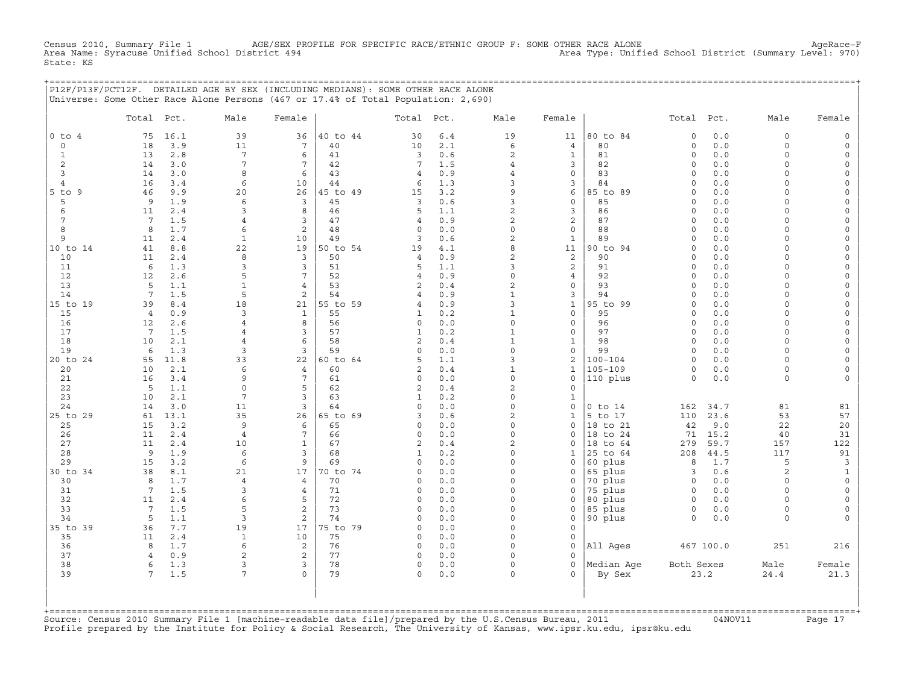Census 2010, Summary File 1 AGE/SEX PROFILE FOR SPECIFIC RACE/ETHNIC GROUP F: SOME OTHER RACE ALONE AgeRace-F
Area Name: Syracuse Unified School District 494 Area Type: Unified School District (Summary Level: 970)
State: KS

## P12F/P13F/PCT12F. DETAILED AGE BY SEX (INCLUDING MEDIANS): SOME OTHER RACE ALONE

Universe: Some Other Race Alone Persons (467 or 17.4% of Total Population: 2,690)

| | Total | Pct. | Male | Female | | Total | Pct. | Male | Female | | Total | Pct. | Male | Female |
|---|---|---|---|---|---|---|---|---|---|---|---|---|---|---|
| 0 to 4 | 75 | 16.1 | 39 | 36 | 40 to 44 | 30 | 6.4 | 19 | 11 | 80 to 84 | 0 | 0.0 | 0 | 0 |
| 0 | 18 | 3.9 | 11 | 7 | 40 | 10 | 2.1 | 6 | 4 | 80 | 0 | 0.0 | 0 | 0 |
| 1 | 13 | 2.8 | 7 | 6 | 41 | 3 | 0.6 | 2 | 1 | 81 | 0 | 0.0 | 0 | 0 |
| 2 | 14 | 3.0 | 7 | 7 | 42 | 7 | 1.5 | 4 | 3 | 82 | 0 | 0.0 | 0 | 0 |
| 3 | 14 | 3.0 | 8 | 6 | 43 | 4 | 0.9 | 4 | 0 | 83 | 0 | 0.0 | 0 | 0 |
| 4 | 16 | 3.4 | 6 | 10 | 44 | 6 | 1.3 | 3 | 3 | 84 | 0 | 0.0 | 0 | 0 |
| 5 to 9 | 46 | 9.9 | 20 | 26 | 45 to 49 | 15 | 3.2 | 9 | 6 | 85 to 89 | 0 | 0.0 | 0 | 0 |
| 5 | 9 | 1.9 | 6 | 3 | 45 | 3 | 0.6 | 3 | 0 | 85 | 0 | 0.0 | 0 | 0 |
| 6 | 11 | 2.4 | 3 | 8 | 46 | 5 | 1.1 | 2 | 3 | 86 | 0 | 0.0 | 0 | 0 |
| 7 | 7 | 1.5 | 4 | 3 | 47 | 4 | 0.9 | 2 | 2 | 87 | 0 | 0.0 | 0 | 0 |
| 8 | 8 | 1.7 | 6 | 2 | 48 | 0 | 0.0 | 0 | 0 | 88 | 0 | 0.0 | 0 | 0 |
| 9 | 11 | 2.4 | 1 | 10 | 49 | 3 | 0.6 | 2 | 1 | 89 | 0 | 0.0 | 0 | 0 |
| 10 to 14 | 41 | 8.8 | 22 | 19 | 50 to 54 | 19 | 4.1 | 8 | 11 | 90 to 94 | 0 | 0.0 | 0 | 0 |
| 10 | 11 | 2.4 | 8 | 3 | 50 | 4 | 0.9 | 2 | 2 | 90 | 0 | 0.0 | 0 | 0 |
| 11 | 6 | 1.3 | 3 | 3 | 51 | 5 | 1.1 | 3 | 2 | 91 | 0 | 0.0 | 0 | 0 |
| 12 | 12 | 2.6 | 5 | 7 | 52 | 4 | 0.9 | 0 | 4 | 92 | 0 | 0.0 | 0 | 0 |
| 13 | 5 | 1.1 | 1 | 4 | 53 | 2 | 0.4 | 2 | 0 | 93 | 0 | 0.0 | 0 | 0 |
| 14 | 7 | 1.5 | 5 | 2 | 54 | 4 | 0.9 | 1 | 3 | 94 | 0 | 0.0 | 0 | 0 |
| 15 to 19 | 39 | 8.4 | 18 | 21 | 55 to 59 | 4 | 0.9 | 3 | 1 | 95 to 99 | 0 | 0.0 | 0 | 0 |
| 15 | 4 | 0.9 | 3 | 1 | 55 | 1 | 0.2 | 1 | 0 | 95 | 0 | 0.0 | 0 | 0 |
| 16 | 12 | 2.6 | 4 | 8 | 56 | 0 | 0.0 | 0 | 0 | 96 | 0 | 0.0 | 0 | 0 |
| 17 | 7 | 1.5 | 4 | 3 | 57 | 1 | 0.2 | 1 | 0 | 97 | 0 | 0.0 | 0 | 0 |
| 18 | 10 | 2.1 | 4 | 6 | 58 | 2 | 0.4 | 1 | 1 | 98 | 0 | 0.0 | 0 | 0 |
| 19 | 6 | 1.3 | 3 | 3 | 59 | 0 | 0.0 | 0 | 0 | 99 | 0 | 0.0 | 0 | 0 |
| 20 to 24 | 55 | 11.8 | 33 | 22 | 60 to 64 | 5 | 1.1 | 3 | 2 | 100-104 | 0 | 0.0 | 0 | 0 |
| 20 | 10 | 2.1 | 6 | 4 | 60 | 2 | 0.4 | 1 | 1 | 105-109 | 0 | 0.0 | 0 | 0 |
| 21 | 16 | 3.4 | 9 | 7 | 61 | 0 | 0.0 | 0 | 0 | 110 plus | 0 | 0.0 | 0 | 0 |
| 22 | 5 | 1.1 | 0 | 5 | 62 | 2 | 0.4 | 2 | 0 | | | | | |
| 23 | 10 | 2.1 | 7 | 3 | 63 | 1 | 0.2 | 0 | 1 | | | | | |
| 24 | 14 | 3.0 | 11 | 3 | 64 | 0 | 0.0 | 0 | 0 | 0 to 14 | 162 | 34.7 | 81 | 81 |
| 25 to 29 | 61 | 13.1 | 35 | 26 | 65 to 69 | 3 | 0.6 | 2 | 1 | 5 to 17 | 110 | 23.6 | 53 | 57 |
| 25 | 15 | 3.2 | 9 | 6 | 65 | 0 | 0.0 | 0 | 0 | 18 to 21 | 42 | 9.0 | 22 | 20 |
| 26 | 11 | 2.4 | 4 | 7 | 66 | 0 | 0.0 | 0 | 0 | 18 to 24 | 71 | 15.2 | 40 | 31 |
| 27 | 11 | 2.4 | 10 | 1 | 67 | 2 | 0.4 | 2 | 0 | 18 to 64 | 279 | 59.7 | 157 | 122 |
| 28 | 9 | 1.9 | 6 | 3 | 68 | 1 | 0.2 | 0 | 1 | 25 to 64 | 208 | 44.5 | 117 | 91 |
| 29 | 15 | 3.2 | 6 | 9 | 69 | 0 | 0.0 | 0 | 0 | 60 plus | 8 | 1.7 | 5 | 3 |
| 30 to 34 | 38 | 8.1 | 21 | 17 | 70 to 74 | 0 | 0.0 | 0 | 0 | 65 plus | 3 | 0.6 | 2 | 1 |
| 30 | 8 | 1.7 | 4 | 4 | 70 | 0 | 0.0 | 0 | 0 | 70 plus | 0 | 0.0 | 0 | 0 |
| 31 | 7 | 1.5 | 3 | 4 | 71 | 0 | 0.0 | 0 | 0 | 75 plus | 0 | 0.0 | 0 | 0 |
| 32 | 11 | 2.4 | 6 | 5 | 72 | 0 | 0.0 | 0 | 0 | 80 plus | 0 | 0.0 | 0 | 0 |
| 33 | 7 | 1.5 | 5 | 2 | 73 | 0 | 0.0 | 0 | 0 | 85 plus | 0 | 0.0 | 0 | 0 |
| 34 | 5 | 1.1 | 3 | 2 | 74 | 0 | 0.0 | 0 | 0 | 90 plus | 0 | 0.0 | 0 | 0 |
| 35 to 39 | 36 | 7.7 | 19 | 17 | 75 to 79 | 0 | 0.0 | 0 | 0 | | | | | |
| 35 | 11 | 2.4 | 1 | 10 | 75 | 0 | 0.0 | 0 | 0 | | | | | |
| 36 | 8 | 1.7 | 6 | 2 | 76 | 0 | 0.0 | 0 | 0 | All Ages | 467 | 100.0 | 251 | 216 |
| 37 | 4 | 0.9 | 2 | 2 | 77 | 0 | 0.0 | 0 | 0 | | | | | |
| 38 | 6 | 1.3 | 3 | 3 | 78 | 0 | 0.0 | 0 | 0 | Median Age | Both Sexes | | Male | Female |
| 39 | 7 | 1.5 | 7 | 0 | 79 | 0 | 0.0 | 0 | 0 | By Sex | 23.2 | | 24.4 | 21.3 |

Source: Census 2010 Summary File 1 [machine-readable data file]/prepared by the U.S.Census Bureau, 2011 04NOV11
Profile prepared by the Institute for Policy & Social Research, The University of Kansas, www.ipsr.ku.edu, ipsr@ku.edu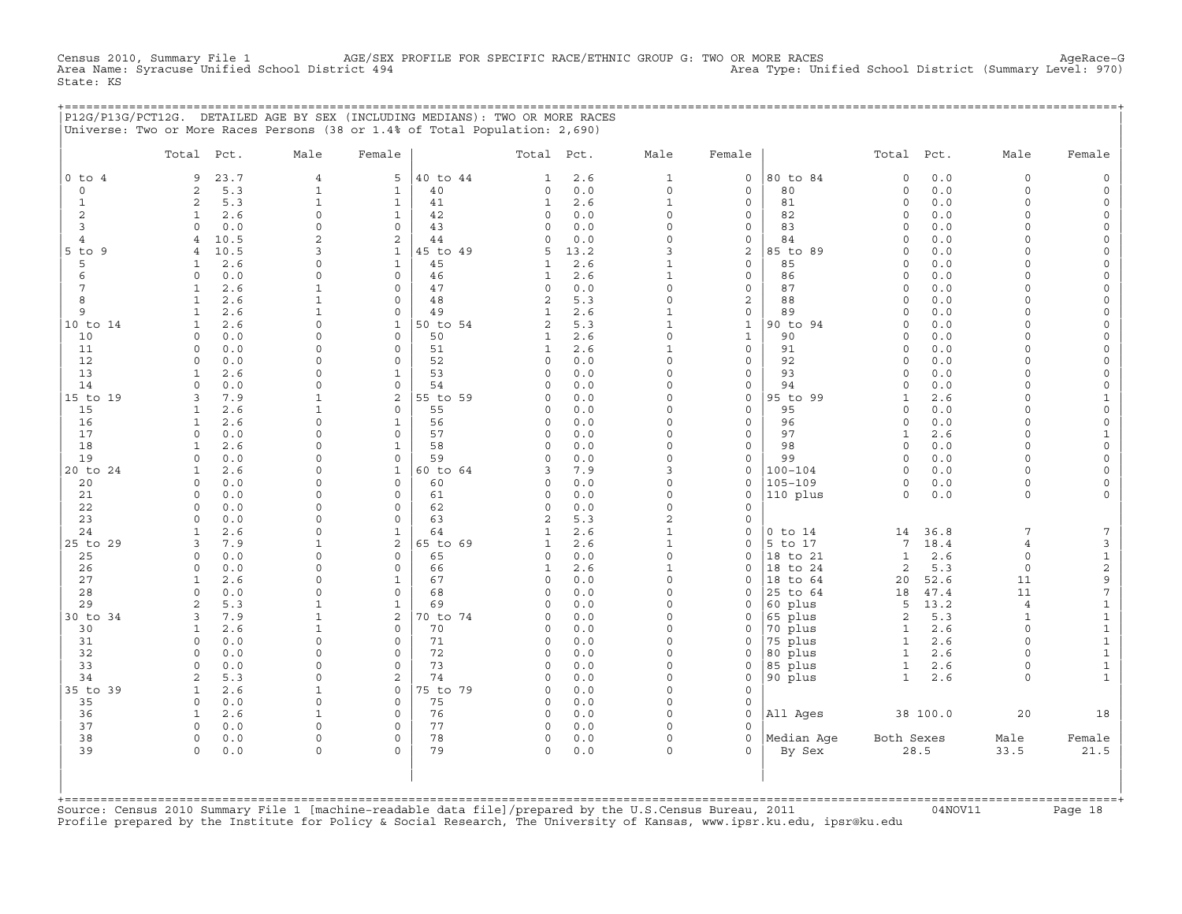Census 2010, Summary File 1 — AGE/SEX PROFILE FOR SPECIFIC RACE/ETHNIC GROUP G: TWO OR MORE RACES — AgeRace-G
Area Name: Syracuse Unified School District 494 — Area Type: Unified School District (Summary Level: 970)
State: KS

## P12G/P13G/PCT12G. DETAILED AGE BY SEX (INCLUDING MEDIANS): TWO OR MORE RACES

Universe: Two or More Races Persons (38 or 1.4% of Total Population: 2,690)

| | Total | Pct. | Male | Female | | Total | Pct. | Male | Female | | Total | Pct. | Male | Female |
|---|---|---|---|---|---|---|---|---|---|---|---|---|---|---|
| 0 to 4 | 9 | 23.7 | 4 | 5 | 40 to 44 | 1 | 2.6 | 1 | 0 | 80 to 84 | 0 | 0.0 | 0 | 0 |
| 0 | 2 | 5.3 | 1 | 1 | 40 | 0 | 0.0 | 0 | 0 | 80 | 0 | 0.0 | 0 | 0 |
| 1 | 2 | 5.3 | 1 | 1 | 41 | 1 | 2.6 | 1 | 0 | 81 | 0 | 0.0 | 0 | 0 |
| 2 | 1 | 2.6 | 0 | 1 | 42 | 0 | 0.0 | 0 | 0 | 82 | 0 | 0.0 | 0 | 0 |
| 3 | 0 | 0.0 | 0 | 0 | 43 | 0 | 0.0 | 0 | 0 | 83 | 0 | 0.0 | 0 | 0 |
| 4 | 4 | 10.5 | 2 | 2 | 44 | 0 | 0.0 | 0 | 0 | 84 | 0 | 0.0 | 0 | 0 |
| 5 to 9 | 4 | 10.5 | 3 | 1 | 45 to 49 | 5 | 13.2 | 3 | 2 | 85 to 89 | 0 | 0.0 | 0 | 0 |
| 5 | 1 | 2.6 | 0 | 1 | 45 | 1 | 2.6 | 1 | 0 | 85 | 0 | 0.0 | 0 | 0 |
| 6 | 0 | 0.0 | 0 | 0 | 46 | 1 | 2.6 | 1 | 0 | 86 | 0 | 0.0 | 0 | 0 |
| 7 | 1 | 2.6 | 1 | 0 | 47 | 0 | 0.0 | 0 | 0 | 87 | 0 | 0.0 | 0 | 0 |
| 8 | 1 | 2.6 | 1 | 0 | 48 | 2 | 5.3 | 0 | 2 | 88 | 0 | 0.0 | 0 | 0 |
| 9 | 1 | 2.6 | 1 | 0 | 49 | 1 | 2.6 | 1 | 0 | 89 | 0 | 0.0 | 0 | 0 |
| 10 to 14 | 1 | 2.6 | 0 | 1 | 50 to 54 | 2 | 5.3 | 1 | 1 | 90 to 94 | 0 | 0.0 | 0 | 0 |
| 10 | 0 | 0.0 | 0 | 0 | 50 | 1 | 2.6 | 0 | 1 | 90 | 0 | 0.0 | 0 | 0 |
| 11 | 0 | 0.0 | 0 | 0 | 51 | 1 | 2.6 | 1 | 0 | 91 | 0 | 0.0 | 0 | 0 |
| 12 | 0 | 0.0 | 0 | 0 | 52 | 0 | 0.0 | 0 | 0 | 92 | 0 | 0.0 | 0 | 0 |
| 13 | 1 | 2.6 | 0 | 1 | 53 | 0 | 0.0 | 0 | 0 | 93 | 0 | 0.0 | 0 | 0 |
| 14 | 0 | 0.0 | 0 | 0 | 54 | 0 | 0.0 | 0 | 0 | 94 | 0 | 0.0 | 0 | 0 |
| 15 to 19 | 3 | 7.9 | 1 | 2 | 55 to 59 | 0 | 0.0 | 0 | 0 | 95 to 99 | 1 | 2.6 | 0 | 1 |
| 15 | 1 | 2.6 | 1 | 0 | 55 | 0 | 0.0 | 0 | 0 | 95 | 0 | 0.0 | 0 | 0 |
| 16 | 1 | 2.6 | 0 | 1 | 56 | 0 | 0.0 | 0 | 0 | 96 | 0 | 0.0 | 0 | 0 |
| 17 | 0 | 0.0 | 0 | 0 | 57 | 0 | 0.0 | 0 | 0 | 97 | 1 | 2.6 | 0 | 1 |
| 18 | 1 | 2.6 | 0 | 1 | 58 | 0 | 0.0 | 0 | 0 | 98 | 0 | 0.0 | 0 | 0 |
| 19 | 0 | 0.0 | 0 | 0 | 59 | 0 | 0.0 | 0 | 0 | 99 | 0 | 0.0 | 0 | 0 |
| 20 to 24 | 1 | 2.6 | 0 | 1 | 60 to 64 | 3 | 7.9 | 3 | 0 | 100-104 | 0 | 0.0 | 0 | 0 |
| 20 | 0 | 0.0 | 0 | 0 | 60 | 0 | 0.0 | 0 | 0 | 105-109 | 0 | 0.0 | 0 | 0 |
| 21 | 0 | 0.0 | 0 | 0 | 61 | 0 | 0.0 | 0 | 0 | 110 plus | 0 | 0.0 | 0 | 0 |
| 22 | 0 | 0.0 | 0 | 0 | 62 | 0 | 0.0 | 0 | 0 | | | | | |
| 23 | 0 | 0.0 | 0 | 0 | 63 | 2 | 5.3 | 2 | 0 | | | | | |
| 24 | 1 | 2.6 | 0 | 1 | 64 | 1 | 2.6 | 1 | 0 | 0 to 14 | 14 | 36.8 | 7 | 7 |
| 25 to 29 | 3 | 7.9 | 1 | 2 | 65 to 69 | 1 | 2.6 | 1 | 0 | 5 to 17 | 7 | 18.4 | 4 | 3 |
| 25 | 0 | 0.0 | 0 | 0 | 65 | 0 | 0.0 | 0 | 0 | 18 to 21 | 1 | 2.6 | 0 | 1 |
| 26 | 0 | 0.0 | 0 | 0 | 66 | 1 | 2.6 | 1 | 0 | 18 to 24 | 2 | 5.3 | 0 | 2 |
| 27 | 1 | 2.6 | 0 | 1 | 67 | 0 | 0.0 | 0 | 0 | 18 to 64 | 20 | 52.6 | 11 | 9 |
| 28 | 0 | 0.0 | 0 | 0 | 68 | 0 | 0.0 | 0 | 0 | 25 to 64 | 18 | 47.4 | 11 | 7 |
| 29 | 2 | 5.3 | 1 | 1 | 69 | 0 | 0.0 | 0 | 0 | 60 plus | 5 | 13.2 | 4 | 1 |
| 30 to 34 | 3 | 7.9 | 1 | 2 | 70 to 74 | 0 | 0.0 | 0 | 0 | 65 plus | 2 | 5.3 | 1 | 1 |
| 30 | 1 | 2.6 | 1 | 0 | 70 | 0 | 0.0 | 0 | 0 | 70 plus | 1 | 2.6 | 0 | 1 |
| 31 | 0 | 0.0 | 0 | 0 | 71 | 0 | 0.0 | 0 | 0 | 75 plus | 1 | 2.6 | 0 | 1 |
| 32 | 0 | 0.0 | 0 | 0 | 72 | 0 | 0.0 | 0 | 0 | 80 plus | 1 | 2.6 | 0 | 1 |
| 33 | 0 | 0.0 | 0 | 0 | 73 | 0 | 0.0 | 0 | 0 | 85 plus | 1 | 2.6 | 0 | 1 |
| 34 | 2 | 5.3 | 0 | 2 | 74 | 0 | 0.0 | 0 | 0 | 90 plus | 1 | 2.6 | 0 | 1 |
| 35 to 39 | 1 | 2.6 | 1 | 0 | 75 to 79 | 0 | 0.0 | 0 | 0 | | | | | |
| 35 | 0 | 0.0 | 0 | 0 | 75 | 0 | 0.0 | 0 | 0 | | | | | |
| 36 | 1 | 2.6 | 1 | 0 | 76 | 0 | 0.0 | 0 | 0 | All Ages | 38 | 100.0 | 20 | 18 |
| 37 | 0 | 0.0 | 0 | 0 | 77 | 0 | 0.0 | 0 | 0 | | | | | |
| 38 | 0 | 0.0 | 0 | 0 | 78 | 0 | 0.0 | 0 | 0 | Median Age | Both Sexes | | Male | Female |
| 39 | 0 | 0.0 | 0 | 0 | 79 | 0 | 0.0 | 0 | 0 | By Sex | 28.5 | | 33.5 | 21.5 |

Source: Census 2010 Summary File 1 [machine-readable data file]/prepared by the U.S.Census Bureau, 2011 04NOV11
Profile prepared by the Institute for Policy & Social Research, The University of Kansas, www.ipsr.ku.edu, ipsr@ku.edu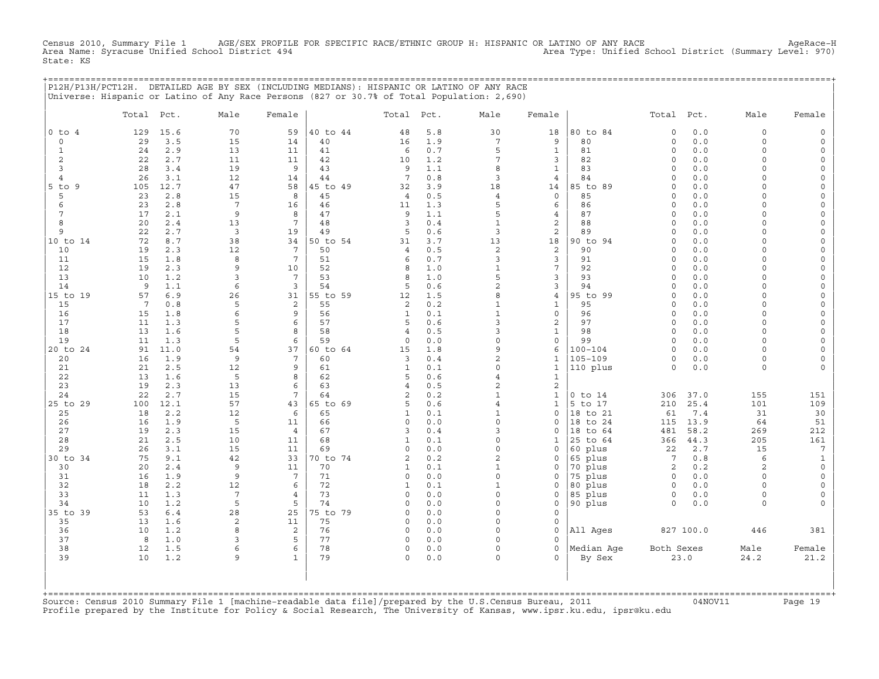Census 2010, Summary File 1 AGE/SEX PROFILE FOR SPECIFIC RACE/ETHNIC GROUP H: HISPANIC OR LATINO OF ANY RACE AgeRace-H
Area Name: Syracuse Unified School District 494 Area Type: Unified School District (Summary Level: 970)
State: KS

## P12H/P13H/PCT12H. DETAILED AGE BY SEX (INCLUDING MEDIANS): HISPANIC OR LATINO OF ANY RACE

Universe: Hispanic or Latino of Any Race Persons (827 or 30.7% of Total Population: 2,690)

| | Total | Pct. | Male | Female | | Total | Pct. | Male | Female | | Total | Pct. | Male | Female |
|---|---|---|---|---|---|---|---|---|---|---|---|---|---|---|
| 0 to 4 | 129 | 15.6 | 70 | 59 | 40 to 44 | 48 | 5.8 | 30 | 18 | 80 to 84 | 0 | 0.0 | 0 | 0 |
| 0 | 29 | 3.5 | 15 | 14 | 40 | 16 | 1.9 | 7 | 9 | 80 | 0 | 0.0 | 0 | 0 |
| 1 | 24 | 2.9 | 13 | 11 | 41 | 6 | 0.7 | 5 | 1 | 81 | 0 | 0.0 | 0 | 0 |
| 2 | 22 | 2.7 | 11 | 11 | 42 | 10 | 1.2 | 7 | 3 | 82 | 0 | 0.0 | 0 | 0 |
| 3 | 28 | 3.4 | 19 | 9 | 43 | 9 | 1.1 | 8 | 1 | 83 | 0 | 0.0 | 0 | 0 |
| 4 | 26 | 3.1 | 12 | 14 | 44 | 7 | 0.8 | 3 | 4 | 84 | 0 | 0.0 | 0 | 0 |
| 5 to 9 | 105 | 12.7 | 47 | 58 | 45 to 49 | 32 | 3.9 | 18 | 14 | 85 to 89 | 0 | 0.0 | 0 | 0 |
| 5 | 23 | 2.8 | 15 | 8 | 45 | 4 | 0.5 | 4 | 0 | 85 | 0 | 0.0 | 0 | 0 |
| 6 | 23 | 2.8 | 7 | 16 | 46 | 11 | 1.3 | 5 | 6 | 86 | 0 | 0.0 | 0 | 0 |
| 7 | 17 | 2.1 | 9 | 8 | 47 | 9 | 1.1 | 5 | 4 | 87 | 0 | 0.0 | 0 | 0 |
| 8 | 20 | 2.4 | 13 | 7 | 48 | 3 | 0.4 | 1 | 2 | 88 | 0 | 0.0 | 0 | 0 |
| 9 | 22 | 2.7 | 3 | 19 | 49 | 5 | 0.6 | 3 | 2 | 89 | 0 | 0.0 | 0 | 0 |
| 10 to 14 | 72 | 8.7 | 38 | 34 | 50 to 54 | 31 | 3.7 | 13 | 18 | 90 to 94 | 0 | 0.0 | 0 | 0 |
| 10 | 19 | 2.3 | 12 | 7 | 50 | 4 | 0.5 | 2 | 2 | 90 | 0 | 0.0 | 0 | 0 |
| 11 | 15 | 1.8 | 8 | 7 | 51 | 6 | 0.7 | 3 | 3 | 91 | 0 | 0.0 | 0 | 0 |
| 12 | 19 | 2.3 | 9 | 10 | 52 | 8 | 1.0 | 1 | 7 | 92 | 0 | 0.0 | 0 | 0 |
| 13 | 10 | 1.2 | 3 | 7 | 53 | 8 | 1.0 | 5 | 3 | 93 | 0 | 0.0 | 0 | 0 |
| 14 | 9 | 1.1 | 6 | 3 | 54 | 5 | 0.6 | 2 | 3 | 94 | 0 | 0.0 | 0 | 0 |
| 15 to 19 | 57 | 6.9 | 26 | 31 | 55 to 59 | 12 | 1.5 | 8 | 4 | 95 to 99 | 0 | 0.0 | 0 | 0 |
| 15 | 7 | 0.8 | 5 | 2 | 55 | 2 | 0.2 | 1 | 1 | 95 | 0 | 0.0 | 0 | 0 |
| 16 | 15 | 1.8 | 6 | 9 | 56 | 1 | 0.1 | 1 | 0 | 96 | 0 | 0.0 | 0 | 0 |
| 17 | 11 | 1.3 | 5 | 6 | 57 | 5 | 0.6 | 3 | 2 | 97 | 0 | 0.0 | 0 | 0 |
| 18 | 13 | 1.6 | 5 | 8 | 58 | 4 | 0.5 | 3 | 1 | 98 | 0 | 0.0 | 0 | 0 |
| 19 | 11 | 1.3 | 5 | 6 | 59 | 0 | 0.0 | 0 | 0 | 99 | 0 | 0.0 | 0 | 0 |
| 20 to 24 | 91 | 11.0 | 54 | 37 | 60 to 64 | 15 | 1.8 | 9 | 6 | 100-104 | 0 | 0.0 | 0 | 0 |
| 20 | 16 | 1.9 | 9 | 7 | 60 | 3 | 0.4 | 2 | 1 | 105-109 | 0 | 0.0 | 0 | 0 |
| 21 | 21 | 2.5 | 12 | 9 | 61 | 1 | 0.1 | 0 | 1 | 110 plus | 0 | 0.0 | 0 | 0 |
| 22 | 13 | 1.6 | 5 | 8 | 62 | 5 | 0.6 | 4 | 1 | | | | | |
| 23 | 19 | 2.3 | 13 | 6 | 63 | 4 | 0.5 | 2 | 2 | | | | | |
| 24 | 22 | 2.7 | 15 | 7 | 64 | 2 | 0.2 | 1 | 1 | 0 to 14 | 306 | 37.0 | 155 | 151 |
| 25 to 29 | 100 | 12.1 | 57 | 43 | 65 to 69 | 5 | 0.6 | 4 | 1 | 5 to 17 | 210 | 25.4 | 101 | 109 |
| 25 | 18 | 2.2 | 12 | 6 | 65 | 1 | 0.1 | 1 | 0 | 18 to 21 | 61 | 7.4 | 31 | 30 |
| 26 | 16 | 1.9 | 5 | 11 | 66 | 0 | 0.0 | 0 | 0 | 18 to 24 | 115 | 13.9 | 64 | 51 |
| 27 | 19 | 2.3 | 15 | 4 | 67 | 3 | 0.4 | 3 | 0 | 18 to 64 | 481 | 58.2 | 269 | 212 |
| 28 | 21 | 2.5 | 10 | 11 | 68 | 1 | 0.1 | 0 | 1 | 25 to 64 | 366 | 44.3 | 205 | 161 |
| 29 | 26 | 3.1 | 15 | 11 | 69 | 0 | 0.0 | 0 | 0 | 60 plus | 22 | 2.7 | 15 | 7 |
| 30 to 34 | 75 | 9.1 | 42 | 33 | 70 to 74 | 2 | 0.2 | 2 | 0 | 65 plus | 7 | 0.8 | 6 | 1 |
| 30 | 20 | 2.4 | 9 | 11 | 70 | 1 | 0.1 | 1 | 0 | 70 plus | 2 | 0.2 | 2 | 0 |
| 31 | 16 | 1.9 | 9 | 7 | 71 | 0 | 0.0 | 0 | 0 | 75 plus | 0 | 0.0 | 0 | 0 |
| 32 | 18 | 2.2 | 12 | 6 | 72 | 1 | 0.1 | 1 | 0 | 80 plus | 0 | 0.0 | 0 | 0 |
| 33 | 11 | 1.3 | 7 | 4 | 73 | 0 | 0.0 | 0 | 0 | 85 plus | 0 | 0.0 | 0 | 0 |
| 34 | 10 | 1.2 | 5 | 5 | 74 | 0 | 0.0 | 0 | 0 | 90 plus | 0 | 0.0 | 0 | 0 |
| 35 to 39 | 53 | 6.4 | 28 | 25 | 75 to 79 | 0 | 0.0 | 0 | 0 | | | | | |
| 35 | 13 | 1.6 | 2 | 11 | 75 | 0 | 0.0 | 0 | 0 | | | | | |
| 36 | 10 | 1.2 | 8 | 2 | 76 | 0 | 0.0 | 0 | 0 | All Ages | 827 | 100.0 | 446 | 381 |
| 37 | 8 | 1.0 | 3 | 5 | 77 | 0 | 0.0 | 0 | 0 | | | | | |
| 38 | 12 | 1.5 | 6 | 6 | 78 | 0 | 0.0 | 0 | 0 | Median Age | Both Sexes | | Male | Female |
| 39 | 10 | 1.2 | 9 | 1 | 79 | 0 | 0.0 | 0 | 0 | By Sex | 23.0 | | 24.2 | 21.2 |

Source: Census 2010 Summary File 1 [machine-readable data file]/prepared by the U.S.Census Bureau, 2011 04NOV11
Profile prepared by the Institute for Policy & Social Research, The University of Kansas, www.ipsr.ku.edu, ipsr@ku.edu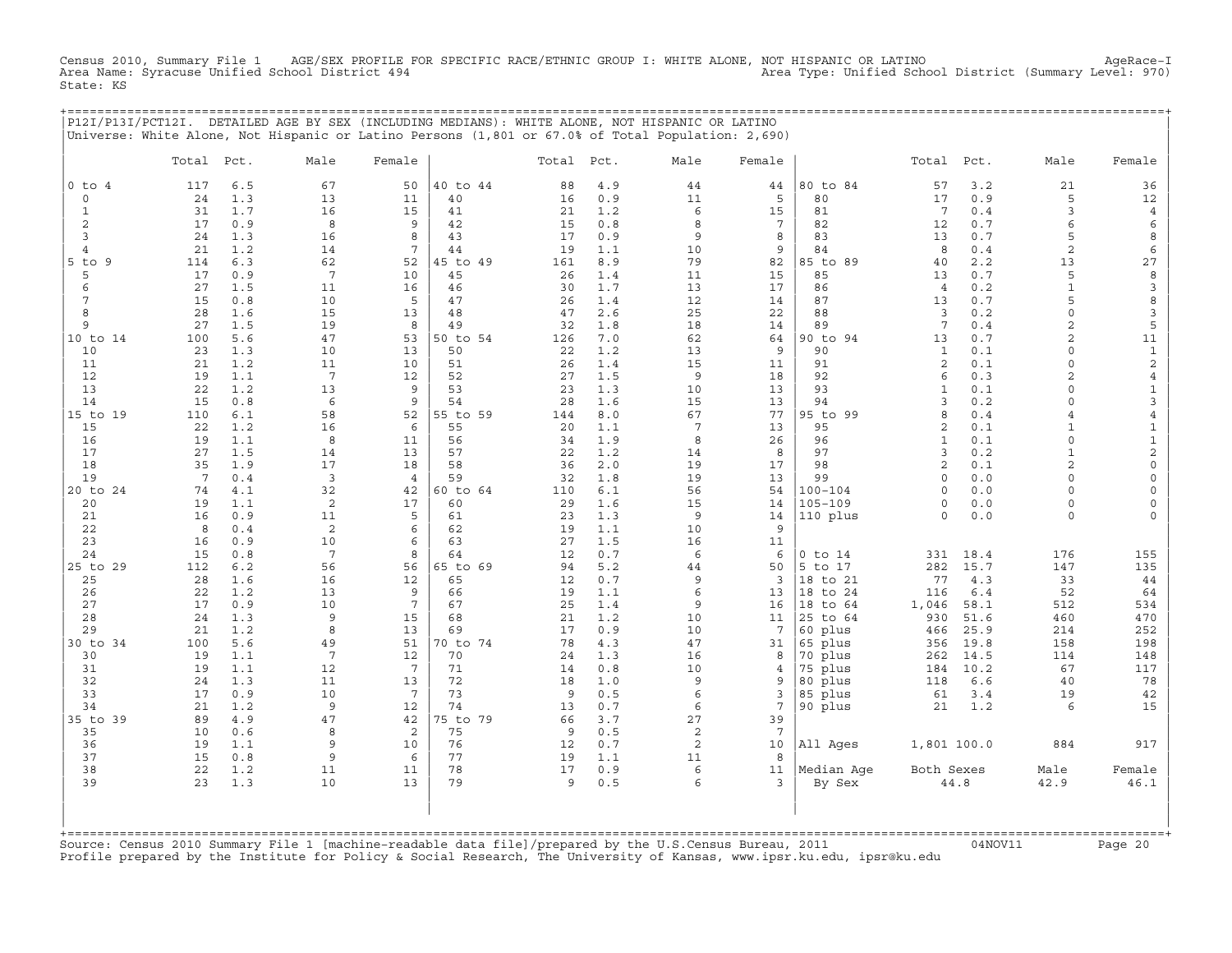Census 2010, Summary File 1 AGE/SEX PROFILE FOR SPECIFIC RACE/ETHNIC GROUP I: WHITE ALONE, NOT HISPANIC OR LATINO AgeRace-I
Area Name: Syracuse Unified School District 494 Area Type: Unified School District (Summary Level: 970)
State: KS

P12I/P13I/PCT12I. DETAILED AGE BY SEX (INCLUDING MEDIANS): WHITE ALONE, NOT HISPANIC OR LATINO
Universe: White Alone, Not Hispanic or Latino Persons (1,801 or 67.0% of Total Population: 2,690)

| | Total | Pct. | Male | Female | | Total | Pct. | Male | Female | | Total | Pct. | Male | Female |
|---|---|---|---|---|---|---|---|---|---|---|---|---|---|---|
| 0 to 4 | 117 | 6.5 | 67 | 50 | 40 to 44 | 88 | 4.9 | 44 | 44 | 80 to 84 | 57 | 3.2 | 21 | 36 |
| 0 | 24 | 1.3 | 13 | 11 | 40 | 16 | 0.9 | 11 | 5 | 80 | 17 | 0.9 | 5 | 12 |
| 1 | 31 | 1.7 | 16 | 15 | 41 | 21 | 1.2 | 6 | 15 | 81 | 7 | 0.4 | 3 | 4 |
| 2 | 17 | 0.9 | 8 | 9 | 42 | 15 | 0.8 | 8 | 7 | 82 | 12 | 0.7 | 6 | 6 |
| 3 | 24 | 1.3 | 16 | 8 | 43 | 17 | 0.9 | 9 | 8 | 83 | 13 | 0.7 | 5 | 8 |
| 4 | 21 | 1.2 | 14 | 7 | 44 | 19 | 1.1 | 10 | 9 | 84 | 8 | 0.4 | 2 | 6 |
| 5 to 9 | 114 | 6.3 | 62 | 52 | 45 to 49 | 161 | 8.9 | 79 | 82 | 85 to 89 | 40 | 2.2 | 13 | 27 |
| 5 | 17 | 0.9 | 7 | 10 | 45 | 26 | 1.4 | 11 | 15 | 85 | 13 | 0.7 | 5 | 8 |
| 6 | 27 | 1.5 | 11 | 16 | 46 | 30 | 1.7 | 13 | 17 | 86 | 4 | 0.2 | 1 | 3 |
| 7 | 15 | 0.8 | 10 | 5 | 47 | 26 | 1.4 | 12 | 14 | 87 | 13 | 0.7 | 5 | 8 |
| 8 | 28 | 1.6 | 15 | 13 | 48 | 47 | 2.6 | 25 | 22 | 88 | 3 | 0.2 | 0 | 3 |
| 9 | 27 | 1.5 | 19 | 8 | 49 | 32 | 1.8 | 18 | 14 | 89 | 7 | 0.4 | 2 | 5 |
| 10 to 14 | 100 | 5.6 | 47 | 53 | 50 to 54 | 126 | 7.0 | 62 | 64 | 90 to 94 | 13 | 0.7 | 2 | 11 |
| 10 | 23 | 1.3 | 10 | 13 | 50 | 22 | 1.2 | 13 | 9 | 90 | 1 | 0.1 | 0 | 1 |
| 11 | 21 | 1.2 | 11 | 10 | 51 | 26 | 1.4 | 15 | 11 | 91 | 2 | 0.1 | 0 | 2 |
| 12 | 19 | 1.1 | 7 | 12 | 52 | 27 | 1.5 | 9 | 18 | 92 | 6 | 0.3 | 2 | 4 |
| 13 | 22 | 1.2 | 13 | 9 | 53 | 23 | 1.3 | 10 | 13 | 93 | 1 | 0.1 | 0 | 1 |
| 14 | 15 | 0.8 | 6 | 9 | 54 | 28 | 1.6 | 15 | 13 | 94 | 3 | 0.2 | 0 | 3 |
| 15 to 19 | 110 | 6.1 | 58 | 52 | 55 to 59 | 144 | 8.0 | 67 | 77 | 95 to 99 | 8 | 0.4 | 4 | 4 |
| 15 | 22 | 1.2 | 16 | 6 | 55 | 20 | 1.1 | 7 | 13 | 95 | 2 | 0.1 | 1 | 1 |
| 16 | 19 | 1.1 | 8 | 11 | 56 | 34 | 1.9 | 8 | 26 | 96 | 1 | 0.1 | 0 | 1 |
| 17 | 27 | 1.5 | 14 | 13 | 57 | 22 | 1.2 | 14 | 8 | 97 | 3 | 0.2 | 1 | 2 |
| 18 | 35 | 1.9 | 17 | 18 | 58 | 36 | 2.0 | 19 | 17 | 98 | 2 | 0.1 | 2 | 0 |
| 19 | 7 | 0.4 | 3 | 4 | 59 | 32 | 1.8 | 19 | 13 | 99 | 0 | 0.0 | 0 | 0 |
| 20 to 24 | 74 | 4.1 | 32 | 42 | 60 to 64 | 110 | 6.1 | 56 | 54 | 100-104 | 0 | 0.0 | 0 | 0 |
| 20 | 19 | 1.1 | 2 | 17 | 60 | 29 | 1.6 | 15 | 14 | 105-109 | 0 | 0.0 | 0 | 0 |
| 21 | 16 | 0.9 | 11 | 5 | 61 | 23 | 1.3 | 9 | 14 | 110 plus | 0 | 0.0 | 0 | 0 |
| 22 | 8 | 0.4 | 2 | 6 | 62 | 19 | 1.1 | 10 | 9 | | | | | |
| 23 | 16 | 0.9 | 10 | 6 | 63 | 27 | 1.5 | 16 | 11 | | | | | |
| 24 | 15 | 0.8 | 7 | 8 | 64 | 12 | 0.7 | 6 | 6 | 0 to 14 | 331 | 18.4 | 176 | 155 |
| 25 to 29 | 112 | 6.2 | 56 | 56 | 65 to 69 | 94 | 5.2 | 44 | 50 | 5 to 17 | 282 | 15.7 | 147 | 135 |
| 25 | 28 | 1.6 | 16 | 12 | 65 | 12 | 0.7 | 9 | 3 | 18 to 21 | 77 | 4.3 | 33 | 44 |
| 26 | 22 | 1.2 | 13 | 9 | 66 | 19 | 1.1 | 6 | 13 | 18 to 24 | 116 | 6.4 | 52 | 64 |
| 27 | 17 | 0.9 | 10 | 7 | 67 | 25 | 1.4 | 9 | 16 | 18 to 64 | 1,046 | 58.1 | 512 | 534 |
| 28 | 24 | 1.3 | 9 | 15 | 68 | 21 | 1.2 | 10 | 11 | 25 to 64 | 930 | 51.6 | 460 | 470 |
| 29 | 21 | 1.2 | 8 | 13 | 69 | 17 | 0.9 | 10 | 7 | 60 plus | 466 | 25.9 | 214 | 252 |
| 30 to 34 | 100 | 5.6 | 49 | 51 | 70 to 74 | 78 | 4.3 | 47 | 31 | 65 plus | 356 | 19.8 | 158 | 198 |
| 30 | 19 | 1.1 | 7 | 12 | 70 | 24 | 1.3 | 16 | 8 | 70 plus | 262 | 14.5 | 114 | 148 |
| 31 | 19 | 1.1 | 12 | 7 | 71 | 14 | 0.8 | 10 | 4 | 75 plus | 184 | 10.2 | 67 | 117 |
| 32 | 24 | 1.3 | 11 | 13 | 72 | 18 | 1.0 | 9 | 9 | 80 plus | 118 | 6.6 | 40 | 78 |
| 33 | 17 | 0.9 | 10 | 7 | 73 | 9 | 0.5 | 6 | 3 | 85 plus | 61 | 3.4 | 19 | 42 |
| 34 | 21 | 1.2 | 9 | 12 | 74 | 13 | 0.7 | 6 | 7 | 90 plus | 21 | 1.2 | 6 | 15 |
| 35 to 39 | 89 | 4.9 | 47 | 42 | 75 to 79 | 66 | 3.7 | 27 | 39 | | | | | |
| 35 | 10 | 0.6 | 8 | 2 | 75 | 9 | 0.5 | 2 | 7 | | | | | |
| 36 | 19 | 1.1 | 9 | 10 | 76 | 12 | 0.7 | 2 | 10 | All Ages | 1,801 | 100.0 | 884 | 917 |
| 37 | 15 | 0.8 | 9 | 6 | 77 | 19 | 1.1 | 11 | 8 | | | | | |
| 38 | 22 | 1.2 | 11 | 11 | 78 | 17 | 0.9 | 6 | 11 | Median Age | Both Sexes | | Male | Female |
| 39 | 23 | 1.3 | 10 | 13 | 79 | 9 | 0.5 | 6 | 3 | By Sex | 44.8 | | 42.9 | 46.1 |

Source: Census 2010 Summary File 1 [machine-readable data file]/prepared by the U.S.Census Bureau, 2011 04NOV11
Profile prepared by the Institute for Policy & Social Research, The University of Kansas, www.ipsr.ku.edu, ipsr@ku.edu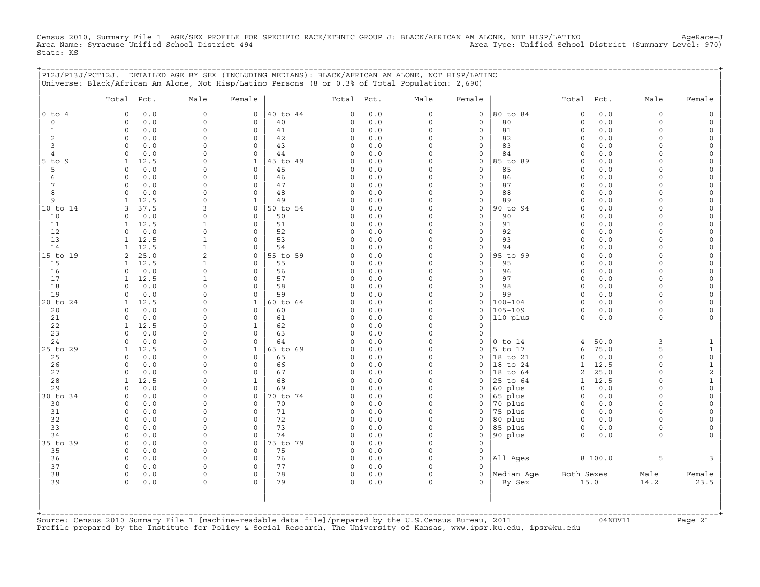Census 2010, Summary File 1 AGE/SEX PROFILE FOR SPECIFIC RACE/ETHNIC GROUP J: BLACK/AFRICAN AM ALONE, NOT HISP/LATINO AgeRace-J
Area Name: Syracuse Unified School District 494 Area Type: Unified School District (Summary Level: 970)
State: KS

P12J/P13J/PCT12J. DETAILED AGE BY SEX (INCLUDING MEDIANS): BLACK/AFRICAN AM ALONE, NOT HISP/LATINO
Universe: Black/African Am Alone, Not Hisp/Latino Persons (8 or 0.3% of Total Population: 2,690)

| | Total | Pct. | Male | Female | | Total | Pct. | Male | Female | | Total | Pct. | Male | Female |
|---|---|---|---|---|---|---|---|---|---|---|---|---|---|---|
| 0 to 4 | 0 | 0.0 | 0 | 0 | 40 to 44 | 0 | 0.0 | 0 | 0 | 80 to 84 | 0 | 0.0 | 0 | 0 |
| 0 | 0 | 0.0 | 0 | 0 | 40 | 0 | 0.0 | 0 | 0 | 80 | 0 | 0.0 | 0 | 0 |
| 1 | 0 | 0.0 | 0 | 0 | 41 | 0 | 0.0 | 0 | 0 | 81 | 0 | 0.0 | 0 | 0 |
| 2 | 0 | 0.0 | 0 | 0 | 42 | 0 | 0.0 | 0 | 0 | 82 | 0 | 0.0 | 0 | 0 |
| 3 | 0 | 0.0 | 0 | 0 | 43 | 0 | 0.0 | 0 | 0 | 83 | 0 | 0.0 | 0 | 0 |
| 4 | 0 | 0.0 | 0 | 0 | 44 | 0 | 0.0 | 0 | 0 | 84 | 0 | 0.0 | 0 | 0 |
| 5 to 9 | 1 | 12.5 | 0 | 1 | 45 to 49 | 0 | 0.0 | 0 | 0 | 85 to 89 | 0 | 0.0 | 0 | 0 |
| 5 | 0 | 0.0 | 0 | 0 | 45 | 0 | 0.0 | 0 | 0 | 85 | 0 | 0.0 | 0 | 0 |
| 6 | 0 | 0.0 | 0 | 0 | 46 | 0 | 0.0 | 0 | 0 | 86 | 0 | 0.0 | 0 | 0 |
| 7 | 0 | 0.0 | 0 | 0 | 47 | 0 | 0.0 | 0 | 0 | 87 | 0 | 0.0 | 0 | 0 |
| 8 | 0 | 0.0 | 0 | 0 | 48 | 0 | 0.0 | 0 | 0 | 88 | 0 | 0.0 | 0 | 0 |
| 9 | 1 | 12.5 | 0 | 1 | 49 | 0 | 0.0 | 0 | 0 | 89 | 0 | 0.0 | 0 | 0 |
| 10 to 14 | 3 | 37.5 | 3 | 0 | 50 to 54 | 0 | 0.0 | 0 | 0 | 90 to 94 | 0 | 0.0 | 0 | 0 |
| 10 | 0 | 0.0 | 0 | 0 | 50 | 0 | 0.0 | 0 | 0 | 90 | 0 | 0.0 | 0 | 0 |
| 11 | 1 | 12.5 | 1 | 0 | 51 | 0 | 0.0 | 0 | 0 | 91 | 0 | 0.0 | 0 | 0 |
| 12 | 0 | 0.0 | 0 | 0 | 52 | 0 | 0.0 | 0 | 0 | 92 | 0 | 0.0 | 0 | 0 |
| 13 | 1 | 12.5 | 1 | 0 | 53 | 0 | 0.0 | 0 | 0 | 93 | 0 | 0.0 | 0 | 0 |
| 14 | 1 | 12.5 | 1 | 0 | 54 | 0 | 0.0 | 0 | 0 | 94 | 0 | 0.0 | 0 | 0 |
| 15 to 19 | 2 | 25.0 | 2 | 0 | 55 to 59 | 0 | 0.0 | 0 | 0 | 95 to 99 | 0 | 0.0 | 0 | 0 |
| 15 | 1 | 12.5 | 1 | 0 | 55 | 0 | 0.0 | 0 | 0 | 95 | 0 | 0.0 | 0 | 0 |
| 16 | 0 | 0.0 | 0 | 0 | 56 | 0 | 0.0 | 0 | 0 | 96 | 0 | 0.0 | 0 | 0 |
| 17 | 1 | 12.5 | 1 | 0 | 57 | 0 | 0.0 | 0 | 0 | 97 | 0 | 0.0 | 0 | 0 |
| 18 | 0 | 0.0 | 0 | 0 | 58 | 0 | 0.0 | 0 | 0 | 98 | 0 | 0.0 | 0 | 0 |
| 19 | 0 | 0.0 | 0 | 0 | 59 | 0 | 0.0 | 0 | 0 | 99 | 0 | 0.0 | 0 | 0 |
| 20 to 24 | 1 | 12.5 | 0 | 1 | 60 to 64 | 0 | 0.0 | 0 | 0 | 100-104 | 0 | 0.0 | 0 | 0 |
| 20 | 0 | 0.0 | 0 | 0 | 60 | 0 | 0.0 | 0 | 0 | 105-109 | 0 | 0.0 | 0 | 0 |
| 21 | 0 | 0.0 | 0 | 0 | 61 | 0 | 0.0 | 0 | 0 | 110 plus | 0 | 0.0 | 0 | 0 |
| 22 | 1 | 12.5 | 0 | 1 | 62 | 0 | 0.0 | 0 | 0 | | | | | |
| 23 | 0 | 0.0 | 0 | 0 | 63 | 0 | 0.0 | 0 | 0 | | | | | |
| 24 | 0 | 0.0 | 0 | 0 | 64 | 0 | 0.0 | 0 | 0 | 0 to 14 | 4 | 50.0 | 3 | 1 |
| 25 to 29 | 1 | 12.5 | 0 | 1 | 65 to 69 | 0 | 0.0 | 0 | 0 | 5 to 17 | 6 | 75.0 | 5 | 1 |
| 25 | 0 | 0.0 | 0 | 0 | 65 | 0 | 0.0 | 0 | 0 | 18 to 21 | 0 | 0.0 | 0 | 0 |
| 26 | 0 | 0.0 | 0 | 0 | 66 | 0 | 0.0 | 0 | 0 | 18 to 24 | 1 | 12.5 | 0 | 1 |
| 27 | 0 | 0.0 | 0 | 0 | 67 | 0 | 0.0 | 0 | 0 | 18 to 64 | 2 | 25.0 | 0 | 2 |
| 28 | 1 | 12.5 | 0 | 1 | 68 | 0 | 0.0 | 0 | 0 | 25 to 64 | 1 | 12.5 | 0 | 1 |
| 29 | 0 | 0.0 | 0 | 0 | 69 | 0 | 0.0 | 0 | 0 | 60 plus | 0 | 0.0 | 0 | 0 |
| 30 to 34 | 0 | 0.0 | 0 | 0 | 70 to 74 | 0 | 0.0 | 0 | 0 | 65 plus | 0 | 0.0 | 0 | 0 |
| 30 | 0 | 0.0 | 0 | 0 | 70 | 0 | 0.0 | 0 | 0 | 70 plus | 0 | 0.0 | 0 | 0 |
| 31 | 0 | 0.0 | 0 | 0 | 71 | 0 | 0.0 | 0 | 0 | 75 plus | 0 | 0.0 | 0 | 0 |
| 32 | 0 | 0.0 | 0 | 0 | 72 | 0 | 0.0 | 0 | 0 | 80 plus | 0 | 0.0 | 0 | 0 |
| 33 | 0 | 0.0 | 0 | 0 | 73 | 0 | 0.0 | 0 | 0 | 85 plus | 0 | 0.0 | 0 | 0 |
| 34 | 0 | 0.0 | 0 | 0 | 74 | 0 | 0.0 | 0 | 0 | 90 plus | 0 | 0.0 | 0 | 0 |
| 35 to 39 | 0 | 0.0 | 0 | 0 | 75 to 79 | 0 | 0.0 | 0 | 0 | | | | | |
| 35 | 0 | 0.0 | 0 | 0 | 75 | 0 | 0.0 | 0 | 0 | | | | | |
| 36 | 0 | 0.0 | 0 | 0 | 76 | 0 | 0.0 | 0 | 0 | All Ages | 8 | 100.0 | 5 | 3 |
| 37 | 0 | 0.0 | 0 | 0 | 77 | 0 | 0.0 | 0 | 0 | | | | | |
| 38 | 0 | 0.0 | 0 | 0 | 78 | 0 | 0.0 | 0 | 0 | Median Age | Both Sexes | | Male | Female |
| 39 | 0 | 0.0 | 0 | 0 | 79 | 0 | 0.0 | 0 | 0 | By Sex | 15.0 | | 14.2 | 23.5 |

Source: Census 2010 Summary File 1 [machine-readable data file]/prepared by the U.S.Census Bureau, 2011 04NOV11
Profile prepared by the Institute for Policy & Social Research, The University of Kansas, www.ipsr.ku.edu, ipsr@ku.edu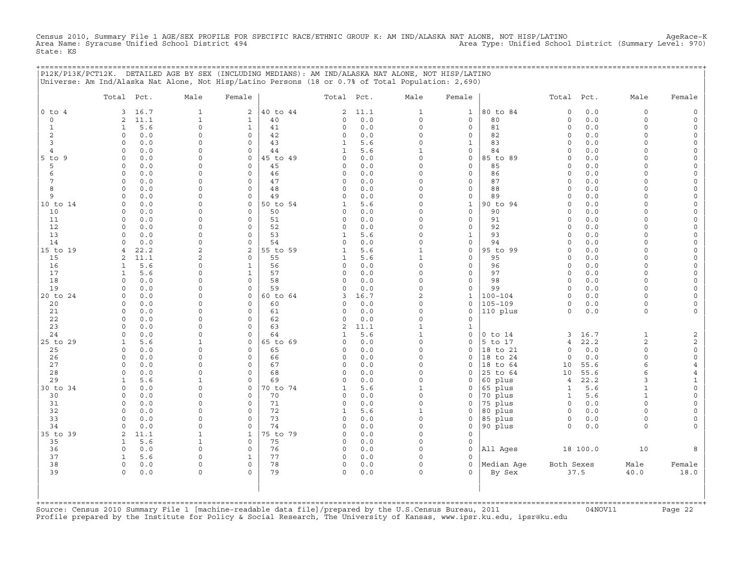Census 2010, Summary File 1 AGE/SEX PROFILE FOR SPECIFIC RACE/ETHNIC GROUP K: AM IND/ALASKA NAT ALONE, NOT HISP/LATINO AgeRace-K
Area Name: Syracuse Unified School District 494 Area Type: Unified School District (Summary Level: 970)
State: KS

P12K/P13K/PCT12K. DETAILED AGE BY SEX (INCLUDING MEDIANS): AM IND/ALASKA NAT ALONE, NOT HISP/LATINO
Universe: Am Ind/Alaska Nat Alone, Not Hisp/Latino Persons (18 or 0.7% of Total Population: 2,690)

| | Total | Pct. | Male | Female | | Total | Pct. | Male | Female | | Total | Pct. | Male | Female |
|---|---|---|---|---|---|---|---|---|---|---|---|---|---|---|
| 0 to 4 | 3 | 16.7 | 1 | 2 | 40 to 44 | 2 | 11.1 | 1 | 1 | 80 to 84 | 0 | 0.0 | 0 | 0 |
| 0 | 2 | 11.1 | 1 | 1 | 40 | 0 | 0.0 | 0 | 0 | 80 | 0 | 0.0 | 0 | 0 |
| 1 | 1 | 5.6 | 0 | 1 | 41 | 0 | 0.0 | 0 | 0 | 81 | 0 | 0.0 | 0 | 0 |
| 2 | 0 | 0.0 | 0 | 0 | 42 | 0 | 0.0 | 0 | 0 | 82 | 0 | 0.0 | 0 | 0 |
| 3 | 0 | 0.0 | 0 | 0 | 43 | 1 | 5.6 | 0 | 1 | 83 | 0 | 0.0 | 0 | 0 |
| 4 | 0 | 0.0 | 0 | 0 | 44 | 1 | 5.6 | 1 | 0 | 84 | 0 | 0.0 | 0 | 0 |
| 5 to 9 | 0 | 0.0 | 0 | 0 | 45 to 49 | 0 | 0.0 | 0 | 0 | 85 to 89 | 0 | 0.0 | 0 | 0 |
| 5 | 0 | 0.0 | 0 | 0 | 45 | 0 | 0.0 | 0 | 0 | 85 | 0 | 0.0 | 0 | 0 |
| 6 | 0 | 0.0 | 0 | 0 | 46 | 0 | 0.0 | 0 | 0 | 86 | 0 | 0.0 | 0 | 0 |
| 7 | 0 | 0.0 | 0 | 0 | 47 | 0 | 0.0 | 0 | 0 | 87 | 0 | 0.0 | 0 | 0 |
| 8 | 0 | 0.0 | 0 | 0 | 48 | 0 | 0.0 | 0 | 0 | 88 | 0 | 0.0 | 0 | 0 |
| 9 | 0 | 0.0 | 0 | 0 | 49 | 0 | 0.0 | 0 | 0 | 89 | 0 | 0.0 | 0 | 0 |
| 10 to 14 | 0 | 0.0 | 0 | 0 | 50 to 54 | 1 | 5.6 | 0 | 1 | 90 to 94 | 0 | 0.0 | 0 | 0 |
| 10 | 0 | 0.0 | 0 | 0 | 50 | 0 | 0.0 | 0 | 0 | 90 | 0 | 0.0 | 0 | 0 |
| 11 | 0 | 0.0 | 0 | 0 | 51 | 0 | 0.0 | 0 | 0 | 91 | 0 | 0.0 | 0 | 0 |
| 12 | 0 | 0.0 | 0 | 0 | 52 | 0 | 0.0 | 0 | 0 | 92 | 0 | 0.0 | 0 | 0 |
| 13 | 0 | 0.0 | 0 | 0 | 53 | 1 | 5.6 | 0 | 1 | 93 | 0 | 0.0 | 0 | 0 |
| 14 | 0 | 0.0 | 0 | 0 | 54 | 0 | 0.0 | 0 | 0 | 94 | 0 | 0.0 | 0 | 0 |
| 15 to 19 | 4 | 22.2 | 2 | 2 | 55 to 59 | 1 | 5.6 | 1 | 0 | 95 to 99 | 0 | 0.0 | 0 | 0 |
| 15 | 2 | 11.1 | 2 | 0 | 55 | 1 | 5.6 | 1 | 0 | 95 | 0 | 0.0 | 0 | 0 |
| 16 | 1 | 5.6 | 0 | 1 | 56 | 0 | 0.0 | 0 | 0 | 96 | 0 | 0.0 | 0 | 0 |
| 17 | 1 | 5.6 | 0 | 1 | 57 | 0 | 0.0 | 0 | 0 | 97 | 0 | 0.0 | 0 | 0 |
| 18 | 0 | 0.0 | 0 | 0 | 58 | 0 | 0.0 | 0 | 0 | 98 | 0 | 0.0 | 0 | 0 |
| 19 | 0 | 0.0 | 0 | 0 | 59 | 0 | 0.0 | 0 | 0 | 99 | 0 | 0.0 | 0 | 0 |
| 20 to 24 | 0 | 0.0 | 0 | 0 | 60 to 64 | 3 | 16.7 | 2 | 1 | 100-104 | 0 | 0.0 | 0 | 0 |
| 20 | 0 | 0.0 | 0 | 0 | 60 | 0 | 0.0 | 0 | 0 | 105-109 | 0 | 0.0 | 0 | 0 |
| 21 | 0 | 0.0 | 0 | 0 | 61 | 0 | 0.0 | 0 | 0 | 110 plus | 0 | 0.0 | 0 | 0 |
| 22 | 0 | 0.0 | 0 | 0 | 62 | 0 | 0.0 | 0 | 0 | | | | | |
| 23 | 0 | 0.0 | 0 | 0 | 63 | 2 | 11.1 | 1 | 1 | | | | | |
| 24 | 0 | 0.0 | 0 | 0 | 64 | 1 | 5.6 | 1 | 0 | 0 to 14 | 3 | 16.7 | 1 | 2 |
| 25 to 29 | 1 | 5.6 | 1 | 0 | 65 to 69 | 0 | 0.0 | 0 | 0 | 5 to 17 | 4 | 22.2 | 2 | 2 |
| 25 | 0 | 0.0 | 0 | 0 | 65 | 0 | 0.0 | 0 | 0 | 18 to 21 | 0 | 0.0 | 0 | 0 |
| 26 | 0 | 0.0 | 0 | 0 | 66 | 0 | 0.0 | 0 | 0 | 18 to 24 | 0 | 0.0 | 0 | 0 |
| 27 | 0 | 0.0 | 0 | 0 | 67 | 0 | 0.0 | 0 | 0 | 18 to 64 | 10 | 55.6 | 6 | 4 |
| 28 | 0 | 0.0 | 0 | 0 | 68 | 0 | 0.0 | 0 | 0 | 25 to 64 | 10 | 55.6 | 6 | 4 |
| 29 | 1 | 5.6 | 1 | 0 | 69 | 0 | 0.0 | 0 | 0 | 60 plus | 4 | 22.2 | 3 | 1 |
| 30 to 34 | 0 | 0.0 | 0 | 0 | 70 to 74 | 1 | 5.6 | 1 | 0 | 65 plus | 1 | 5.6 | 1 | 0 |
| 30 | 0 | 0.0 | 0 | 0 | 70 | 0 | 0.0 | 0 | 0 | 70 plus | 1 | 5.6 | 1 | 0 |
| 31 | 0 | 0.0 | 0 | 0 | 71 | 0 | 0.0 | 0 | 0 | 75 plus | 0 | 0.0 | 0 | 0 |
| 32 | 0 | 0.0 | 0 | 0 | 72 | 1 | 5.6 | 1 | 0 | 80 plus | 0 | 0.0 | 0 | 0 |
| 33 | 0 | 0.0 | 0 | 0 | 73 | 0 | 0.0 | 0 | 0 | 85 plus | 0 | 0.0 | 0 | 0 |
| 34 | 0 | 0.0 | 0 | 0 | 74 | 0 | 0.0 | 0 | 0 | 90 plus | 0 | 0.0 | 0 | 0 |
| 35 to 39 | 2 | 11.1 | 1 | 1 | 75 to 79 | 0 | 0.0 | 0 | 0 | | | | | |
| 35 | 1 | 5.6 | 1 | 0 | 75 | 0 | 0.0 | 0 | 0 | | | | | |
| 36 | 0 | 0.0 | 0 | 0 | 76 | 0 | 0.0 | 0 | 0 | All Ages | 18 | 100.0 | 10 | 8 |
| 37 | 1 | 5.6 | 0 | 1 | 77 | 0 | 0.0 | 0 | 0 | | | | | |
| 38 | 0 | 0.0 | 0 | 0 | 78 | 0 | 0.0 | 0 | 0 | Median Age | Both Sexes | | Male | Female |
| 39 | 0 | 0.0 | 0 | 0 | 79 | 0 | 0.0 | 0 | 0 | By Sex | 37.5 | | 40.0 | 18.0 |

Source: Census 2010 Summary File 1 [machine-readable data file]/prepared by the U.S.Census Bureau, 2011 04NOV11
Profile prepared by the Institute for Policy & Social Research, The University of Kansas, www.ipsr.ku.edu, ipsr@ku.edu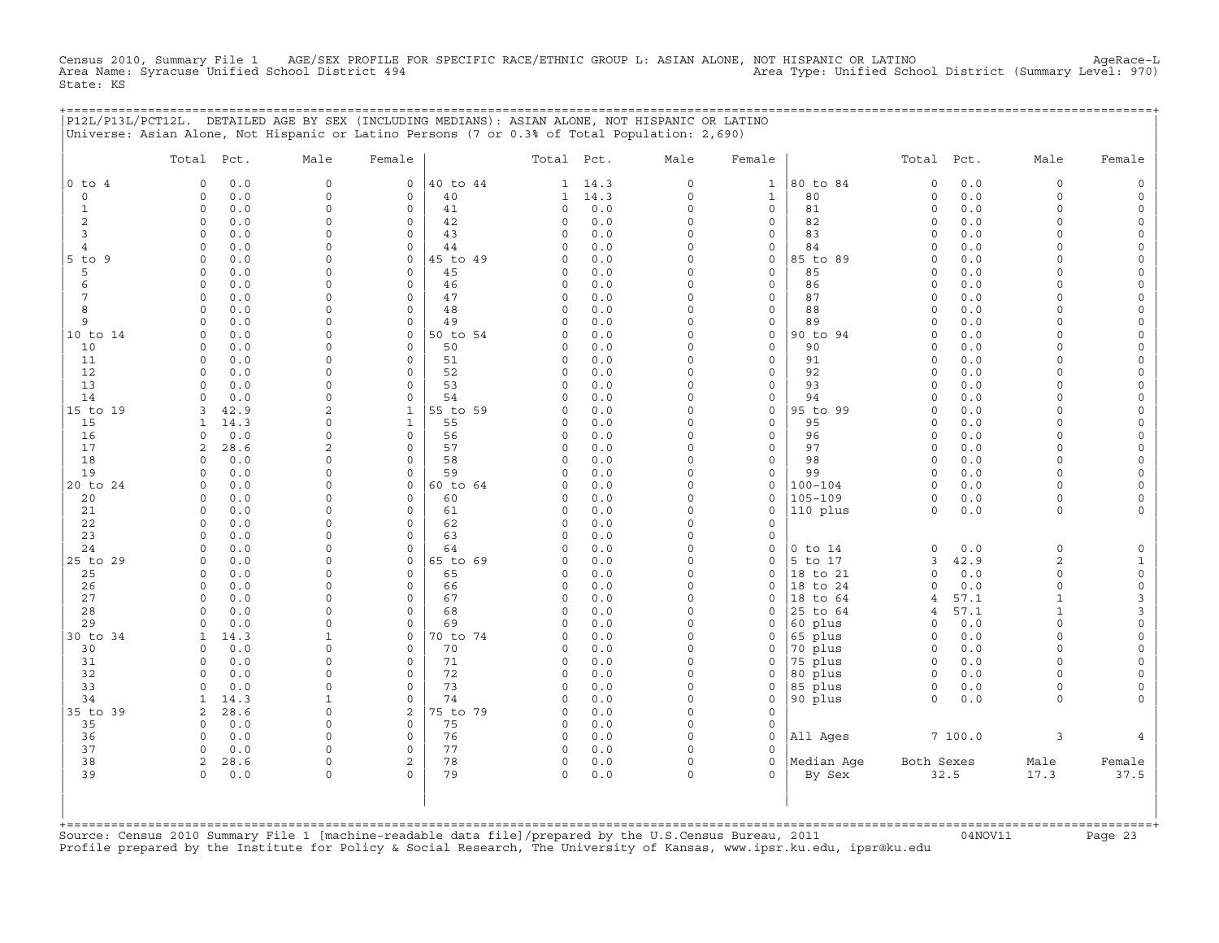Census 2010, Summary File 1 AGE/SEX PROFILE FOR SPECIFIC RACE/ETHNIC GROUP L: ASIAN ALONE, NOT HISPANIC OR LATINO AgeRace-L
Area Name: Syracuse Unified School District 494 Area Type: Unified School District (Summary Level: 970)
State: KS

P12L/P13L/PCT12L. DETAILED AGE BY SEX (INCLUDING MEDIANS): ASIAN ALONE, NOT HISPANIC OR LATINO
Universe: Asian Alone, Not Hispanic or Latino Persons (7 or 0.3% of Total Population: 2,690)

| | Total | Pct. | Male | Female | | Total | Pct. | Male | Female | | Total | Pct. | Male | Female |
|---|---|---|---|---|---|---|---|---|---|---|---|---|---|---|
| 0 to 4 | 0 | 0.0 | 0 | 0 | 40 to 44 | 1 | 14.3 | 0 | 1 | 80 to 84 | 0 | 0.0 | 0 | 0 |
| 0 | 0 | 0.0 | 0 | 0 | 40 | 1 | 14.3 | 0 | 1 | 80 | 0 | 0.0 | 0 | 0 |
| 1 | 0 | 0.0 | 0 | 0 | 41 | 0 | 0.0 | 0 | 0 | 81 | 0 | 0.0 | 0 | 0 |
| 2 | 0 | 0.0 | 0 | 0 | 42 | 0 | 0.0 | 0 | 0 | 82 | 0 | 0.0 | 0 | 0 |
| 3 | 0 | 0.0 | 0 | 0 | 43 | 0 | 0.0 | 0 | 0 | 83 | 0 | 0.0 | 0 | 0 |
| 4 | 0 | 0.0 | 0 | 0 | 44 | 0 | 0.0 | 0 | 0 | 84 | 0 | 0.0 | 0 | 0 |
| 5 to 9 | 0 | 0.0 | 0 | 0 | 45 to 49 | 0 | 0.0 | 0 | 0 | 85 to 89 | 0 | 0.0 | 0 | 0 |
| 5 | 0 | 0.0 | 0 | 0 | 45 | 0 | 0.0 | 0 | 0 | 85 | 0 | 0.0 | 0 | 0 |
| 6 | 0 | 0.0 | 0 | 0 | 46 | 0 | 0.0 | 0 | 0 | 86 | 0 | 0.0 | 0 | 0 |
| 7 | 0 | 0.0 | 0 | 0 | 47 | 0 | 0.0 | 0 | 0 | 87 | 0 | 0.0 | 0 | 0 |
| 8 | 0 | 0.0 | 0 | 0 | 48 | 0 | 0.0 | 0 | 0 | 88 | 0 | 0.0 | 0 | 0 |
| 9 | 0 | 0.0 | 0 | 0 | 49 | 0 | 0.0 | 0 | 0 | 89 | 0 | 0.0 | 0 | 0 |
| 10 to 14 | 0 | 0.0 | 0 | 0 | 50 to 54 | 0 | 0.0 | 0 | 0 | 90 to 94 | 0 | 0.0 | 0 | 0 |
| 10 | 0 | 0.0 | 0 | 0 | 50 | 0 | 0.0 | 0 | 0 | 90 | 0 | 0.0 | 0 | 0 |
| 11 | 0 | 0.0 | 0 | 0 | 51 | 0 | 0.0 | 0 | 0 | 91 | 0 | 0.0 | 0 | 0 |
| 12 | 0 | 0.0 | 0 | 0 | 52 | 0 | 0.0 | 0 | 0 | 92 | 0 | 0.0 | 0 | 0 |
| 13 | 0 | 0.0 | 0 | 0 | 53 | 0 | 0.0 | 0 | 0 | 93 | 0 | 0.0 | 0 | 0 |
| 14 | 0 | 0.0 | 0 | 0 | 54 | 0 | 0.0 | 0 | 0 | 94 | 0 | 0.0 | 0 | 0 |
| 15 to 19 | 3 | 42.9 | 2 | 1 | 55 to 59 | 0 | 0.0 | 0 | 0 | 95 to 99 | 0 | 0.0 | 0 | 0 |
| 15 | 1 | 14.3 | 0 | 1 | 55 | 0 | 0.0 | 0 | 0 | 95 | 0 | 0.0 | 0 | 0 |
| 16 | 0 | 0.0 | 0 | 0 | 56 | 0 | 0.0 | 0 | 0 | 96 | 0 | 0.0 | 0 | 0 |
| 17 | 2 | 28.6 | 2 | 0 | 57 | 0 | 0.0 | 0 | 0 | 97 | 0 | 0.0 | 0 | 0 |
| 18 | 0 | 0.0 | 0 | 0 | 58 | 0 | 0.0 | 0 | 0 | 98 | 0 | 0.0 | 0 | 0 |
| 19 | 0 | 0.0 | 0 | 0 | 59 | 0 | 0.0 | 0 | 0 | 99 | 0 | 0.0 | 0 | 0 |
| 20 to 24 | 0 | 0.0 | 0 | 0 | 60 to 64 | 0 | 0.0 | 0 | 0 | 100-104 | 0 | 0.0 | 0 | 0 |
| 20 | 0 | 0.0 | 0 | 0 | 60 | 0 | 0.0 | 0 | 0 | 105-109 | 0 | 0.0 | 0 | 0 |
| 21 | 0 | 0.0 | 0 | 0 | 61 | 0 | 0.0 | 0 | 0 | 110 plus | 0 | 0.0 | 0 | 0 |
| 22 | 0 | 0.0 | 0 | 0 | 62 | 0 | 0.0 | 0 | 0 | | | | | |
| 23 | 0 | 0.0 | 0 | 0 | 63 | 0 | 0.0 | 0 | 0 | | | | | |
| 24 | 0 | 0.0 | 0 | 0 | 64 | 0 | 0.0 | 0 | 0 | 0 to 14 | 0 | 0.0 | 0 | 0 |
| 25 to 29 | 0 | 0.0 | 0 | 0 | 65 to 69 | 0 | 0.0 | 0 | 0 | 5 to 17 | 3 | 42.9 | 2 | 1 |
| 25 | 0 | 0.0 | 0 | 0 | 65 | 0 | 0.0 | 0 | 0 | 18 to 21 | 0 | 0.0 | 0 | 0 |
| 26 | 0 | 0.0 | 0 | 0 | 66 | 0 | 0.0 | 0 | 0 | 18 to 24 | 0 | 0.0 | 0 | 0 |
| 27 | 0 | 0.0 | 0 | 0 | 67 | 0 | 0.0 | 0 | 0 | 18 to 64 | 4 | 57.1 | 1 | 3 |
| 28 | 0 | 0.0 | 0 | 0 | 68 | 0 | 0.0 | 0 | 0 | 25 to 64 | 4 | 57.1 | 1 | 3 |
| 29 | 0 | 0.0 | 0 | 0 | 69 | 0 | 0.0 | 0 | 0 | 60 plus | 0 | 0.0 | 0 | 0 |
| 30 to 34 | 1 | 14.3 | 1 | 0 | 70 to 74 | 0 | 0.0 | 0 | 0 | 65 plus | 0 | 0.0 | 0 | 0 |
| 30 | 0 | 0.0 | 0 | 0 | 70 | 0 | 0.0 | 0 | 0 | 70 plus | 0 | 0.0 | 0 | 0 |
| 31 | 0 | 0.0 | 0 | 0 | 71 | 0 | 0.0 | 0 | 0 | 75 plus | 0 | 0.0 | 0 | 0 |
| 32 | 0 | 0.0 | 0 | 0 | 72 | 0 | 0.0 | 0 | 0 | 80 plus | 0 | 0.0 | 0 | 0 |
| 33 | 0 | 0.0 | 0 | 0 | 73 | 0 | 0.0 | 0 | 0 | 85 plus | 0 | 0.0 | 0 | 0 |
| 34 | 1 | 14.3 | 1 | 0 | 74 | 0 | 0.0 | 0 | 0 | 90 plus | 0 | 0.0 | 0 | 0 |
| 35 to 39 | 2 | 28.6 | 0 | 2 | 75 to 79 | 0 | 0.0 | 0 | 0 | | | | | |
| 35 | 0 | 0.0 | 0 | 0 | 75 | 0 | 0.0 | 0 | 0 | | | | | |
| 36 | 0 | 0.0 | 0 | 0 | 76 | 0 | 0.0 | 0 | 0 | All Ages | 7 | 100.0 | 3 | 4 |
| 37 | 0 | 0.0 | 0 | 0 | 77 | 0 | 0.0 | 0 | 0 | | | | | |
| 38 | 2 | 28.6 | 0 | 2 | 78 | 0 | 0.0 | 0 | 0 | Median Age | Both Sexes | | Male | Female |
| 39 | 0 | 0.0 | 0 | 0 | 79 | 0 | 0.0 | 0 | 0 | By Sex | 32.5 | | 17.3 | 37.5 |

Source: Census 2010 Summary File 1 [machine-readable data file]/prepared by the U.S.Census Bureau, 2011 04NOV11
Profile prepared by the Institute for Policy & Social Research, The University of Kansas, www.ipsr.ku.edu, ipsr@ku.edu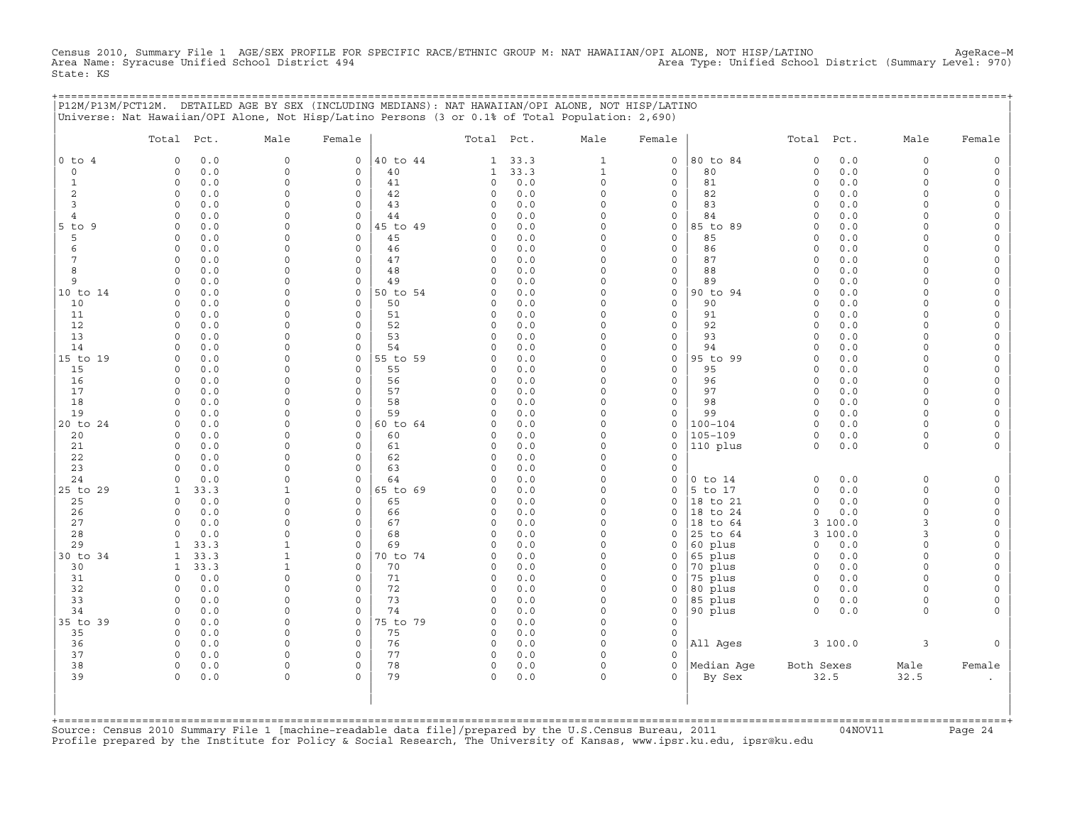Census 2010, Summary File 1 AGE/SEX PROFILE FOR SPECIFIC RACE/ETHNIC GROUP M: NAT HAWAIIAN/OPI ALONE, NOT HISP/LATINO AgeRace-M
Area Name: Syracuse Unified School District 494 Area Type: Unified School District (Summary Level: 970)
State: KS

P12M/P13M/PCT12M. DETAILED AGE BY SEX (INCLUDING MEDIANS): NAT HAWAIIAN/OPI ALONE, NOT HISP/LATINO
Universe: Nat Hawaiian/OPI Alone, Not Hisp/Latino Persons (3 or 0.1% of Total Population: 2,690)

| | Total | Pct. | Male | Female | | Total | Pct. | Male | Female | | Total | Pct. | Male | Female |
|---|---|---|---|---|---|---|---|---|---|---|---|---|---|---|
| 0 to 4 | 0 | 0.0 | 0 | 0 | 40 to 44 | 1 | 33.3 | 1 | 0 | 80 to 84 | 0 | 0.0 | 0 | 0 |
| 0 | 0 | 0.0 | 0 | 0 | 40 | 1 | 33.3 | 1 | 0 | 80 | 0 | 0.0 | 0 | 0 |
| 1 | 0 | 0.0 | 0 | 0 | 41 | 0 | 0.0 | 0 | 0 | 81 | 0 | 0.0 | 0 | 0 |
| 2 | 0 | 0.0 | 0 | 0 | 42 | 0 | 0.0 | 0 | 0 | 82 | 0 | 0.0 | 0 | 0 |
| 3 | 0 | 0.0 | 0 | 0 | 43 | 0 | 0.0 | 0 | 0 | 83 | 0 | 0.0 | 0 | 0 |
| 4 | 0 | 0.0 | 0 | 0 | 44 | 0 | 0.0 | 0 | 0 | 84 | 0 | 0.0 | 0 | 0 |
| 5 to 9 | 0 | 0.0 | 0 | 0 | 45 to 49 | 0 | 0.0 | 0 | 0 | 85 to 89 | 0 | 0.0 | 0 | 0 |
| 5 | 0 | 0.0 | 0 | 0 | 45 | 0 | 0.0 | 0 | 0 | 85 | 0 | 0.0 | 0 | 0 |
| 6 | 0 | 0.0 | 0 | 0 | 46 | 0 | 0.0 | 0 | 0 | 86 | 0 | 0.0 | 0 | 0 |
| 7 | 0 | 0.0 | 0 | 0 | 47 | 0 | 0.0 | 0 | 0 | 87 | 0 | 0.0 | 0 | 0 |
| 8 | 0 | 0.0 | 0 | 0 | 48 | 0 | 0.0 | 0 | 0 | 88 | 0 | 0.0 | 0 | 0 |
| 9 | 0 | 0.0 | 0 | 0 | 49 | 0 | 0.0 | 0 | 0 | 89 | 0 | 0.0 | 0 | 0 |
| 10 to 14 | 0 | 0.0 | 0 | 0 | 50 to 54 | 0 | 0.0 | 0 | 0 | 90 to 94 | 0 | 0.0 | 0 | 0 |
| 10 | 0 | 0.0 | 0 | 0 | 50 | 0 | 0.0 | 0 | 0 | 90 | 0 | 0.0 | 0 | 0 |
| 11 | 0 | 0.0 | 0 | 0 | 51 | 0 | 0.0 | 0 | 0 | 91 | 0 | 0.0 | 0 | 0 |
| 12 | 0 | 0.0 | 0 | 0 | 52 | 0 | 0.0 | 0 | 0 | 92 | 0 | 0.0 | 0 | 0 |
| 13 | 0 | 0.0 | 0 | 0 | 53 | 0 | 0.0 | 0 | 0 | 93 | 0 | 0.0 | 0 | 0 |
| 14 | 0 | 0.0 | 0 | 0 | 54 | 0 | 0.0 | 0 | 0 | 94 | 0 | 0.0 | 0 | 0 |
| 15 to 19 | 0 | 0.0 | 0 | 0 | 55 to 59 | 0 | 0.0 | 0 | 0 | 95 to 99 | 0 | 0.0 | 0 | 0 |
| 15 | 0 | 0.0 | 0 | 0 | 55 | 0 | 0.0 | 0 | 0 | 95 | 0 | 0.0 | 0 | 0 |
| 16 | 0 | 0.0 | 0 | 0 | 56 | 0 | 0.0 | 0 | 0 | 96 | 0 | 0.0 | 0 | 0 |
| 17 | 0 | 0.0 | 0 | 0 | 57 | 0 | 0.0 | 0 | 0 | 97 | 0 | 0.0 | 0 | 0 |
| 18 | 0 | 0.0 | 0 | 0 | 58 | 0 | 0.0 | 0 | 0 | 98 | 0 | 0.0 | 0 | 0 |
| 19 | 0 | 0.0 | 0 | 0 | 59 | 0 | 0.0 | 0 | 0 | 99 | 0 | 0.0 | 0 | 0 |
| 20 to 24 | 0 | 0.0 | 0 | 0 | 60 to 64 | 0 | 0.0 | 0 | 0 | 100-104 | 0 | 0.0 | 0 | 0 |
| 20 | 0 | 0.0 | 0 | 0 | 60 | 0 | 0.0 | 0 | 0 | 105-109 | 0 | 0.0 | 0 | 0 |
| 21 | 0 | 0.0 | 0 | 0 | 61 | 0 | 0.0 | 0 | 0 | 110 plus | 0 | 0.0 | 0 | 0 |
| 22 | 0 | 0.0 | 0 | 0 | 62 | 0 | 0.0 | 0 | 0 | | | | | |
| 23 | 0 | 0.0 | 0 | 0 | 63 | 0 | 0.0 | 0 | 0 | | | | | |
| 24 | 0 | 0.0 | 0 | 0 | 64 | 0 | 0.0 | 0 | 0 | 0 to 14 | 0 | 0.0 | 0 | 0 |
| 25 to 29 | 1 | 33.3 | 1 | 0 | 65 to 69 | 0 | 0.0 | 0 | 0 | 5 to 17 | 0 | 0.0 | 0 | 0 |
| 25 | 0 | 0.0 | 0 | 0 | 65 | 0 | 0.0 | 0 | 0 | 18 to 21 | 0 | 0.0 | 0 | 0 |
| 26 | 0 | 0.0 | 0 | 0 | 66 | 0 | 0.0 | 0 | 0 | 18 to 24 | 0 | 0.0 | 0 | 0 |
| 27 | 0 | 0.0 | 0 | 0 | 67 | 0 | 0.0 | 0 | 0 | 18 to 64 | 3 | 100.0 | 3 | 0 |
| 28 | 0 | 0.0 | 0 | 0 | 68 | 0 | 0.0 | 0 | 0 | 25 to 64 | 3 | 100.0 | 3 | 0 |
| 29 | 1 | 33.3 | 1 | 0 | 69 | 0 | 0.0 | 0 | 0 | 60 plus | 0 | 0.0 | 0 | 0 |
| 30 to 34 | 1 | 33.3 | 1 | 0 | 70 to 74 | 0 | 0.0 | 0 | 0 | 65 plus | 0 | 0.0 | 0 | 0 |
| 30 | 1 | 33.3 | 1 | 0 | 70 | 0 | 0.0 | 0 | 0 | 70 plus | 0 | 0.0 | 0 | 0 |
| 31 | 0 | 0.0 | 0 | 0 | 71 | 0 | 0.0 | 0 | 0 | 75 plus | 0 | 0.0 | 0 | 0 |
| 32 | 0 | 0.0 | 0 | 0 | 72 | 0 | 0.0 | 0 | 0 | 80 plus | 0 | 0.0 | 0 | 0 |
| 33 | 0 | 0.0 | 0 | 0 | 73 | 0 | 0.0 | 0 | 0 | 85 plus | 0 | 0.0 | 0 | 0 |
| 34 | 0 | 0.0 | 0 | 0 | 74 | 0 | 0.0 | 0 | 0 | 90 plus | 0 | 0.0 | 0 | 0 |
| 35 to 39 | 0 | 0.0 | 0 | 0 | 75 to 79 | 0 | 0.0 | 0 | 0 | | | | | |
| 35 | 0 | 0.0 | 0 | 0 | 75 | 0 | 0.0 | 0 | 0 | | | | | |
| 36 | 0 | 0.0 | 0 | 0 | 76 | 0 | 0.0 | 0 | 0 | All Ages | 3 | 100.0 | 3 | 0 |
| 37 | 0 | 0.0 | 0 | 0 | 77 | 0 | 0.0 | 0 | 0 | | | | | |
| 38 | 0 | 0.0 | 0 | 0 | 78 | 0 | 0.0 | 0 | 0 | Median Age | Both Sexes | | Male | Female |
| 39 | 0 | 0.0 | 0 | 0 | 79 | 0 | 0.0 | 0 | 0 | By Sex | 32.5 | | 32.5 | . |

Source: Census 2010 Summary File 1 [machine-readable data file]/prepared by the U.S.Census Bureau, 2011 04NOV11
Profile prepared by the Institute for Policy & Social Research, The University of Kansas, www.ipsr.ku.edu, ipsr@ku.edu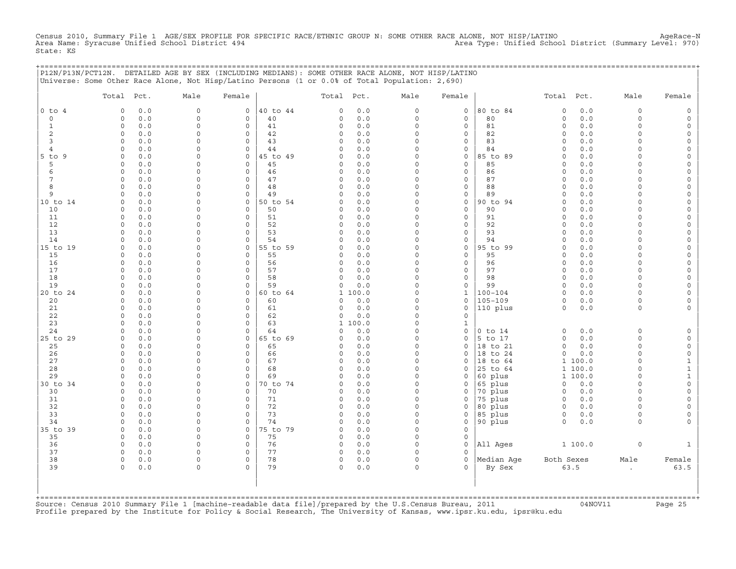Census 2010, Summary File 1 AGE/SEX PROFILE FOR SPECIFIC RACE/ETHNIC GROUP N: SOME OTHER RACE ALONE, NOT HISP/LATINO AgeRace-N
Area Name: Syracuse Unified School District 494 Area Type: Unified School District (Summary Level: 970)
State: KS

## P12N/P13N/PCT12N. DETAILED AGE BY SEX (INCLUDING MEDIANS): SOME OTHER RACE ALONE, NOT HISP/LATINO

Universe: Some Other Race Alone, Not Hisp/Latino Persons (1 or 0.0% of Total Population: 2,690)

| | Total | Pct. | Male | Female | | Total | Pct. | Male | Female | | Total | Pct. | Male | Female |
|---|---|---|---|---|---|---|---|---|---|---|---|---|---|---|
| 0 to 4 | 0 | 0.0 | 0 | 0 | 40 to 44 | 0 | 0.0 | 0 | 0 | 80 to 84 | 0 | 0.0 | 0 | 0 |
| 0 | 0 | 0.0 | 0 | 0 | 40 | 0 | 0.0 | 0 | 0 | 80 | 0 | 0.0 | 0 | 0 |
| 1 | 0 | 0.0 | 0 | 0 | 41 | 0 | 0.0 | 0 | 0 | 81 | 0 | 0.0 | 0 | 0 |
| 2 | 0 | 0.0 | 0 | 0 | 42 | 0 | 0.0 | 0 | 0 | 82 | 0 | 0.0 | 0 | 0 |
| 3 | 0 | 0.0 | 0 | 0 | 43 | 0 | 0.0 | 0 | 0 | 83 | 0 | 0.0 | 0 | 0 |
| 4 | 0 | 0.0 | 0 | 0 | 44 | 0 | 0.0 | 0 | 0 | 84 | 0 | 0.0 | 0 | 0 |
| 5 to 9 | 0 | 0.0 | 0 | 0 | 45 to 49 | 0 | 0.0 | 0 | 0 | 85 to 89 | 0 | 0.0 | 0 | 0 |
| 5 | 0 | 0.0 | 0 | 0 | 45 | 0 | 0.0 | 0 | 0 | 85 | 0 | 0.0 | 0 | 0 |
| 6 | 0 | 0.0 | 0 | 0 | 46 | 0 | 0.0 | 0 | 0 | 86 | 0 | 0.0 | 0 | 0 |
| 7 | 0 | 0.0 | 0 | 0 | 47 | 0 | 0.0 | 0 | 0 | 87 | 0 | 0.0 | 0 | 0 |
| 8 | 0 | 0.0 | 0 | 0 | 48 | 0 | 0.0 | 0 | 0 | 88 | 0 | 0.0 | 0 | 0 |
| 9 | 0 | 0.0 | 0 | 0 | 49 | 0 | 0.0 | 0 | 0 | 89 | 0 | 0.0 | 0 | 0 |
| 10 to 14 | 0 | 0.0 | 0 | 0 | 50 to 54 | 0 | 0.0 | 0 | 0 | 90 to 94 | 0 | 0.0 | 0 | 0 |
| 10 | 0 | 0.0 | 0 | 0 | 50 | 0 | 0.0 | 0 | 0 | 90 | 0 | 0.0 | 0 | 0 |
| 11 | 0 | 0.0 | 0 | 0 | 51 | 0 | 0.0 | 0 | 0 | 91 | 0 | 0.0 | 0 | 0 |
| 12 | 0 | 0.0 | 0 | 0 | 52 | 0 | 0.0 | 0 | 0 | 92 | 0 | 0.0 | 0 | 0 |
| 13 | 0 | 0.0 | 0 | 0 | 53 | 0 | 0.0 | 0 | 0 | 93 | 0 | 0.0 | 0 | 0 |
| 14 | 0 | 0.0 | 0 | 0 | 54 | 0 | 0.0 | 0 | 0 | 94 | 0 | 0.0 | 0 | 0 |
| 15 to 19 | 0 | 0.0 | 0 | 0 | 55 to 59 | 0 | 0.0 | 0 | 0 | 95 to 99 | 0 | 0.0 | 0 | 0 |
| 15 | 0 | 0.0 | 0 | 0 | 55 | 0 | 0.0 | 0 | 0 | 95 | 0 | 0.0 | 0 | 0 |
| 16 | 0 | 0.0 | 0 | 0 | 56 | 0 | 0.0 | 0 | 0 | 96 | 0 | 0.0 | 0 | 0 |
| 17 | 0 | 0.0 | 0 | 0 | 57 | 0 | 0.0 | 0 | 0 | 97 | 0 | 0.0 | 0 | 0 |
| 18 | 0 | 0.0 | 0 | 0 | 58 | 0 | 0.0 | 0 | 0 | 98 | 0 | 0.0 | 0 | 0 |
| 19 | 0 | 0.0 | 0 | 0 | 59 | 0 | 0.0 | 0 | 0 | 99 | 0 | 0.0 | 0 | 0 |
| 20 to 24 | 0 | 0.0 | 0 | 0 | 60 to 64 | 1 | 100.0 | 0 | 1 | 100-104 | 0 | 0.0 | 0 | 0 |
| 20 | 0 | 0.0 | 0 | 0 | 60 | 0 | 0.0 | 0 | 0 | 105-109 | 0 | 0.0 | 0 | 0 |
| 21 | 0 | 0.0 | 0 | 0 | 61 | 0 | 0.0 | 0 | 0 | 110 plus | 0 | 0.0 | 0 | 0 |
| 22 | 0 | 0.0 | 0 | 0 | 62 | 0 | 0.0 | 0 | 0 | | | | | |
| 23 | 0 | 0.0 | 0 | 0 | 63 | 1 | 100.0 | 0 | 1 | | | | | |
| 24 | 0 | 0.0 | 0 | 0 | 64 | 0 | 0.0 | 0 | 0 | 0 to 14 | 0 | 0.0 | 0 | 0 |
| 25 to 29 | 0 | 0.0 | 0 | 0 | 65 to 69 | 0 | 0.0 | 0 | 0 | 5 to 17 | 0 | 0.0 | 0 | 0 |
| 25 | 0 | 0.0 | 0 | 0 | 65 | 0 | 0.0 | 0 | 0 | 18 to 21 | 0 | 0.0 | 0 | 0 |
| 26 | 0 | 0.0 | 0 | 0 | 66 | 0 | 0.0 | 0 | 0 | 18 to 24 | 0 | 0.0 | 0 | 0 |
| 27 | 0 | 0.0 | 0 | 0 | 67 | 0 | 0.0 | 0 | 0 | 18 to 64 | 1 | 100.0 | 0 | 1 |
| 28 | 0 | 0.0 | 0 | 0 | 68 | 0 | 0.0 | 0 | 0 | 25 to 64 | 1 | 100.0 | 0 | 1 |
| 29 | 0 | 0.0 | 0 | 0 | 69 | 0 | 0.0 | 0 | 0 | 60 plus | 1 | 100.0 | 0 | 1 |
| 30 to 34 | 0 | 0.0 | 0 | 0 | 70 to 74 | 0 | 0.0 | 0 | 0 | 65 plus | 0 | 0.0 | 0 | 0 |
| 30 | 0 | 0.0 | 0 | 0 | 70 | 0 | 0.0 | 0 | 0 | 70 plus | 0 | 0.0 | 0 | 0 |
| 31 | 0 | 0.0 | 0 | 0 | 71 | 0 | 0.0 | 0 | 0 | 75 plus | 0 | 0.0 | 0 | 0 |
| 32 | 0 | 0.0 | 0 | 0 | 72 | 0 | 0.0 | 0 | 0 | 80 plus | 0 | 0.0 | 0 | 0 |
| 33 | 0 | 0.0 | 0 | 0 | 73 | 0 | 0.0 | 0 | 0 | 85 plus | 0 | 0.0 | 0 | 0 |
| 34 | 0 | 0.0 | 0 | 0 | 74 | 0 | 0.0 | 0 | 0 | 90 plus | 0 | 0.0 | 0 | 0 |
| 35 to 39 | 0 | 0.0 | 0 | 0 | 75 to 79 | 0 | 0.0 | 0 | 0 | | | | | |
| 35 | 0 | 0.0 | 0 | 0 | 75 | 0 | 0.0 | 0 | 0 | | | | | |
| 36 | 0 | 0.0 | 0 | 0 | 76 | 0 | 0.0 | 0 | 0 | All Ages | 1 | 100.0 | 0 | 1 |
| 37 | 0 | 0.0 | 0 | 0 | 77 | 0 | 0.0 | 0 | 0 | | | | | |
| 38 | 0 | 0.0 | 0 | 0 | 78 | 0 | 0.0 | 0 | 0 | Median Age | Both Sexes | | Male | Female |
| 39 | 0 | 0.0 | 0 | 0 | 79 | 0 | 0.0 | 0 | 0 | By Sex | 63.5 | | . | 63.5 |

Source: Census 2010 Summary File 1 [machine-readable data file]/prepared by the U.S.Census Bureau, 2011 04NOV11
Profile prepared by the Institute for Policy & Social Research, The University of Kansas, www.ipsr.ku.edu, ipsr@ku.edu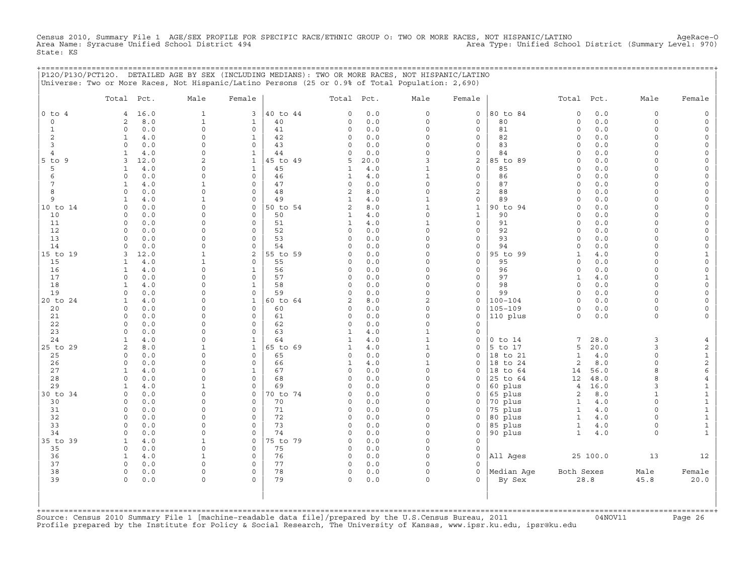Census 2010, Summary File 1 AGE/SEX PROFILE FOR SPECIFIC RACE/ETHNIC GROUP O: TWO OR MORE RACES, NOT HISPANIC/LATINO AgeRace-O
Area Name: Syracuse Unified School District 494 Area Type: Unified School District (Summary Level: 970)
State: KS

P12O/P13O/PCT12O. DETAILED AGE BY SEX (INCLUDING MEDIANS): TWO OR MORE RACES, NOT HISPANIC/LATINO
Universe: Two or More Races, Not Hispanic/Latino Persons (25 or 0.9% of Total Population: 2,690)

| | Total | Pct. | Male | Female | | Total | Pct. | Male | Female | | Total | Pct. | Male | Female |
|---|---|---|---|---|---|---|---|---|---|---|---|---|---|---|
| 0 to 4 | 4 | 16.0 | 1 | 3 | 40 to 44 | 0 | 0.0 | 0 | 0 | 80 to 84 | 0 | 0.0 | 0 | 0 |
| 0 | 2 | 8.0 | 1 | 1 | 40 | 0 | 0.0 | 0 | 0 | 80 | 0 | 0.0 | 0 | 0 |
| 1 | 0 | 0.0 | 0 | 0 | 41 | 0 | 0.0 | 0 | 0 | 81 | 0 | 0.0 | 0 | 0 |
| 2 | 1 | 4.0 | 0 | 1 | 42 | 0 | 0.0 | 0 | 0 | 82 | 0 | 0.0 | 0 | 0 |
| 3 | 0 | 0.0 | 0 | 0 | 43 | 0 | 0.0 | 0 | 0 | 83 | 0 | 0.0 | 0 | 0 |
| 4 | 1 | 4.0 | 0 | 1 | 44 | 0 | 0.0 | 0 | 0 | 84 | 0 | 0.0 | 0 | 0 |
| 5 to 9 | 3 | 12.0 | 2 | 1 | 45 to 49 | 5 | 20.0 | 3 | 2 | 85 to 89 | 0 | 0.0 | 0 | 0 |
| 5 | 1 | 4.0 | 0 | 1 | 45 | 1 | 4.0 | 1 | 0 | 85 | 0 | 0.0 | 0 | 0 |
| 6 | 0 | 0.0 | 0 | 0 | 46 | 1 | 4.0 | 1 | 0 | 86 | 0 | 0.0 | 0 | 0 |
| 7 | 1 | 4.0 | 1 | 0 | 47 | 0 | 0.0 | 0 | 0 | 87 | 0 | 0.0 | 0 | 0 |
| 8 | 0 | 0.0 | 0 | 0 | 48 | 2 | 8.0 | 0 | 2 | 88 | 0 | 0.0 | 0 | 0 |
| 9 | 1 | 4.0 | 1 | 0 | 49 | 1 | 4.0 | 1 | 0 | 89 | 0 | 0.0 | 0 | 0 |
| 10 to 14 | 0 | 0.0 | 0 | 0 | 50 to 54 | 2 | 8.0 | 1 | 1 | 90 to 94 | 0 | 0.0 | 0 | 0 |
| 10 | 0 | 0.0 | 0 | 0 | 50 | 1 | 4.0 | 0 | 1 | 90 | 0 | 0.0 | 0 | 0 |
| 11 | 0 | 0.0 | 0 | 0 | 51 | 1 | 4.0 | 1 | 0 | 91 | 0 | 0.0 | 0 | 0 |
| 12 | 0 | 0.0 | 0 | 0 | 52 | 0 | 0.0 | 0 | 0 | 92 | 0 | 0.0 | 0 | 0 |
| 13 | 0 | 0.0 | 0 | 0 | 53 | 0 | 0.0 | 0 | 0 | 93 | 0 | 0.0 | 0 | 0 |
| 14 | 0 | 0.0 | 0 | 0 | 54 | 0 | 0.0 | 0 | 0 | 94 | 0 | 0.0 | 0 | 0 |
| 15 to 19 | 3 | 12.0 | 1 | 2 | 55 to 59 | 0 | 0.0 | 0 | 0 | 95 to 99 | 1 | 4.0 | 0 | 1 |
| 15 | 1 | 4.0 | 1 | 0 | 55 | 0 | 0.0 | 0 | 0 | 95 | 0 | 0.0 | 0 | 0 |
| 16 | 1 | 4.0 | 0 | 1 | 56 | 0 | 0.0 | 0 | 0 | 96 | 0 | 0.0 | 0 | 0 |
| 17 | 0 | 0.0 | 0 | 0 | 57 | 0 | 0.0 | 0 | 0 | 97 | 1 | 4.0 | 0 | 1 |
| 18 | 1 | 4.0 | 0 | 1 | 58 | 0 | 0.0 | 0 | 0 | 98 | 0 | 0.0 | 0 | 0 |
| 19 | 0 | 0.0 | 0 | 0 | 59 | 0 | 0.0 | 0 | 0 | 99 | 0 | 0.0 | 0 | 0 |
| 20 to 24 | 1 | 4.0 | 0 | 1 | 60 to 64 | 2 | 8.0 | 2 | 0 | 100-104 | 0 | 0.0 | 0 | 0 |
| 20 | 0 | 0.0 | 0 | 0 | 60 | 0 | 0.0 | 0 | 0 | 105-109 | 0 | 0.0 | 0 | 0 |
| 21 | 0 | 0.0 | 0 | 0 | 61 | 0 | 0.0 | 0 | 0 | 110 plus | 0 | 0.0 | 0 | 0 |
| 22 | 0 | 0.0 | 0 | 0 | 62 | 0 | 0.0 | 0 | 0 | | | | | |
| 23 | 0 | 0.0 | 0 | 0 | 63 | 1 | 4.0 | 1 | 0 | | | | | |
| 24 | 1 | 4.0 | 0 | 1 | 64 | 1 | 4.0 | 1 | 0 | 0 to 14 | 7 | 28.0 | 3 | 4 |
| 25 to 29 | 2 | 8.0 | 1 | 1 | 65 to 69 | 1 | 4.0 | 1 | 0 | 5 to 17 | 5 | 20.0 | 3 | 2 |
| 25 | 0 | 0.0 | 0 | 0 | 65 | 0 | 0.0 | 0 | 0 | 18 to 21 | 1 | 4.0 | 0 | 1 |
| 26 | 0 | 0.0 | 0 | 0 | 66 | 1 | 4.0 | 1 | 0 | 18 to 24 | 2 | 8.0 | 0 | 2 |
| 27 | 1 | 4.0 | 0 | 1 | 67 | 0 | 0.0 | 0 | 0 | 18 to 64 | 14 | 56.0 | 8 | 6 |
| 28 | 0 | 0.0 | 0 | 0 | 68 | 0 | 0.0 | 0 | 0 | 25 to 64 | 12 | 48.0 | 8 | 4 |
| 29 | 1 | 4.0 | 1 | 0 | 69 | 0 | 0.0 | 0 | 0 | 60 plus | 4 | 16.0 | 3 | 1 |
| 30 to 34 | 0 | 0.0 | 0 | 0 | 70 to 74 | 0 | 0.0 | 0 | 0 | 65 plus | 2 | 8.0 | 1 | 1 |
| 30 | 0 | 0.0 | 0 | 0 | 70 | 0 | 0.0 | 0 | 0 | 70 plus | 1 | 4.0 | 0 | 1 |
| 31 | 0 | 0.0 | 0 | 0 | 71 | 0 | 0.0 | 0 | 0 | 75 plus | 1 | 4.0 | 0 | 1 |
| 32 | 0 | 0.0 | 0 | 0 | 72 | 0 | 0.0 | 0 | 0 | 80 plus | 1 | 4.0 | 0 | 1 |
| 33 | 0 | 0.0 | 0 | 0 | 73 | 0 | 0.0 | 0 | 0 | 85 plus | 1 | 4.0 | 0 | 1 |
| 34 | 0 | 0.0 | 0 | 0 | 74 | 0 | 0.0 | 0 | 0 | 90 plus | 1 | 4.0 | 0 | 1 |
| 35 to 39 | 1 | 4.0 | 1 | 0 | 75 to 79 | 0 | 0.0 | 0 | 0 | | | | | |
| 35 | 0 | 0.0 | 0 | 0 | 75 | 0 | 0.0 | 0 | 0 | | | | | |
| 36 | 1 | 4.0 | 1 | 0 | 76 | 0 | 0.0 | 0 | 0 | All Ages | 25 | 100.0 | 13 | 12 |
| 37 | 0 | 0.0 | 0 | 0 | 77 | 0 | 0.0 | 0 | 0 | | | | | |
| 38 | 0 | 0.0 | 0 | 0 | 78 | 0 | 0.0 | 0 | 0 | Median Age | Both Sexes | | Male | Female |
| 39 | 0 | 0.0 | 0 | 0 | 79 | 0 | 0.0 | 0 | 0 | By Sex | 28.8 | | 45.8 | 20.0 |

Source: Census 2010 Summary File 1 [machine-readable data file]/prepared by the U.S.Census Bureau, 2011 04NOV11
Profile prepared by the Institute for Policy & Social Research, The University of Kansas, www.ipsr.ku.edu, ipsr@ku.edu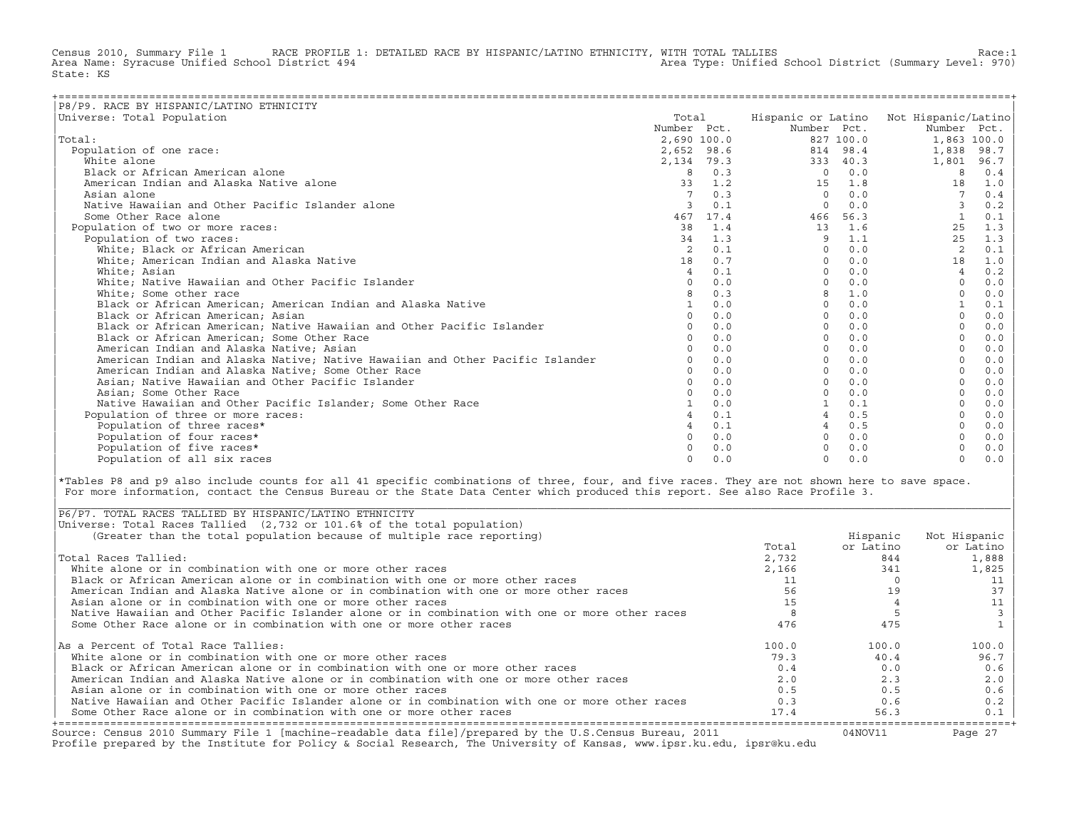Census 2010, Summary File 1 RACE PROFILE 1: DETAILED RACE BY HISPANIC/LATINO ETHNICITY, WITH TOTAL TALLIES Race:1
Area Name: Syracuse Unified School District 494 Area Type: Unified School District (Summary Level: 970)
State: KS

## P8/P9. RACE BY HISPANIC/LATINO ETHNICITY

Universe: Total Population

| | Total Number | Total Pct. | Hispanic or Latino Number | Hispanic or Latino Pct. | Not Hispanic/Latino Number | Not Hispanic/Latino Pct. |
|---|---|---|---|---|---|---|
| Total: | 2,690 | 100.0 | 827 | 100.0 | 1,863 | 100.0 |
| Population of one race: | 2,652 | 98.6 | 814 | 98.4 | 1,838 | 98.7 |
| White alone | 2,134 | 79.3 | 333 | 40.3 | 1,801 | 96.7 |
| Black or African American alone | 8 | 0.3 | 0 | 0.0 | 8 | 0.4 |
| American Indian and Alaska Native alone | 33 | 1.2 | 15 | 1.8 | 18 | 1.0 |
| Asian alone | 7 | 0.3 | 0 | 0.0 | 7 | 0.4 |
| Native Hawaiian and Other Pacific Islander alone | 3 | 0.1 | 0 | 0.0 | 3 | 0.2 |
| Some Other Race alone | 467 | 17.4 | 466 | 56.3 | 1 | 0.1 |
| Population of two or more races: | 38 | 1.4 | 13 | 1.6 | 25 | 1.3 |
| Population of two races: | 34 | 1.3 | 9 | 1.1 | 25 | 1.3 |
| White; Black or African American | 2 | 0.1 | 0 | 0.0 | 2 | 0.1 |
| White; American Indian and Alaska Native | 18 | 0.7 | 0 | 0.0 | 18 | 1.0 |
| White; Asian | 4 | 0.1 | 0 | 0.0 | 4 | 0.2 |
| White; Native Hawaiian and Other Pacific Islander | 0 | 0.0 | 0 | 0.0 | 0 | 0.0 |
| White; Some other race | 8 | 0.3 | 8 | 1.0 | 0 | 0.0 |
| Black or African American; American Indian and Alaska Native | 1 | 0.0 | 0 | 0.0 | 1 | 0.1 |
| Black or African American; Asian | 0 | 0.0 | 0 | 0.0 | 0 | 0.0 |
| Black or African American; Native Hawaiian and Other Pacific Islander | 0 | 0.0 | 0 | 0.0 | 0 | 0.0 |
| Black or African American; Some Other Race | 0 | 0.0 | 0 | 0.0 | 0 | 0.0 |
| American Indian and Alaska Native; Asian | 0 | 0.0 | 0 | 0.0 | 0 | 0.0 |
| American Indian and Alaska Native; Native Hawaiian and Other Pacific Islander | 0 | 0.0 | 0 | 0.0 | 0 | 0.0 |
| American Indian and Alaska Native; Some Other Race | 0 | 0.0 | 0 | 0.0 | 0 | 0.0 |
| Asian; Native Hawaiian and Other Pacific Islander | 0 | 0.0 | 0 | 0.0 | 0 | 0.0 |
| Asian; Some Other Race | 0 | 0.0 | 0 | 0.0 | 0 | 0.0 |
| Native Hawaiian and Other Pacific Islander; Some Other Race | 1 | 0.0 | 1 | 0.1 | 0 | 0.0 |
| Population of three or more races: | 4 | 0.1 | 4 | 0.5 | 0 | 0.0 |
| Population of three races* | 4 | 0.1 | 4 | 0.5 | 0 | 0.0 |
| Population of four races* | 0 | 0.0 | 0 | 0.0 | 0 | 0.0 |
| Population of five races* | 0 | 0.0 | 0 | 0.0 | 0 | 0.0 |
| Population of all six races | 0 | 0.0 | 0 | 0.0 | 0 | 0.0 |

*Tables P8 and p9 also include counts for all 41 specific combinations of three, four, and five races. They are not shown here to save space. For more information, contact the Census Bureau or the State Data Center which produced this report. See also Race Profile 3.

## P6/P7. TOTAL RACES TALLIED BY HISPANIC/LATINO ETHNICITY

Universe: Total Races Tallied (2,732 or 101.6% of the total population)
(Greater than the total population because of multiple race reporting)

| | Total | Hispanic or Latino | Not Hispanic or Latino |
|---|---|---|---|
| Total Races Tallied: | 2,732 | 844 | 1,888 |
| White alone or in combination with one or more other races | 2,166 | 341 | 1,825 |
| Black or African American alone or in combination with one or more other races | 11 | 0 | 11 |
| American Indian and Alaska Native alone or in combination with one or more other races | 56 | 19 | 37 |
| Asian alone or in combination with one or more other races | 15 | 4 | 11 |
| Native Hawaiian and Other Pacific Islander alone or in combination with one or more other races | 8 | 5 | 3 |
| Some Other Race alone or in combination with one or more other races | 476 | 475 | 1 |
| As a Percent of Total Race Tallies: | 100.0 | 100.0 | 100.0 |
| White alone or in combination with one or more other races | 79.3 | 40.4 | 96.7 |
| Black or African American alone or in combination with one or more other races | 0.4 | 0.0 | 0.6 |
| American Indian and Alaska Native alone or in combination with one or more other races | 2.0 | 2.3 | 2.0 |
| Asian alone or in combination with one or more other races | 0.5 | 0.5 | 0.6 |
| Native Hawaiian and Other Pacific Islander alone or in combination with one or more other races | 0.3 | 0.6 | 0.2 |
| Some Other Race alone or in combination with one or more other races | 17.4 | 56.3 | 0.1 |

Source: Census 2010 Summary File 1 [machine-readable data file]/prepared by the U.S.Census Bureau, 2011 04NOV11
Profile prepared by the Institute for Policy & Social Research, The University of Kansas, www.ipsr.ku.edu, ipsr@ku.edu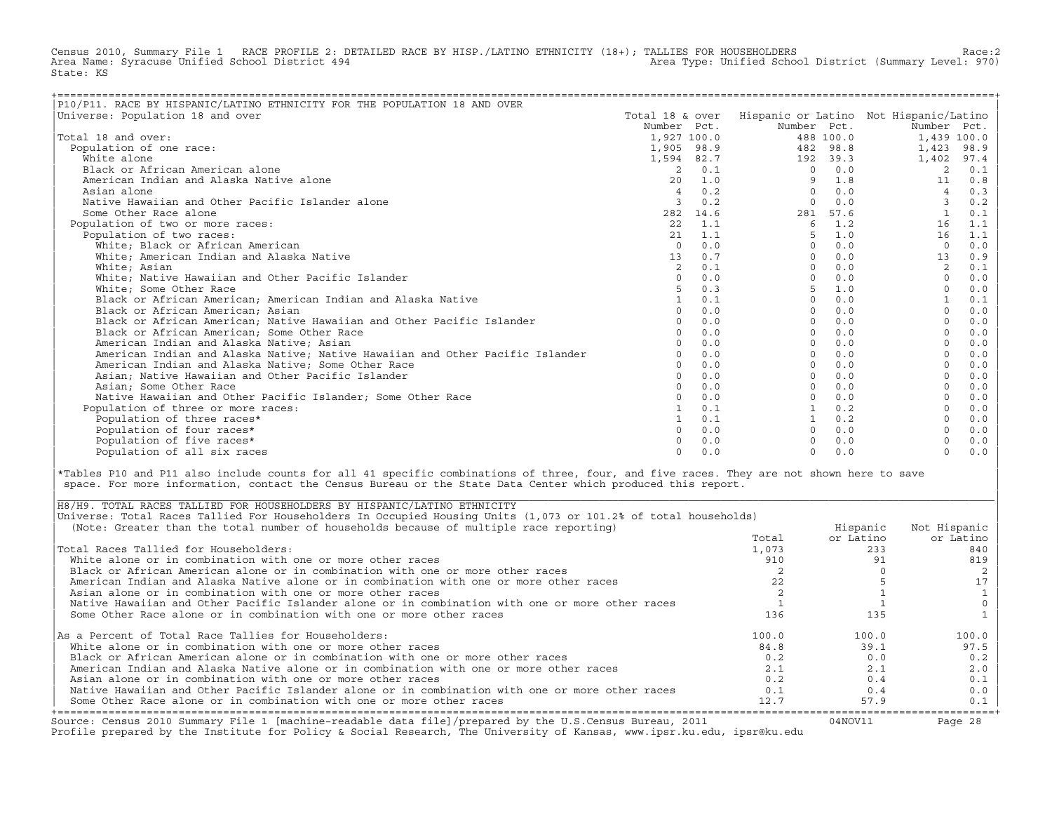Census 2010, Summary File 1 RACE PROFILE 2: DETAILED RACE BY HISP./LATINO ETHNICITY (18+); TALLIES FOR HOUSEHOLDERS Race:2
Area Name: Syracuse Unified School District 494 Area Type: Unified School District (Summary Level: 970)
State: KS

## P10/P11. RACE BY HISPANIC/LATINO ETHNICITY FOR THE POPULATION 18 AND OVER

Universe: Population 18 and over

| | Total 18 & over Number | Pct. | Hispanic or Latino Number | Pct. | Not Hispanic/Latino Number | Pct. |
|---|---|---|---|---|---|---|
| Total 18 and over: | 1,927 | 100.0 | 488 | 100.0 | 1,439 | 100.0 |
| Population of one race: | 1,905 | 98.9 | 482 | 98.8 | 1,423 | 98.9 |
| White alone | 1,594 | 82.7 | 192 | 39.3 | 1,402 | 97.4 |
| Black or African American alone | 2 | 0.1 | 0 | 0.0 | 2 | 0.1 |
| American Indian and Alaska Native alone | 20 | 1.0 | 9 | 1.8 | 11 | 0.8 |
| Asian alone | 4 | 0.2 | 0 | 0.0 | 4 | 0.3 |
| Native Hawaiian and Other Pacific Islander alone | 3 | 0.2 | 0 | 0.0 | 3 | 0.2 |
| Some Other Race alone | 282 | 14.6 | 281 | 57.6 | 1 | 0.1 |
| Population of two or more races: | 22 | 1.1 | 6 | 1.2 | 16 | 1.1 |
| Population of two races: | 21 | 1.1 | 5 | 1.0 | 16 | 1.1 |
| White; Black or African American | 0 | 0.0 | 0 | 0.0 | 0 | 0.0 |
| White; American Indian and Alaska Native | 13 | 0.7 | 0 | 0.0 | 13 | 0.9 |
| White; Asian | 2 | 0.1 | 0 | 0.0 | 2 | 0.1 |
| White; Native Hawaiian and Other Pacific Islander | 0 | 0.0 | 0 | 0.0 | 0 | 0.0 |
| White; Some Other Race | 5 | 0.3 | 5 | 1.0 | 0 | 0.0 |
| Black or African American; American Indian and Alaska Native | 1 | 0.1 | 0 | 0.0 | 1 | 0.1 |
| Black or African American; Asian | 0 | 0.0 | 0 | 0.0 | 0 | 0.0 |
| Black or African American; Native Hawaiian and Other Pacific Islander | 0 | 0.0 | 0 | 0.0 | 0 | 0.0 |
| Black or African American; Some Other Race | 0 | 0.0 | 0 | 0.0 | 0 | 0.0 |
| American Indian and Alaska Native; Asian | 0 | 0.0 | 0 | 0.0 | 0 | 0.0 |
| American Indian and Alaska Native; Native Hawaiian and Other Pacific Islander | 0 | 0.0 | 0 | 0.0 | 0 | 0.0 |
| American Indian and Alaska Native; Some Other Race | 0 | 0.0 | 0 | 0.0 | 0 | 0.0 |
| Asian; Native Hawaiian and Other Pacific Islander | 0 | 0.0 | 0 | 0.0 | 0 | 0.0 |
| Asian; Some Other Race | 0 | 0.0 | 0 | 0.0 | 0 | 0.0 |
| Native Hawaiian and Other Pacific Islander; Some Other Race | 0 | 0.0 | 0 | 0.0 | 0 | 0.0 |
| Population of three or more races: | 1 | 0.1 | 1 | 0.2 | 0 | 0.0 |
| Population of three races* | 1 | 0.1 | 1 | 0.2 | 0 | 0.0 |
| Population of four races* | 0 | 0.0 | 0 | 0.0 | 0 | 0.0 |
| Population of five races* | 0 | 0.0 | 0 | 0.0 | 0 | 0.0 |
| Population of all six races | 0 | 0.0 | 0 | 0.0 | 0 | 0.0 |

*Tables P10 and P11 also include counts for all 41 specific combinations of three, four, and five races. They are not shown here to save space. For more information, contact the Census Bureau or the State Data Center which produced this report.

## H8/H9. TOTAL RACES TALLIED FOR HOUSEHOLDERS BY HISPANIC/LATINO ETHNICITY

Universe: Total Races Tallied For Householders In Occupied Housing Units (1,073 or 101.2% of total households)
(Note: Greater than the total number of households because of multiple race reporting)

| | Total | Hispanic or Latino | Not Hispanic or Latino |
|---|---|---|---|
| Total Races Tallied for Householders: | 1,073 | 233 | 840 |
| White alone or in combination with one or more other races | 910 | 91 | 819 |
| Black or African American alone or in combination with one or more other races | 2 | 0 | 2 |
| American Indian and Alaska Native alone or in combination with one or more other races | 22 | 5 | 17 |
| Asian alone or in combination with one or more other races | 2 | 1 | 1 |
| Native Hawaiian and Other Pacific Islander alone or in combination with one or more other races | 1 | 1 | 0 |
| Some Other Race alone or in combination with one or more other races | 136 | 135 | 1 |
| As a Percent of Total Race Tallies for Householders: | 100.0 | 100.0 | 100.0 |
| White alone or in combination with one or more other races | 84.8 | 39.1 | 97.5 |
| Black or African American alone or in combination with one or more other races | 0.2 | 0.0 | 0.2 |
| American Indian and Alaska Native alone or in combination with one or more other races | 2.1 | 2.1 | 2.0 |
| Asian alone or in combination with one or more other races | 0.2 | 0.4 | 0.1 |
| Native Hawaiian and Other Pacific Islander alone or in combination with one or more other races | 0.1 | 0.4 | 0.0 |
| Some Other Race alone or in combination with one or more other races | 12.7 | 57.9 | 0.1 |

Source: Census 2010 Summary File 1 [machine-readable data file]/prepared by the U.S.Census Bureau, 2011 04NOV11
Profile prepared by the Institute for Policy & Social Research, The University of Kansas, www.ipsr.ku.edu, ipsr@ku.edu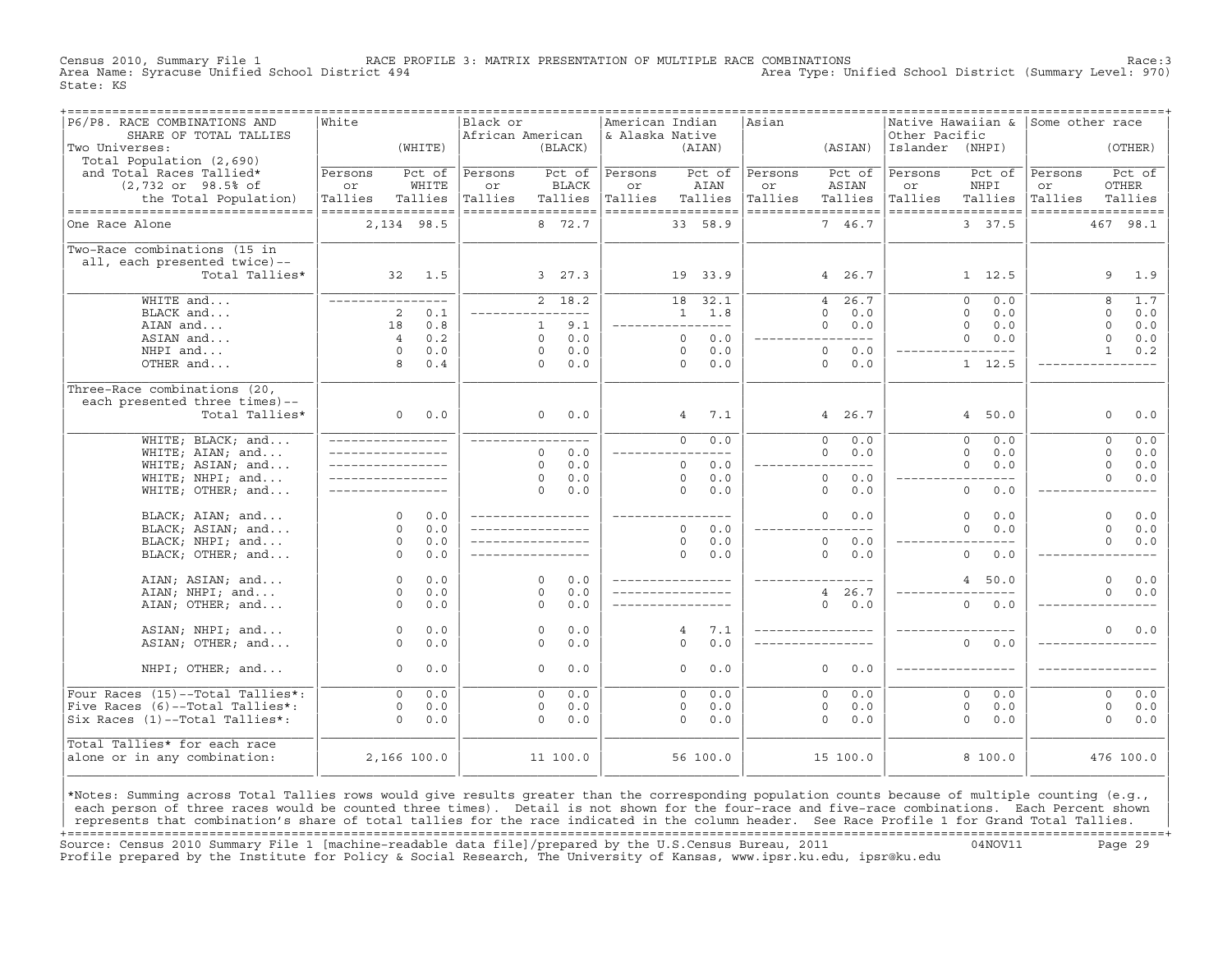Census 2010, Summary File 1 RACE PROFILE 3: MATRIX PRESENTATION OF MULTIPLE RACE COMBINATIONS Race:3
Area Name: Syracuse Unified School District 494 Area Type: Unified School District (Summary Level: 970)
State: KS

| P6/P8. RACE COMBINATIONS AND SHARE OF TOTAL TALLIES Two Universes: Total Population (2,690) and Total Races Tallied* (2,732 or 98.5% of the Total Population) | White (WHITE) Persons or Tallies | Pct of WHITE Tallies | Black or African American (BLACK) Persons or Tallies | Pct of BLACK Tallies | American Indian & Alaska Native (AIAN) Persons or Tallies | Pct of AIAN Tallies | Asian (ASIAN) Persons or Tallies | Pct of ASIAN Tallies | Native Hawaiian & Other Pacific Islander (NHPI) Persons or Tallies | Pct of NHPI Tallies | Some other race (OTHER) Persons or Tallies | Pct of OTHER Tallies |
|---|---|---|---|---|---|---|---|---|---|---|---|---|
| One Race Alone | 2,134 | 98.5 | 8 | 72.7 | 33 | 58.9 | 7 | 46.7 | 3 | 37.5 | 467 | 98.1 |
| Two-Race combinations (15 in all, each presented twice)-- Total Tallies* | 32 | 1.5 | 3 | 27.3 | 19 | 33.9 | 4 | 26.7 | 1 | 12.5 | 9 | 1.9 |
| WHITE and... | --- | --- | 2 | 18.2 | 18 | 32.1 | 4 | 26.7 | 0 | 0.0 | 8 | 1.7 |
| BLACK and... | 2 | 0.1 | --- | --- | 1 | 1.8 | 0 | 0.0 | 0 | 0.0 | 0 | 0.0 |
| AIAN and... | 18 | 0.8 | 1 | 9.1 | --- | --- | 0 | 0.0 | 0 | 0.0 | 0 | 0.0 |
| ASIAN and... | 4 | 0.2 | 0 | 0.0 | 0 | 0.0 | --- | --- | 0 | 0.0 | 0 | 0.0 |
| NHPI and... | 0 | 0.0 | 0 | 0.0 | 0 | 0.0 | 0 | 0.0 | --- | --- | 1 | 0.2 |
| OTHER and... | 8 | 0.4 | 0 | 0.0 | 0 | 0.0 | 0 | 0.0 | 1 | 12.5 | --- | --- |
| Three-Race combinations (20, each presented three times)-- Total Tallies* | 0 | 0.0 | 0 | 0.0 | 4 | 7.1 | 4 | 26.7 | 4 | 50.0 | 0 | 0.0 |
| WHITE; BLACK; and... | --- | --- | --- | --- | 0 | 0.0 | 0 | 0.0 | 0 | 0.0 | 0 | 0.0 |
| WHITE; AIAN; and... | --- | --- | 0 | 0.0 | --- | --- | 0 | 0.0 | 0 | 0.0 | 0 | 0.0 |
| WHITE; ASIAN; and... | --- | --- | 0 | 0.0 | 0 | 0.0 | --- | --- | 0 | 0.0 | 0 | 0.0 |
| WHITE; NHPI; and... | --- | --- | 0 | 0.0 | 0 | 0.0 | 0 | 0.0 | --- | --- | 0 | 0.0 |
| WHITE; OTHER; and... | --- | --- | 0 | 0.0 | 0 | 0.0 | 0 | 0.0 | 0 | 0.0 | --- | --- |
| BLACK; AIAN; and... | 0 | 0.0 | --- | --- | --- | --- | 0 | 0.0 | 0 | 0.0 | 0 | 0.0 |
| BLACK; ASIAN; and... | 0 | 0.0 | --- | --- | 0 | 0.0 | --- | --- | 0 | 0.0 | 0 | 0.0 |
| BLACK; NHPI; and... | 0 | 0.0 | --- | --- | 0 | 0.0 | 0 | 0.0 | --- | --- | 0 | 0.0 |
| BLACK; OTHER; and... | 0 | 0.0 | --- | --- | 0 | 0.0 | 0 | 0.0 | 0 | 0.0 | --- | --- |
| AIAN; ASIAN; and... | 0 | 0.0 | 0 | 0.0 | --- | --- | --- | --- | 4 | 50.0 | 0 | 0.0 |
| AIAN; NHPI; and... | 0 | 0.0 | 0 | 0.0 | --- | --- | 4 | 26.7 | --- | --- | 0 | 0.0 |
| AIAN; OTHER; and... | 0 | 0.0 | 0 | 0.0 | --- | --- | 0 | 0.0 | 0 | 0.0 | --- | --- |
| ASIAN; NHPI; and... | 0 | 0.0 | 0 | 0.0 | 4 | 7.1 | --- | --- | --- | --- | 0 | 0.0 |
| ASIAN; OTHER; and... | 0 | 0.0 | 0 | 0.0 | 0 | 0.0 | --- | --- | 0 | 0.0 | --- | --- |
| NHPI; OTHER; and... | 0 | 0.0 | 0 | 0.0 | 0 | 0.0 | 0 | 0.0 | --- | --- | --- | --- |
| Four Races (15)--Total Tallies*: | 0 | 0.0 | 0 | 0.0 | 0 | 0.0 | 0 | 0.0 | 0 | 0.0 | 0 | 0.0 |
| Five Races (6)--Total Tallies*: | 0 | 0.0 | 0 | 0.0 | 0 | 0.0 | 0 | 0.0 | 0 | 0.0 | 0 | 0.0 |
| Six Races (1)--Total Tallies*: | 0 | 0.0 | 0 | 0.0 | 0 | 0.0 | 0 | 0.0 | 0 | 0.0 | 0 | 0.0 |
| Total Tallies* for each race alone or in any combination: | 2,166 | 100.0 | 11 | 100.0 | 56 | 100.0 | 15 | 100.0 | 8 | 100.0 | 476 | 100.0 |

*Notes: Summing across Total Tallies rows would give results greater than the corresponding population counts because of multiple counting (e.g., each person of three races would be counted three times). Detail is not shown for the four-race and five-race combinations. Each Percent shown represents that combination's share of total tallies for the race indicated in the column header. See Race Profile 1 for Grand Total Tallies.

Source: Census 2010 Summary File 1 [machine-readable data file]/prepared by the U.S.Census Bureau, 2011 04NOV11
Profile prepared by the Institute for Policy & Social Research, The University of Kansas, www.ipsr.ku.edu, ipsr@ku.edu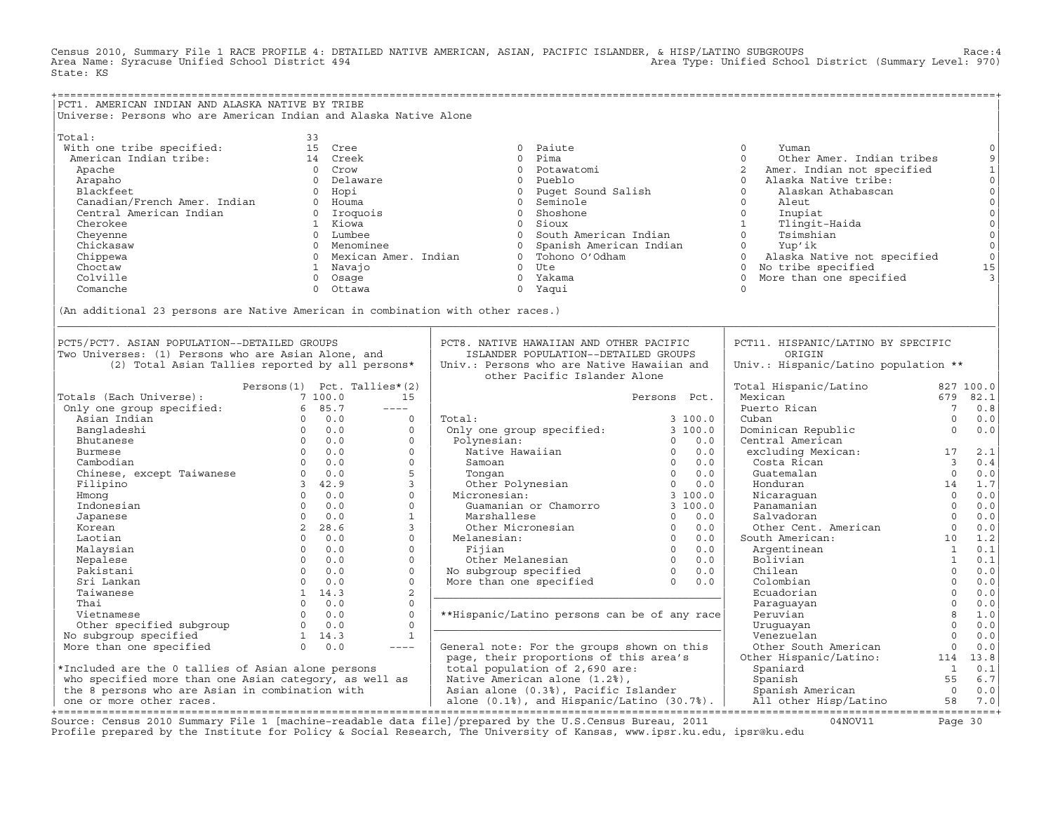Census 2010, Summary File 1 RACE PROFILE 4: DETAILED NATIVE AMERICAN, ASIAN, PACIFIC ISLANDER, & HISP/LATINO SUBGROUPS Race:4
Area Name: Syracuse Unified School District 494 Area Type: Unified School District (Summary Level: 970)
State: KS

## PCT1. AMERICAN INDIAN AND ALASKA NATIVE BY TRIBE

Universe: Persons who are American Indian and Alaska Native Alone

| Tribe | Persons | Tribe | Persons | Tribe | Persons | Tribe | Persons |
|---|---|---|---|---|---|---|---|
| Total: | 33 | | | | | | |
| With one tribe specified: | 15 | Cree | 0 | Paiute | 0 | Yuman | 0 |
| American Indian tribe: | 14 | Creek | 0 | Pima | 0 | Other Amer. Indian tribes | 9 |
| Apache | 0 | Crow | 0 | Potawatomi | 0 | Amer. Indian not specified | 2 |
| Arapaho | 0 | Delaware | 0 | Pueblo | 0 | Alaska Native tribe: | 1 |
| Blackfeet | 0 | Hopi | 0 | Puget Sound Salish | 0 | Alaskan Athabascan | 0 |
| Canadian/French Amer. Indian | 0 | Houma | 0 | Seminole | 0 | Aleut | 0 |
| Central American Indian | 0 | Iroquois | 0 | Shoshone | 0 | Inupiat | 0 |
| Cherokee | 1 | Kiowa | 0 | Sioux | 0 | Tlingit-Haida | 1 |
| Cheyenne | 0 | Lumbee | 0 | South American Indian | 0 | Tsimshian | 0 |
| Chickasaw | 0 | Menominee | 0 | Spanish American Indian | 0 | Yup'ik | 0 |
| Chippewa | 0 | Mexican Amer. Indian | 0 | Tohono O'Odham | 0 | Alaska Native not specified | 0 |
| Choctaw | 1 | Navajo | 0 | Ute | 0 | No tribe specified | 15 |
| Colville | 0 | Osage | 0 | Yakama | 0 | More than one specified | 3 |
| Comanche | 0 | Ottawa | 0 | Yaqui | 0 | | |

(An additional 23 persons are Native American in combination with other races.)

## PCT5/PCT7. ASIAN POPULATION--DETAILED GROUPS

Two Universes: (1) Persons who are Asian Alone, and (2) Total Asian Tallies reported by all persons*

| | Persons(1) | Pct. | Tallies*(2) |
|---|---|---|---|
| Totals (Each Universe): | 7 | 100.0 | 15 |
| Only one group specified: | 6 | 85.7 | ---- |
| Asian Indian | 0 | 0.0 | 0 |
| Bangladeshi | 0 | 0.0 | 0 |
| Bhutanese | 0 | 0.0 | 0 |
| Burmese | 0 | 0.0 | 0 |
| Cambodian | 0 | 0.0 | 0 |
| Chinese, except Taiwanese | 0 | 0.0 | 5 |
| Filipino | 3 | 42.9 | 3 |
| Hmong | 0 | 0.0 | 0 |
| Indonesian | 0 | 0.0 | 0 |
| Japanese | 0 | 0.0 | 1 |
| Korean | 2 | 28.6 | 3 |
| Laotian | 0 | 0.0 | 0 |
| Malaysian | 0 | 0.0 | 0 |
| Nepalese | 0 | 0.0 | 0 |
| Pakistani | 0 | 0.0 | 0 |
| Sri Lankan | 0 | 0.0 | 0 |
| Taiwanese | 1 | 14.3 | 2 |
| Thai | 0 | 0.0 | 0 |
| Vietnamese | 0 | 0.0 | 0 |
| Other specified subgroup | 0 | 0.0 | 0 |
| No subgroup specified | 1 | 14.3 | 1 |
| More than one specified | 0 | 0.0 | ---- |

*Included are the 0 tallies of Asian alone persons who specified more than one Asian category, as well as the 8 persons who are Asian in combination with one or more other races.

## PCT8. NATIVE HAWAIIAN AND OTHER PACIFIC ISLANDER POPULATION--DETAILED GROUPS

Univ.: Persons who are Native Hawaiian and other Pacific Islander Alone

| | Persons | Pct. |
|---|---|---|
| Total: | 3 | 100.0 |
| Only one group specified: | 3 | 100.0 |
| Polynesian: | 0 | 0.0 |
| Native Hawaiian | 0 | 0.0 |
| Samoan | 0 | 0.0 |
| Tongan | 0 | 0.0 |
| Other Polynesian | 0 | 0.0 |
| Micronesian: | 3 | 100.0 |
| Guamanian or Chamorro | 3 | 100.0 |
| Marshallese | 0 | 0.0 |
| Other Micronesian | 0 | 0.0 |
| Melanesian: | 0 | 0.0 |
| Fijian | 0 | 0.0 |
| Other Melanesian | 0 | 0.0 |
| No subgroup specified | 0 | 0.0 |
| More than one specified | 0 | 0.0 |

**Hispanic/Latino persons can be of any race

General note: For the groups shown on this page, their proportions of this area's total population of 2,690 are: Native American alone (1.2%), Asian alone (0.3%), Pacific Islander alone (0.1%), and Hispanic/Latino (30.7%).

## PCT11. HISPANIC/LATINO BY SPECIFIC ORIGIN

Univ.: Hispanic/Latino population **

| | Persons | Pct. |
|---|---|---|
| Total Hispanic/Latino | 827 | 100.0 |
| Mexican | 679 | 82.1 |
| Puerto Rican | 7 | 0.8 |
| Cuban | 0 | 0.0 |
| Dominican Republic | 0 | 0.0 |
| Central American excluding Mexican: | 17 | 2.1 |
| Costa Rican | 3 | 0.4 |
| Guatemalan | 0 | 0.0 |
| Honduran | 14 | 1.7 |
| Nicaraguan | 0 | 0.0 |
| Panamanian | 0 | 0.0 |
| Salvadoran | 0 | 0.0 |
| Other Cent. American | 0 | 0.0 |
| South American: | 10 | 1.2 |
| Argentinean | 1 | 0.1 |
| Bolivian | 1 | 0.1 |
| Chilean | 0 | 0.0 |
| Colombian | 0 | 0.0 |
| Ecuadorian | 0 | 0.0 |
| Paraguayan | 0 | 0.0 |
| Peruvian | 8 | 1.0 |
| Uruguayan | 0 | 0.0 |
| Venezuelan | 0 | 0.0 |
| Other South American | 0 | 0.0 |
| Other Hispanic/Latino: | 114 | 13.8 |
| Spaniard | 1 | 0.1 |
| Spanish | 55 | 6.7 |
| Spanish American | 0 | 0.0 |
| All other Hisp/Latino | 58 | 7.0 |

Source: Census 2010 Summary File 1 [machine-readable data file]/prepared by the U.S.Census Bureau, 2011 04NOV11
Profile prepared by the Institute for Policy & Social Research, The University of Kansas, www.ipsr.ku.edu, ipsr@ku.edu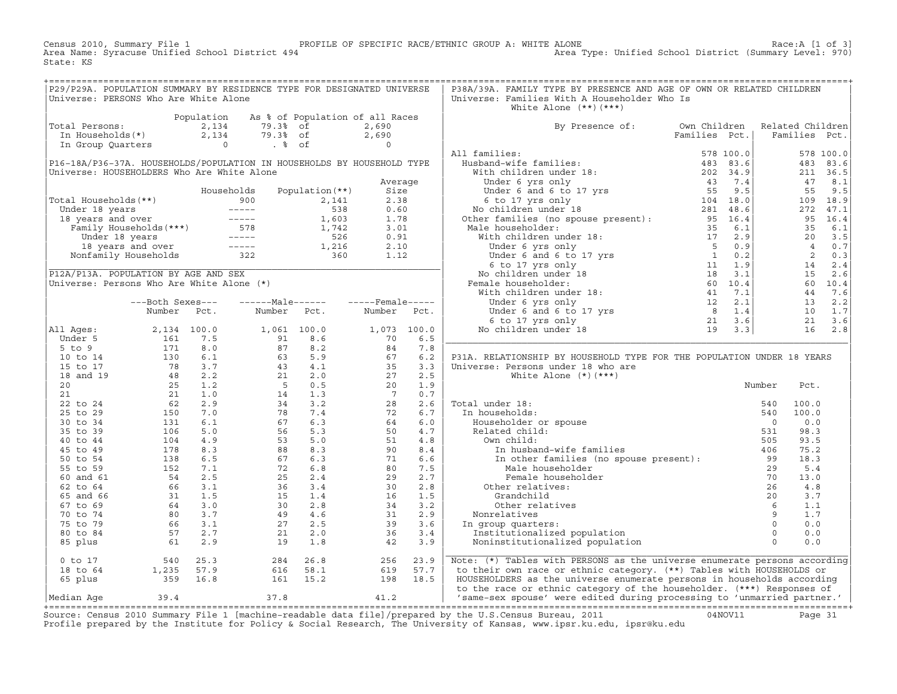Census 2010, Summary File 1 — PROFILE OF SPECIFIC RACE/ETHNIC GROUP A: WHITE ALONE — Race:A [1 of 3]
Area Name: Syracuse Unified School District 494 — Area Type: Unified School District (Summary Level: 970)
State: KS

## P29/P29A. POPULATION SUMMARY BY RESIDENCE TYPE FOR DESIGNATED UNIVERSE

Universe: PERSONS Who Are White Alone

| | Population | As % of Population of all Races | |
|---|---|---|---|
| Total Persons: | 2,134 | 79.3% of | 2,690 |
| In Households(*) | 2,134 | 79.3% of | 2,690 |
| In Group Quarters | 0 | . % of | 0 |

## P16-18A/P36-37A. HOUSEHOLDS/POPULATION IN HOUSEHOLDS BY HOUSEHOLD TYPE

Universe: HOUSEHOLDERS Who Are White Alone

| | Households | Population(**) | Average Size |
|---|---|---|---|
| Total Households(**) | 900 | 2,141 | 2.38 |
| Under 18 years | ----- | 538 | 0.60 |
| 18 years and over | ----- | 1,603 | 1.78 |
| Family Households(***) | 578 | 1,742 | 3.01 |
| Under 18 years | ----- | 526 | 0.91 |
| 18 years and over | ----- | 1,216 | 2.10 |
| Nonfamily Households | 322 | 360 | 1.12 |

## P12A/P13A. POPULATION BY AGE AND SEX

Universe: Persons Who Are White Alone (*)

| | Both Sexes Number | Both Sexes Pct. | Male Number | Male Pct. | Female Number | Female Pct. |
|---|---|---|---|---|---|---|
| All Ages: | 2,134 | 100.0 | 1,061 | 100.0 | 1,073 | 100.0 |
| Under 5 | 161 | 7.5 | 91 | 8.6 | 70 | 6.5 |
| 5 to 9 | 171 | 8.0 | 87 | 8.2 | 84 | 7.8 |
| 10 to 14 | 130 | 6.1 | 63 | 5.9 | 67 | 6.2 |
| 15 to 17 | 78 | 3.7 | 43 | 4.1 | 35 | 3.3 |
| 18 and 19 | 48 | 2.2 | 21 | 2.0 | 27 | 2.5 |
| 20 | 25 | 1.2 | 5 | 0.5 | 20 | 1.9 |
| 21 | 21 | 1.0 | 14 | 1.3 | 7 | 0.7 |
| 22 to 24 | 62 | 2.9 | 34 | 3.2 | 28 | 2.6 |
| 25 to 29 | 150 | 7.0 | 78 | 7.4 | 72 | 6.7 |
| 30 to 34 | 131 | 6.1 | 67 | 6.3 | 64 | 6.0 |
| 35 to 39 | 106 | 5.0 | 56 | 5.3 | 50 | 4.7 |
| 40 to 44 | 104 | 4.9 | 53 | 5.0 | 51 | 4.8 |
| 45 to 49 | 178 | 8.3 | 88 | 8.3 | 90 | 8.4 |
| 50 to 54 | 138 | 6.5 | 67 | 6.3 | 71 | 6.6 |
| 55 to 59 | 152 | 7.1 | 72 | 6.8 | 80 | 7.5 |
| 60 and 61 | 54 | 2.5 | 25 | 2.4 | 29 | 2.7 |
| 62 to 64 | 66 | 3.1 | 36 | 3.4 | 30 | 2.8 |
| 65 and 66 | 31 | 1.5 | 15 | 1.4 | 16 | 1.5 |
| 67 to 69 | 64 | 3.0 | 30 | 2.8 | 34 | 3.2 |
| 70 to 74 | 80 | 3.7 | 49 | 4.6 | 31 | 2.9 |
| 75 to 79 | 66 | 3.1 | 27 | 2.5 | 39 | 3.6 |
| 80 to 84 | 57 | 2.7 | 21 | 2.0 | 36 | 3.4 |
| 85 plus | 61 | 2.9 | 19 | 1.8 | 42 | 3.9 |
| 0 to 17 | 540 | 25.3 | 284 | 26.8 | 256 | 23.9 |
| 18 to 64 | 1,235 | 57.9 | 616 | 58.1 | 619 | 57.7 |
| 65 plus | 359 | 16.8 | 161 | 15.2 | 198 | 18.5 |
| Median Age | 39.4 | | 37.8 | | 41.2 | |

## P38A/39A. FAMILY TYPE BY PRESENCE AND AGE OF OWN OR RELATED CHILDREN

Universe: Families With A Householder Who Is White Alone (**)(***)

| By Presence of: | Own Children Families | Own Children Pct. | Related Children Families | Related Children Pct. |
|---|---|---|---|---|
| All families: | 578 | 100.0 | 578 | 100.0 |
| Husband-wife families: | 483 | 83.6 | 483 | 83.6 |
| With children under 18: | 202 | 34.9 | 211 | 36.5 |
| Under 6 yrs only | 43 | 7.4 | 47 | 8.1 |
| Under 6 and 6 to 17 yrs | 55 | 9.5 | 55 | 9.5 |
| 6 to 17 yrs only | 104 | 18.0 | 109 | 18.9 |
| No children under 18 | 281 | 48.6 | 272 | 47.1 |
| Other families (no spouse present): | 95 | 16.4 | 95 | 16.4 |
| Male householder: | 35 | 6.1 | 35 | 6.1 |
| With children under 18: | 17 | 2.9 | 20 | 3.5 |
| Under 6 yrs only | 5 | 0.9 | 4 | 0.7 |
| Under 6 and 6 to 17 yrs | 1 | 0.2 | 2 | 0.3 |
| 6 to 17 yrs only | 11 | 1.9 | 14 | 2.4 |
| No children under 18 | 18 | 3.1 | 15 | 2.6 |
| Female householder: | 60 | 10.4 | 60 | 10.4 |
| With children under 18: | 41 | 7.1 | 44 | 7.6 |
| Under 6 yrs only | 12 | 2.1 | 13 | 2.2 |
| Under 6 and 6 to 17 yrs | 8 | 1.4 | 10 | 1.7 |
| 6 to 17 yrs only | 21 | 3.6 | 21 | 3.6 |
| No children under 18 | 19 | 3.3 | 16 | 2.8 |

## P31A. RELATIONSHIP BY HOUSEHOLD TYPE FOR THE POPULATION UNDER 18 YEARS

Universe: Persons under 18 who are White Alone (*)(***)

| | Number | Pct. |
|---|---|---|
| Total under 18: | 540 | 100.0 |
| In households: | 540 | 100.0 |
| Householder or spouse | 0 | 0.0 |
| Related child: | 531 | 98.3 |
| Own child: | 505 | 93.5 |
| In husband-wife families | 406 | 75.2 |
| In other families (no spouse present): | 99 | 18.3 |
| Male householder | 29 | 5.4 |
| Female householder | 70 | 13.0 |
| Other relatives: | 26 | 4.8 |
| Grandchild | 20 | 3.7 |
| Other relatives | 6 | 1.1 |
| Nonrelatives | 9 | 1.7 |
| In group quarters: | 0 | 0.0 |
| Institutionalized population | 0 | 0.0 |
| Noninstitutionalized population | 0 | 0.0 |

Note: (*) Tables with PERSONS as the universe enumerate persons according to their own race or ethnic category. (**) Tables with HOUSEHOLDS or HOUSEHOLDERS as the universe enumerate persons in households according to the race or ethnic category of the householder. (***) Responses of 'same-sex spouse' were edited during processing to 'unmarried partner.'

Source: Census 2010 Summary File 1 [machine-readable data file]/prepared by the U.S.Census Bureau, 2011 04NOV11
Profile prepared by the Institute for Policy & Social Research, The University of Kansas, www.ipsr.ku.edu, ipsr@ku.edu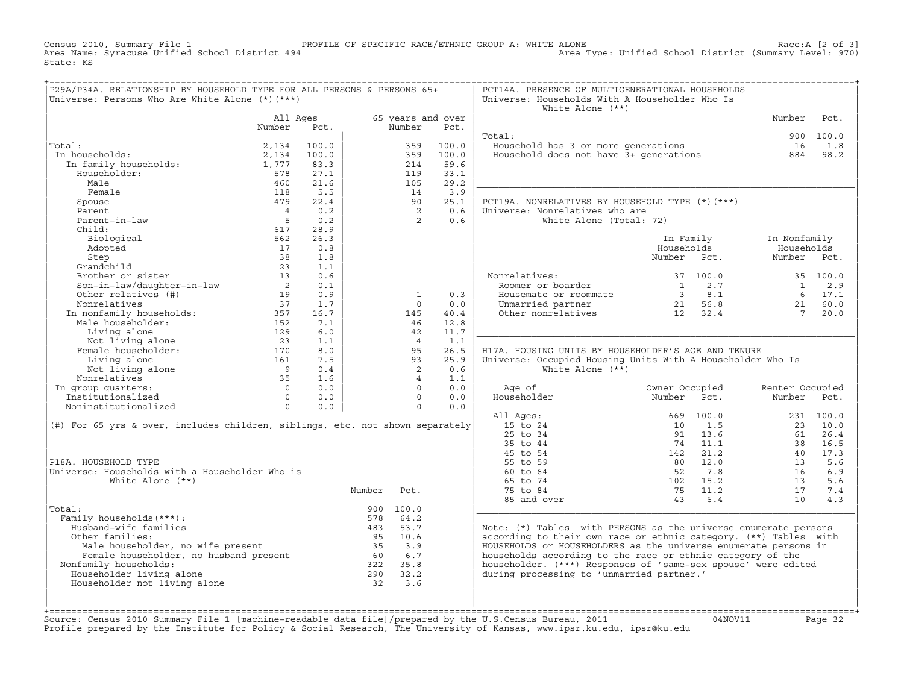Census 2010, Summary File 1 — PROFILE OF SPECIFIC RACE/ETHNIC GROUP A: WHITE ALONE — Race:A [2 of 3]
Area Name: Syracuse Unified School District 494 — Area Type: Unified School District (Summary Level: 970)
State: KS

## P29A/P34A. RELATIONSHIP BY HOUSEHOLD TYPE FOR ALL PERSONS & PERSONS 65+

Universe: Persons Who Are White Alone (*)(***)

| | All Ages Number | All Ages Pct. | 65 years and over Number | 65 years and over Pct. |
|---|---|---|---|---|
| Total: | 2,134 | 100.0 | 359 | 100.0 |
| In households: | 2,134 | 100.0 | 359 | 100.0 |
| In family households: | 1,777 | 83.3 | 214 | 59.6 |
| Householder: | 578 | 27.1 | 119 | 33.1 |
| Male | 460 | 21.6 | 105 | 29.2 |
| Female | 118 | 5.5 | 14 | 3.9 |
| Spouse | 479 | 22.4 | 90 | 25.1 |
| Parent | 4 | 0.2 | 2 | 0.6 |
| Parent-in-law | 5 | 0.2 | 2 | 0.6 |
| Child: | 617 | 28.9 | | |
| Biological | 562 | 26.3 | | |
| Adopted | 17 | 0.8 | | |
| Step | 38 | 1.8 | | |
| Grandchild | 23 | 1.1 | | |
| Brother or sister | 13 | 0.6 | | |
| Son-in-law/daughter-in-law | 2 | 0.1 | | |
| Other relatives (#) | 19 | 0.9 | 1 | 0.3 |
| Nonrelatives | 37 | 1.7 | 0 | 0.0 |
| In nonfamily households: | 357 | 16.7 | 145 | 40.4 |
| Male householder: | 152 | 7.1 | 46 | 12.8 |
| Living alone | 129 | 6.0 | 42 | 11.7 |
| Not living alone | 23 | 1.1 | 4 | 1.1 |
| Female householder: | 170 | 8.0 | 95 | 26.5 |
| Living alone | 161 | 7.5 | 93 | 25.9 |
| Not living alone | 9 | 0.4 | 2 | 0.6 |
| Nonrelatives | 35 | 1.6 | 4 | 1.1 |
| In group quarters: | 0 | 0.0 | 0 | 0.0 |
| Institutionalized | 0 | 0.0 | 0 | 0.0 |
| Noninstitutionalized | 0 | 0.0 | 0 | 0.0 |

(#) For 65 yrs & over, includes children, siblings, etc. not shown separately

## P18A. HOUSEHOLD TYPE

Universe: Households with a Householder Who is White Alone (**)

| | Number | Pct. |
|---|---|---|
| Total: | 900 | 100.0 |
| Family households(***): | 578 | 64.2 |
| Husband-wife families | 483 | 53.7 |
| Other families: | 95 | 10.6 |
| Male householder, no wife present | 35 | 3.9 |
| Female householder, no husband present | 60 | 6.7 |
| Nonfamily households: | 322 | 35.8 |
| Householder living alone | 290 | 32.2 |
| Householder not living alone | 32 | 3.6 |

## PCT14A. PRESENCE OF MULTIGENERATIONAL HOUSEHOLDS

Universe: Households With A Householder Who Is White Alone (**)

| | Number | Pct. |
|---|---|---|
| Total: | 900 | 100.0 |
| Household has 3 or more generations | 16 | 1.8 |
| Household does not have 3+ generations | 884 | 98.2 |

## PCT19A. NONRELATIVES BY HOUSEHOLD TYPE (*)(***)

Universe: Nonrelatives who are White Alone (Total: 72)

| | In Family Households Number | In Family Households Pct. | In Nonfamily Households Number | In Nonfamily Households Pct. |
|---|---|---|---|---|
| Nonrelatives: | 37 | 100.0 | 35 | 100.0 |
| Roomer or boarder | 1 | 2.7 | 1 | 2.9 |
| Housemate or roommate | 3 | 8.1 | 6 | 17.1 |
| Unmarried partner | 21 | 56.8 | 21 | 60.0 |
| Other nonrelatives | 12 | 32.4 | 7 | 20.0 |

## H17A. HOUSING UNITS BY HOUSEHOLDER'S AGE AND TENURE

Universe: Occupied Housing Units With A Householder Who Is White Alone (**)

| Age of Householder | Owner Occupied Number | Owner Occupied Pct. | Renter Occupied Number | Renter Occupied Pct. |
|---|---|---|---|---|
| All Ages: | 669 | 100.0 | 231 | 100.0 |
| 15 to 24 | 10 | 1.5 | 23 | 10.0 |
| 25 to 34 | 91 | 13.6 | 61 | 26.4 |
| 35 to 44 | 74 | 11.1 | 38 | 16.5 |
| 45 to 54 | 142 | 21.2 | 40 | 17.3 |
| 55 to 59 | 80 | 12.0 | 13 | 5.6 |
| 60 to 64 | 52 | 7.8 | 16 | 6.9 |
| 65 to 74 | 102 | 15.2 | 13 | 5.6 |
| 75 to 84 | 75 | 11.2 | 17 | 7.4 |
| 85 and over | 43 | 6.4 | 10 | 4.3 |

Note: (*) Tables with PERSONS as the universe enumerate persons according to their own race or ethnic category. (**) Tables with HOUSEHOLDS or HOUSEHOLDERS as the universe enumerate persons in households according to the race or ethnic category of the householder. (***) Responses of 'same-sex spouse' were edited during processing to 'unmarried partner.'

Source: Census 2010 Summary File 1 [machine-readable data file]/prepared by the U.S.Census Bureau, 2011 04NOV11
Profile prepared by the Institute for Policy & Social Research, The University of Kansas, www.ipsr.ku.edu, ipsr@ku.edu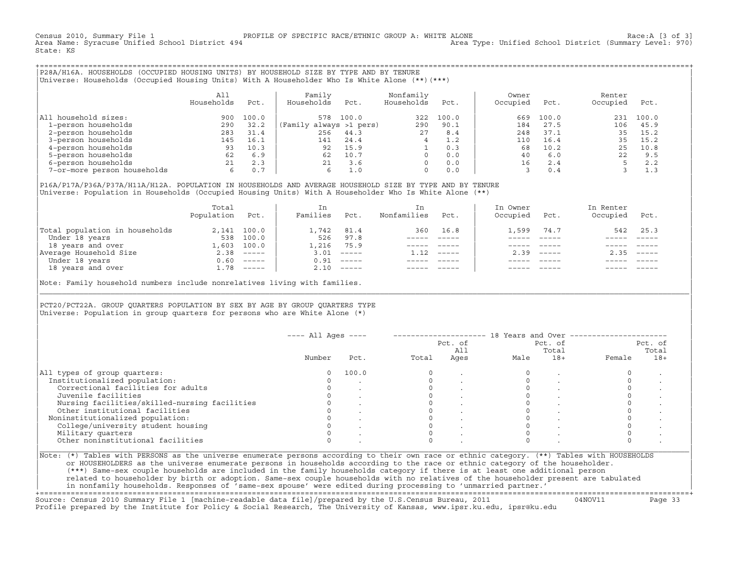Census 2010, Summary File 1 PROFILE OF SPECIFIC RACE/ETHNIC GROUP A: WHITE ALONE Race:A [3 of 3]
Area Name: Syracuse Unified School District 494 Area Type: Unified School District (Summary Level: 970)
State: KS

## P28A/H16A. HOUSEHOLDS (OCCUPIED HOUSING UNITS) BY HOUSEHOLD SIZE BY TYPE AND BY TENURE

Universe: Households (Occupied Housing Units) With A Householder Who Is White Alone (**)(***)

| | All Households | Pct. | Family Households | Pct. | Nonfamily Households | Pct. | Owner Occupied | Pct. | Renter Occupied | Pct. |
|---|---|---|---|---|---|---|---|---|---|---|
| All household sizes: | 900 | 100.0 | 578 | 100.0 | 322 | 100.0 | 669 | 100.0 | 231 | 100.0 |
| 1-person households | 290 | 32.2 | (Family always >1 pers) | | 290 | 90.1 | 184 | 27.5 | 106 | 45.9 |
| 2-person households | 283 | 31.4 | 256 | 44.3 | 27 | 8.4 | 248 | 37.1 | 35 | 15.2 |
| 3-person households | 145 | 16.1 | 141 | 24.4 | 4 | 1.2 | 110 | 16.4 | 35 | 15.2 |
| 4-person households | 93 | 10.3 | 92 | 15.9 | 1 | 0.3 | 68 | 10.2 | 25 | 10.8 |
| 5-person households | 62 | 6.9 | 62 | 10.7 | 0 | 0.0 | 40 | 6.0 | 22 | 9.5 |
| 6-person households | 21 | 2.3 | 21 | 3.6 | 0 | 0.0 | 16 | 2.4 | 5 | 2.2 |
| 7-or-more person households | 6 | 0.7 | 6 | 1.0 | 0 | 0.0 | 3 | 0.4 | 3 | 1.3 |

## P16A/P17A/P36A/P37A/H11A/H12A. POPULATION IN HOUSEHOLDS AND AVERAGE HOUSEHOLD SIZE BY TYPE AND BY TENURE

Universe: Population in Households (Occupied Housing Units) With A Householder Who Is White Alone (**)

| | Total Population | Pct. | In Families | Pct. | In Nonfamilies | Pct. | In Owner Occupied | Pct. | In Renter Occupied | Pct. |
|---|---|---|---|---|---|---|---|---|---|---|
| Total population in households | 2,141 | 100.0 | 1,742 | 81.4 | 360 | 16.8 | 1,599 | 74.7 | 542 | 25.3 |
| Under 18 years | 538 | 100.0 | 526 | 97.8 | ----- | ----- | ----- | ----- | ----- | ----- |
| 18 years and over | 1,603 | 100.0 | 1,216 | 75.9 | ----- | ----- | ----- | ----- | ----- | ----- |
| Average Household Size | 2.38 | ----- | 3.01 | ----- | 1.12 | ----- | 2.39 | ----- | 2.35 | ----- |
| Under 18 years | 0.60 | ----- | 0.91 | ----- | ----- | ----- | ----- | ----- | ----- | ----- |
| 18 years and over | 1.78 | ----- | 2.10 | ----- | ----- | ----- | ----- | ----- | ----- | ----- |

Note: Family household numbers include nonrelatives living with families.

## PCT20/PCT22A. GROUP QUARTERS POPULATION BY SEX BY AGE BY GROUP QUARTERS TYPE

Universe: Population in group quarters for persons who are White Alone (*)

| | ---- All Ages ---- | | 18 Years and Over | | | | | |
|---|---|---|---|---|---|---|---|---|
| | Number | Pct. | Total | Pct. of All Ages | Male | Pct. of Total 18+ | Female | Pct. of Total 18+ |
| All types of group quarters: | 0 | 100.0 | 0 | . | 0 | . | 0 | . |
| Institutionalized population: | 0 | . | 0 | . | 0 | . | 0 | . |
| Correctional facilities for adults | 0 | . | 0 | . | 0 | . | 0 | . |
| Juvenile facilities | 0 | . | 0 | . | 0 | . | 0 | . |
| Nursing facilities/skilled-nursing facilities | 0 | . | 0 | . | 0 | . | 0 | . |
| Other institutional facilities | 0 | . | 0 | . | 0 | . | 0 | . |
| Noninstitutionalized population: | 0 | . | 0 | . | 0 | . | 0 | . |
| College/university student housing | 0 | . | 0 | . | 0 | . | 0 | . |
| Military quarters | 0 | . | 0 | . | 0 | . | 0 | . |
| Other noninstitutional facilities | 0 | . | 0 | . | 0 | . | 0 | . |

Note: (*) Tables with PERSONS as the universe enumerate persons according to their own race or ethnic category. (**) Tables with HOUSEHOLDS or HOUSEHOLDERS as the universe enumerate persons in households according to the race or ethnic category of the householder. (***) Same-sex couple households are included in the family households category if there is at least one additional person related to householder by birth or adoption. Same-sex couple households with no relatives of the householder present are tabulated in nonfamily households. Responses of 'same-sex spouse' were edited during processing to 'unmarried partner.'

Source: Census 2010 Summary File 1 [machine-readable data file]/prepared by the U.S.Census Bureau, 2011 04NOV11
Profile prepared by the Institute for Policy & Social Research, The University of Kansas, www.ipsr.ku.edu, ipsr@ku.edu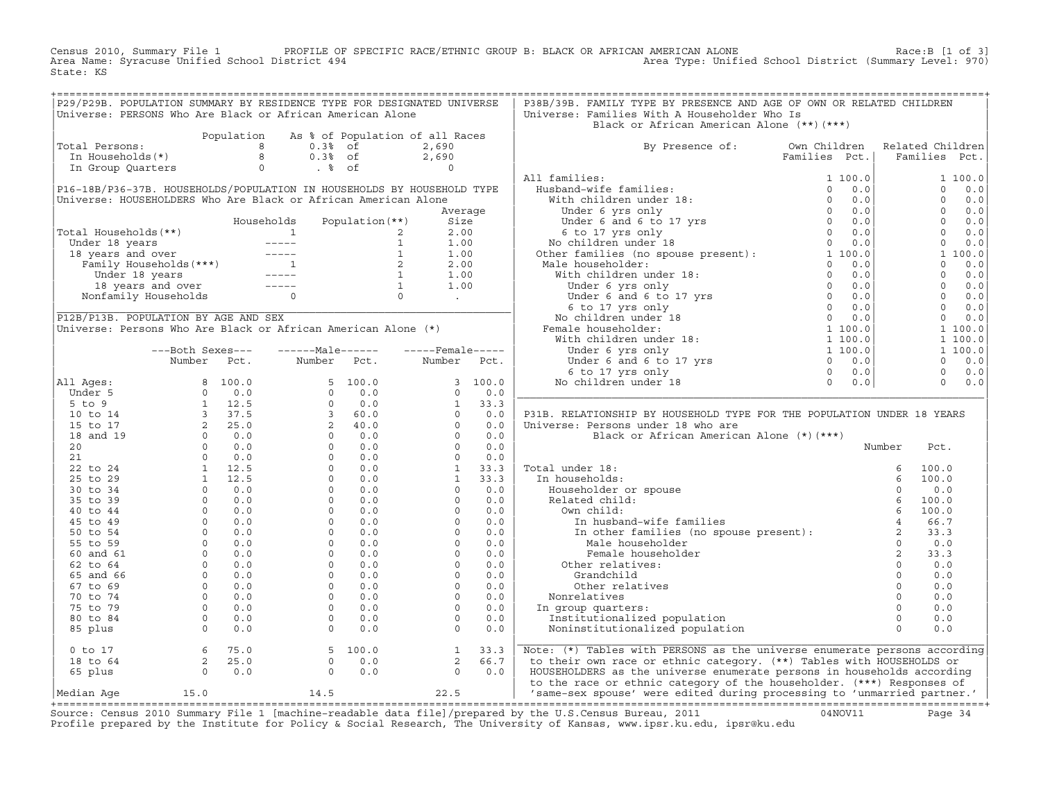Census 2010, Summary File 1 PROFILE OF SPECIFIC RACE/ETHNIC GROUP B: BLACK OR AFRICAN AMERICAN ALONE Race:B [1 of 3]
Area Name: Syracuse Unified School District 494 Area Type: Unified School District (Summary Level: 970)
State: KS

## P29/P29B. POPULATION SUMMARY BY RESIDENCE TYPE FOR DESIGNATED UNIVERSE

Universe: PERSONS Who Are Black or African American Alone

| | Population | As % of Population of all Races | |
|---|---|---|---|
| Total Persons: | 8 | 0.3% of | 2,690 |
| In Households(*) | 8 | 0.3% of | 2,690 |
| In Group Quarters | 0 | . % of | 0 |

## P16-18B/P36-37B. HOUSEHOLDS/POPULATION IN HOUSEHOLDS BY HOUSEHOLD TYPE

Universe: HOUSEHOLDERS Who Are Black or African American Alone

| | Households | Population(**) | Average Size |
|---|---|---|---|
| Total Households(**) | 1 | 2 | 2.00 |
| Under 18 years | ----- | 1 | 1.00 |
| 18 years and over | ----- | 1 | 1.00 |
| Family Households(***) | 1 | 2 | 2.00 |
| Under 18 years | ----- | 1 | 1.00 |
| 18 years and over | ----- | 1 | 1.00 |
| Nonfamily Households | 0 | 0 | . |

## P12B/P13B. POPULATION BY AGE AND SEX

Universe: Persons Who Are Black or African American Alone (*)

| | Both Sexes Number | Both Sexes Pct. | Male Number | Male Pct. | Female Number | Female Pct. |
|---|---|---|---|---|---|---|
| All Ages: | 8 | 100.0 | 5 | 100.0 | 3 | 100.0 |
| Under 5 | 0 | 0.0 | 0 | 0.0 | 0 | 0.0 |
| 5 to 9 | 1 | 12.5 | 0 | 0.0 | 1 | 33.3 |
| 10 to 14 | 3 | 37.5 | 3 | 60.0 | 0 | 0.0 |
| 15 to 17 | 2 | 25.0 | 2 | 40.0 | 0 | 0.0 |
| 18 and 19 | 0 | 0.0 | 0 | 0.0 | 0 | 0.0 |
| 20 | 0 | 0.0 | 0 | 0.0 | 0 | 0.0 |
| 21 | 0 | 0.0 | 0 | 0.0 | 0 | 0.0 |
| 22 to 24 | 1 | 12.5 | 0 | 0.0 | 1 | 33.3 |
| 25 to 29 | 1 | 12.5 | 0 | 0.0 | 1 | 33.3 |
| 30 to 34 | 0 | 0.0 | 0 | 0.0 | 0 | 0.0 |
| 35 to 39 | 0 | 0.0 | 0 | 0.0 | 0 | 0.0 |
| 40 to 44 | 0 | 0.0 | 0 | 0.0 | 0 | 0.0 |
| 45 to 49 | 0 | 0.0 | 0 | 0.0 | 0 | 0.0 |
| 50 to 54 | 0 | 0.0 | 0 | 0.0 | 0 | 0.0 |
| 55 to 59 | 0 | 0.0 | 0 | 0.0 | 0 | 0.0 |
| 60 and 61 | 0 | 0.0 | 0 | 0.0 | 0 | 0.0 |
| 62 to 64 | 0 | 0.0 | 0 | 0.0 | 0 | 0.0 |
| 65 and 66 | 0 | 0.0 | 0 | 0.0 | 0 | 0.0 |
| 67 to 69 | 0 | 0.0 | 0 | 0.0 | 0 | 0.0 |
| 70 to 74 | 0 | 0.0 | 0 | 0.0 | 0 | 0.0 |
| 75 to 79 | 0 | 0.0 | 0 | 0.0 | 0 | 0.0 |
| 80 to 84 | 0 | 0.0 | 0 | 0.0 | 0 | 0.0 |
| 85 plus | 0 | 0.0 | 0 | 0.0 | 0 | 0.0 |
| 0 to 17 | 6 | 75.0 | 5 | 100.0 | 1 | 33.3 |
| 18 to 64 | 2 | 25.0 | 0 | 0.0 | 2 | 66.7 |
| 65 plus | 0 | 0.0 | 0 | 0.0 | 0 | 0.0 |
| Median Age | 15.0 | | 14.5 | | 22.5 | |

## P38B/39B. FAMILY TYPE BY PRESENCE AND AGE OF OWN OR RELATED CHILDREN

Universe: Families With A Householder Who Is Black or African American Alone (**)(***)

| By Presence of: | Own Children Families | Own Children Pct. | Related Children Families | Related Children Pct. |
|---|---|---|---|---|
| All families: | 1 | 100.0 | 1 | 100.0 |
| Husband-wife families: | 0 | 0.0 | 0 | 0.0 |
| With children under 18: | 0 | 0.0 | 0 | 0.0 |
| Under 6 yrs only | 0 | 0.0 | 0 | 0.0 |
| Under 6 and 6 to 17 yrs | 0 | 0.0 | 0 | 0.0 |
| 6 to 17 yrs only | 0 | 0.0 | 0 | 0.0 |
| No children under 18 | 0 | 0.0 | 0 | 0.0 |
| Other families (no spouse present): | 1 | 100.0 | 1 | 100.0 |
| Male householder: | 0 | 0.0 | 0 | 0.0 |
| With children under 18: | 0 | 0.0 | 0 | 0.0 |
| Under 6 yrs only | 0 | 0.0 | 0 | 0.0 |
| Under 6 and 6 to 17 yrs | 0 | 0.0 | 0 | 0.0 |
| 6 to 17 yrs only | 0 | 0.0 | 0 | 0.0 |
| No children under 18 | 0 | 0.0 | 0 | 0.0 |
| Female householder: | 1 | 100.0 | 1 | 100.0 |
| With children under 18: | 1 | 100.0 | 1 | 100.0 |
| Under 6 yrs only | 1 | 100.0 | 1 | 100.0 |
| Under 6 and 6 to 17 yrs | 0 | 0.0 | 0 | 0.0 |
| 6 to 17 yrs only | 0 | 0.0 | 0 | 0.0 |
| No children under 18 | 0 | 0.0 | 0 | 0.0 |

## P31B. RELATIONSHIP BY HOUSEHOLD TYPE FOR THE POPULATION UNDER 18 YEARS

Universe: Persons under 18 who are Black or African American Alone (*)(***)

| | Number | Pct. |
|---|---|---|
| Total under 18: | 6 | 100.0 |
| In households: | 6 | 100.0 |
| Householder or spouse | 0 | 0.0 |
| Related child: | 6 | 100.0 |
| Own child: | 6 | 100.0 |
| In husband-wife families | 4 | 66.7 |
| In other families (no spouse present): | 2 | 33.3 |
| Male householder | 0 | 0.0 |
| Female householder | 2 | 33.3 |
| Other relatives: | 0 | 0.0 |
| Grandchild | 0 | 0.0 |
| Other relatives | 0 | 0.0 |
| Nonrelatives | 0 | 0.0 |
| In group quarters: | 0 | 0.0 |
| Institutionalized population | 0 | 0.0 |
| Noninstitutionalized population | 0 | 0.0 |

Note: (*) Tables with PERSONS as the universe enumerate persons according to their own race or ethnic category. (**) Tables with HOUSEHOLDS or HOUSEHOLDERS as the universe enumerate persons in households according to the race or ethnic category of the householder. (***) Responses of 'same-sex spouse' were edited during processing to 'unmarried partner.'

Source: Census 2010 Summary File 1 [machine-readable data file]/prepared by the U.S.Census Bureau, 2011 04NOV11
Profile prepared by the Institute for Policy & Social Research, The University of Kansas, www.ipsr.ku.edu, ipsr@ku.edu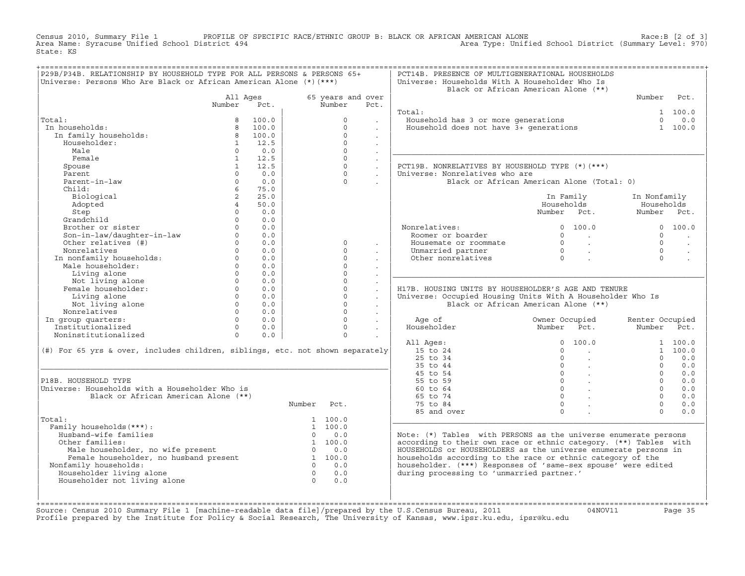Census 2010, Summary File 1 PROFILE OF SPECIFIC RACE/ETHNIC GROUP B: BLACK OR AFRICAN AMERICAN ALONE Race:B [2 of 3]
Area Name: Syracuse Unified School District 494 Area Type: Unified School District (Summary Level: 970)
State: KS

## P29B/P34B. RELATIONSHIP BY HOUSEHOLD TYPE FOR ALL PERSONS & PERSONS 65+

Universe: Persons Who Are Black or African American Alone (*)(***)

| | All Ages Number | All Ages Pct. | 65 years and over Number | 65 years and over Pct. |
|---|---|---|---|---|
| Total: | 8 | 100.0 | 0 | . |
| In households: | 8 | 100.0 | 0 | . |
| In family households: | 8 | 100.0 | 0 | . |
| Householder: | 1 | 12.5 | 0 | . |
| Male | 0 | 0.0 | 0 | . |
| Female | 1 | 12.5 | 0 | . |
| Spouse | 1 | 12.5 | 0 | . |
| Parent | 0 | 0.0 | 0 | . |
| Parent-in-law | 0 | 0.0 | 0 | . |
| Child: | 6 | 75.0 | | |
| Biological | 2 | 25.0 | | |
| Adopted | 4 | 50.0 | | |
| Step | 0 | 0.0 | | |
| Grandchild | 0 | 0.0 | | |
| Brother or sister | 0 | 0.0 | | |
| Son-in-law/daughter-in-law | 0 | 0.0 | | |
| Other relatives (#) | 0 | 0.0 | 0 | . |
| Nonrelatives | 0 | 0.0 | 0 | . |
| In nonfamily households: | 0 | 0.0 | 0 | . |
| Male householder: | 0 | 0.0 | 0 | . |
| Living alone | 0 | 0.0 | 0 | . |
| Not living alone | 0 | 0.0 | 0 | . |
| Female householder: | 0 | 0.0 | 0 | . |
| Living alone | 0 | 0.0 | 0 | . |
| Not living alone | 0 | 0.0 | 0 | . |
| Nonrelatives | 0 | 0.0 | 0 | . |
| In group quarters: | 0 | 0.0 | 0 | . |
| Institutionalized | 0 | 0.0 | 0 | . |
| Noninstitutionalized | 0 | 0.0 | 0 | . |

(#) For 65 yrs & over, includes children, siblings, etc. not shown separately

## P18B. HOUSEHOLD TYPE

Universe: Households with a Householder Who is Black or African American Alone (**)

| | Number | Pct. |
|---|---|---|
| Total: | 1 | 100.0 |
| Family households(***): | 1 | 100.0 |
| Husband-wife families | 0 | 0.0 |
| Other families: | 1 | 100.0 |
| Male householder, no wife present | 0 | 0.0 |
| Female householder, no husband present | 1 | 100.0 |
| Nonfamily households: | 0 | 0.0 |
| Householder living alone | 0 | 0.0 |
| Householder not living alone | 0 | 0.0 |

## PCT14B. PRESENCE OF MULTIGENERATIONAL HOUSEHOLDS

Universe: Households With A Householder Who Is Black or African American Alone (**)

| | Number | Pct. |
|---|---|---|
| Total: | 1 | 100.0 |
| Household has 3 or more generations | 0 | 0.0 |
| Household does not have 3+ generations | 1 | 100.0 |

## PCT19B. NONRELATIVES BY HOUSEHOLD TYPE (*)(***)

Universe: Nonrelatives who are Black or African American Alone (Total: 0)

| | In Family Households Number | In Family Households Pct. | In Nonfamily Households Number | In Nonfamily Households Pct. |
|---|---|---|---|---|
| Nonrelatives: | 0 | 100.0 | 0 | 100.0 |
| Roomer or boarder | 0 | . | 0 | . |
| Housemate or roommate | 0 | . | 0 | . |
| Unmarried partner | 0 | . | 0 | . |
| Other nonrelatives | 0 | . | 0 | . |

## H17B. HOUSING UNITS BY HOUSEHOLDER'S AGE AND TENURE

Universe: Occupied Housing Units With A Householder Who Is Black or African American Alone (**)

| Age of Householder | Owner Occupied Number | Owner Occupied Pct. | Renter Occupied Number | Renter Occupied Pct. |
|---|---|---|---|---|
| All Ages: | 0 | 100.0 | 1 | 100.0 |
| 15 to 24 | 0 | . | 1 | 100.0 |
| 25 to 34 | 0 | . | 0 | 0.0 |
| 35 to 44 | 0 | . | 0 | 0.0 |
| 45 to 54 | 0 | . | 0 | 0.0 |
| 55 to 59 | 0 | . | 0 | 0.0 |
| 60 to 64 | 0 | . | 0 | 0.0 |
| 65 to 74 | 0 | . | 0 | 0.0 |
| 75 to 84 | 0 | . | 0 | 0.0 |
| 85 and over | 0 | . | 0 | 0.0 |

Note: (*) Tables with PERSONS as the universe enumerate persons according to their own race or ethnic category. (**) Tables with HOUSEHOLDS or HOUSEHOLDERS as the universe enumerate persons in households according to the race or ethnic category of the householder. (***) Responses of 'same-sex spouse' were edited during processing to 'unmarried partner.'

Source: Census 2010 Summary File 1 [machine-readable data file]/prepared by the U.S.Census Bureau, 2011 04NOV11
Profile prepared by the Institute for Policy & Social Research, The University of Kansas, www.ipsr.ku.edu, ipsr@ku.edu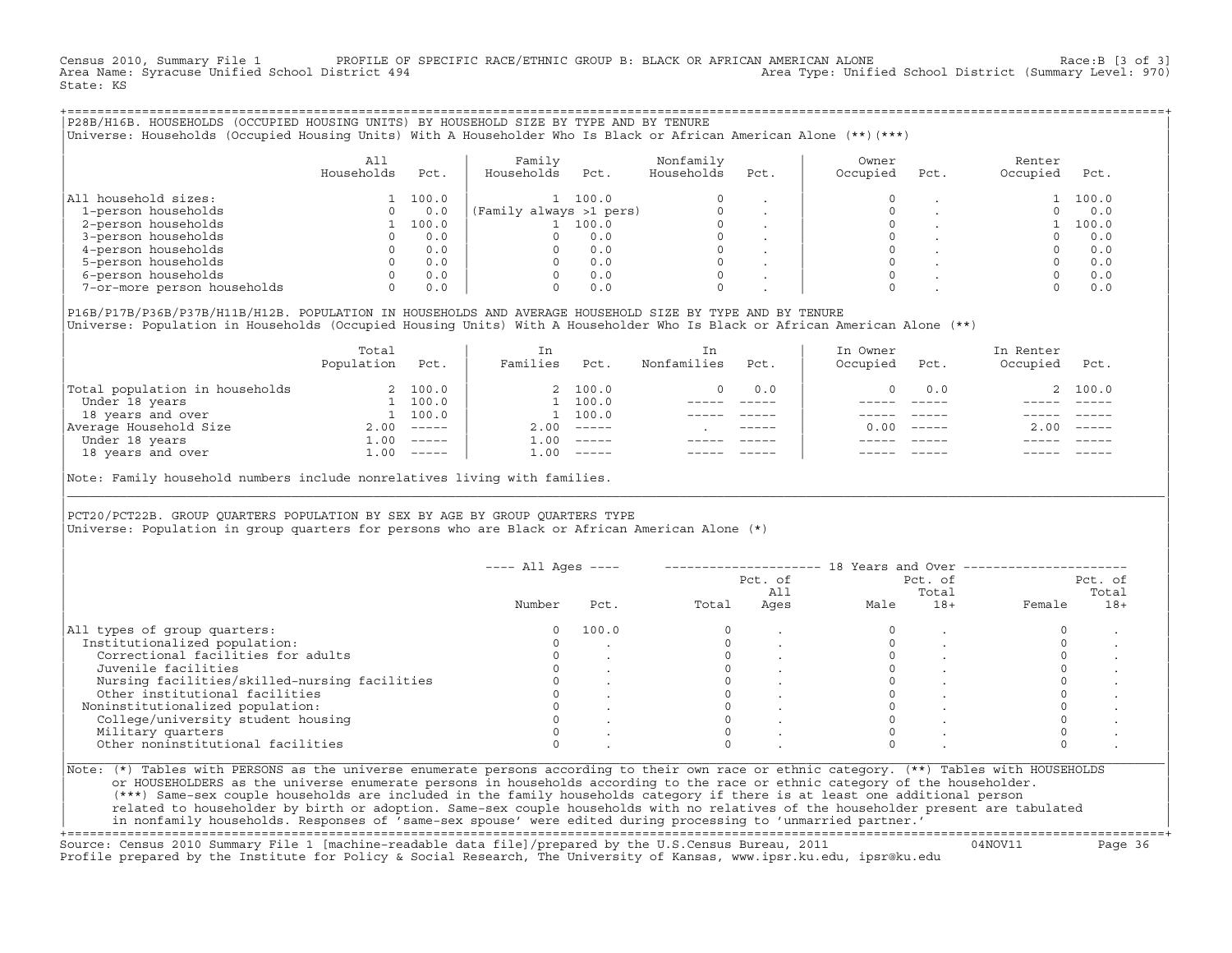Census 2010, Summary File 1 PROFILE OF SPECIFIC RACE/ETHNIC GROUP B: BLACK OR AFRICAN AMERICAN ALONE Race:B [3 of 3]
Area Name: Syracuse Unified School District 494 Area Type: Unified School District (Summary Level: 970)
State: KS

## P28B/H16B. HOUSEHOLDS (OCCUPIED HOUSING UNITS) BY HOUSEHOLD SIZE BY TYPE AND BY TENURE

Universe: Households (Occupied Housing Units) With A Householder Who Is Black or African American Alone (**)(***)

| | All Households | Pct. | Family Households | Pct. | Nonfamily Households | Pct. | Owner Occupied | Pct. | Renter Occupied | Pct. |
|---|---|---|---|---|---|---|---|---|---|---|
| All household sizes: | 1 | 100.0 | 1 | 100.0 | 0 | . | 0 | . | 1 | 100.0 |
| 1-person households | 0 | 0.0 | (Family always >1 pers) | | 0 | . | 0 | . | 0 | 0.0 |
| 2-person households | 1 | 100.0 | 1 | 100.0 | 0 | . | 0 | . | 1 | 100.0 |
| 3-person households | 0 | 0.0 | 0 | 0.0 | 0 | . | 0 | . | 0 | 0.0 |
| 4-person households | 0 | 0.0 | 0 | 0.0 | 0 | . | 0 | . | 0 | 0.0 |
| 5-person households | 0 | 0.0 | 0 | 0.0 | 0 | . | 0 | . | 0 | 0.0 |
| 6-person households | 0 | 0.0 | 0 | 0.0 | 0 | . | 0 | . | 0 | 0.0 |
| 7-or-more person households | 0 | 0.0 | 0 | 0.0 | 0 | . | 0 | . | 0 | 0.0 |

## P16B/P17B/P36B/P37B/H11B/H12B. POPULATION IN HOUSEHOLDS AND AVERAGE HOUSEHOLD SIZE BY TYPE AND BY TENURE

Universe: Population in Households (Occupied Housing Units) With A Householder Who Is Black or African American Alone (**)

| | Total Population | Pct. | In Families | Pct. | In Nonfamilies | Pct. | In Owner Occupied | Pct. | In Renter Occupied | Pct. |
|---|---|---|---|---|---|---|---|---|---|---|
| Total population in households | 2 | 100.0 | 2 | 100.0 | 0 | 0.0 | 0 | 0.0 | 2 | 100.0 |
| Under 18 years | 1 | 100.0 | 1 | 100.0 | ----- | ----- | ----- | ----- | ----- | ----- |
| 18 years and over | 1 | 100.0 | 1 | 100.0 | ----- | ----- | ----- | ----- | ----- | ----- |
| Average Household Size | 2.00 | ----- | 2.00 | ----- | . | ----- | 0.00 | ----- | 2.00 | ----- |
| Under 18 years | 1.00 | ----- | 1.00 | ----- | ----- | ----- | ----- | ----- | ----- | ----- |
| 18 years and over | 1.00 | ----- | 1.00 | ----- | ----- | ----- | ----- | ----- | ----- | ----- |

Note: Family household numbers include nonrelatives living with families.

## PCT20/PCT22B. GROUP QUARTERS POPULATION BY SEX BY AGE BY GROUP QUARTERS TYPE

Universe: Population in group quarters for persons who are Black or African American Alone (*)

| | All Ages Number | All Ages Pct. | 18 Years and Over Total | Pct. of All Ages | Male | Pct. of Total 18+ | Female | Pct. of Total 18+ |
|---|---|---|---|---|---|---|---|---|
| All types of group quarters: | 0 | 100.0 | 0 | . | 0 | . | 0 | . |
| Institutionalized population: | 0 | . | 0 | . | 0 | . | 0 | . |
| Correctional facilities for adults | 0 | . | 0 | . | 0 | . | 0 | . |
| Juvenile facilities | 0 | . | 0 | . | 0 | . | 0 | . |
| Nursing facilities/skilled-nursing facilities | 0 | . | 0 | . | 0 | . | 0 | . |
| Other institutional facilities | 0 | . | 0 | . | 0 | . | 0 | . |
| Noninstitutionalized population: | 0 | . | 0 | . | 0 | . | 0 | . |
| College/university student housing | 0 | . | 0 | . | 0 | . | 0 | . |
| Military quarters | 0 | . | 0 | . | 0 | . | 0 | . |
| Other noninstitutional facilities | 0 | . | 0 | . | 0 | . | 0 | . |

Note: (*) Tables with PERSONS as the universe enumerate persons according to their own race or ethnic category. (**) Tables with HOUSEHOLDS or HOUSEHOLDERS as the universe enumerate persons in households according to the race or ethnic category of the householder. (***) Same-sex couple households are included in the family households category if there is at least one additional person related to householder by birth or adoption. Same-sex couple households with no relatives of the householder present are tabulated in nonfamily households. Responses of 'same-sex spouse' were edited during processing to 'unmarried partner.'

Source: Census 2010 Summary File 1 [machine-readable data file]/prepared by the U.S.Census Bureau, 2011 04NOV11
Profile prepared by the Institute for Policy & Social Research, The University of Kansas, www.ipsr.ku.edu, ipsr@ku.edu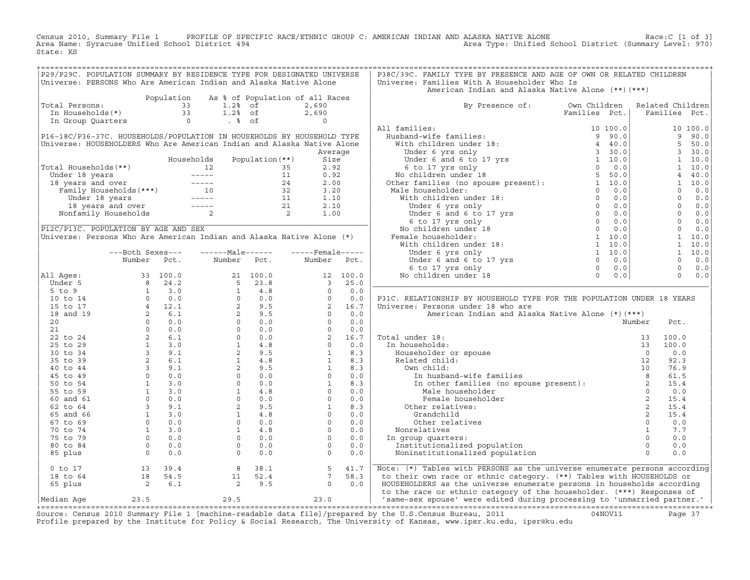Census 2010, Summary File 1 PROFILE OF SPECIFIC RACE/ETHNIC GROUP C: AMERICAN INDIAN AND ALASKA NATIVE ALONE Race:C [1 of 3]
Area Name: Syracuse Unified School District 494 Area Type: Unified School District (Summary Level: 970)
State: KS

## P29/P29C. POPULATION SUMMARY BY RESIDENCE TYPE FOR DESIGNATED UNIVERSE

Universe: PERSONS Who Are American Indian and Alaska Native Alone

| | Population | As % of Population of all Races | |
|---|---|---|---|
| Total Persons: | 33 | 1.2% of | 2,690 |
| In Households(*) | 33 | 1.2% of | 2,690 |
| In Group Quarters | 0 | . % of | 0 |

## P16-18C/P36-37C. HOUSEHOLDS/POPULATION IN HOUSEHOLDS BY HOUSEHOLD TYPE

Universe: HOUSEHOLDERS Who Are American Indian and Alaska Native Alone

| | Households | Population(**) | Average Size |
|---|---|---|---|
| Total Households(**) | 12 | 35 | 2.92 |
| Under 18 years | ----- | 11 | 0.92 |
| 18 years and over | ----- | 24 | 2.00 |
| Family Households(***) | 10 | 32 | 3.20 |
| Under 18 years | ----- | 11 | 1.10 |
| 18 years and over | ----- | 21 | 2.10 |
| Nonfamily Households | 2 | 2 | 1.00 |

## P12C/P13C. POPULATION BY AGE AND SEX

Universe: Persons Who Are American Indian and Alaska Native Alone (*)

| | Both Sexes Number | Both Sexes Pct. | Male Number | Male Pct. | Female Number | Female Pct. |
|---|---|---|---|---|---|---|
| All Ages: | 33 | 100.0 | 21 | 100.0 | 12 | 100.0 |
| Under 5 | 8 | 24.2 | 5 | 23.8 | 3 | 25.0 |
| 5 to 9 | 1 | 3.0 | 1 | 4.8 | 0 | 0.0 |
| 10 to 14 | 0 | 0.0 | 0 | 0.0 | 0 | 0.0 |
| 15 to 17 | 4 | 12.1 | 2 | 9.5 | 2 | 16.7 |
| 18 and 19 | 2 | 6.1 | 2 | 9.5 | 0 | 0.0 |
| 20 | 0 | 0.0 | 0 | 0.0 | 0 | 0.0 |
| 21 | 0 | 0.0 | 0 | 0.0 | 0 | 0.0 |
| 22 to 24 | 2 | 6.1 | 0 | 0.0 | 2 | 16.7 |
| 25 to 29 | 1 | 3.0 | 1 | 4.8 | 0 | 0.0 |
| 30 to 34 | 3 | 9.1 | 2 | 9.5 | 1 | 8.3 |
| 35 to 39 | 2 | 6.1 | 1 | 4.8 | 1 | 8.3 |
| 40 to 44 | 3 | 9.1 | 2 | 9.5 | 1 | 8.3 |
| 45 to 49 | 0 | 0.0 | 0 | 0.0 | 0 | 0.0 |
| 50 to 54 | 1 | 3.0 | 0 | 0.0 | 1 | 8.3 |
| 55 to 59 | 1 | 3.0 | 1 | 4.8 | 0 | 0.0 |
| 60 and 61 | 0 | 0.0 | 0 | 0.0 | 0 | 0.0 |
| 62 to 64 | 3 | 9.1 | 2 | 9.5 | 1 | 8.3 |
| 65 and 66 | 1 | 3.0 | 1 | 4.8 | 0 | 0.0 |
| 67 to 69 | 0 | 0.0 | 0 | 0.0 | 0 | 0.0 |
| 70 to 74 | 1 | 3.0 | 1 | 4.8 | 0 | 0.0 |
| 75 to 79 | 0 | 0.0 | 0 | 0.0 | 0 | 0.0 |
| 80 to 84 | 0 | 0.0 | 0 | 0.0 | 0 | 0.0 |
| 85 plus | 0 | 0.0 | 0 | 0.0 | 0 | 0.0 |
| 0 to 17 | 13 | 39.4 | 8 | 38.1 | 5 | 41.7 |
| 18 to 64 | 18 | 54.5 | 11 | 52.4 | 7 | 58.3 |
| 65 plus | 2 | 6.1 | 2 | 9.5 | 0 | 0.0 |
| Median Age | 23.5 | | 29.5 | | 23.0 | |

## P38C/39C. FAMILY TYPE BY PRESENCE AND AGE OF OWN OR RELATED CHILDREN

Universe: Families With A Householder Who Is American Indian and Alaska Native Alone (**)(***)

| By Presence of: | Own Children Families | Own Children Pct. | Related Children Families | Related Children Pct. |
|---|---|---|---|---|
| All families: | 10 | 100.0 | 10 | 100.0 |
| Husband-wife families: | 9 | 90.0 | 9 | 90.0 |
| With children under 18: | 4 | 40.0 | 5 | 50.0 |
| Under 6 yrs only | 3 | 30.0 | 3 | 30.0 |
| Under 6 and 6 to 17 yrs | 1 | 10.0 | 1 | 10.0 |
| 6 to 17 yrs only | 0 | 0.0 | 1 | 10.0 |
| No children under 18 | 5 | 50.0 | 4 | 40.0 |
| Other families (no spouse present): | 1 | 10.0 | 1 | 10.0 |
| Male householder: | 0 | 0.0 | 0 | 0.0 |
| With children under 18: | 0 | 0.0 | 0 | 0.0 |
| Under 6 yrs only | 0 | 0.0 | 0 | 0.0 |
| Under 6 and 6 to 17 yrs | 0 | 0.0 | 0 | 0.0 |
| 6 to 17 yrs only | 0 | 0.0 | 0 | 0.0 |
| No children under 18 | 0 | 0.0 | 0 | 0.0 |
| Female householder: | 1 | 10.0 | 1 | 10.0 |
| With children under 18: | 1 | 10.0 | 1 | 10.0 |
| Under 6 yrs only | 1 | 10.0 | 1 | 10.0 |
| Under 6 and 6 to 17 yrs | 0 | 0.0 | 0 | 0.0 |
| 6 to 17 yrs only | 0 | 0.0 | 0 | 0.0 |
| No children under 18 | 0 | 0.0 | 0 | 0.0 |

## P31C. RELATIONSHIP BY HOUSEHOLD TYPE FOR THE POPULATION UNDER 18 YEARS

Universe: Persons under 18 who are American Indian and Alaska Native Alone (*)(***)

| | Number | Pct. |
|---|---|---|
| Total under 18: | 13 | 100.0 |
| In households: | 13 | 100.0 |
| Householder or spouse | 0 | 0.0 |
| Related child: | 12 | 92.3 |
| Own child: | 10 | 76.9 |
| In husband-wife families | 8 | 61.5 |
| In other families (no spouse present): | 2 | 15.4 |
| Male householder | 0 | 0.0 |
| Female householder | 2 | 15.4 |
| Other relatives: | 2 | 15.4 |
| Grandchild | 2 | 15.4 |
| Other relatives | 0 | 0.0 |
| Nonrelatives | 1 | 7.7 |
| In group quarters: | 0 | 0.0 |
| Institutionalized population | 0 | 0.0 |
| Noninstitutionalized population | 0 | 0.0 |

Note: (*) Tables with PERSONS as the universe enumerate persons according to their own race or ethnic category. (**) Tables with HOUSEHOLDS or HOUSEHOLDERS as the universe enumerate persons in households according to the race or ethnic category of the householder. (***) Responses of 'same-sex spouse' were edited during processing to 'unmarried partner.'

Source: Census 2010 Summary File 1 [machine-readable data file]/prepared by the U.S.Census Bureau, 2011 04NOV11
Profile prepared by the Institute for Policy & Social Research, The University of Kansas, www.ipsr.ku.edu, ipsr@ku.edu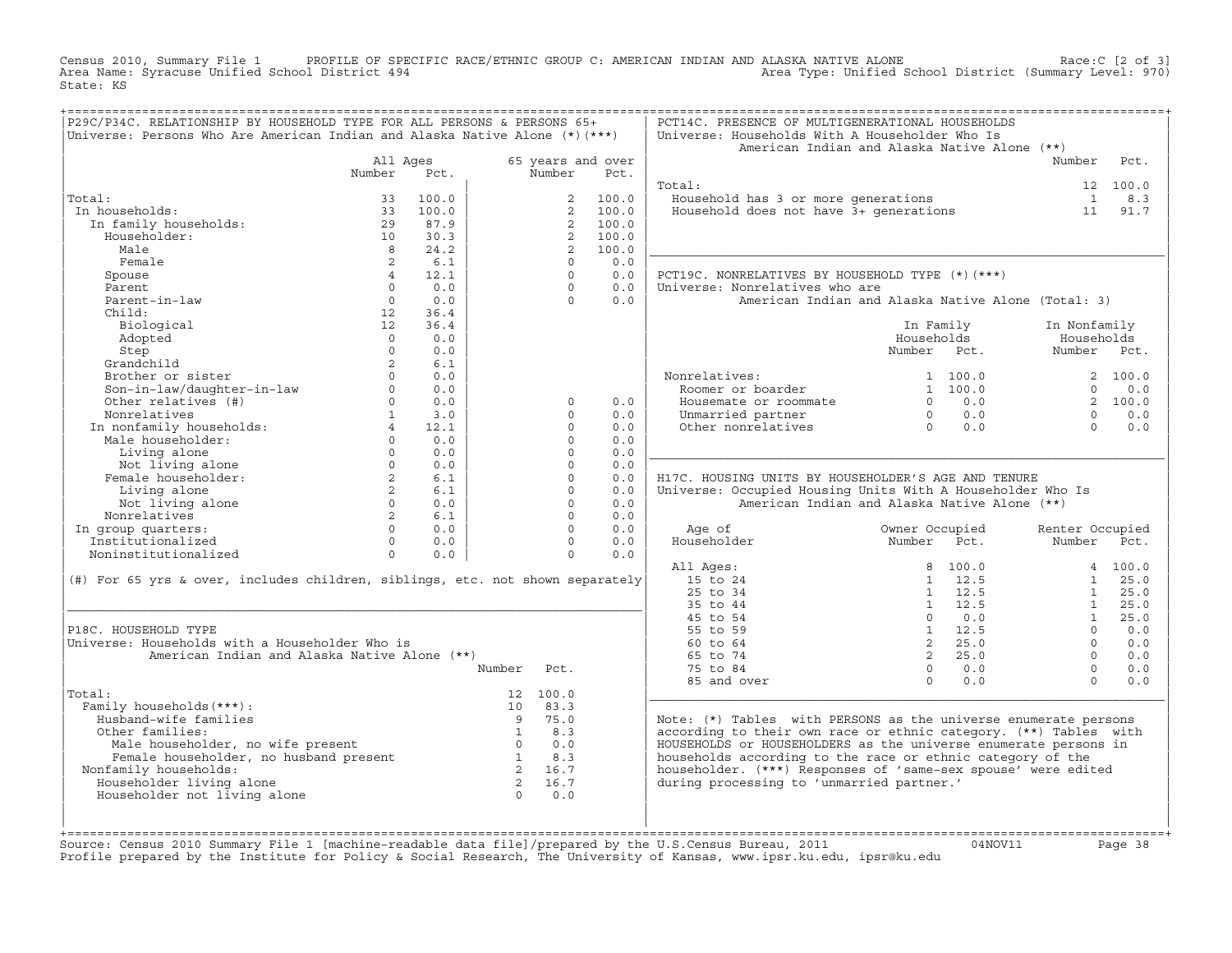Census 2010, Summary File 1 — PROFILE OF SPECIFIC RACE/ETHNIC GROUP C: AMERICAN INDIAN AND ALASKA NATIVE ALONE — Race:C [2 of 3]

Area Name: Syracuse Unified School District 494 — Area Type: Unified School District (Summary Level: 970)

State: KS

## P29C/P34C. RELATIONSHIP BY HOUSEHOLD TYPE FOR ALL PERSONS & PERSONS 65+

Universe: Persons Who Are American Indian and Alaska Native Alone (*)(***)

| | All Ages Number | All Ages Pct. | 65 years and over Number | 65 years and over Pct. |
|---|---|---|---|---|
| Total: | 33 | 100.0 | 2 | 100.0 |
| In households: | 33 | 100.0 | 2 | 100.0 |
| In family households: | 29 | 87.9 | 2 | 100.0 |
| Householder: | 10 | 30.3 | 2 | 100.0 |
| Male | 8 | 24.2 | 2 | 100.0 |
| Female | 2 | 6.1 | 0 | 0.0 |
| Spouse | 4 | 12.1 | 0 | 0.0 |
| Parent | 0 | 0.0 | 0 | 0.0 |
| Parent-in-law | 0 | 0.0 | 0 | 0.0 |
| Child: | 12 | 36.4 | | |
| Biological | 12 | 36.4 | | |
| Adopted | 0 | 0.0 | | |
| Step | 0 | 0.0 | | |
| Grandchild | 2 | 6.1 | | |
| Brother or sister | 0 | 0.0 | | |
| Son-in-law/daughter-in-law | 0 | 0.0 | | |
| Other relatives (#) | 0 | 0.0 | 0 | 0.0 |
| Nonrelatives | 1 | 3.0 | 0 | 0.0 |
| In nonfamily households: | 4 | 12.1 | 0 | 0.0 |
| Male householder: | 0 | 0.0 | 0 | 0.0 |
| Living alone | 0 | 0.0 | 0 | 0.0 |
| Not living alone | 0 | 0.0 | 0 | 0.0 |
| Female householder: | 2 | 6.1 | 0 | 0.0 |
| Living alone | 2 | 6.1 | 0 | 0.0 |
| Not living alone | 0 | 0.0 | 0 | 0.0 |
| Nonrelatives | 2 | 6.1 | 0 | 0.0 |
| In group quarters: | 0 | 0.0 | 0 | 0.0 |
| Institutionalized | 0 | 0.0 | 0 | 0.0 |
| Noninstitutionalized | 0 | 0.0 | 0 | 0.0 |

(#) For 65 yrs & over, includes children, siblings, etc. not shown separately

## P18C. HOUSEHOLD TYPE

Universe: Households with a Householder Who is American Indian and Alaska Native Alone (**)

| | Number | Pct. |
|---|---|---|
| Total: | 12 | 100.0 |
| Family households(***): | 10 | 83.3 |
| Husband-wife families | 9 | 75.0 |
| Other families: | 1 | 8.3 |
| Male householder, no wife present | 0 | 0.0 |
| Female householder, no husband present | 1 | 8.3 |
| Nonfamily households: | 2 | 16.7 |
| Householder living alone | 2 | 16.7 |
| Householder not living alone | 0 | 0.0 |

## PCT14C. PRESENCE OF MULTIGENERATIONAL HOUSEHOLDS

Universe: Households With A Householder Who Is American Indian and Alaska Native Alone (**)

| | Number | Pct. |
|---|---|---|
| Total: | 12 | 100.0 |
| Household has 3 or more generations | 1 | 8.3 |
| Household does not have 3+ generations | 11 | 91.7 |

## PCT19C. NONRELATIVES BY HOUSEHOLD TYPE (*)(***)

Universe: Nonrelatives who are American Indian and Alaska Native Alone (Total: 3)

| | In Family Households Number | In Family Households Pct. | In Nonfamily Households Number | In Nonfamily Households Pct. |
|---|---|---|---|---|
| Nonrelatives: | 1 | 100.0 | 2 | 100.0 |
| Roomer or boarder | 1 | 100.0 | 0 | 0.0 |
| Housemate or roommate | 0 | 0.0 | 2 | 100.0 |
| Unmarried partner | 0 | 0.0 | 0 | 0.0 |
| Other nonrelatives | 0 | 0.0 | 0 | 0.0 |

## H17C. HOUSING UNITS BY HOUSEHOLDER'S AGE AND TENURE

Universe: Occupied Housing Units With A Householder Who Is American Indian and Alaska Native Alone (**)

| Age of Householder | Owner Occupied Number | Owner Occupied Pct. | Renter Occupied Number | Renter Occupied Pct. |
|---|---|---|---|---|
| All Ages: | 8 | 100.0 | 4 | 100.0 |
| 15 to 24 | 1 | 12.5 | 1 | 25.0 |
| 25 to 34 | 1 | 12.5 | 1 | 25.0 |
| 35 to 44 | 1 | 12.5 | 1 | 25.0 |
| 45 to 54 | 0 | 0.0 | 1 | 25.0 |
| 55 to 59 | 1 | 12.5 | 0 | 0.0 |
| 60 to 64 | 2 | 25.0 | 0 | 0.0 |
| 65 to 74 | 2 | 25.0 | 0 | 0.0 |
| 75 to 84 | 0 | 0.0 | 0 | 0.0 |
| 85 and over | 0 | 0.0 | 0 | 0.0 |

Note: (*) Tables with PERSONS as the universe enumerate persons according to their own race or ethnic category. (**) Tables with HOUSEHOLDS or HOUSEHOLDERS as the universe enumerate persons in households according to the race or ethnic category of the householder. (***) Responses of 'same-sex spouse' were edited during processing to 'unmarried partner.'

Source: Census 2010 Summary File 1 [machine-readable data file]/prepared by the U.S.Census Bureau, 2011 — 04NOV11

Profile prepared by the Institute for Policy & Social Research, The University of Kansas, www.ipsr.ku.edu, ipsr@ku.edu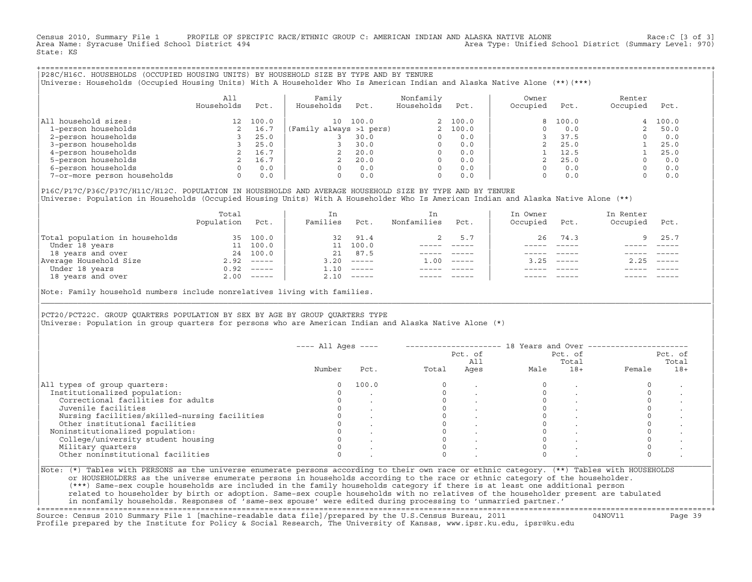Census 2010, Summary File 1 PROFILE OF SPECIFIC RACE/ETHNIC GROUP C: AMERICAN INDIAN AND ALASKA NATIVE ALONE Race:C [3 of 3]
Area Name: Syracuse Unified School District 494 Area Type: Unified School District (Summary Level: 970)
State: KS

## P28C/H16C. HOUSEHOLDS (OCCUPIED HOUSING UNITS) BY HOUSEHOLD SIZE BY TYPE AND BY TENURE

Universe: Households (Occupied Housing Units) With A Householder Who Is American Indian and Alaska Native Alone (**)(***)

| | All Households | Pct. | Family Households | Pct. | Nonfamily Households | Pct. | Owner Occupied | Pct. | Renter Occupied | Pct. |
|---|---|---|---|---|---|---|---|---|---|---|
| All household sizes: | 12 | 100.0 | 10 | 100.0 | 2 | 100.0 | 8 | 100.0 | 4 | 100.0 |
| 1-person households | 2 | 16.7 | (Family always >1 pers) | | 2 | 100.0 | 0 | 0.0 | 2 | 50.0 |
| 2-person households | 3 | 25.0 | 3 | 30.0 | 0 | 0.0 | 3 | 37.5 | 0 | 0.0 |
| 3-person households | 3 | 25.0 | 3 | 30.0 | 0 | 0.0 | 2 | 25.0 | 1 | 25.0 |
| 4-person households | 2 | 16.7 | 2 | 20.0 | 0 | 0.0 | 1 | 12.5 | 1 | 25.0 |
| 5-person households | 2 | 16.7 | 2 | 20.0 | 0 | 0.0 | 2 | 25.0 | 0 | 0.0 |
| 6-person households | 0 | 0.0 | 0 | 0.0 | 0 | 0.0 | 0 | 0.0 | 0 | 0.0 |
| 7-or-more person households | 0 | 0.0 | 0 | 0.0 | 0 | 0.0 | 0 | 0.0 | 0 | 0.0 |

## P16C/P17C/P36C/P37C/H11C/H12C. POPULATION IN HOUSEHOLDS AND AVERAGE HOUSEHOLD SIZE BY TYPE AND BY TENURE

Universe: Population in Households (Occupied Housing Units) With A Householder Who Is American Indian and Alaska Native Alone (**)

| | Total Population | Pct. | In Families | Pct. | In Nonfamilies | Pct. | In Owner Occupied | Pct. | In Renter Occupied | Pct. |
|---|---|---|---|---|---|---|---|---|---|---|
| Total population in households | 35 | 100.0 | 32 | 91.4 | 2 | 5.7 | 26 | 74.3 | 9 | 25.7 |
| Under 18 years | 11 | 100.0 | 11 | 100.0 | ----- | ----- | ----- | ----- | ----- | ----- |
| 18 years and over | 24 | 100.0 | 21 | 87.5 | ----- | ----- | ----- | ----- | ----- | ----- |
| Average Household Size | 2.92 | ----- | 3.20 | ----- | 1.00 | ----- | 3.25 | ----- | 2.25 | ----- |
| Under 18 years | 0.92 | ----- | 1.10 | ----- | ----- | ----- | ----- | ----- | ----- | ----- |
| 18 years and over | 2.00 | ----- | 2.10 | ----- | ----- | ----- | ----- | ----- | ----- | ----- |

Note: Family household numbers include nonrelatives living with families.

## PCT20/PCT22C. GROUP QUARTERS POPULATION BY SEX BY AGE BY GROUP QUARTERS TYPE

Universe: Population in group quarters for persons who are American Indian and Alaska Native Alone (*)

| | All Ages | | 18 Years and Over | | | | | |
|---|---|---|---|---|---|---|---|---|
| | Number | Pct. | Total | Pct. of All Ages | Male | Pct. of Total 18+ | Female | Pct. of Total 18+ |
| All types of group quarters: | 0 | 100.0 | 0 | . | 0 | . | 0 | . |
| Institutionalized population: | 0 | . | 0 | . | 0 | . | 0 | . |
| Correctional facilities for adults | 0 | . | 0 | . | 0 | . | 0 | . |
| Juvenile facilities | 0 | . | 0 | . | 0 | . | 0 | . |
| Nursing facilities/skilled-nursing facilities | 0 | . | 0 | . | 0 | . | 0 | . |
| Other institutional facilities | 0 | . | 0 | . | 0 | . | 0 | . |
| Noninstitutionalized population: | 0 | . | 0 | . | 0 | . | 0 | . |
| College/university student housing | 0 | . | 0 | . | 0 | . | 0 | . |
| Military quarters | 0 | . | 0 | . | 0 | . | 0 | . |
| Other noninstitutional facilities | 0 | . | 0 | . | 0 | . | 0 | . |

Note: (*) Tables with PERSONS as the universe enumerate persons according to their own race or ethnic category. (**) Tables with HOUSEHOLDS or HOUSEHOLDERS as the universe enumerate persons in households according to the race or ethnic category of the householder. (***) Same-sex couple households are included in the family households category if there is at least one additional person related to householder by birth or adoption. Same-sex couple households with no relatives of the householder present are tabulated in nonfamily households. Responses of 'same-sex spouse' were edited during processing to 'unmarried partner.'

Source: Census 2010 Summary File 1 [machine-readable data file]/prepared by the U.S.Census Bureau, 2011 04NOV11
Profile prepared by the Institute for Policy & Social Research, The University of Kansas, www.ipsr.ku.edu, ipsr@ku.edu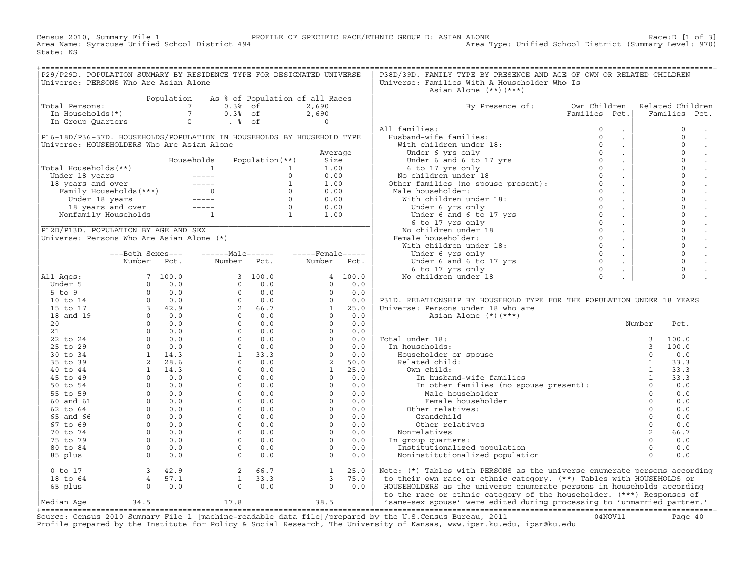Census 2010, Summary File 1 — PROFILE OF SPECIFIC RACE/ETHNIC GROUP D: ASIAN ALONE — Race:D [1 of 3]
Area Name: Syracuse Unified School District 494 — Area Type: Unified School District (Summary Level: 970)
State: KS

## P29/P29D. POPULATION SUMMARY BY RESIDENCE TYPE FOR DESIGNATED UNIVERSE

Universe: PERSONS Who Are Asian Alone

| | Population | As % of Population of all Races | |
|---|---|---|---|
| Total Persons: | 7 | 0.3% of | 2,690 |
| In Households(*) | 7 | 0.3% of | 2,690 |
| In Group Quarters | 0 | . % of | 0 |

## P16-18D/P36-37D. HOUSEHOLDS/POPULATION IN HOUSEHOLDS BY HOUSEHOLD TYPE

Universe: HOUSEHOLDERS Who Are Asian Alone

| | Households | Population(**) | Average Size |
|---|---|---|---|
| Total Households(**) | 1 | 1 | 1.00 |
| Under 18 years | ----- | 0 | 0.00 |
| 18 years and over | ----- | 1 | 1.00 |
| Family Households(***) | 0 | 0 | 0.00 |
| Under 18 years | ----- | 0 | 0.00 |
| 18 years and over | ----- | 0 | 0.00 |
| Nonfamily Households | 1 | 1 | 1.00 |

## P12D/P13D. POPULATION BY AGE AND SEX

Universe: Persons Who Are Asian Alone (*)

| | Both Sexes Number | Both Sexes Pct. | Male Number | Male Pct. | Female Number | Female Pct. |
|---|---|---|---|---|---|---|
| All Ages: | 7 | 100.0 | 3 | 100.0 | 4 | 100.0 |
| Under 5 | 0 | 0.0 | 0 | 0.0 | 0 | 0.0 |
| 5 to 9 | 0 | 0.0 | 0 | 0.0 | 0 | 0.0 |
| 10 to 14 | 0 | 0.0 | 0 | 0.0 | 0 | 0.0 |
| 15 to 17 | 3 | 42.9 | 2 | 66.7 | 1 | 25.0 |
| 18 and 19 | 0 | 0.0 | 0 | 0.0 | 0 | 0.0 |
| 20 | 0 | 0.0 | 0 | 0.0 | 0 | 0.0 |
| 21 | 0 | 0.0 | 0 | 0.0 | 0 | 0.0 |
| 22 to 24 | 0 | 0.0 | 0 | 0.0 | 0 | 0.0 |
| 25 to 29 | 0 | 0.0 | 0 | 0.0 | 0 | 0.0 |
| 30 to 34 | 1 | 14.3 | 1 | 33.3 | 0 | 0.0 |
| 35 to 39 | 2 | 28.6 | 0 | 0.0 | 2 | 50.0 |
| 40 to 44 | 1 | 14.3 | 0 | 0.0 | 1 | 25.0 |
| 45 to 49 | 0 | 0.0 | 0 | 0.0 | 0 | 0.0 |
| 50 to 54 | 0 | 0.0 | 0 | 0.0 | 0 | 0.0 |
| 55 to 59 | 0 | 0.0 | 0 | 0.0 | 0 | 0.0 |
| 60 and 61 | 0 | 0.0 | 0 | 0.0 | 0 | 0.0 |
| 62 to 64 | 0 | 0.0 | 0 | 0.0 | 0 | 0.0 |
| 65 and 66 | 0 | 0.0 | 0 | 0.0 | 0 | 0.0 |
| 67 to 69 | 0 | 0.0 | 0 | 0.0 | 0 | 0.0 |
| 70 to 74 | 0 | 0.0 | 0 | 0.0 | 0 | 0.0 |
| 75 to 79 | 0 | 0.0 | 0 | 0.0 | 0 | 0.0 |
| 80 to 84 | 0 | 0.0 | 0 | 0.0 | 0 | 0.0 |
| 85 plus | 0 | 0.0 | 0 | 0.0 | 0 | 0.0 |
| 0 to 17 | 3 | 42.9 | 2 | 66.7 | 1 | 25.0 |
| 18 to 64 | 4 | 57.1 | 1 | 33.3 | 3 | 75.0 |
| 65 plus | 0 | 0.0 | 0 | 0.0 | 0 | 0.0 |
| Median Age | 34.5 | | 17.8 | | 38.5 | |

## P38D/39D. FAMILY TYPE BY PRESENCE AND AGE OF OWN OR RELATED CHILDREN

Universe: Families With A Householder Who Is Asian Alone (**)(***)

| By Presence of: | Own Children Families | Own Children Pct. | Related Children Families | Related Children Pct. |
|---|---|---|---|---|
| All families: | 0 | . | 0 | . |
| Husband-wife families: | 0 | . | 0 | . |
| With children under 18: | 0 | . | 0 | . |
| Under 6 yrs only | 0 | . | 0 | . |
| Under 6 and 6 to 17 yrs | 0 | . | 0 | . |
| 6 to 17 yrs only | 0 | . | 0 | . |
| No children under 18 | 0 | . | 0 | . |
| Other families (no spouse present): | 0 | . | 0 | . |
| Male householder: | 0 | . | 0 | . |
| With children under 18: | 0 | . | 0 | . |
| Under 6 yrs only | 0 | . | 0 | . |
| Under 6 and 6 to 17 yrs | 0 | . | 0 | . |
| 6 to 17 yrs only | 0 | . | 0 | . |
| No children under 18 | 0 | . | 0 | . |
| Female householder: | 0 | . | 0 | . |
| With children under 18: | 0 | . | 0 | . |
| Under 6 yrs only | 0 | . | 0 | . |
| Under 6 and 6 to 17 yrs | 0 | . | 0 | . |
| 6 to 17 yrs only | 0 | . | 0 | . |
| No children under 18 | 0 | . | 0 | . |

## P31D. RELATIONSHIP BY HOUSEHOLD TYPE FOR THE POPULATION UNDER 18 YEARS

Universe: Persons under 18 who are Asian Alone (*)(***)

| | Number | Pct. |
|---|---|---|
| Total under 18: | 3 | 100.0 |
| In households: | 3 | 100.0 |
| Householder or spouse | 0 | 0.0 |
| Related child: | 1 | 33.3 |
| Own child: | 1 | 33.3 |
| In husband-wife families | 1 | 33.3 |
| In other families (no spouse present): | 0 | 0.0 |
| Male householder | 0 | 0.0 |
| Female householder | 0 | 0.0 |
| Other relatives: | 0 | 0.0 |
| Grandchild | 0 | 0.0 |
| Other relatives | 0 | 0.0 |
| Nonrelatives | 2 | 66.7 |
| In group quarters: | 0 | 0.0 |
| Institutionalized population | 0 | 0.0 |
| Noninstitutionalized population | 0 | 0.0 |

Note: (*) Tables with PERSONS as the universe enumerate persons according to their own race or ethnic category. (**) Tables with HOUSEHOLDS or HOUSEHOLDERS as the universe enumerate persons in households according to the race or ethnic category of the householder. (***) Responses of 'same-sex spouse' were edited during processing to 'unmarried partner.'

Source: Census 2010 Summary File 1 [machine-readable data file]/prepared by the U.S.Census Bureau, 2011 04NOV11
Profile prepared by the Institute for Policy & Social Research, The University of Kansas, www.ipsr.ku.edu, ipsr@ku.edu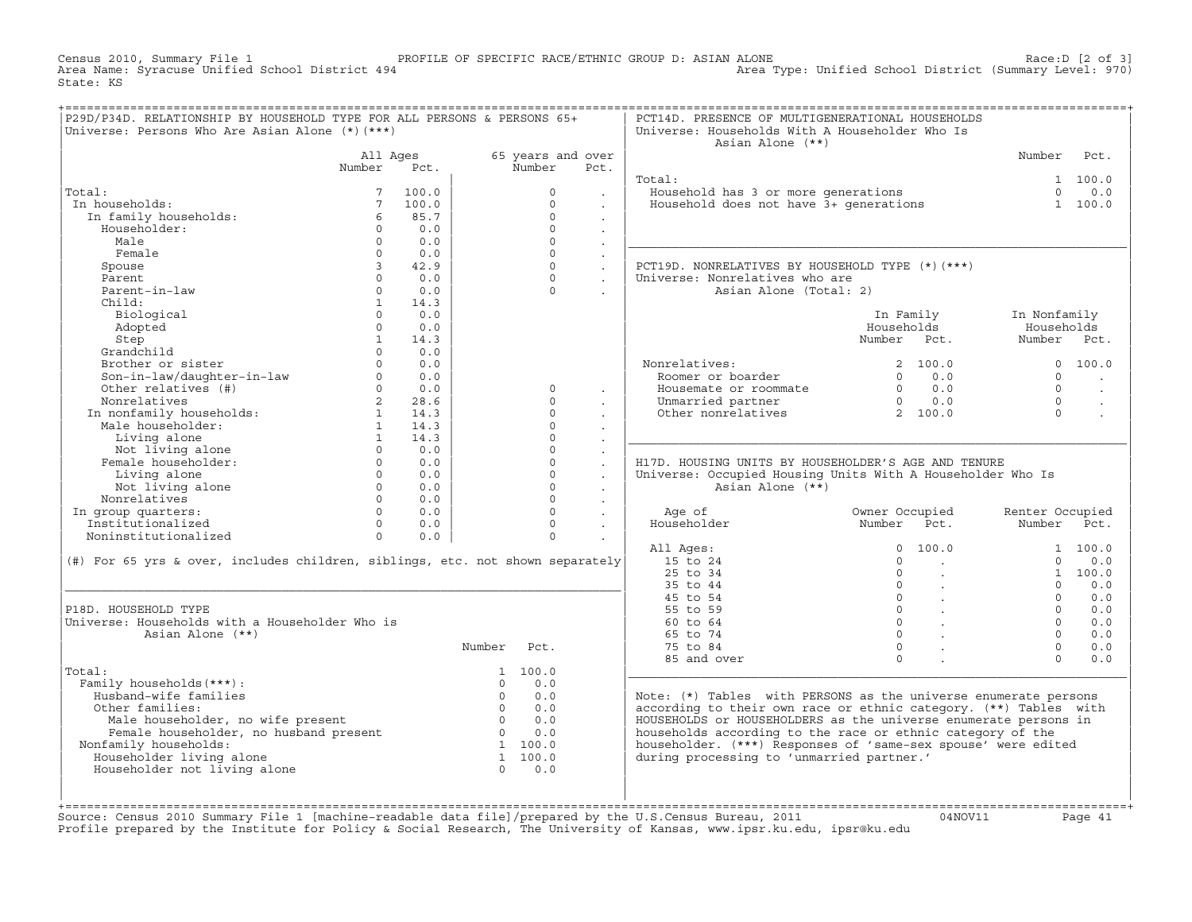Census 2010, Summary File 1 PROFILE OF SPECIFIC RACE/ETHNIC GROUP D: ASIAN ALONE Race:D [2 of 3]
Area Name: Syracuse Unified School District 494 Area Type: Unified School District (Summary Level: 970)
State: KS

## P29D/P34D. RELATIONSHIP BY HOUSEHOLD TYPE FOR ALL PERSONS & PERSONS 65+
Universe: Persons Who Are Asian Alone (*)(***)

| | All Ages Number | All Ages Pct. | 65 years and over Number | 65 years and over Pct. |
|---|---|---|---|---|
| Total: | 7 | 100.0 | 0 | . |
| In households: | 7 | 100.0 | 0 | . |
| In family households: | 6 | 85.7 | 0 | . |
| Householder: | 0 | 0.0 | 0 | . |
| Male | 0 | 0.0 | 0 | . |
| Female | 0 | 0.0 | 0 | . |
| Spouse | 3 | 42.9 | 0 | . |
| Parent | 0 | 0.0 | 0 | . |
| Parent-in-law | 0 | 0.0 | 0 | . |
| Child: | 1 | 14.3 | | |
| Biological | 0 | 0.0 | | |
| Adopted | 0 | 0.0 | | |
| Step | 1 | 14.3 | | |
| Grandchild | 0 | 0.0 | | |
| Brother or sister | 0 | 0.0 | | |
| Son-in-law/daughter-in-law | 0 | 0.0 | | |
| Other relatives (#) | 0 | 0.0 | 0 | . |
| Nonrelatives | 2 | 28.6 | 0 | . |
| In nonfamily households: | 1 | 14.3 | 0 | . |
| Male householder: | 1 | 14.3 | 0 | . |
| Living alone | 1 | 14.3 | 0 | . |
| Not living alone | 0 | 0.0 | 0 | . |
| Female householder: | 0 | 0.0 | 0 | . |
| Living alone | 0 | 0.0 | 0 | . |
| Not living alone | 0 | 0.0 | 0 | . |
| Nonrelatives | 0 | 0.0 | 0 | . |
| In group quarters: | 0 | 0.0 | 0 | . |
| Institutionalized | 0 | 0.0 | 0 | . |
| Noninstitutionalized | 0 | 0.0 | 0 | . |

(#) For 65 yrs & over, includes children, siblings, etc. not shown separately

## P18D. HOUSEHOLD TYPE
Universe: Households with a Householder Who is Asian Alone (**)

| | Number | Pct. |
|---|---|---|
| Total: | 1 | 100.0 |
| Family households(***): | 0 | 0.0 |
| Husband-wife families | 0 | 0.0 |
| Other families: | 0 | 0.0 |
| Male householder, no wife present | 0 | 0.0 |
| Female householder, no husband present | 0 | 0.0 |
| Nonfamily households: | 1 | 100.0 |
| Householder living alone | 1 | 100.0 |
| Householder not living alone | 0 | 0.0 |

## PCT14D. PRESENCE OF MULTIGENERATIONAL HOUSEHOLDS
Universe: Households With A Householder Who Is Asian Alone (**)

| | Number | Pct. |
|---|---|---|
| Total: | 1 | 100.0 |
| Household has 3 or more generations | 0 | 0.0 |
| Household does not have 3+ generations | 1 | 100.0 |

## PCT19D. NONRELATIVES BY HOUSEHOLD TYPE (*)(***)
Universe: Nonrelatives who are Asian Alone (Total: 2)

| | In Family Households Number | In Family Households Pct. | In Nonfamily Households Number | In Nonfamily Households Pct. |
|---|---|---|---|---|
| Nonrelatives: | 2 | 100.0 | 0 | 100.0 |
| Roomer or boarder | 0 | 0.0 | 0 | . |
| Housemate or roommate | 0 | 0.0 | 0 | . |
| Unmarried partner | 0 | 0.0 | 0 | . |
| Other nonrelatives | 2 | 100.0 | 0 | . |

## H17D. HOUSING UNITS BY HOUSEHOLDER'S AGE AND TENURE
Universe: Occupied Housing Units With A Householder Who Is Asian Alone (**)

| Age of Householder | Owner Occupied Number | Owner Occupied Pct. | Renter Occupied Number | Renter Occupied Pct. |
|---|---|---|---|---|
| All Ages: | 0 | 100.0 | 1 | 100.0 |
| 15 to 24 | 0 | . | 0 | 0.0 |
| 25 to 34 | 0 | . | 1 | 100.0 |
| 35 to 44 | 0 | . | 0 | 0.0 |
| 45 to 54 | 0 | . | 0 | 0.0 |
| 55 to 59 | 0 | . | 0 | 0.0 |
| 60 to 64 | 0 | . | 0 | 0.0 |
| 65 to 74 | 0 | . | 0 | 0.0 |
| 75 to 84 | 0 | . | 0 | 0.0 |
| 85 and over | 0 | . | 0 | 0.0 |

Note: (*) Tables with PERSONS as the universe enumerate persons according to their own race or ethnic category. (**) Tables with HOUSEHOLDS or HOUSEHOLDERS as the universe enumerate persons in households according to the race or ethnic category of the householder. (***) Responses of 'same-sex spouse' were edited during processing to 'unmarried partner.'

Source: Census 2010 Summary File 1 [machine-readable data file]/prepared by the U.S.Census Bureau, 2011 04NOV11
Profile prepared by the Institute for Policy & Social Research, The University of Kansas, www.ipsr.ku.edu, ipsr@ku.edu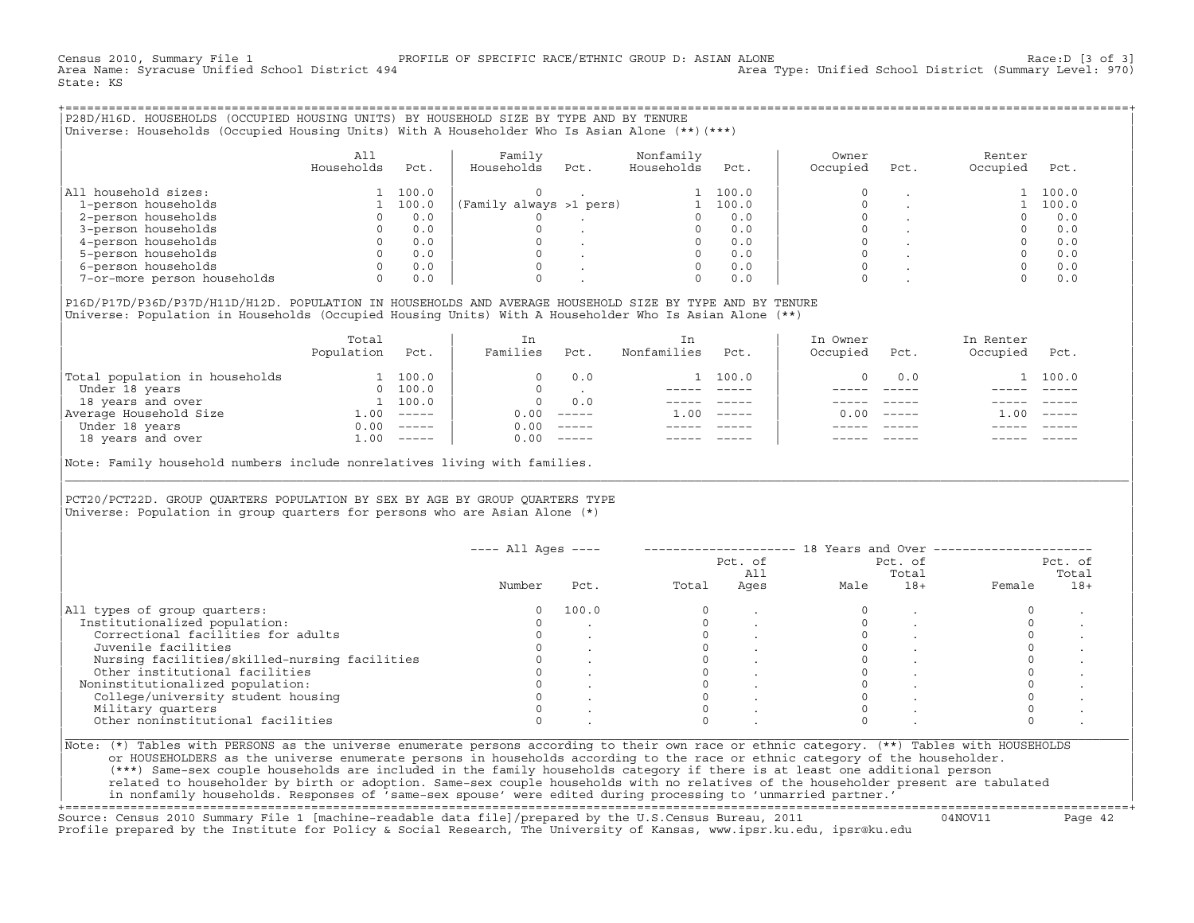Census 2010, Summary File 1 — PROFILE OF SPECIFIC RACE/ETHNIC GROUP D: ASIAN ALONE — Race:D [3 of 3]
Area Name: Syracuse Unified School District 494 — Area Type: Unified School District (Summary Level: 970)
State: KS

## P28D/H16D. HOUSEHOLDS (OCCUPIED HOUSING UNITS) BY HOUSEHOLD SIZE BY TYPE AND BY TENURE

Universe: Households (Occupied Housing Units) With A Householder Who Is Asian Alone (**)(***)

| | All Households | Pct. | Family Households | Pct. | Nonfamily Households | Pct. | Owner Occupied | Pct. | Renter Occupied | Pct. |
|---|---|---|---|---|---|---|---|---|---|---|
| All household sizes: | 1 | 100.0 | 0 | . | 1 | 100.0 | 0 | . | 1 | 100.0 |
| 1-person households | 1 | 100.0 | (Family always >1 pers) | | 1 | 100.0 | 0 | . | 1 | 100.0 |
| 2-person households | 0 | 0.0 | 0 | . | 0 | 0.0 | 0 | . | 0 | 0.0 |
| 3-person households | 0 | 0.0 | 0 | . | 0 | 0.0 | 0 | . | 0 | 0.0 |
| 4-person households | 0 | 0.0 | 0 | . | 0 | 0.0 | 0 | . | 0 | 0.0 |
| 5-person households | 0 | 0.0 | 0 | . | 0 | 0.0 | 0 | . | 0 | 0.0 |
| 6-person households | 0 | 0.0 | 0 | . | 0 | 0.0 | 0 | . | 0 | 0.0 |
| 7-or-more person households | 0 | 0.0 | 0 | . | 0 | 0.0 | 0 | . | 0 | 0.0 |

## P16D/P17D/P36D/P37D/H11D/H12D. POPULATION IN HOUSEHOLDS AND AVERAGE HOUSEHOLD SIZE BY TYPE AND BY TENURE

Universe: Population in Households (Occupied Housing Units) With A Householder Who Is Asian Alone (**)

| | Total Population | Pct. | In Families | Pct. | In Nonfamilies | Pct. | In Owner Occupied | Pct. | In Renter Occupied | Pct. |
|---|---|---|---|---|---|---|---|---|---|---|
| Total population in households | 1 | 100.0 | 0 | 0.0 | 1 | 100.0 | 0 | 0.0 | 1 | 100.0 |
| Under 18 years | 0 | 100.0 | 0 | . | ----- | ----- | ----- | ----- | ----- | ----- |
| 18 years and over | 1 | 100.0 | 0 | 0.0 | ----- | ----- | ----- | ----- | ----- | ----- |
| Average Household Size | 1.00 | ----- | 0.00 | ----- | 1.00 | ----- | 0.00 | ----- | 1.00 | ----- |
| Under 18 years | 0.00 | ----- | 0.00 | ----- | ----- | ----- | ----- | ----- | ----- | ----- |
| 18 years and over | 1.00 | ----- | 0.00 | ----- | ----- | ----- | ----- | ----- | ----- | ----- |

Note: Family household numbers include nonrelatives living with families.

## PCT20/PCT22D. GROUP QUARTERS POPULATION BY SEX BY AGE BY GROUP QUARTERS TYPE

Universe: Population in group quarters for persons who are Asian Alone (*)

| | All Ages Number | All Ages Pct. | 18 Years and Over Total | Pct. of All Ages | Male | Pct. of Total 18+ | Female | Pct. of Total 18+ |
|---|---|---|---|---|---|---|---|---|
| All types of group quarters: | 0 | 100.0 | 0 | . | 0 | . | 0 | . |
| Institutionalized population: | 0 | . | 0 | . | 0 | . | 0 | . |
| Correctional facilities for adults | 0 | . | 0 | . | 0 | . | 0 | . |
| Juvenile facilities | 0 | . | 0 | . | 0 | . | 0 | . |
| Nursing facilities/skilled-nursing facilities | 0 | . | 0 | . | 0 | . | 0 | . |
| Other institutional facilities | 0 | . | 0 | . | 0 | . | 0 | . |
| Noninstitutionalized population: | 0 | . | 0 | . | 0 | . | 0 | . |
| College/university student housing | 0 | . | 0 | . | 0 | . | 0 | . |
| Military quarters | 0 | . | 0 | . | 0 | . | 0 | . |
| Other noninstitutional facilities | 0 | . | 0 | . | 0 | . | 0 | . |

Note: (*) Tables with PERSONS as the universe enumerate persons according to their own race or ethnic category. (**) Tables with HOUSEHOLDS or HOUSEHOLDERS as the universe enumerate persons in households according to the race or ethnic category of the householder. (***) Same-sex couple households are included in the family households category if there is at least one additional person related to householder by birth or adoption. Same-sex couple households with no relatives of the householder present are tabulated in nonfamily households. Responses of 'same-sex spouse' were edited during processing to 'unmarried partner.'

Source: Census 2010 Summary File 1 [machine-readable data file]/prepared by the U.S.Census Bureau, 2011 — 04NOV11
Profile prepared by the Institute for Policy & Social Research, The University of Kansas, www.ipsr.ku.edu, ipsr@ku.edu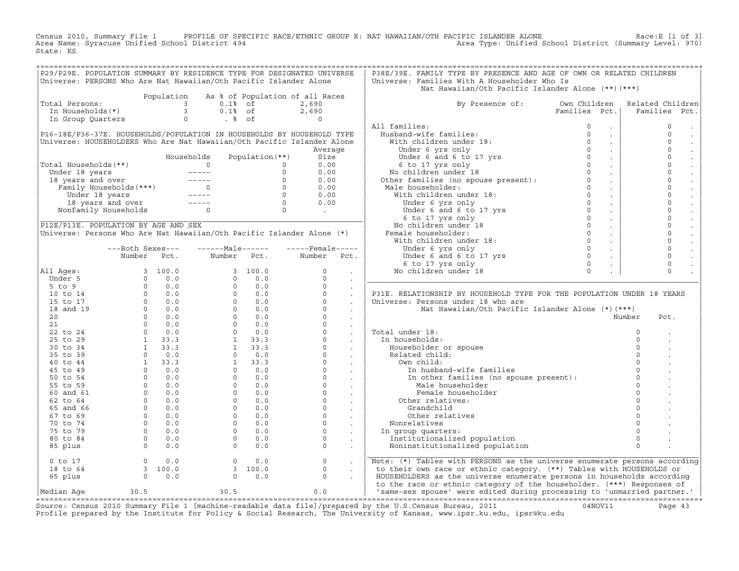Census 2010, Summary File 1 PROFILE OF SPECIFIC RACE/ETHNIC GROUP E: NAT HAWAIIAN/OTH PACIFIC ISLANDER ALONE Race:E [1 of 3]
Area Name: Syracuse Unified School District 494 Area Type: Unified School District (Summary Level: 970)
State: KS

## P29/P29E. POPULATION SUMMARY BY RESIDENCE TYPE FOR DESIGNATED UNIVERSE

Universe: PERSONS Who Are Nat Hawaiian/Oth Pacific Islander Alone

| | Population | As % of Population of all Races | |
|---|---|---|---|
| Total Persons: | 3 | 0.1% of | 2,690 |
| In Households(*) | 3 | 0.1% of | 2,690 |
| In Group Quarters | 0 | . % of | 0 |

## P16-18E/P36-37E. HOUSEHOLDS/POPULATION IN HOUSEHOLDS BY HOUSEHOLD TYPE

Universe: HOUSEHOLDERS Who Are Nat Hawaiian/Oth Pacific Islander Alone

| | Households | Population(**) | Average Size |
|---|---|---|---|
| Total Households(**) | 0 | 0 | 0.00 |
| Under 18 years | ----- | 0 | 0.00 |
| 18 years and over | ----- | 0 | 0.00 |
| Family Households(***) | 0 | 0 | 0.00 |
| Under 18 years | ----- | 0 | 0.00 |
| 18 years and over | ----- | 0 | 0.00 |
| Nonfamily Households | 0 | 0 | . |

## P12E/P13E. POPULATION BY AGE AND SEX

Universe: Persons Who Are Nat Hawaiian/Oth Pacific Islander Alone (*)

| | Both Sexes Number | Both Sexes Pct. | Male Number | Male Pct. | Female Number | Female Pct. |
|---|---|---|---|---|---|---|
| All Ages: | 3 | 100.0 | 3 | 100.0 | 0 | . |
| Under 5 | 0 | 0.0 | 0 | 0.0 | 0 | . |
| 5 to 9 | 0 | 0.0 | 0 | 0.0 | 0 | . |
| 10 to 14 | 0 | 0.0 | 0 | 0.0 | 0 | . |
| 15 to 17 | 0 | 0.0 | 0 | 0.0 | 0 | . |
| 18 and 19 | 0 | 0.0 | 0 | 0.0 | 0 | . |
| 20 | 0 | 0.0 | 0 | 0.0 | 0 | . |
| 21 | 0 | 0.0 | 0 | 0.0 | 0 | . |
| 22 to 24 | 0 | 0.0 | 0 | 0.0 | 0 | . |
| 25 to 29 | 1 | 33.3 | 1 | 33.3 | 0 | . |
| 30 to 34 | 1 | 33.3 | 1 | 33.3 | 0 | . |
| 35 to 39 | 0 | 0.0 | 0 | 0.0 | 0 | . |
| 40 to 44 | 1 | 33.3 | 1 | 33.3 | 0 | . |
| 45 to 49 | 0 | 0.0 | 0 | 0.0 | 0 | . |
| 50 to 54 | 0 | 0.0 | 0 | 0.0 | 0 | . |
| 55 to 59 | 0 | 0.0 | 0 | 0.0 | 0 | . |
| 60 and 61 | 0 | 0.0 | 0 | 0.0 | 0 | . |
| 62 to 64 | 0 | 0.0 | 0 | 0.0 | 0 | . |
| 65 and 66 | 0 | 0.0 | 0 | 0.0 | 0 | . |
| 67 to 69 | 0 | 0.0 | 0 | 0.0 | 0 | . |
| 70 to 74 | 0 | 0.0 | 0 | 0.0 | 0 | . |
| 75 to 79 | 0 | 0.0 | 0 | 0.0 | 0 | . |
| 80 to 84 | 0 | 0.0 | 0 | 0.0 | 0 | . |
| 85 plus | 0 | 0.0 | 0 | 0.0 | 0 | . |
| 0 to 17 | 0 | 0.0 | 0 | 0.0 | 0 | . |
| 18 to 64 | 3 | 100.0 | 3 | 100.0 | 0 | . |
| 65 plus | 0 | 0.0 | 0 | 0.0 | 0 | . |
| Median Age | 30.5 | | 30.5 | | 0.0 | |

## P38E/39E. FAMILY TYPE BY PRESENCE AND AGE OF OWN OR RELATED CHILDREN

Universe: Families With A Householder Who Is Nat Hawaiian/Oth Pacific Islander Alone (**)(***)

| By Presence of: | Own Children Families | Own Children Pct. | Related Children Families | Related Children Pct. |
|---|---|---|---|---|
| All families: | 0 | . | 0 | . |
| Husband-wife families: | 0 | . | 0 | . |
| With children under 18: | 0 | . | 0 | . |
| Under 6 yrs only | 0 | . | 0 | . |
| Under 6 and 6 to 17 yrs | 0 | . | 0 | . |
| 6 to 17 yrs only | 0 | . | 0 | . |
| No children under 18 | 0 | . | 0 | . |
| Other families (no spouse present): | 0 | . | 0 | . |
| Male householder: | 0 | . | 0 | . |
| With children under 18: | 0 | . | 0 | . |
| Under 6 yrs only | 0 | . | 0 | . |
| Under 6 and 6 to 17 yrs | 0 | . | 0 | . |
| 6 to 17 yrs only | 0 | . | 0 | . |
| No children under 18 | 0 | . | 0 | . |
| Female householder: | 0 | . | 0 | . |
| With children under 18: | 0 | . | 0 | . |
| Under 6 yrs only | 0 | . | 0 | . |
| Under 6 and 6 to 17 yrs | 0 | . | 0 | . |
| 6 to 17 yrs only | 0 | . | 0 | . |
| No children under 18 | 0 | . | 0 | . |

## P31E. RELATIONSHIP BY HOUSEHOLD TYPE FOR THE POPULATION UNDER 18 YEARS

Universe: Persons under 18 who are Nat Hawaiian/Oth Pacific Islander Alone (*)(***)

| | Number | Pct. |
|---|---|---|
| Total under 18: | 0 | . |
| In households: | 0 | . |
| Householder or spouse | 0 | . |
| Related child: | 0 | . |
| Own child: | 0 | . |
| In husband-wife families | 0 | . |
| In other families (no spouse present): | 0 | . |
| Male householder | 0 | . |
| Female householder | 0 | . |
| Other relatives: | 0 | . |
| Grandchild | 0 | . |
| Other relatives | 0 | . |
| Nonrelatives | 0 | . |
| In group quarters: | 0 | . |
| Institutionalized population | 0 | . |
| Noninstitutionalized population | 0 | . |

Note: (*) Tables with PERSONS as the universe enumerate persons according to their own race or ethnic category. (**) Tables with HOUSEHOLDS or HOUSEHOLDERS as the universe enumerate persons in households according to the race or ethnic category of the householder. (***) Responses of 'same-sex spouse' were edited during processing to 'unmarried partner.'

Source: Census 2010 Summary File 1 [machine-readable data file]/prepared by the U.S.Census Bureau, 2011 04NOV11
Profile prepared by the Institute for Policy & Social Research, The University of Kansas, www.ipsr.ku.edu, ipsr@ku.edu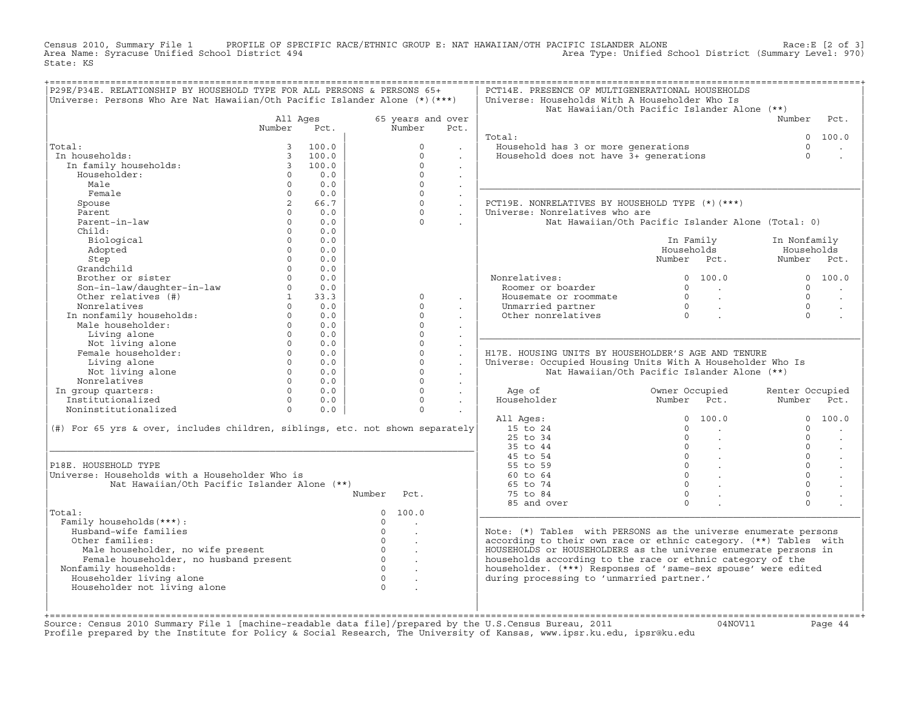Census 2010, Summary File 1 PROFILE OF SPECIFIC RACE/ETHNIC GROUP E: NAT HAWAIIAN/OTH PACIFIC ISLANDER ALONE Race:E [2 of 3]
Area Name: Syracuse Unified School District 494 Area Type: Unified School District (Summary Level: 970)
State: KS

## P29E/P34E. RELATIONSHIP BY HOUSEHOLD TYPE FOR ALL PERSONS & PERSONS 65+

Universe: Persons Who Are Nat Hawaiian/Oth Pacific Islander Alone (*)(***)

| | All Ages Number | All Ages Pct. | 65 years and over Number | 65 years and over Pct. |
|---|---|---|---|---|
| Total: | 3 | 100.0 | 0 | . |
| In households: | 3 | 100.0 | 0 | . |
| In family households: | 3 | 100.0 | 0 | . |
| Householder: | 0 | 0.0 | 0 | . |
| Male | 0 | 0.0 | 0 | . |
| Female | 0 | 0.0 | 0 | . |
| Spouse | 2 | 66.7 | 0 | . |
| Parent | 0 | 0.0 | 0 | . |
| Parent-in-law | 0 | 0.0 | 0 | . |
| Child: | 0 | 0.0 | | |
| Biological | 0 | 0.0 | | |
| Adopted | 0 | 0.0 | | |
| Step | 0 | 0.0 | | |
| Grandchild | 0 | 0.0 | | |
| Brother or sister | 0 | 0.0 | | |
| Son-in-law/daughter-in-law | 0 | 0.0 | | |
| Other relatives (#) | 1 | 33.3 | 0 | . |
| Nonrelatives | 0 | 0.0 | 0 | . |
| In nonfamily households: | 0 | 0.0 | 0 | . |
| Male householder: | 0 | 0.0 | 0 | . |
| Living alone | 0 | 0.0 | 0 | . |
| Not living alone | 0 | 0.0 | 0 | . |
| Female householder: | 0 | 0.0 | 0 | . |
| Living alone | 0 | 0.0 | 0 | . |
| Not living alone | 0 | 0.0 | 0 | . |
| Nonrelatives | 0 | 0.0 | 0 | . |
| In group quarters: | 0 | 0.0 | 0 | . |
| Institutionalized | 0 | 0.0 | 0 | . |
| Noninstitutionalized | 0 | 0.0 | 0 | . |

(#) For 65 yrs & over, includes children, siblings, etc. not shown separately

## P18E. HOUSEHOLD TYPE

Universe: Households with a Householder Who is Nat Hawaiian/Oth Pacific Islander Alone (**)

| | Number | Pct. |
|---|---|---|
| Total: | 0 | 100.0 |
| Family households(***): | 0 | . |
| Husband-wife families | 0 | . |
| Other families: | 0 | . |
| Male householder, no wife present | 0 | . |
| Female householder, no husband present | 0 | . |
| Nonfamily households: | 0 | . |
| Householder living alone | 0 | . |
| Householder not living alone | 0 | . |

## PCT14E. PRESENCE OF MULTIGENERATIONAL HOUSEHOLDS

Universe: Households With A Householder Who Is Nat Hawaiian/Oth Pacific Islander Alone (**)

| | Number | Pct. |
|---|---|---|
| Total: | 0 | 100.0 |
| Household has 3 or more generations | 0 | . |
| Household does not have 3+ generations | 0 | . |

## PCT19E. NONRELATIVES BY HOUSEHOLD TYPE (*)(***)

Universe: Nonrelatives who are Nat Hawaiian/Oth Pacific Islander Alone (Total: 0)

| | In Family Households Number | In Family Households Pct. | In Nonfamily Households Number | In Nonfamily Households Pct. |
|---|---|---|---|---|
| Nonrelatives: | 0 | 100.0 | 0 | 100.0 |
| Roomer or boarder | 0 | . | 0 | . |
| Housemate or roommate | 0 | . | 0 | . |
| Unmarried partner | 0 | . | 0 | . |
| Other nonrelatives | 0 | . | 0 | . |

## H17E. HOUSING UNITS BY HOUSEHOLDER'S AGE AND TENURE

Universe: Occupied Housing Units With A Householder Who Is Nat Hawaiian/Oth Pacific Islander Alone (**)

| Age of Householder | Owner Occupied Number | Owner Occupied Pct. | Renter Occupied Number | Renter Occupied Pct. |
|---|---|---|---|---|
| All Ages: | 0 | 100.0 | 0 | 100.0 |
| 15 to 24 | 0 | . | 0 | . |
| 25 to 34 | 0 | . | 0 | . |
| 35 to 44 | 0 | . | 0 | . |
| 45 to 54 | 0 | . | 0 | . |
| 55 to 59 | 0 | . | 0 | . |
| 60 to 64 | 0 | . | 0 | . |
| 65 to 74 | 0 | . | 0 | . |
| 75 to 84 | 0 | . | 0 | . |
| 85 and over | 0 | . | 0 | . |

Note: (*) Tables with PERSONS as the universe enumerate persons according to their own race or ethnic category. (**) Tables with HOUSEHOLDS or HOUSEHOLDERS as the universe enumerate persons in households according to the race or ethnic category of the householder. (***) Responses of 'same-sex spouse' were edited during processing to 'unmarried partner.'

Source: Census 2010 Summary File 1 [machine-readable data file]/prepared by the U.S.Census Bureau, 2011 04NOV11
Profile prepared by the Institute for Policy & Social Research, The University of Kansas, www.ipsr.ku.edu, ipsr@ku.edu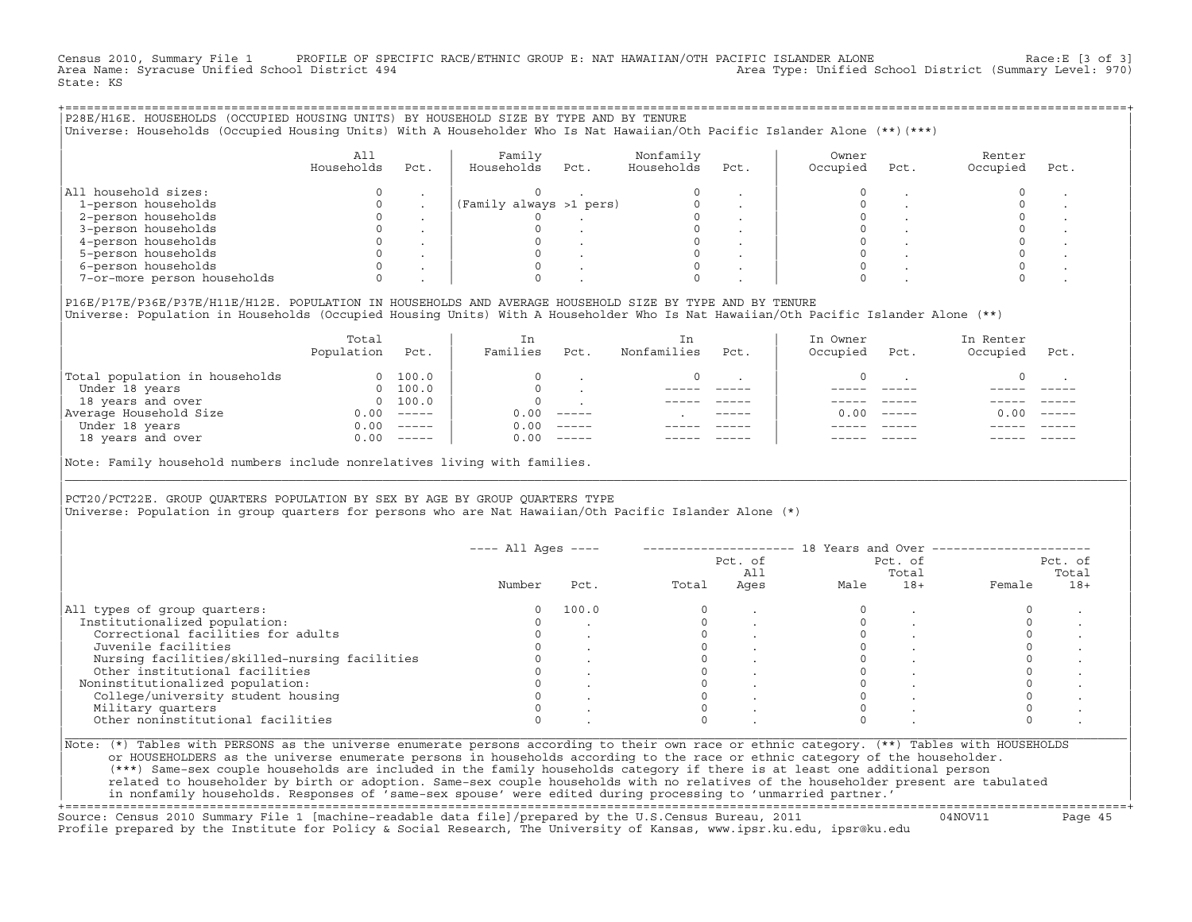Census 2010, Summary File 1 PROFILE OF SPECIFIC RACE/ETHNIC GROUP E: NAT HAWAIIAN/OTH PACIFIC ISLANDER ALONE Race:E [3 of 3]
Area Name: Syracuse Unified School District 494 Area Type: Unified School District (Summary Level: 970)
State: KS

## P28E/H16E. HOUSEHOLDS (OCCUPIED HOUSING UNITS) BY HOUSEHOLD SIZE BY TYPE AND BY TENURE

Universe: Households (Occupied Housing Units) With A Householder Who Is Nat Hawaiian/Oth Pacific Islander Alone (**)(***)

| | All Households | Pct. | Family Households | Pct. | Nonfamily Households | Pct. | Owner Occupied | Pct. | Renter Occupied | Pct. |
|---|---|---|---|---|---|---|---|---|---|---|
| All household sizes: | 0 | . | 0 | . | 0 | . | 0 | . | 0 | . |
| 1-person households | 0 | . | (Family always >1 pers) | | 0 | . | 0 | . | 0 | . |
| 2-person households | 0 | . | 0 | . | 0 | . | 0 | . | 0 | . |
| 3-person households | 0 | . | 0 | . | 0 | . | 0 | . | 0 | . |
| 4-person households | 0 | . | 0 | . | 0 | . | 0 | . | 0 | . |
| 5-person households | 0 | . | 0 | . | 0 | . | 0 | . | 0 | . |
| 6-person households | 0 | . | 0 | . | 0 | . | 0 | . | 0 | . |
| 7-or-more person households | 0 | . | 0 | . | 0 | . | 0 | . | 0 | . |

## P16E/P17E/P36E/P37E/H11E/H12E. POPULATION IN HOUSEHOLDS AND AVERAGE HOUSEHOLD SIZE BY TYPE AND BY TENURE

Universe: Population in Households (Occupied Housing Units) With A Householder Who Is Nat Hawaiian/Oth Pacific Islander Alone (**)

| | Total Population | Pct. | In Families | Pct. | In Nonfamilies | Pct. | In Owner Occupied | Pct. | In Renter Occupied | Pct. |
|---|---|---|---|---|---|---|---|---|---|---|
| Total population in households | 0 | 100.0 | 0 | . | 0 | . | 0 | . | 0 | . |
| Under 18 years | 0 | 100.0 | 0 | . | ----- | ----- | ----- | ----- | ----- | ----- |
| 18 years and over | 0 | 100.0 | 0 | . | ----- | ----- | ----- | ----- | ----- | ----- |
| Average Household Size | 0.00 | ----- | 0.00 | ----- | . | ----- | 0.00 | ----- | 0.00 | ----- |
| Under 18 years | 0.00 | ----- | 0.00 | ----- | ----- | ----- | ----- | ----- | ----- | ----- |
| 18 years and over | 0.00 | ----- | 0.00 | ----- | ----- | ----- | ----- | ----- | ----- | ----- |

Note: Family household numbers include nonrelatives living with families.

## PCT20/PCT22E. GROUP QUARTERS POPULATION BY SEX BY AGE BY GROUP QUARTERS TYPE

Universe: Population in group quarters for persons who are Nat Hawaiian/Oth Pacific Islander Alone (*)

| | All Ages | | 18 Years and Over | | | | | |
|---|---|---|---|---|---|---|---|---|
| | Number | Pct. | Total | Pct. of All Ages | Male | Pct. of Total 18+ | Female | Pct. of Total 18+ |
| All types of group quarters: | 0 | 100.0 | 0 | . | 0 | . | 0 | . |
| Institutionalized population: | 0 | . | 0 | . | 0 | . | 0 | . |
| Correctional facilities for adults | 0 | . | 0 | . | 0 | . | 0 | . |
| Juvenile facilities | 0 | . | 0 | . | 0 | . | 0 | . |
| Nursing facilities/skilled-nursing facilities | 0 | . | 0 | . | 0 | . | 0 | . |
| Other institutional facilities | 0 | . | 0 | . | 0 | . | 0 | . |
| Noninstitutionalized population: | 0 | . | 0 | . | 0 | . | 0 | . |
| College/university student housing | 0 | . | 0 | . | 0 | . | 0 | . |
| Military quarters | 0 | . | 0 | . | 0 | . | 0 | . |
| Other noninstitutional facilities | 0 | . | 0 | . | 0 | . | 0 | . |

Note: (*) Tables with PERSONS as the universe enumerate persons according to their own race or ethnic category. (**) Tables with HOUSEHOLDS or HOUSEHOLDERS as the universe enumerate persons in households according to the race or ethnic category of the householder. (***) Same-sex couple households are included in the family households category if there is at least one additional person related to householder by birth or adoption. Same-sex couple households with no relatives of the householder present are tabulated in nonfamily households. Responses of 'same-sex spouse' were edited during processing to 'unmarried partner.'

Source: Census 2010 Summary File 1 [machine-readable data file]/prepared by the U.S.Census Bureau, 2011 04NOV11
Profile prepared by the Institute for Policy & Social Research, The University of Kansas, www.ipsr.ku.edu, ipsr@ku.edu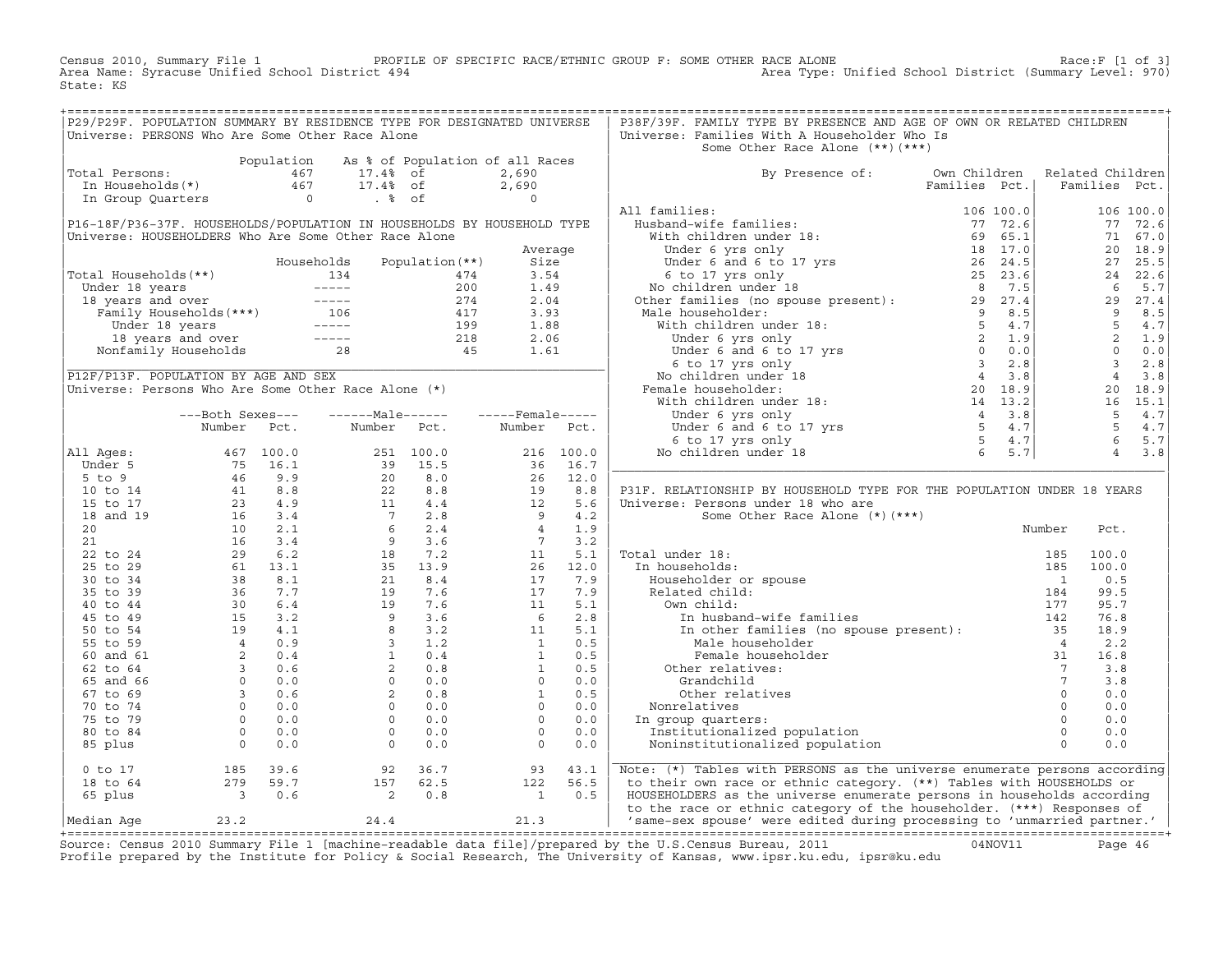Census 2010, Summary File 1 PROFILE OF SPECIFIC RACE/ETHNIC GROUP F: SOME OTHER RACE ALONE Race:F [1 of 3]
Area Name: Syracuse Unified School District 494 Area Type: Unified School District (Summary Level: 970)
State: KS

## P29/P29F. POPULATION SUMMARY BY RESIDENCE TYPE FOR DESIGNATED UNIVERSE

Universe: PERSONS Who Are Some Other Race Alone

| | Population | As % of Population of all Races | |
|---|---|---|---|
| Total Persons: | 467 | 17.4% of | 2,690 |
| In Households(*) | 467 | 17.4% of | 2,690 |
| In Group Quarters | 0 | . % of | 0 |

## P16-18F/P36-37F. HOUSEHOLDS/POPULATION IN HOUSEHOLDS BY HOUSEHOLD TYPE

Universe: HOUSEHOLDERS Who Are Some Other Race Alone

| | Households | Population(**) | Average Size |
|---|---|---|---|
| Total Households(**) | 134 | 474 | 3.54 |
| Under 18 years | ----- | 200 | 1.49 |
| 18 years and over | ----- | 274 | 2.04 |
| Family Households(***) | 106 | 417 | 3.93 |
| Under 18 years | ----- | 199 | 1.88 |
| 18 years and over | ----- | 218 | 2.06 |
| Nonfamily Households | 28 | 45 | 1.61 |

## P12F/P13F. POPULATION BY AGE AND SEX

Universe: Persons Who Are Some Other Race Alone (*)

| | Both Sexes Number | Both Sexes Pct. | Male Number | Male Pct. | Female Number | Female Pct. |
|---|---|---|---|---|---|---|
| All Ages: | 467 | 100.0 | 251 | 100.0 | 216 | 100.0 |
| Under 5 | 75 | 16.1 | 39 | 15.5 | 36 | 16.7 |
| 5 to 9 | 46 | 9.9 | 20 | 8.0 | 26 | 12.0 |
| 10 to 14 | 41 | 8.8 | 22 | 8.8 | 19 | 8.8 |
| 15 to 17 | 23 | 4.9 | 11 | 4.4 | 12 | 5.6 |
| 18 and 19 | 16 | 3.4 | 7 | 2.8 | 9 | 4.2 |
| 20 | 10 | 2.1 | 6 | 2.4 | 4 | 1.9 |
| 21 | 16 | 3.4 | 9 | 3.6 | 7 | 3.2 |
| 22 to 24 | 29 | 6.2 | 18 | 7.2 | 11 | 5.1 |
| 25 to 29 | 61 | 13.1 | 35 | 13.9 | 26 | 12.0 |
| 30 to 34 | 38 | 8.1 | 21 | 8.4 | 17 | 7.9 |
| 35 to 39 | 36 | 7.7 | 19 | 7.6 | 17 | 7.9 |
| 40 to 44 | 30 | 6.4 | 19 | 7.6 | 11 | 5.1 |
| 45 to 49 | 15 | 3.2 | 9 | 3.6 | 6 | 2.8 |
| 50 to 54 | 19 | 4.1 | 8 | 3.2 | 11 | 5.1 |
| 55 to 59 | 4 | 0.9 | 3 | 1.2 | 1 | 0.5 |
| 60 and 61 | 2 | 0.4 | 1 | 0.4 | 1 | 0.5 |
| 62 to 64 | 3 | 0.6 | 2 | 0.8 | 1 | 0.5 |
| 65 and 66 | 0 | 0.0 | 0 | 0.0 | 0 | 0.0 |
| 67 to 69 | 3 | 0.6 | 2 | 0.8 | 1 | 0.5 |
| 70 to 74 | 0 | 0.0 | 0 | 0.0 | 0 | 0.0 |
| 75 to 79 | 0 | 0.0 | 0 | 0.0 | 0 | 0.0 |
| 80 to 84 | 0 | 0.0 | 0 | 0.0 | 0 | 0.0 |
| 85 plus | 0 | 0.0 | 0 | 0.0 | 0 | 0.0 |
| 0 to 17 | 185 | 39.6 | 92 | 36.7 | 93 | 43.1 |
| 18 to 64 | 279 | 59.7 | 157 | 62.5 | 122 | 56.5 |
| 65 plus | 3 | 0.6 | 2 | 0.8 | 1 | 0.5 |
| Median Age | 23.2 | | 24.4 | | 21.3 | |

## P38F/39F. FAMILY TYPE BY PRESENCE AND AGE OF OWN OR RELATED CHILDREN

Universe: Families With A Householder Who Is Some Other Race Alone (**)(***)

| By Presence of: | Own Children Families | Own Children Pct. | Related Children Families | Related Children Pct. |
|---|---|---|---|---|
| All families: | 106 | 100.0 | 106 | 100.0 |
| Husband-wife families: | 77 | 72.6 | 77 | 72.6 |
| With children under 18: | 69 | 65.1 | 71 | 67.0 |
| Under 6 yrs only | 18 | 17.0 | 20 | 18.9 |
| Under 6 and 6 to 17 yrs | 26 | 24.5 | 27 | 25.5 |
| 6 to 17 yrs only | 25 | 23.6 | 24 | 22.6 |
| No children under 18 | 8 | 7.5 | 6 | 5.7 |
| Other families (no spouse present): | 29 | 27.4 | 29 | 27.4 |
| Male householder: | 9 | 8.5 | 9 | 8.5 |
| With children under 18: | 5 | 4.7 | 5 | 4.7 |
| Under 6 yrs only | 2 | 1.9 | 2 | 1.9 |
| Under 6 and 6 to 17 yrs | 0 | 0.0 | 0 | 0.0 |
| 6 to 17 yrs only | 3 | 2.8 | 3 | 2.8 |
| No children under 18 | 4 | 3.8 | 4 | 3.8 |
| Female householder: | 20 | 18.9 | 20 | 18.9 |
| With children under 18: | 14 | 13.2 | 16 | 15.1 |
| Under 6 yrs only | 4 | 3.8 | 5 | 4.7 |
| Under 6 and 6 to 17 yrs | 5 | 4.7 | 5 | 4.7 |
| 6 to 17 yrs only | 5 | 4.7 | 6 | 5.7 |
| No children under 18 | 6 | 5.7 | 4 | 3.8 |

## P31F. RELATIONSHIP BY HOUSEHOLD TYPE FOR THE POPULATION UNDER 18 YEARS

Universe: Persons under 18 who are Some Other Race Alone (*)(***)

| | Number | Pct. |
|---|---|---|
| Total under 18: | 185 | 100.0 |
| In households: | 185 | 100.0 |
| Householder or spouse | 1 | 0.5 |
| Related child: | 184 | 99.5 |
| Own child: | 177 | 95.7 |
| In husband-wife families | 142 | 76.8 |
| In other families (no spouse present): | 35 | 18.9 |
| Male householder | 4 | 2.2 |
| Female householder | 31 | 16.8 |
| Other relatives: | 7 | 3.8 |
| Grandchild | 7 | 3.8 |
| Other relatives | 0 | 0.0 |
| Nonrelatives | 0 | 0.0 |
| In group quarters: | 0 | 0.0 |
| Institutionalized population | 0 | 0.0 |
| Noninstitutionalized population | 0 | 0.0 |

Note: (*) Tables with PERSONS as the universe enumerate persons according to their own race or ethnic category. (**) Tables with HOUSEHOLDS or HOUSEHOLDERS as the universe enumerate persons in households according to the race or ethnic category of the householder. (***) Responses of 'same-sex spouse' were edited during processing to 'unmarried partner.'

Source: Census 2010 Summary File 1 [machine-readable data file]/prepared by the U.S.Census Bureau, 2011 04NOV11
Profile prepared by the Institute for Policy & Social Research, The University of Kansas, www.ipsr.ku.edu, ipsr@ku.edu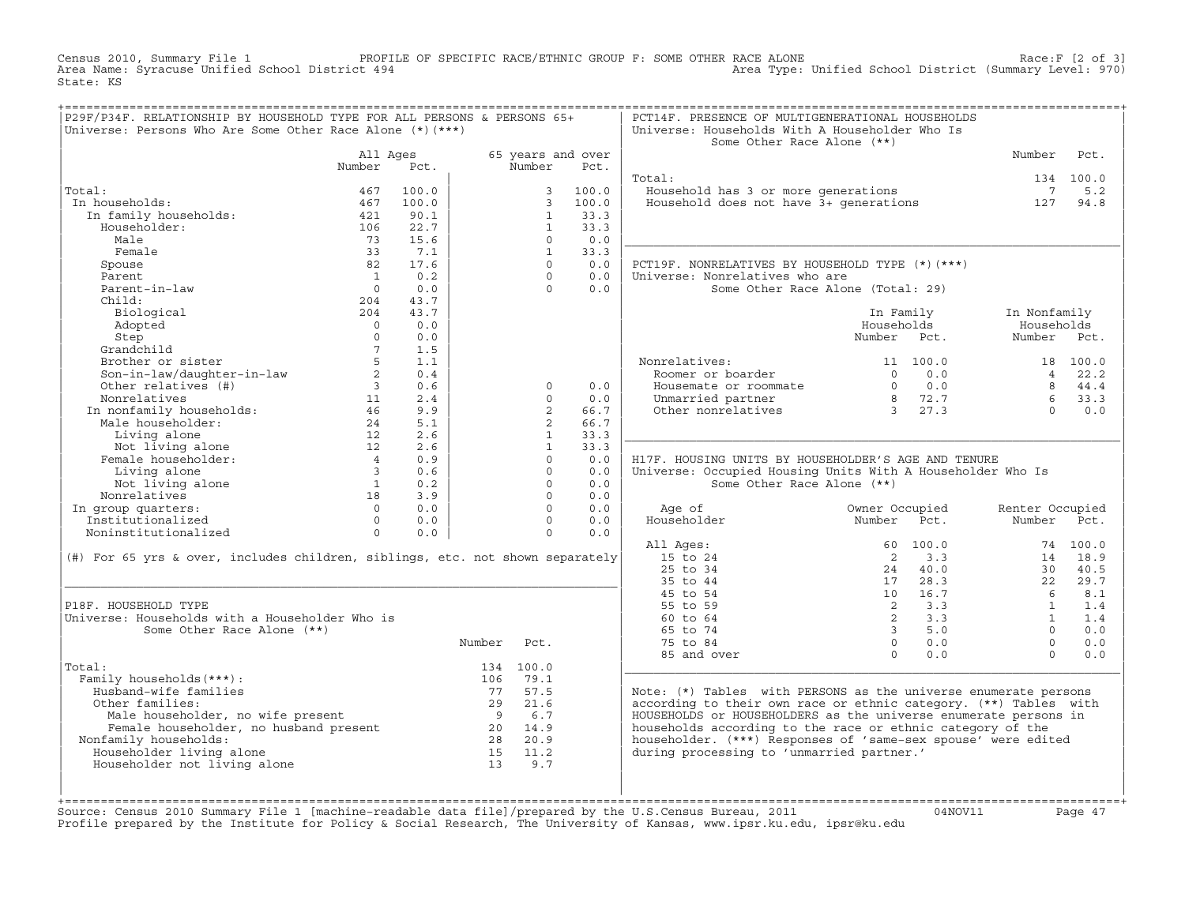Census 2010, Summary File 1 PROFILE OF SPECIFIC RACE/ETHNIC GROUP F: SOME OTHER RACE ALONE Race:F [2 of 3]
Area Name: Syracuse Unified School District 494 Area Type: Unified School District (Summary Level: 970)
State: KS

## P29F/P34F. RELATIONSHIP BY HOUSEHOLD TYPE FOR ALL PERSONS & PERSONS 65+

Universe: Persons Who Are Some Other Race Alone (*)(***)

| | All Ages Number | All Ages Pct. | 65 years and over Number | 65 years and over Pct. |
|---|---|---|---|---|
| Total: | 467 | 100.0 | 3 | 100.0 |
| In households: | 467 | 100.0 | 3 | 100.0 |
| In family households: | 421 | 90.1 | 1 | 33.3 |
| Householder: | 106 | 22.7 | 1 | 33.3 |
| Male | 73 | 15.6 | 0 | 0.0 |
| Female | 33 | 7.1 | 1 | 33.3 |
| Spouse | 82 | 17.6 | 0 | 0.0 |
| Parent | 1 | 0.2 | 0 | 0.0 |
| Parent-in-law | 0 | 0.0 | 0 | 0.0 |
| Child: | 204 | 43.7 | | |
| Biological | 204 | 43.7 | | |
| Adopted | 0 | 0.0 | | |
| Step | 0 | 0.0 | | |
| Grandchild | 7 | 1.5 | | |
| Brother or sister | 5 | 1.1 | | |
| Son-in-law/daughter-in-law | 2 | 0.4 | | |
| Other relatives (#) | 3 | 0.6 | 0 | 0.0 |
| Nonrelatives | 11 | 2.4 | 0 | 0.0 |
| In nonfamily households: | 46 | 9.9 | 2 | 66.7 |
| Male householder: | 24 | 5.1 | 2 | 66.7 |
| Living alone | 12 | 2.6 | 1 | 33.3 |
| Not living alone | 12 | 2.6 | 1 | 33.3 |
| Female householder: | 4 | 0.9 | 0 | 0.0 |
| Living alone | 3 | 0.6 | 0 | 0.0 |
| Not living alone | 1 | 0.2 | 0 | 0.0 |
| Nonrelatives | 18 | 3.9 | 0 | 0.0 |
| In group quarters: | 0 | 0.0 | 0 | 0.0 |
| Institutionalized | 0 | 0.0 | 0 | 0.0 |
| Noninstitutionalized | 0 | 0.0 | 0 | 0.0 |

(#) For 65 yrs & over, includes children, siblings, etc. not shown separately

## P18F. HOUSEHOLD TYPE

Universe: Households with a Householder Who is Some Other Race Alone (**)

| | Number | Pct. |
|---|---|---|
| Total: | 134 | 100.0 |
| Family households(***): | 106 | 79.1 |
| Husband-wife families | 77 | 57.5 |
| Other families: | 29 | 21.6 |
| Male householder, no wife present | 9 | 6.7 |
| Female householder, no husband present | 20 | 14.9 |
| Nonfamily households: | 28 | 20.9 |
| Householder living alone | 15 | 11.2 |
| Householder not living alone | 13 | 9.7 |

## PCT14F. PRESENCE OF MULTIGENERATIONAL HOUSEHOLDS

Universe: Households With A Householder Who Is Some Other Race Alone (**)

| | Number | Pct. |
|---|---|---|
| Total: | 134 | 100.0 |
| Household has 3 or more generations | 7 | 5.2 |
| Household does not have 3+ generations | 127 | 94.8 |

## PCT19F. NONRELATIVES BY HOUSEHOLD TYPE (*)(***)

Universe: Nonrelatives who are Some Other Race Alone (Total: 29)

| | In Family Households Number | In Family Households Pct. | In Nonfamily Households Number | In Nonfamily Households Pct. |
|---|---|---|---|---|
| Nonrelatives: | 11 | 100.0 | 18 | 100.0 |
| Roomer or boarder | 0 | 0.0 | 4 | 22.2 |
| Housemate or roommate | 0 | 0.0 | 8 | 44.4 |
| Unmarried partner | 8 | 72.7 | 6 | 33.3 |
| Other nonrelatives | 3 | 27.3 | 0 | 0.0 |

## H17F. HOUSING UNITS BY HOUSEHOLDER'S AGE AND TENURE

Universe: Occupied Housing Units With A Householder Who Is Some Other Race Alone (**)

| Age of Householder | Owner Occupied Number | Owner Occupied Pct. | Renter Occupied Number | Renter Occupied Pct. |
|---|---|---|---|---|
| All Ages: | 60 | 100.0 | 74 | 100.0 |
| 15 to 24 | 2 | 3.3 | 14 | 18.9 |
| 25 to 34 | 24 | 40.0 | 30 | 40.5 |
| 35 to 44 | 17 | 28.3 | 22 | 29.7 |
| 45 to 54 | 10 | 16.7 | 6 | 8.1 |
| 55 to 59 | 2 | 3.3 | 1 | 1.4 |
| 60 to 64 | 2 | 3.3 | 1 | 1.4 |
| 65 to 74 | 3 | 5.0 | 0 | 0.0 |
| 75 to 84 | 0 | 0.0 | 0 | 0.0 |
| 85 and over | 0 | 0.0 | 0 | 0.0 |

Note: (*) Tables with PERSONS as the universe enumerate persons according to their own race or ethnic category. (**) Tables with HOUSEHOLDS or HOUSEHOLDERS as the universe enumerate persons in households according to the race or ethnic category of the householder. (***) Responses of 'same-sex spouse' were edited during processing to 'unmarried partner.'

Source: Census 2010 Summary File 1 [machine-readable data file]/prepared by the U.S.Census Bureau, 2011 04NOV11
Profile prepared by the Institute for Policy & Social Research, The University of Kansas, www.ipsr.ku.edu, ipsr@ku.edu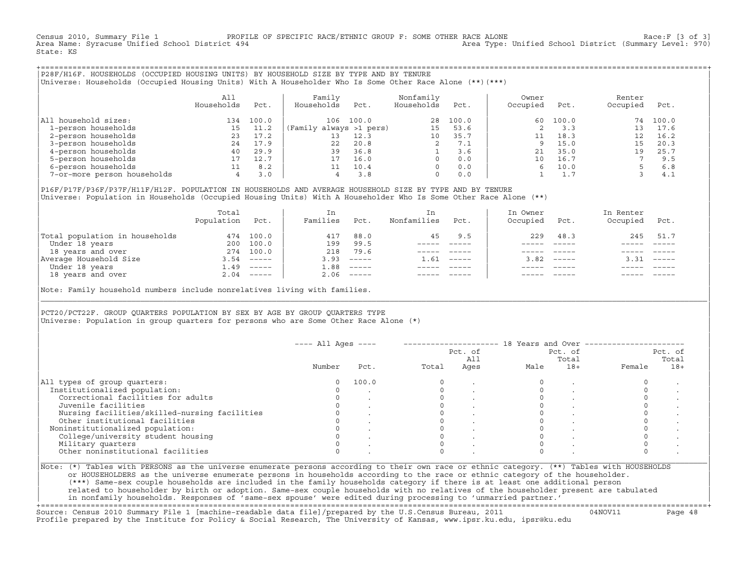Census 2010, Summary File 1 PROFILE OF SPECIFIC RACE/ETHNIC GROUP F: SOME OTHER RACE ALONE Race:F [3 of 3]
Area Name: Syracuse Unified School District 494 Area Type: Unified School District (Summary Level: 970)
State: KS

## P28F/H16F. HOUSEHOLDS (OCCUPIED HOUSING UNITS) BY HOUSEHOLD SIZE BY TYPE AND BY TENURE

Universe: Households (Occupied Housing Units) With A Householder Who Is Some Other Race Alone (**)(***)

| | All Households | Pct. | Family Households | Pct. | Nonfamily Households | Pct. | Owner Occupied | Pct. | Renter Occupied | Pct. |
|---|---|---|---|---|---|---|---|---|---|---|
| All household sizes: | 134 | 100.0 | 106 | 100.0 | 28 | 100.0 | 60 | 100.0 | 74 | 100.0 |
| 1-person households | 15 | 11.2 | (Family always >1 pers) | | 15 | 53.6 | 2 | 3.3 | 13 | 17.6 |
| 2-person households | 23 | 17.2 | 13 | 12.3 | 10 | 35.7 | 11 | 18.3 | 12 | 16.2 |
| 3-person households | 24 | 17.9 | 22 | 20.8 | 2 | 7.1 | 9 | 15.0 | 15 | 20.3 |
| 4-person households | 40 | 29.9 | 39 | 36.8 | 1 | 3.6 | 21 | 35.0 | 19 | 25.7 |
| 5-person households | 17 | 12.7 | 17 | 16.0 | 0 | 0.0 | 10 | 16.7 | 7 | 9.5 |
| 6-person households | 11 | 8.2 | 11 | 10.4 | 0 | 0.0 | 6 | 10.0 | 5 | 6.8 |
| 7-or-more person households | 4 | 3.0 | 4 | 3.8 | 0 | 0.0 | 1 | 1.7 | 3 | 4.1 |

## P16F/P17F/P36F/P37F/H11F/H12F. POPULATION IN HOUSEHOLDS AND AVERAGE HOUSEHOLD SIZE BY TYPE AND BY TENURE

Universe: Population in Households (Occupied Housing Units) With A Householder Who Is Some Other Race Alone (**)

| | Total Population | Pct. | In Families | Pct. | In Nonfamilies | Pct. | In Owner Occupied | Pct. | In Renter Occupied | Pct. |
|---|---|---|---|---|---|---|---|---|---|---|
| Total population in households | 474 | 100.0 | 417 | 88.0 | 45 | 9.5 | 229 | 48.3 | 245 | 51.7 |
| Under 18 years | 200 | 100.0 | 199 | 99.5 | ----- | ----- | ----- | ----- | ----- | ----- |
| 18 years and over | 274 | 100.0 | 218 | 79.6 | ----- | ----- | ----- | ----- | ----- | ----- |
| Average Household Size | 3.54 | ----- | 3.93 | ----- | 1.61 | ----- | 3.82 | ----- | 3.31 | ----- |
| Under 18 years | 1.49 | ----- | 1.88 | ----- | ----- | ----- | ----- | ----- | ----- | ----- |
| 18 years and over | 2.04 | ----- | 2.06 | ----- | ----- | ----- | ----- | ----- | ----- | ----- |

Note: Family household numbers include nonrelatives living with families.

## PCT20/PCT22F. GROUP QUARTERS POPULATION BY SEX BY AGE BY GROUP QUARTERS TYPE

Universe: Population in group quarters for persons who are Some Other Race Alone (*)

| | All Ages | | 18 Years and Over | | | | | |
|---|---|---|---|---|---|---|---|---|
| | Number | Pct. | Total | Pct. of All Ages | Male | Pct. of Total 18+ | Female | Pct. of Total 18+ |
| All types of group quarters: | 0 | 100.0 | 0 | . | 0 | . | 0 | . |
| Institutionalized population: | 0 | . | 0 | . | 0 | . | 0 | . |
| Correctional facilities for adults | 0 | . | 0 | . | 0 | . | 0 | . |
| Juvenile facilities | 0 | . | 0 | . | 0 | . | 0 | . |
| Nursing facilities/skilled-nursing facilities | 0 | . | 0 | . | 0 | . | 0 | . |
| Other institutional facilities | 0 | . | 0 | . | 0 | . | 0 | . |
| Noninstitutionalized population: | 0 | . | 0 | . | 0 | . | 0 | . |
| College/university student housing | 0 | . | 0 | . | 0 | . | 0 | . |
| Military quarters | 0 | . | 0 | . | 0 | . | 0 | . |
| Other noninstitutional facilities | 0 | . | 0 | . | 0 | . | 0 | . |

Note: (*) Tables with PERSONS as the universe enumerate persons according to their own race or ethnic category. (**) Tables with HOUSEHOLDS or HOUSEHOLDERS as the universe enumerate persons in households according to the race or ethnic category of the householder. (***) Same-sex couple households are included in the family households category if there is at least one additional person related to householder by birth or adoption. Same-sex couple households with no relatives of the householder present are tabulated in nonfamily households. Responses of 'same-sex spouse' were edited during processing to 'unmarried partner.'

Source: Census 2010 Summary File 1 [machine-readable data file]/prepared by the U.S.Census Bureau, 2011 04NOV11
Profile prepared by the Institute for Policy & Social Research, The University of Kansas, www.ipsr.ku.edu, ipsr@ku.edu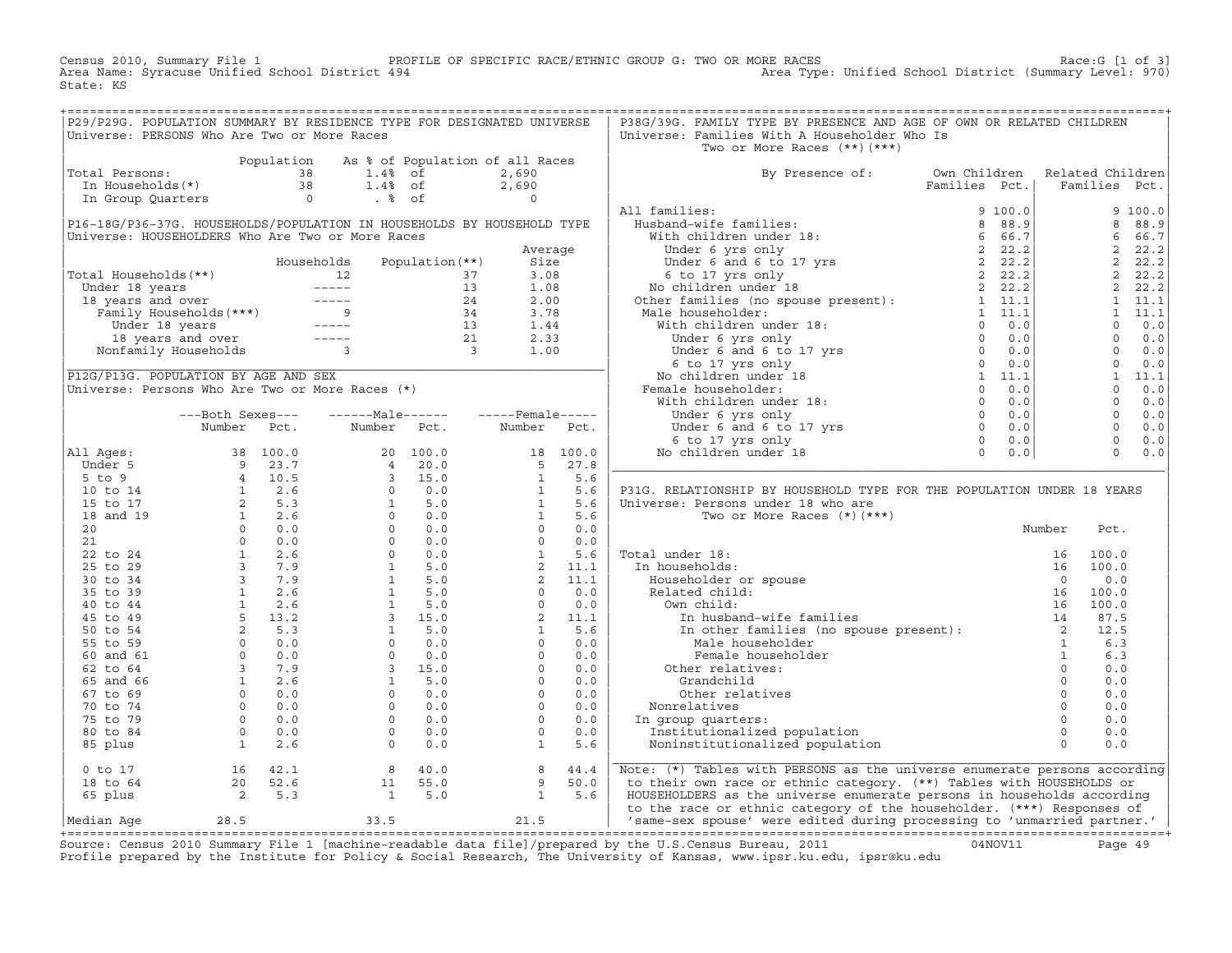Census 2010, Summary File 1 — PROFILE OF SPECIFIC RACE/ETHNIC GROUP G: TWO OR MORE RACES — Race:G [1 of 3]
Area Name: Syracuse Unified School District 494 — Area Type: Unified School District (Summary Level: 970)
State: KS

## P29/P29G. POPULATION SUMMARY BY RESIDENCE TYPE FOR DESIGNATED UNIVERSE

Universe: PERSONS Who Are Two or More Races

| | Population | As % of Population of all Races | |
|---|---|---|---|
| Total Persons: | 38 | 1.4% of | 2,690 |
| In Households(*) | 38 | 1.4% of | 2,690 |
| In Group Quarters | 0 | . % of | 0 |

## P16-18G/P36-37G. HOUSEHOLDS/POPULATION IN HOUSEHOLDS BY HOUSEHOLD TYPE

Universe: HOUSEHOLDERS Who Are Two or More Races

| | Households | Population(**) | Average Size |
|---|---|---|---|
| Total Households(**) | 12 | 37 | 3.08 |
| Under 18 years | ----- | 13 | 1.08 |
| 18 years and over | ----- | 24 | 2.00 |
| Family Households(***) | 9 | 34 | 3.78 |
| Under 18 years | ----- | 13 | 1.44 |
| 18 years and over | ----- | 21 | 2.33 |
| Nonfamily Households | 3 | 3 | 1.00 |

## P12G/P13G. POPULATION BY AGE AND SEX

Universe: Persons Who Are Two or More Races (*)

| | Both Sexes Number | Both Sexes Pct. | Male Number | Male Pct. | Female Number | Female Pct. |
|---|---|---|---|---|---|---|
| All Ages: | 38 | 100.0 | 20 | 100.0 | 18 | 100.0 |
| Under 5 | 9 | 23.7 | 4 | 20.0 | 5 | 27.8 |
| 5 to 9 | 4 | 10.5 | 3 | 15.0 | 1 | 5.6 |
| 10 to 14 | 1 | 2.6 | 0 | 0.0 | 1 | 5.6 |
| 15 to 17 | 2 | 5.3 | 1 | 5.0 | 1 | 5.6 |
| 18 and 19 | 1 | 2.6 | 0 | 0.0 | 1 | 5.6 |
| 20 | 0 | 0.0 | 0 | 0.0 | 0 | 0.0 |
| 21 | 0 | 0.0 | 0 | 0.0 | 0 | 0.0 |
| 22 to 24 | 1 | 2.6 | 0 | 0.0 | 1 | 5.6 |
| 25 to 29 | 3 | 7.9 | 1 | 5.0 | 2 | 11.1 |
| 30 to 34 | 3 | 7.9 | 1 | 5.0 | 2 | 11.1 |
| 35 to 39 | 1 | 2.6 | 1 | 5.0 | 0 | 0.0 |
| 40 to 44 | 1 | 2.6 | 1 | 5.0 | 0 | 0.0 |
| 45 to 49 | 5 | 13.2 | 3 | 15.0 | 2 | 11.1 |
| 50 to 54 | 2 | 5.3 | 1 | 5.0 | 1 | 5.6 |
| 55 to 59 | 0 | 0.0 | 0 | 0.0 | 0 | 0.0 |
| 60 and 61 | 0 | 0.0 | 0 | 0.0 | 0 | 0.0 |
| 62 to 64 | 3 | 7.9 | 3 | 15.0 | 0 | 0.0 |
| 65 and 66 | 1 | 2.6 | 1 | 5.0 | 0 | 0.0 |
| 67 to 69 | 0 | 0.0 | 0 | 0.0 | 0 | 0.0 |
| 70 to 74 | 0 | 0.0 | 0 | 0.0 | 0 | 0.0 |
| 75 to 79 | 0 | 0.0 | 0 | 0.0 | 0 | 0.0 |
| 80 to 84 | 0 | 0.0 | 0 | 0.0 | 0 | 0.0 |
| 85 plus | 1 | 2.6 | 0 | 0.0 | 1 | 5.6 |
| 0 to 17 | 16 | 42.1 | 8 | 40.0 | 8 | 44.4 |
| 18 to 64 | 20 | 52.6 | 11 | 55.0 | 9 | 50.0 |
| 65 plus | 2 | 5.3 | 1 | 5.0 | 1 | 5.6 |
| Median Age | 28.5 | | 33.5 | | 21.5 | |

## P38G/39G. FAMILY TYPE BY PRESENCE AND AGE OF OWN OR RELATED CHILDREN

Universe: Families With A Householder Who Is Two or More Races (**)(***)

| By Presence of: | Own Children Families | Own Children Pct. | Related Children Families | Related Children Pct. |
|---|---|---|---|---|
| All families: | 9 | 100.0 | 9 | 100.0 |
| Husband-wife families: | 8 | 88.9 | 8 | 88.9 |
| With children under 18: | 6 | 66.7 | 6 | 66.7 |
| Under 6 yrs only | 2 | 22.2 | 2 | 22.2 |
| Under 6 and 6 to 17 yrs | 2 | 22.2 | 2 | 22.2 |
| 6 to 17 yrs only | 2 | 22.2 | 2 | 22.2 |
| No children under 18 | 2 | 22.2 | 2 | 22.2 |
| Other families (no spouse present): | 1 | 11.1 | 1 | 11.1 |
| Male householder: | 1 | 11.1 | 1 | 11.1 |
| With children under 18: | 0 | 0.0 | 0 | 0.0 |
| Under 6 yrs only | 0 | 0.0 | 0 | 0.0 |
| Under 6 and 6 to 17 yrs | 0 | 0.0 | 0 | 0.0 |
| 6 to 17 yrs only | 0 | 0.0 | 0 | 0.0 |
| No children under 18 | 1 | 11.1 | 1 | 11.1 |
| Female householder: | 0 | 0.0 | 0 | 0.0 |
| With children under 18: | 0 | 0.0 | 0 | 0.0 |
| Under 6 yrs only | 0 | 0.0 | 0 | 0.0 |
| Under 6 and 6 to 17 yrs | 0 | 0.0 | 0 | 0.0 |
| 6 to 17 yrs only | 0 | 0.0 | 0 | 0.0 |
| No children under 18 | 0 | 0.0 | 0 | 0.0 |

## P31G. RELATIONSHIP BY HOUSEHOLD TYPE FOR THE POPULATION UNDER 18 YEARS

Universe: Persons under 18 who are Two or More Races (*)(***)

| | Number | Pct. |
|---|---|---|
| Total under 18: | 16 | 100.0 |
| In households: | 16 | 100.0 |
| Householder or spouse | 0 | 0.0 |
| Related child: | 16 | 100.0 |
| Own child: | 16 | 100.0 |
| In husband-wife families | 14 | 87.5 |
| In other families (no spouse present): | 2 | 12.5 |
| Male householder | 1 | 6.3 |
| Female householder | 1 | 6.3 |
| Other relatives: | 0 | 0.0 |
| Grandchild | 0 | 0.0 |
| Other relatives | 0 | 0.0 |
| Nonrelatives | 0 | 0.0 |
| In group quarters: | 0 | 0.0 |
| Institutionalized population | 0 | 0.0 |
| Noninstitutionalized population | 0 | 0.0 |

Note: (*) Tables with PERSONS as the universe enumerate persons according to their own race or ethnic category. (**) Tables with HOUSEHOLDS or HOUSEHOLDERS as the universe enumerate persons in households according to the race or ethnic category of the householder. (***) Responses of 'same-sex spouse' were edited during processing to 'unmarried partner.'

Source: Census 2010 Summary File 1 [machine-readable data file]/prepared by the U.S.Census Bureau, 2011 04NOV11
Profile prepared by the Institute for Policy & Social Research, The University of Kansas, www.ipsr.ku.edu, ipsr@ku.edu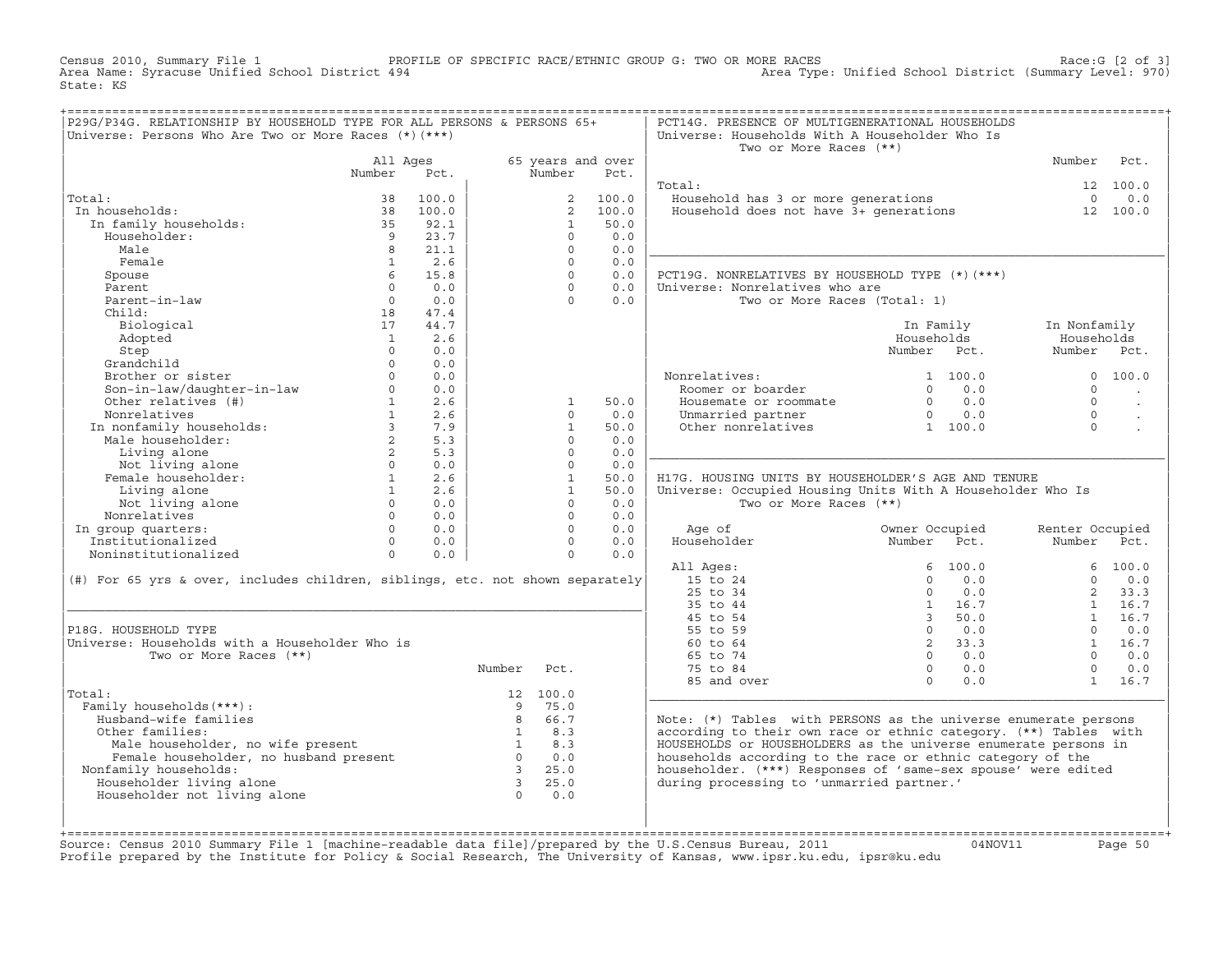Census 2010, Summary File 1 — PROFILE OF SPECIFIC RACE/ETHNIC GROUP G: TWO OR MORE RACES — Race:G [2 of 3]
Area Name: Syracuse Unified School District 494 — Area Type: Unified School District (Summary Level: 970)
State: KS

## P29G/P34G. RELATIONSHIP BY HOUSEHOLD TYPE FOR ALL PERSONS & PERSONS 65+
Universe: Persons Who Are Two or More Races (*)(***)

| | All Ages Number | All Ages Pct. | 65 years and over Number | 65 years and over Pct. |
|---|---|---|---|---|
| Total: | 38 | 100.0 | 2 | 100.0 |
| In households: | 38 | 100.0 | 2 | 100.0 |
| In family households: | 35 | 92.1 | 1 | 50.0 |
| Householder: | 9 | 23.7 | 0 | 0.0 |
| Male | 8 | 21.1 | 0 | 0.0 |
| Female | 1 | 2.6 | 0 | 0.0 |
| Spouse | 6 | 15.8 | 0 | 0.0 |
| Parent | 0 | 0.0 | 0 | 0.0 |
| Parent-in-law | 0 | 0.0 | 0 | 0.0 |
| Child: | 18 | 47.4 | | |
| Biological | 17 | 44.7 | | |
| Adopted | 1 | 2.6 | | |
| Step | 0 | 0.0 | | |
| Grandchild | 0 | 0.0 | | |
| Brother or sister | 0 | 0.0 | | |
| Son-in-law/daughter-in-law | 0 | 0.0 | | |
| Other relatives (#) | 1 | 2.6 | 1 | 50.0 |
| Nonrelatives | 1 | 2.6 | 0 | 0.0 |
| In nonfamily households: | 3 | 7.9 | 1 | 50.0 |
| Male householder: | 2 | 5.3 | 0 | 0.0 |
| Living alone | 2 | 5.3 | 0 | 0.0 |
| Not living alone | 0 | 0.0 | 0 | 0.0 |
| Female householder: | 1 | 2.6 | 1 | 50.0 |
| Living alone | 1 | 2.6 | 1 | 50.0 |
| Not living alone | 0 | 0.0 | 0 | 0.0 |
| Nonrelatives | 0 | 0.0 | 0 | 0.0 |
| In group quarters: | 0 | 0.0 | 0 | 0.0 |
| Institutionalized | 0 | 0.0 | 0 | 0.0 |
| Noninstitutionalized | 0 | 0.0 | 0 | 0.0 |

(#) For 65 yrs & over, includes children, siblings, etc. not shown separately

## P18G. HOUSEHOLD TYPE
Universe: Households with a Householder Who is Two or More Races (**)

| | Number | Pct. |
|---|---|---|
| Total: | 12 | 100.0 |
| Family households(***): | 9 | 75.0 |
| Husband-wife families | 8 | 66.7 |
| Other families: | 1 | 8.3 |
| Male householder, no wife present | 1 | 8.3 |
| Female householder, no husband present | 0 | 0.0 |
| Nonfamily households: | 3 | 25.0 |
| Householder living alone | 3 | 25.0 |
| Householder not living alone | 0 | 0.0 |

## PCT14G. PRESENCE OF MULTIGENERATIONAL HOUSEHOLDS
Universe: Households With A Householder Who Is Two or More Races (**)

| | Number | Pct. |
|---|---|---|
| Total: | 12 | 100.0 |
| Household has 3 or more generations | 0 | 0.0 |
| Household does not have 3+ generations | 12 | 100.0 |

## PCT19G. NONRELATIVES BY HOUSEHOLD TYPE (*)(***)
Universe: Nonrelatives who are Two or More Races (Total: 1)

| | In Family Households Number | In Family Households Pct. | In Nonfamily Households Number | In Nonfamily Households Pct. |
|---|---|---|---|---|
| Nonrelatives: | 1 | 100.0 | 0 | 100.0 |
| Roomer or boarder | 0 | 0.0 | 0 | . |
| Housemate or roommate | 0 | 0.0 | 0 | . |
| Unmarried partner | 0 | 0.0 | 0 | . |
| Other nonrelatives | 1 | 100.0 | 0 | . |

## H17G. HOUSING UNITS BY HOUSEHOLDER'S AGE AND TENURE
Universe: Occupied Housing Units With A Householder Who Is Two or More Races (**)

| Age of Householder | Owner Occupied Number | Owner Occupied Pct. | Renter Occupied Number | Renter Occupied Pct. |
|---|---|---|---|---|
| All Ages: | 6 | 100.0 | 6 | 100.0 |
| 15 to 24 | 0 | 0.0 | 0 | 0.0 |
| 25 to 34 | 0 | 0.0 | 2 | 33.3 |
| 35 to 44 | 1 | 16.7 | 1 | 16.7 |
| 45 to 54 | 3 | 50.0 | 1 | 16.7 |
| 55 to 59 | 0 | 0.0 | 0 | 0.0 |
| 60 to 64 | 2 | 33.3 | 1 | 16.7 |
| 65 to 74 | 0 | 0.0 | 0 | 0.0 |
| 75 to 84 | 0 | 0.0 | 0 | 0.0 |
| 85 and over | 0 | 0.0 | 1 | 16.7 |

Note: (*) Tables with PERSONS as the universe enumerate persons according to their own race or ethnic category. (**) Tables with HOUSEHOLDS or HOUSEHOLDERS as the universe enumerate persons in households according to the race or ethnic category of the householder. (***) Responses of 'same-sex spouse' were edited during processing to 'unmarried partner.'

Source: Census 2010 Summary File 1 [machine-readable data file]/prepared by the U.S.Census Bureau, 2011 04NOV11
Profile prepared by the Institute for Policy & Social Research, The University of Kansas, www.ipsr.ku.edu, ipsr@ku.edu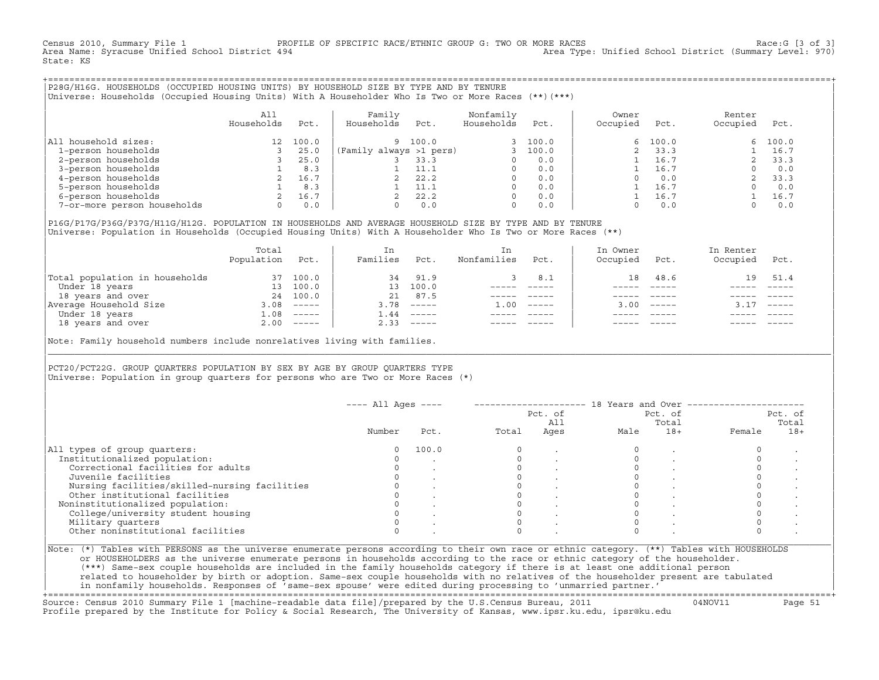Census 2010, Summary File 1 PROFILE OF SPECIFIC RACE/ETHNIC GROUP G: TWO OR MORE RACES Race:G [3 of 3]
Area Name: Syracuse Unified School District 494 Area Type: Unified School District (Summary Level: 970)
State: KS

## P28G/H16G. HOUSEHOLDS (OCCUPIED HOUSING UNITS) BY HOUSEHOLD SIZE BY TYPE AND BY TENURE

Universe: Households (Occupied Housing Units) With A Householder Who Is Two or More Races (**)(***)

| | All Households | Pct. | Family Households | Pct. | Nonfamily Households | Pct. | Owner Occupied | Pct. | Renter Occupied | Pct. |
|---|---|---|---|---|---|---|---|---|---|---|
| All household sizes: | 12 | 100.0 | 9 | 100.0 | 3 | 100.0 | 6 | 100.0 | 6 | 100.0 |
| 1-person households | 3 | 25.0 | (Family always >1 pers) | | 3 | 100.0 | 2 | 33.3 | 1 | 16.7 |
| 2-person households | 3 | 25.0 | 3 | 33.3 | 0 | 0.0 | 1 | 16.7 | 2 | 33.3 |
| 3-person households | 1 | 8.3 | 1 | 11.1 | 0 | 0.0 | 1 | 16.7 | 0 | 0.0 |
| 4-person households | 2 | 16.7 | 2 | 22.2 | 0 | 0.0 | 0 | 0.0 | 2 | 33.3 |
| 5-person households | 1 | 8.3 | 1 | 11.1 | 0 | 0.0 | 1 | 16.7 | 0 | 0.0 |
| 6-person households | 2 | 16.7 | 2 | 22.2 | 0 | 0.0 | 1 | 16.7 | 1 | 16.7 |
| 7-or-more person households | 0 | 0.0 | 0 | 0.0 | 0 | 0.0 | 0 | 0.0 | 0 | 0.0 |

## P16G/P17G/P36G/P37G/H11G/H12G. POPULATION IN HOUSEHOLDS AND AVERAGE HOUSEHOLD SIZE BY TYPE AND BY TENURE

Universe: Population in Households (Occupied Housing Units) With A Householder Who Is Two or More Races (**)

| | Total Population | Pct. | In Families | Pct. | In Nonfamilies | Pct. | In Owner Occupied | Pct. | In Renter Occupied | Pct. |
|---|---|---|---|---|---|---|---|---|---|---|
| Total population in households | 37 | 100.0 | 34 | 91.9 | 3 | 8.1 | 18 | 48.6 | 19 | 51.4 |
| Under 18 years | 13 | 100.0 | 13 | 100.0 | ----- | ----- | ----- | ----- | ----- | ----- |
| 18 years and over | 24 | 100.0 | 21 | 87.5 | ----- | ----- | ----- | ----- | ----- | ----- |
| Average Household Size | 3.08 | ----- | 3.78 | ----- | 1.00 | ----- | 3.00 | ----- | 3.17 | ----- |
| Under 18 years | 1.08 | ----- | 1.44 | ----- | ----- | ----- | ----- | ----- | ----- | ----- |
| 18 years and over | 2.00 | ----- | 2.33 | ----- | ----- | ----- | ----- | ----- | ----- | ----- |

Note: Family household numbers include nonrelatives living with families.

## PCT20/PCT22G. GROUP QUARTERS POPULATION BY SEX BY AGE BY GROUP QUARTERS TYPE

Universe: Population in group quarters for persons who are Two or More Races (*)

| | All Ages Number | All Ages Pct. | 18 Years and Over Total | Pct. of All Ages | Male | Pct. of Total 18+ | Female | Pct. of Total 18+ |
|---|---|---|---|---|---|---|---|---|
| All types of group quarters: | 0 | 100.0 | 0 | . | 0 | . | 0 | . |
| Institutionalized population: | 0 | . | 0 | . | 0 | . | 0 | . |
| Correctional facilities for adults | 0 | . | 0 | . | 0 | . | 0 | . |
| Juvenile facilities | 0 | . | 0 | . | 0 | . | 0 | . |
| Nursing facilities/skilled-nursing facilities | 0 | . | 0 | . | 0 | . | 0 | . |
| Other institutional facilities | 0 | . | 0 | . | 0 | . | 0 | . |
| Noninstitutionalized population: | 0 | . | 0 | . | 0 | . | 0 | . |
| College/university student housing | 0 | . | 0 | . | 0 | . | 0 | . |
| Military quarters | 0 | . | 0 | . | 0 | . | 0 | . |
| Other noninstitutional facilities | 0 | . | 0 | . | 0 | . | 0 | . |

Note: (*) Tables with PERSONS as the universe enumerate persons according to their own race or ethnic category. (**) Tables with HOUSEHOLDS or HOUSEHOLDERS as the universe enumerate persons in households according to the race or ethnic category of the householder. (***) Same-sex couple households are included in the family households category if there is at least one additional person related to householder by birth or adoption. Same-sex couple households with no relatives of the householder present are tabulated in nonfamily households. Responses of 'same-sex spouse' were edited during processing to 'unmarried partner.'

Source: Census 2010 Summary File 1 [machine-readable data file]/prepared by the U.S.Census Bureau, 2011 04NOV11
Profile prepared by the Institute for Policy & Social Research, The University of Kansas, www.ipsr.ku.edu, ipsr@ku.edu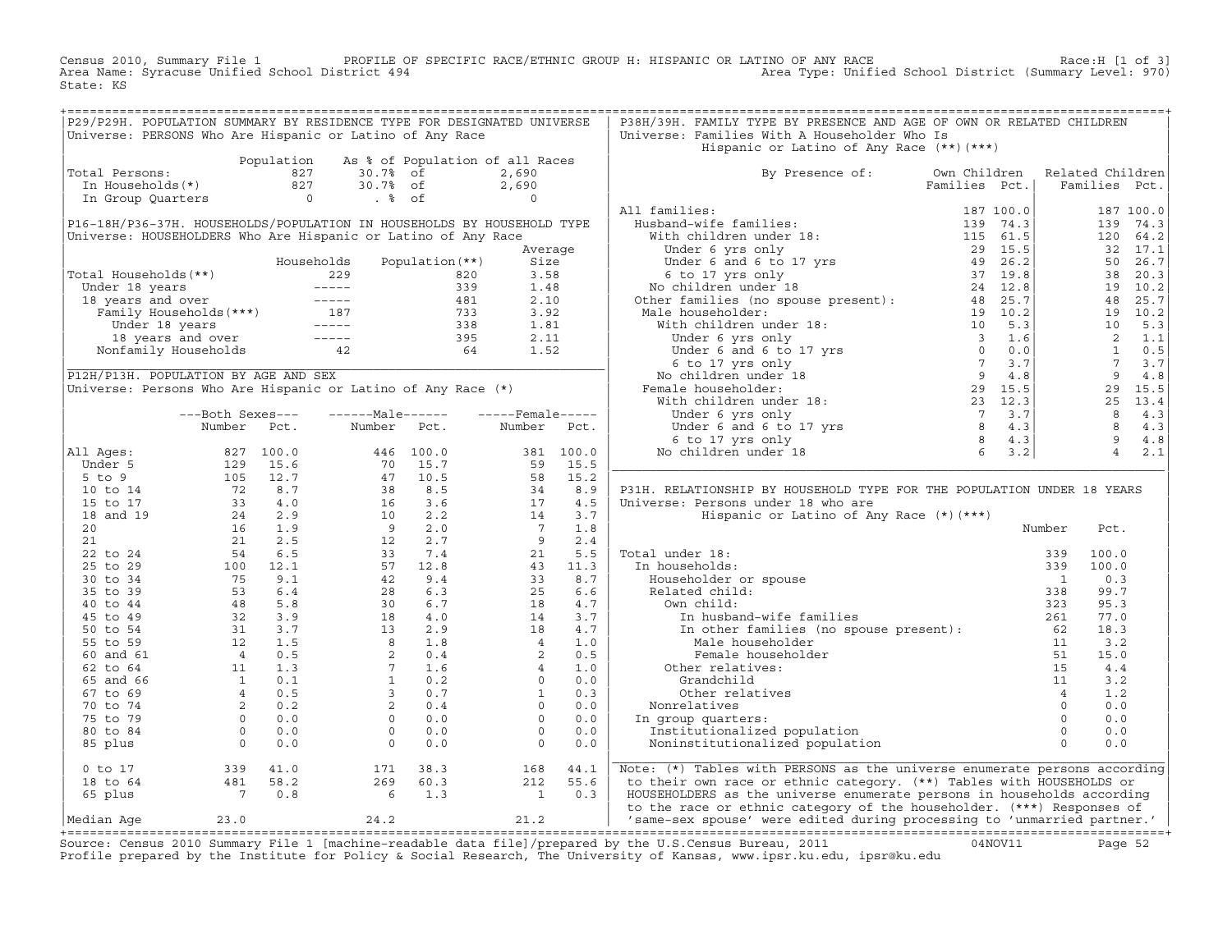Census 2010, Summary File 1 — PROFILE OF SPECIFIC RACE/ETHNIC GROUP H: HISPANIC OR LATINO OF ANY RACE — Race:H [1 of 3]
Area Name: Syracuse Unified School District 494 — Area Type: Unified School District (Summary Level: 970)
State: KS

## P29/P29H. POPULATION SUMMARY BY RESIDENCE TYPE FOR DESIGNATED UNIVERSE

Universe: PERSONS Who Are Hispanic or Latino of Any Race

| | Population | As % of Population of all Races | |
|---|---|---|---|
| Total Persons: | 827 | 30.7% of | 2,690 |
| In Households(*) | 827 | 30.7% of | 2,690 |
| In Group Quarters | 0 | . % of | 0 |

## P16-18H/P36-37H. HOUSEHOLDS/POPULATION IN HOUSEHOLDS BY HOUSEHOLD TYPE

Universe: HOUSEHOLDERS Who Are Hispanic or Latino of Any Race

| | Households | Population(**) | Average Size |
|---|---|---|---|
| Total Households(**) | 229 | 820 | 3.58 |
| Under 18 years | ----- | 339 | 1.48 |
| 18 years and over | ----- | 481 | 2.10 |
| Family Households(***) | 187 | 733 | 3.92 |
| Under 18 years | ----- | 338 | 1.81 |
| 18 years and over | ----- | 395 | 2.11 |
| Nonfamily Households | 42 | 64 | 1.52 |

## P12H/P13H. POPULATION BY AGE AND SEX

Universe: Persons Who Are Hispanic or Latino of Any Race (*)

| | Both Sexes Number | Both Sexes Pct. | Male Number | Male Pct. | Female Number | Female Pct. |
|---|---|---|---|---|---|---|
| All Ages: | 827 | 100.0 | 446 | 100.0 | 381 | 100.0 |
| Under 5 | 129 | 15.6 | 70 | 15.7 | 59 | 15.5 |
| 5 to 9 | 105 | 12.7 | 47 | 10.5 | 58 | 15.2 |
| 10 to 14 | 72 | 8.7 | 38 | 8.5 | 34 | 8.9 |
| 15 to 17 | 33 | 4.0 | 16 | 3.6 | 17 | 4.5 |
| 18 and 19 | 24 | 2.9 | 10 | 2.2 | 14 | 3.7 |
| 20 | 16 | 1.9 | 9 | 2.0 | 7 | 1.8 |
| 21 | 21 | 2.5 | 12 | 2.7 | 9 | 2.4 |
| 22 to 24 | 54 | 6.5 | 33 | 7.4 | 21 | 5.5 |
| 25 to 29 | 100 | 12.1 | 57 | 12.8 | 43 | 11.3 |
| 30 to 34 | 75 | 9.1 | 42 | 9.4 | 33 | 8.7 |
| 35 to 39 | 53 | 6.4 | 28 | 6.3 | 25 | 6.6 |
| 40 to 44 | 48 | 5.8 | 30 | 6.7 | 18 | 4.7 |
| 45 to 49 | 32 | 3.9 | 18 | 4.0 | 14 | 3.7 |
| 50 to 54 | 31 | 3.7 | 13 | 2.9 | 18 | 4.7 |
| 55 to 59 | 12 | 1.5 | 8 | 1.8 | 4 | 1.0 |
| 60 and 61 | 4 | 0.5 | 2 | 0.4 | 2 | 0.5 |
| 62 to 64 | 11 | 1.3 | 7 | 1.6 | 4 | 1.0 |
| 65 and 66 | 1 | 0.1 | 1 | 0.2 | 0 | 0.0 |
| 67 to 69 | 4 | 0.5 | 3 | 0.7 | 1 | 0.3 |
| 70 to 74 | 2 | 0.2 | 2 | 0.4 | 0 | 0.0 |
| 75 to 79 | 0 | 0.0 | 0 | 0.0 | 0 | 0.0 |
| 80 to 84 | 0 | 0.0 | 0 | 0.0 | 0 | 0.0 |
| 85 plus | 0 | 0.0 | 0 | 0.0 | 0 | 0.0 |
| 0 to 17 | 339 | 41.0 | 171 | 38.3 | 168 | 44.1 |
| 18 to 64 | 481 | 58.2 | 269 | 60.3 | 212 | 55.6 |
| 65 plus | 7 | 0.8 | 6 | 1.3 | 1 | 0.3 |
| Median Age | 23.0 | | 24.2 | | 21.2 | |

## P38H/39H. FAMILY TYPE BY PRESENCE AND AGE OF OWN OR RELATED CHILDREN

Universe: Families With A Householder Who Is Hispanic or Latino of Any Race (**)(***)

| By Presence of: | Own Children Families | Own Children Pct. | Related Children Families | Related Children Pct. |
|---|---|---|---|---|
| All families: | 187 | 100.0 | 187 | 100.0 |
| Husband-wife families: | 139 | 74.3 | 139 | 74.3 |
| With children under 18: | 115 | 61.5 | 120 | 64.2 |
| Under 6 yrs only | 29 | 15.5 | 32 | 17.1 |
| Under 6 and 6 to 17 yrs | 49 | 26.2 | 50 | 26.7 |
| 6 to 17 yrs only | 37 | 19.8 | 38 | 20.3 |
| No children under 18 | 24 | 12.8 | 19 | 10.2 |
| Other families (no spouse present): | 48 | 25.7 | 48 | 25.7 |
| Male householder: | 19 | 10.2 | 19 | 10.2 |
| With children under 18: | 10 | 5.3 | 10 | 5.3 |
| Under 6 yrs only | 3 | 1.6 | 2 | 1.1 |
| Under 6 and 6 to 17 yrs | 0 | 0.0 | 1 | 0.5 |
| 6 to 17 yrs only | 7 | 3.7 | 7 | 3.7 |
| No children under 18 | 9 | 4.8 | 9 | 4.8 |
| Female householder: | 29 | 15.5 | 29 | 15.5 |
| With children under 18: | 23 | 12.3 | 25 | 13.4 |
| Under 6 yrs only | 7 | 3.7 | 8 | 4.3 |
| Under 6 and 6 to 17 yrs | 8 | 4.3 | 8 | 4.3 |
| 6 to 17 yrs only | 8 | 4.3 | 9 | 4.8 |
| No children under 18 | 6 | 3.2 | 4 | 2.1 |

## P31H. RELATIONSHIP BY HOUSEHOLD TYPE FOR THE POPULATION UNDER 18 YEARS

Universe: Persons under 18 who are Hispanic or Latino of Any Race (*)(***)

| | Number | Pct. |
|---|---|---|
| Total under 18: | 339 | 100.0 |
| In households: | 339 | 100.0 |
| Householder or spouse | 1 | 0.3 |
| Related child: | 338 | 99.7 |
| Own child: | 323 | 95.3 |
| In husband-wife families | 261 | 77.0 |
| In other families (no spouse present): | 62 | 18.3 |
| Male householder | 11 | 3.2 |
| Female householder | 51 | 15.0 |
| Other relatives: | 15 | 4.4 |
| Grandchild | 11 | 3.2 |
| Other relatives | 4 | 1.2 |
| Nonrelatives | 0 | 0.0 |
| In group quarters: | 0 | 0.0 |
| Institutionalized population | 0 | 0.0 |
| Noninstitutionalized population | 0 | 0.0 |

Note: (*) Tables with PERSONS as the universe enumerate persons according to their own race or ethnic category. (**) Tables with HOUSEHOLDS or HOUSEHOLDERS as the universe enumerate persons in households according to the race or ethnic category of the householder. (***) Responses of 'same-sex spouse' were edited during processing to 'unmarried partner.'

Source: Census 2010 Summary File 1 [machine-readable data file]/prepared by the U.S.Census Bureau, 2011 — 04NOV11
Profile prepared by the Institute for Policy & Social Research, The University of Kansas, www.ipsr.ku.edu, ipsr@ku.edu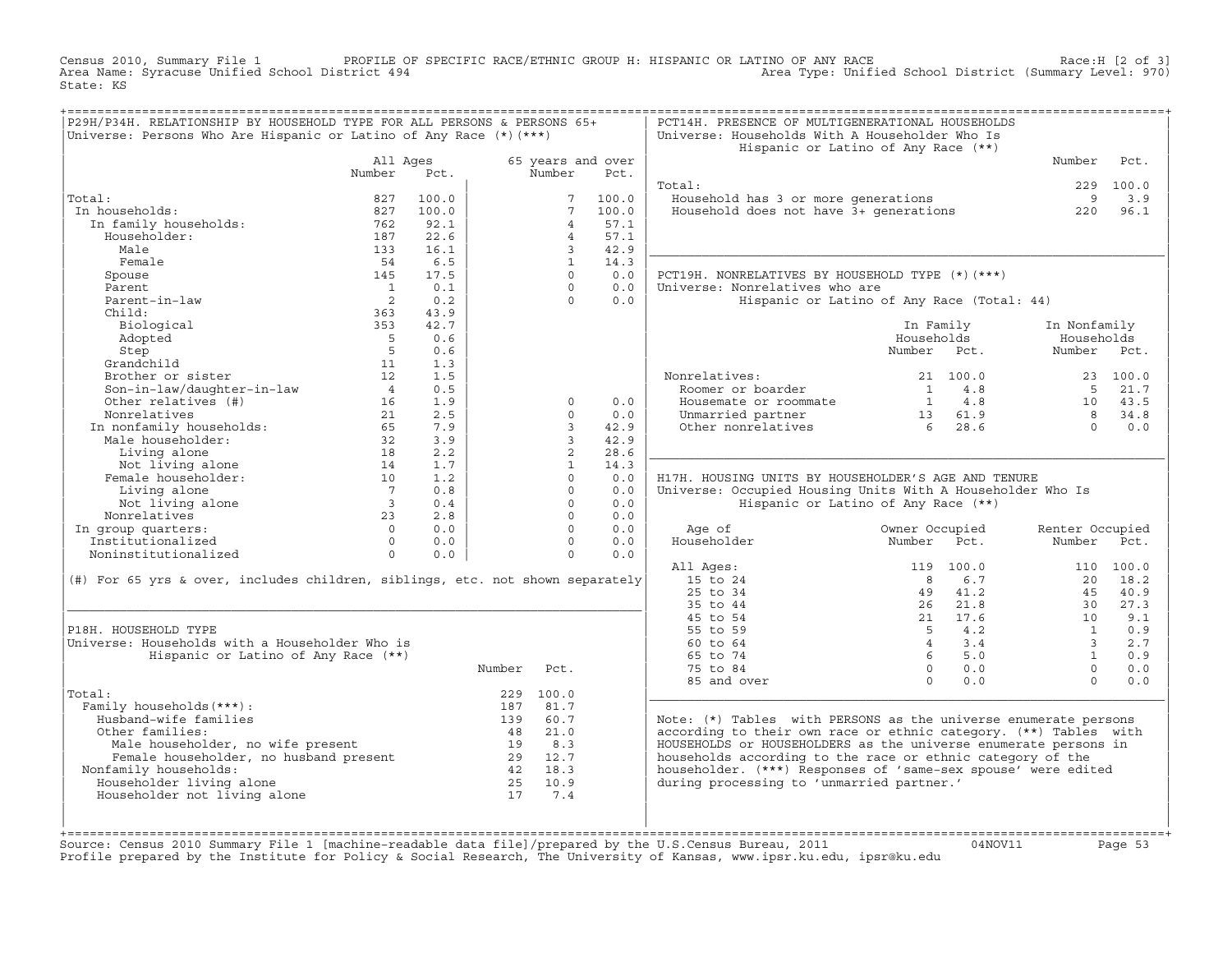Census 2010, Summary File 1 PROFILE OF SPECIFIC RACE/ETHNIC GROUP H: HISPANIC OR LATINO OF ANY RACE Race:H [2 of 3]
Area Name: Syracuse Unified School District 494 Area Type: Unified School District (Summary Level: 970)
State: KS

## P29H/P34H. RELATIONSHIP BY HOUSEHOLD TYPE FOR ALL PERSONS & PERSONS 65+
Universe: Persons Who Are Hispanic or Latino of Any Race (*)(***)

| | All Ages Number | All Ages Pct. | 65 years and over Number | 65 years and over Pct. |
|---|---|---|---|---|
| Total: | 827 | 100.0 | 7 | 100.0 |
| In households: | 827 | 100.0 | 7 | 100.0 |
| In family households: | 762 | 92.1 | 4 | 57.1 |
| Householder: | 187 | 22.6 | 4 | 57.1 |
| Male | 133 | 16.1 | 3 | 42.9 |
| Female | 54 | 6.5 | 1 | 14.3 |
| Spouse | 145 | 17.5 | 0 | 0.0 |
| Parent | 1 | 0.1 | 0 | 0.0 |
| Parent-in-law | 2 | 0.2 | 0 | 0.0 |
| Child: | 363 | 43.9 | | |
| Biological | 353 | 42.7 | | |
| Adopted | 5 | 0.6 | | |
| Step | 5 | 0.6 | | |
| Grandchild | 11 | 1.3 | | |
| Brother or sister | 12 | 1.5 | | |
| Son-in-law/daughter-in-law | 4 | 0.5 | | |
| Other relatives (#) | 16 | 1.9 | 0 | 0.0 |
| Nonrelatives | 21 | 2.5 | 0 | 0.0 |
| In nonfamily households: | 65 | 7.9 | 3 | 42.9 |
| Male householder: | 32 | 3.9 | 3 | 42.9 |
| Living alone | 18 | 2.2 | 2 | 28.6 |
| Not living alone | 14 | 1.7 | 1 | 14.3 |
| Female householder: | 10 | 1.2 | 0 | 0.0 |
| Living alone | 7 | 0.8 | 0 | 0.0 |
| Not living alone | 3 | 0.4 | 0 | 0.0 |
| Nonrelatives | 23 | 2.8 | 0 | 0.0 |
| In group quarters: | 0 | 0.0 | 0 | 0.0 |
| Institutionalized | 0 | 0.0 | 0 | 0.0 |
| Noninstitutionalized | 0 | 0.0 | 0 | 0.0 |

(#) For 65 yrs & over, includes children, siblings, etc. not shown separately

## P18H. HOUSEHOLD TYPE
Universe: Households with a Householder Who is Hispanic or Latino of Any Race (**)

| | Number | Pct. |
|---|---|---|
| Total: | 229 | 100.0 |
| Family households(***): | 187 | 81.7 |
| Husband-wife families | 139 | 60.7 |
| Other families: | 48 | 21.0 |
| Male householder, no wife present | 19 | 8.3 |
| Female householder, no husband present | 29 | 12.7 |
| Nonfamily households: | 42 | 18.3 |
| Householder living alone | 25 | 10.9 |
| Householder not living alone | 17 | 7.4 |

## PCT14H. PRESENCE OF MULTIGENERATIONAL HOUSEHOLDS
Universe: Households With A Householder Who Is Hispanic or Latino of Any Race (**)

| | Number | Pct. |
|---|---|---|
| Total: | 229 | 100.0 |
| Household has 3 or more generations | 9 | 3.9 |
| Household does not have 3+ generations | 220 | 96.1 |

## PCT19H. NONRELATIVES BY HOUSEHOLD TYPE (*)(***)
Universe: Nonrelatives who are Hispanic or Latino of Any Race (Total: 44)

| | In Family Households Number | In Family Households Pct. | In Nonfamily Households Number | In Nonfamily Households Pct. |
|---|---|---|---|---|
| Nonrelatives: | 21 | 100.0 | 23 | 100.0 |
| Roomer or boarder | 1 | 4.8 | 5 | 21.7 |
| Housemate or roommate | 1 | 4.8 | 10 | 43.5 |
| Unmarried partner | 13 | 61.9 | 8 | 34.8 |
| Other nonrelatives | 6 | 28.6 | 0 | 0.0 |

## H17H. HOUSING UNITS BY HOUSEHOLDER'S AGE AND TENURE
Universe: Occupied Housing Units With A Householder Who Is Hispanic or Latino of Any Race (**)

| Age of Householder | Owner Occupied Number | Owner Occupied Pct. | Renter Occupied Number | Renter Occupied Pct. |
|---|---|---|---|---|
| All Ages: | 119 | 100.0 | 110 | 100.0 |
| 15 to 24 | 8 | 6.7 | 20 | 18.2 |
| 25 to 34 | 49 | 41.2 | 45 | 40.9 |
| 35 to 44 | 26 | 21.8 | 30 | 27.3 |
| 45 to 54 | 21 | 17.6 | 10 | 9.1 |
| 55 to 59 | 5 | 4.2 | 1 | 0.9 |
| 60 to 64 | 4 | 3.4 | 3 | 2.7 |
| 65 to 74 | 6 | 5.0 | 1 | 0.9 |
| 75 to 84 | 0 | 0.0 | 0 | 0.0 |
| 85 and over | 0 | 0.0 | 0 | 0.0 |

Note: (*) Tables with PERSONS as the universe enumerate persons according to their own race or ethnic category. (**) Tables with HOUSEHOLDS or HOUSEHOLDERS as the universe enumerate persons in households according to the race or ethnic category of the householder. (***) Responses of 'same-sex spouse' were edited during processing to 'unmarried partner.'

Source: Census 2010 Summary File 1 [machine-readable data file]/prepared by the U.S.Census Bureau, 2011 04NOV11
Profile prepared by the Institute for Policy & Social Research, The University of Kansas, www.ipsr.ku.edu, ipsr@ku.edu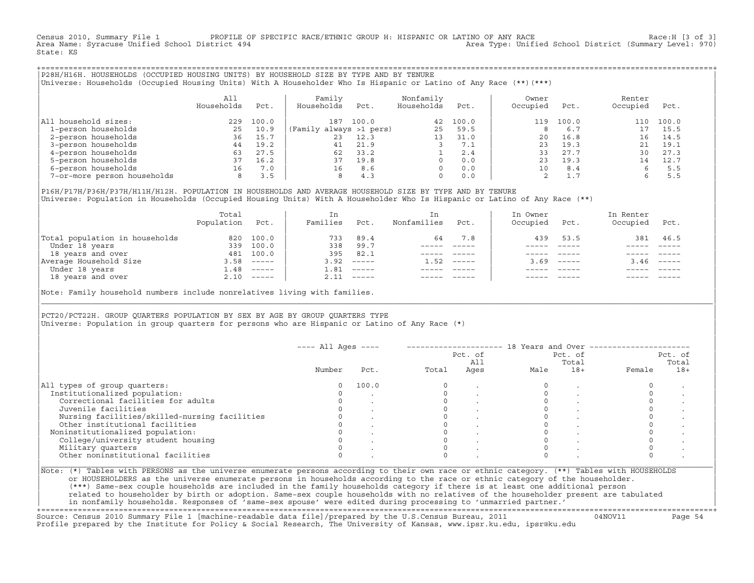Census 2010, Summary File 1 PROFILE OF SPECIFIC RACE/ETHNIC GROUP H: HISPANIC OR LATINO OF ANY RACE Race:H [3 of 3]
Area Name: Syracuse Unified School District 494 Area Type: Unified School District (Summary Level: 970)
State: KS

## P28H/H16H. HOUSEHOLDS (OCCUPIED HOUSING UNITS) BY HOUSEHOLD SIZE BY TYPE AND BY TENURE

Universe: Households (Occupied Housing Units) With A Householder Who Is Hispanic or Latino of Any Race (**)(***)

| | All Households | Pct. | Family Households | Pct. | Nonfamily Households | Pct. | Owner Occupied | Pct. | Renter Occupied | Pct. |
|---|---|---|---|---|---|---|---|---|---|---|
| All household sizes: | 229 | 100.0 | 187 | 100.0 | 42 | 100.0 | 119 | 100.0 | 110 | 100.0 |
| 1-person households | 25 | 10.9 | (Family always >1 pers) | | 25 | 59.5 | 8 | 6.7 | 17 | 15.5 |
| 2-person households | 36 | 15.7 | 23 | 12.3 | 13 | 31.0 | 20 | 16.8 | 16 | 14.5 |
| 3-person households | 44 | 19.2 | 41 | 21.9 | 3 | 7.1 | 23 | 19.3 | 21 | 19.1 |
| 4-person households | 63 | 27.5 | 62 | 33.2 | 1 | 2.4 | 33 | 27.7 | 30 | 27.3 |
| 5-person households | 37 | 16.2 | 37 | 19.8 | 0 | 0.0 | 23 | 19.3 | 14 | 12.7 |
| 6-person households | 16 | 7.0 | 16 | 8.6 | 0 | 0.0 | 10 | 8.4 | 6 | 5.5 |
| 7-or-more person households | 8 | 3.5 | 8 | 4.3 | 0 | 0.0 | 2 | 1.7 | 6 | 5.5 |

## P16H/P17H/P36H/P37H/H11H/H12H. POPULATION IN HOUSEHOLDS AND AVERAGE HOUSEHOLD SIZE BY TYPE AND BY TENURE

Universe: Population in Households (Occupied Housing Units) With A Householder Who Is Hispanic or Latino of Any Race (**)

| | Total Population | Pct. | In Families | Pct. | In Nonfamilies | Pct. | In Owner Occupied | Pct. | In Renter Occupied | Pct. |
|---|---|---|---|---|---|---|---|---|---|---|
| Total population in households | 820 | 100.0 | 733 | 89.4 | 64 | 7.8 | 439 | 53.5 | 381 | 46.5 |
| Under 18 years | 339 | 100.0 | 338 | 99.7 | ----- | ----- | ----- | ----- | ----- | ----- |
| 18 years and over | 481 | 100.0 | 395 | 82.1 | ----- | ----- | ----- | ----- | ----- | ----- |
| Average Household Size | 3.58 | ----- | 3.92 | ----- | 1.52 | ----- | 3.69 | ----- | 3.46 | ----- |
| Under 18 years | 1.48 | ----- | 1.81 | ----- | ----- | ----- | ----- | ----- | ----- | ----- |
| 18 years and over | 2.10 | ----- | 2.11 | ----- | ----- | ----- | ----- | ----- | ----- | ----- |

Note: Family household numbers include nonrelatives living with families.

## PCT20/PCT22H. GROUP QUARTERS POPULATION BY SEX BY AGE BY GROUP QUARTERS TYPE

Universe: Population in group quarters for persons who are Hispanic or Latino of Any Race (*)

| | All Ages | | 18 Years and Over | | | | | |
|---|---|---|---|---|---|---|---|---|
| | Number | Pct. | Total | Pct. of All Ages | Male | Pct. of Total 18+ | Female | Pct. of Total 18+ |
| All types of group quarters: | 0 | 100.0 | 0 | . | 0 | . | 0 | . |
| Institutionalized population: | 0 | . | 0 | . | 0 | . | 0 | . |
| Correctional facilities for adults | 0 | . | 0 | . | 0 | . | 0 | . |
| Juvenile facilities | 0 | . | 0 | . | 0 | . | 0 | . |
| Nursing facilities/skilled-nursing facilities | 0 | . | 0 | . | 0 | . | 0 | . |
| Other institutional facilities | 0 | . | 0 | . | 0 | . | 0 | . |
| Noninstitutionalized population: | 0 | . | 0 | . | 0 | . | 0 | . |
| College/university student housing | 0 | . | 0 | . | 0 | . | 0 | . |
| Military quarters | 0 | . | 0 | . | 0 | . | 0 | . |
| Other noninstitutional facilities | 0 | . | 0 | . | 0 | . | 0 | . |

Note: (*) Tables with PERSONS as the universe enumerate persons according to their own race or ethnic category. (**) Tables with HOUSEHOLDS or HOUSEHOLDERS as the universe enumerate persons in households according to the race or ethnic category of the householder. (***) Same-sex couple households are included in the family households category if there is at least one additional person related to householder by birth or adoption. Same-sex couple households with no relatives of the householder present are tabulated in nonfamily households. Responses of 'same-sex spouse' were edited during processing to 'unmarried partner.'

Source: Census 2010 Summary File 1 [machine-readable data file]/prepared by the U.S.Census Bureau, 2011 04NOV11
Profile prepared by the Institute for Policy & Social Research, The University of Kansas, www.ipsr.ku.edu, ipsr@ku.edu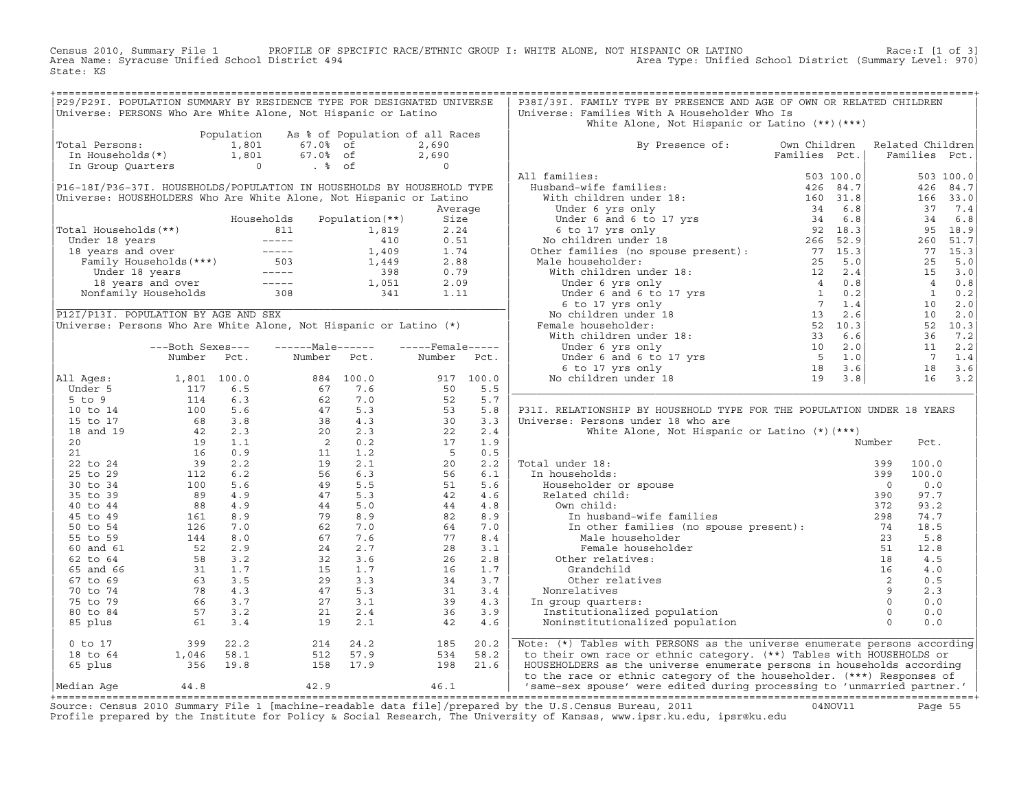Census 2010, Summary File 1 PROFILE OF SPECIFIC RACE/ETHNIC GROUP I: WHITE ALONE, NOT HISPANIC OR LATINO Race:I [1 of 3]
Area Name: Syracuse Unified School District 494 Area Type: Unified School District (Summary Level: 970)
State: KS

## P29/P29I. POPULATION SUMMARY BY RESIDENCE TYPE FOR DESIGNATED UNIVERSE

Universe: PERSONS Who Are White Alone, Not Hispanic or Latino

| | Population | As % of Population of all Races | |
|---|---|---|---|
| Total Persons: | 1,801 | 67.0% of | 2,690 |
| In Households(*) | 1,801 | 67.0% of | 2,690 |
| In Group Quarters | 0 | . % of | 0 |

## P16-18I/P36-37I. HOUSEHOLDS/POPULATION IN HOUSEHOLDS BY HOUSEHOLD TYPE

Universe: HOUSEHOLDERS Who Are White Alone, Not Hispanic or Latino

| | Households | Population(**) | Average Size |
|---|---|---|---|
| Total Households(**) | 811 | 1,819 | 2.24 |
| Under 18 years | ----- | 410 | 0.51 |
| 18 years and over | ----- | 1,409 | 1.74 |
| Family Households(***) | 503 | 1,449 | 2.88 |
| Under 18 years | ----- | 398 | 0.79 |
| 18 years and over | ----- | 1,051 | 2.09 |
| Nonfamily Households | 308 | 341 | 1.11 |

## P12I/P13I. POPULATION BY AGE AND SEX

Universe: Persons Who Are White Alone, Not Hispanic or Latino (*)

| | Both Sexes Number | Both Sexes Pct. | Male Number | Male Pct. | Female Number | Female Pct. |
|---|---|---|---|---|---|---|
| All Ages: | 1,801 | 100.0 | 884 | 100.0 | 917 | 100.0 |
| Under 5 | 117 | 6.5 | 67 | 7.6 | 50 | 5.5 |
| 5 to 9 | 114 | 6.3 | 62 | 7.0 | 52 | 5.7 |
| 10 to 14 | 100 | 5.6 | 47 | 5.3 | 53 | 5.8 |
| 15 to 17 | 68 | 3.8 | 38 | 4.3 | 30 | 3.3 |
| 18 and 19 | 42 | 2.3 | 20 | 2.3 | 22 | 2.4 |
| 20 | 19 | 1.1 | 2 | 0.2 | 17 | 1.9 |
| 21 | 16 | 0.9 | 11 | 1.2 | 5 | 0.5 |
| 22 to 24 | 39 | 2.2 | 19 | 2.1 | 20 | 2.2 |
| 25 to 29 | 112 | 6.2 | 56 | 6.3 | 56 | 6.1 |
| 30 to 34 | 100 | 5.6 | 49 | 5.5 | 51 | 5.6 |
| 35 to 39 | 89 | 4.9 | 47 | 5.3 | 42 | 4.6 |
| 40 to 44 | 88 | 4.9 | 44 | 5.0 | 44 | 4.8 |
| 45 to 49 | 161 | 8.9 | 79 | 8.9 | 82 | 8.9 |
| 50 to 54 | 126 | 7.0 | 62 | 7.0 | 64 | 7.0 |
| 55 to 59 | 144 | 8.0 | 67 | 7.6 | 77 | 8.4 |
| 60 and 61 | 52 | 2.9 | 24 | 2.7 | 28 | 3.1 |
| 62 to 64 | 58 | 3.2 | 32 | 3.6 | 26 | 2.8 |
| 65 and 66 | 31 | 1.7 | 15 | 1.7 | 16 | 1.7 |
| 67 to 69 | 63 | 3.5 | 29 | 3.3 | 34 | 3.7 |
| 70 to 74 | 78 | 4.3 | 47 | 5.3 | 31 | 3.4 |
| 75 to 79 | 66 | 3.7 | 27 | 3.1 | 39 | 4.3 |
| 80 to 84 | 57 | 3.2 | 21 | 2.4 | 36 | 3.9 |
| 85 plus | 61 | 3.4 | 19 | 2.1 | 42 | 4.6 |
| 0 to 17 | 399 | 22.2 | 214 | 24.2 | 185 | 20.2 |
| 18 to 64 | 1,046 | 58.1 | 512 | 57.9 | 534 | 58.2 |
| 65 plus | 356 | 19.8 | 158 | 17.9 | 198 | 21.6 |
| Median Age | 44.8 | | 42.9 | | 46.1 | |

## P38I/39I. FAMILY TYPE BY PRESENCE AND AGE OF OWN OR RELATED CHILDREN

Universe: Families With A Householder Who Is White Alone, Not Hispanic or Latino (**)(***)

| By Presence of: | Own Children Families | Own Children Pct. | Related Children Families | Related Children Pct. |
|---|---|---|---|---|
| All families: | 503 | 100.0 | 503 | 100.0 |
| Husband-wife families: | 426 | 84.7 | 426 | 84.7 |
| With children under 18: | 160 | 31.8 | 166 | 33.0 |
| Under 6 yrs only | 34 | 6.8 | 37 | 7.4 |
| Under 6 and 6 to 17 yrs | 34 | 6.8 | 34 | 6.8 |
| 6 to 17 yrs only | 92 | 18.3 | 95 | 18.9 |
| No children under 18 | 266 | 52.9 | 260 | 51.7 |
| Other families (no spouse present): | 77 | 15.3 | 77 | 15.3 |
| Male householder: | 25 | 5.0 | 25 | 5.0 |
| With children under 18: | 12 | 2.4 | 15 | 3.0 |
| Under 6 yrs only | 4 | 0.8 | 4 | 0.8 |
| Under 6 and 6 to 17 yrs | 1 | 0.2 | 1 | 0.2 |
| 6 to 17 yrs only | 7 | 1.4 | 10 | 2.0 |
| No children under 18 | 13 | 2.6 | 10 | 2.0 |
| Female householder: | 52 | 10.3 | 52 | 10.3 |
| With children under 18: | 33 | 6.6 | 36 | 7.2 |
| Under 6 yrs only | 10 | 2.0 | 11 | 2.2 |
| Under 6 and 6 to 17 yrs | 5 | 1.0 | 7 | 1.4 |
| 6 to 17 yrs only | 18 | 3.6 | 18 | 3.6 |
| No children under 18 | 19 | 3.8 | 16 | 3.2 |

## P31I. RELATIONSHIP BY HOUSEHOLD TYPE FOR THE POPULATION UNDER 18 YEARS

Universe: Persons under 18 who are White Alone, Not Hispanic or Latino (*)(***)

| | Number | Pct. |
|---|---|---|
| Total under 18: | 399 | 100.0 |
| In households: | 399 | 100.0 |
| Householder or spouse | 0 | 0.0 |
| Related child: | 390 | 97.7 |
| Own child: | 372 | 93.2 |
| In husband-wife families | 298 | 74.7 |
| In other families (no spouse present): | 74 | 18.5 |
| Male householder | 23 | 5.8 |
| Female householder | 51 | 12.8 |
| Other relatives: | 18 | 4.5 |
| Grandchild | 16 | 4.0 |
| Other relatives | 2 | 0.5 |
| Nonrelatives | 9 | 2.3 |
| In group quarters: | 0 | 0.0 |
| Institutionalized population | 0 | 0.0 |
| Noninstitutionalized population | 0 | 0.0 |

Note: (*) Tables with PERSONS as the universe enumerate persons according to their own race or ethnic category. (**) Tables with HOUSEHOLDS or HOUSEHOLDERS as the universe enumerate persons in households according to the race or ethnic category of the householder. (***) Responses of 'same-sex spouse' were edited during processing to 'unmarried partner.'

Source: Census 2010 Summary File 1 [machine-readable data file]/prepared by the U.S.Census Bureau, 2011 04NOV11
Profile prepared by the Institute for Policy & Social Research, The University of Kansas, www.ipsr.ku.edu, ipsr@ku.edu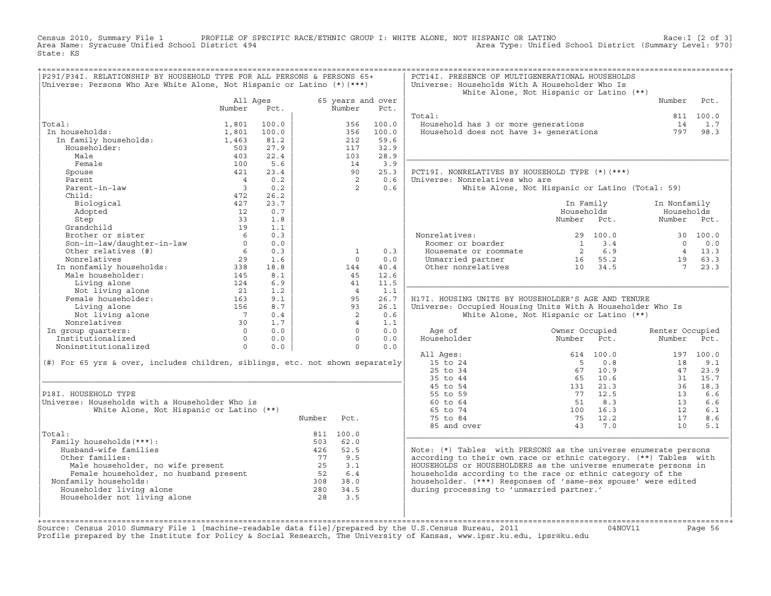Census 2010, Summary File 1 PROFILE OF SPECIFIC RACE/ETHNIC GROUP I: WHITE ALONE, NOT HISPANIC OR LATINO Race:I [2 of 3]
Area Name: Syracuse Unified School District 494 Area Type: Unified School District (Summary Level: 970)
State: KS

## P29I/P34I. RELATIONSHIP BY HOUSEHOLD TYPE FOR ALL PERSONS & PERSONS 65+
Universe: Persons Who Are White Alone, Not Hispanic or Latino (*)(***)

| | All Ages Number | All Ages Pct. | 65 years and over Number | 65 years and over Pct. |
|---|---|---|---|---|
| Total: | 1,801 | 100.0 | 356 | 100.0 |
| In households: | 1,801 | 100.0 | 356 | 100.0 |
| In family households: | 1,463 | 81.2 | 212 | 59.6 |
| Householder: | 503 | 27.9 | 117 | 32.9 |
| Male | 403 | 22.4 | 103 | 28.9 |
| Female | 100 | 5.6 | 14 | 3.9 |
| Spouse | 421 | 23.4 | 90 | 25.3 |
| Parent | 4 | 0.2 | 2 | 0.6 |
| Parent-in-law | 3 | 0.2 | 2 | 0.6 |
| Child: | 472 | 26.2 | | |
| Biological | 427 | 23.7 | | |
| Adopted | 12 | 0.7 | | |
| Step | 33 | 1.8 | | |
| Grandchild | 19 | 1.1 | | |
| Brother or sister | 6 | 0.3 | | |
| Son-in-law/daughter-in-law | 0 | 0.0 | | |
| Other relatives (#) | 6 | 0.3 | 1 | 0.3 |
| Nonrelatives | 29 | 1.6 | 0 | 0.0 |
| In nonfamily households: | 338 | 18.8 | 144 | 40.4 |
| Male householder: | 145 | 8.1 | 45 | 12.6 |
| Living alone | 124 | 6.9 | 41 | 11.5 |
| Not living alone | 21 | 1.2 | 4 | 1.1 |
| Female householder: | 163 | 9.1 | 95 | 26.7 |
| Living alone | 156 | 8.7 | 93 | 26.1 |
| Not living alone | 7 | 0.4 | 2 | 0.6 |
| Nonrelatives | 30 | 1.7 | 4 | 1.1 |
| In group quarters: | 0 | 0.0 | 0 | 0.0 |
| Institutionalized | 0 | 0.0 | 0 | 0.0 |
| Noninstitutionalized | 0 | 0.0 | 0 | 0.0 |

(#) For 65 yrs & over, includes children, siblings, etc. not shown separately

## P18I. HOUSEHOLD TYPE
Universe: Households with a Householder Who is White Alone, Not Hispanic or Latino (**)

| | Number | Pct. |
|---|---|---|
| Total: | 811 | 100.0 |
| Family households(***): | 503 | 62.0 |
| Husband-wife families | 426 | 52.5 |
| Other families: | 77 | 9.5 |
| Male householder, no wife present | 25 | 3.1 |
| Female householder, no husband present | 52 | 6.4 |
| Nonfamily households: | 308 | 38.0 |
| Householder living alone | 280 | 34.5 |
| Householder not living alone | 28 | 3.5 |

## PCT14I. PRESENCE OF MULTIGENERATIONAL HOUSEHOLDS
Universe: Households With A Householder Who Is White Alone, Not Hispanic or Latino (**)

| | Number | Pct. |
|---|---|---|
| Total: | 811 | 100.0 |
| Household has 3 or more generations | 14 | 1.7 |
| Household does not have 3+ generations | 797 | 98.3 |

## PCT19I. NONRELATIVES BY HOUSEHOLD TYPE (*)(***)
Universe: Nonrelatives who are White Alone, Not Hispanic or Latino (Total: 59)

| | In Family Households Number | In Family Households Pct. | In Nonfamily Households Number | In Nonfamily Households Pct. |
|---|---|---|---|---|
| Nonrelatives: | 29 | 100.0 | 30 | 100.0 |
| Roomer or boarder | 1 | 3.4 | 0 | 0.0 |
| Housemate or roommate | 2 | 6.9 | 4 | 13.3 |
| Unmarried partner | 16 | 55.2 | 19 | 63.3 |
| Other nonrelatives | 10 | 34.5 | 7 | 23.3 |

## H17I. HOUSING UNITS BY HOUSEHOLDER'S AGE AND TENURE
Universe: Occupied Housing Units With A Householder Who Is White Alone, Not Hispanic or Latino (**)

| Age of Householder | Owner Occupied Number | Owner Occupied Pct. | Renter Occupied Number | Renter Occupied Pct. |
|---|---|---|---|---|
| All Ages: | 614 | 100.0 | 197 | 100.0 |
| 15 to 24 | 5 | 0.8 | 18 | 9.1 |
| 25 to 34 | 67 | 10.9 | 47 | 23.9 |
| 35 to 44 | 65 | 10.6 | 31 | 15.7 |
| 45 to 54 | 131 | 21.3 | 36 | 18.3 |
| 55 to 59 | 77 | 12.5 | 13 | 6.6 |
| 60 to 64 | 51 | 8.3 | 13 | 6.6 |
| 65 to 74 | 100 | 16.3 | 12 | 6.1 |
| 75 to 84 | 75 | 12.2 | 17 | 8.6 |
| 85 and over | 43 | 7.0 | 10 | 5.1 |

Note: (*) Tables with PERSONS as the universe enumerate persons according to their own race or ethnic category. (**) Tables with HOUSEHOLDS or HOUSEHOLDERS as the universe enumerate persons in households according to the race or ethnic category of the householder. (***) Responses of 'same-sex spouse' were edited during processing to 'unmarried partner.'

Source: Census 2010 Summary File 1 [machine-readable data file]/prepared by the U.S.Census Bureau, 2011 04NOV11
Profile prepared by the Institute for Policy & Social Research, The University of Kansas, www.ipsr.ku.edu, ipsr@ku.edu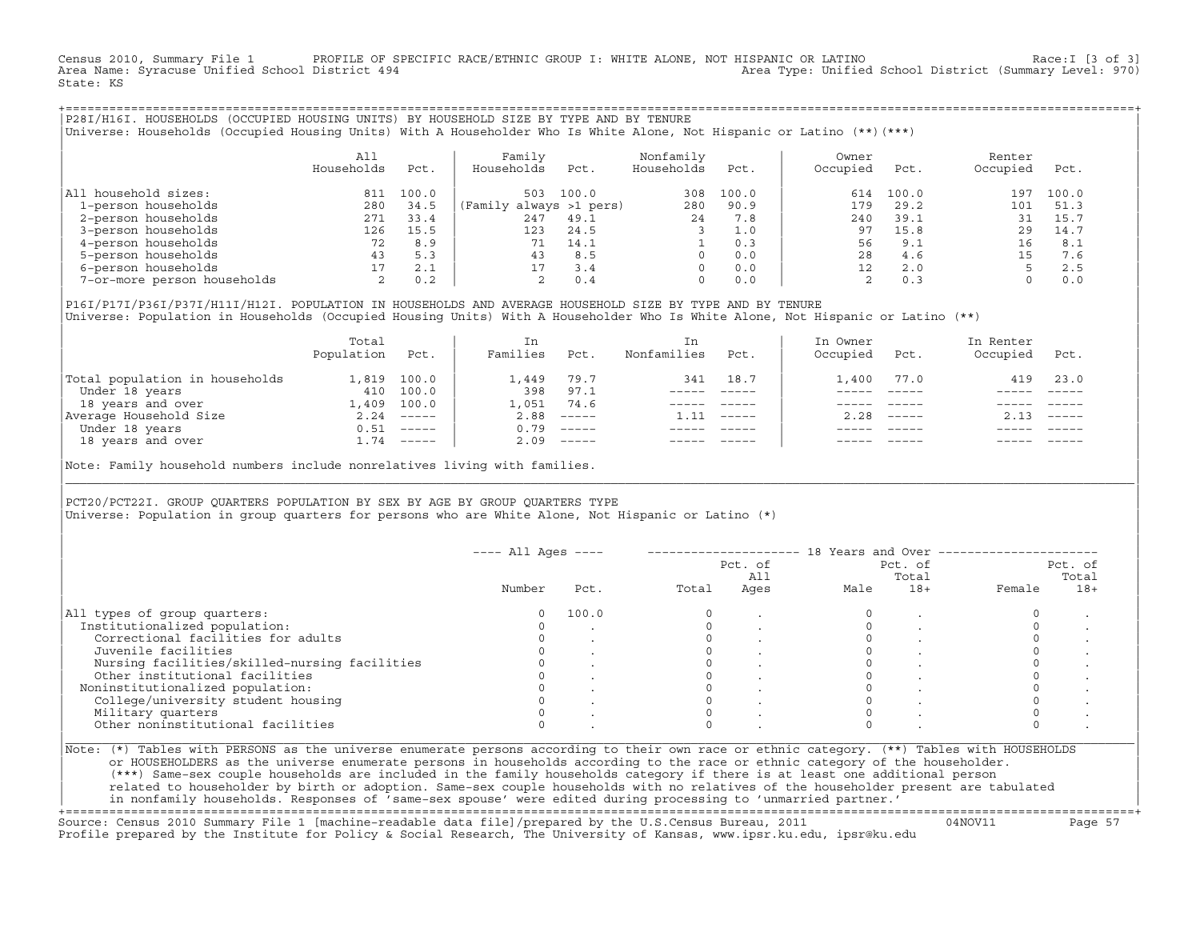Census 2010, Summary File 1 PROFILE OF SPECIFIC RACE/ETHNIC GROUP I: WHITE ALONE, NOT HISPANIC OR LATINO Race:I [3 of 3]
Area Name: Syracuse Unified School District 494 Area Type: Unified School District (Summary Level: 970)
State: KS

## P28I/H16I. HOUSEHOLDS (OCCUPIED HOUSING UNITS) BY HOUSEHOLD SIZE BY TYPE AND BY TENURE

Universe: Households (Occupied Housing Units) With A Householder Who Is White Alone, Not Hispanic or Latino (**)(***)

| | All Households | Pct. | Family Households | Pct. | Nonfamily Households | Pct. | Owner Occupied | Pct. | Renter Occupied | Pct. |
|---|---|---|---|---|---|---|---|---|---|---|
| All household sizes: | 811 | 100.0 | 503 | 100.0 | 308 | 100.0 | 614 | 100.0 | 197 | 100.0 |
| 1-person households | 280 | 34.5 | (Family always >1 pers) | | 280 | 90.9 | 179 | 29.2 | 101 | 51.3 |
| 2-person households | 271 | 33.4 | 247 | 49.1 | 24 | 7.8 | 240 | 39.1 | 31 | 15.7 |
| 3-person households | 126 | 15.5 | 123 | 24.5 | 3 | 1.0 | 97 | 15.8 | 29 | 14.7 |
| 4-person households | 72 | 8.9 | 71 | 14.1 | 1 | 0.3 | 56 | 9.1 | 16 | 8.1 |
| 5-person households | 43 | 5.3 | 43 | 8.5 | 0 | 0.0 | 28 | 4.6 | 15 | 7.6 |
| 6-person households | 17 | 2.1 | 17 | 3.4 | 0 | 0.0 | 12 | 2.0 | 5 | 2.5 |
| 7-or-more person households | 2 | 0.2 | 2 | 0.4 | 0 | 0.0 | 2 | 0.3 | 0 | 0.0 |

## P16I/P17I/P36I/P37I/H11I/H12I. POPULATION IN HOUSEHOLDS AND AVERAGE HOUSEHOLD SIZE BY TYPE AND BY TENURE

Universe: Population in Households (Occupied Housing Units) With A Householder Who Is White Alone, Not Hispanic or Latino (**)

| | Total Population | Pct. | In Families | Pct. | In Nonfamilies | Pct. | In Owner Occupied | Pct. | In Renter Occupied | Pct. |
|---|---|---|---|---|---|---|---|---|---|---|
| Total population in households | 1,819 | 100.0 | 1,449 | 79.7 | 341 | 18.7 | 1,400 | 77.0 | 419 | 23.0 |
| Under 18 years | 410 | 100.0 | 398 | 97.1 | ----- | ----- | ----- | ----- | ----- | ----- |
| 18 years and over | 1,409 | 100.0 | 1,051 | 74.6 | ----- | ----- | ----- | ----- | ----- | ----- |
| Average Household Size | 2.24 | ----- | 2.88 | ----- | 1.11 | ----- | 2.28 | ----- | 2.13 | ----- |
| Under 18 years | 0.51 | ----- | 0.79 | ----- | ----- | ----- | ----- | ----- | ----- | ----- |
| 18 years and over | 1.74 | ----- | 2.09 | ----- | ----- | ----- | ----- | ----- | ----- | ----- |

Note: Family household numbers include nonrelatives living with families.

## PCT20/PCT22I. GROUP QUARTERS POPULATION BY SEX BY AGE BY GROUP QUARTERS TYPE

Universe: Population in group quarters for persons who are White Alone, Not Hispanic or Latino (*)

| | All Ages | | 18 Years and Over | | | | | |
|---|---|---|---|---|---|---|---|---|
| | Number | Pct. | Total | Pct. of All Ages | Male | Pct. of Total 18+ | Female | Pct. of Total 18+ |
| All types of group quarters: | 0 | 100.0 | 0 | . | 0 | . | 0 | . |
| Institutionalized population: | 0 | . | 0 | . | 0 | . | 0 | . |
| Correctional facilities for adults | 0 | . | 0 | . | 0 | . | 0 | . |
| Juvenile facilities | 0 | . | 0 | . | 0 | . | 0 | . |
| Nursing facilities/skilled-nursing facilities | 0 | . | 0 | . | 0 | . | 0 | . |
| Other institutional facilities | 0 | . | 0 | . | 0 | . | 0 | . |
| Noninstitutionalized population: | 0 | . | 0 | . | 0 | . | 0 | . |
| College/university student housing | 0 | . | 0 | . | 0 | . | 0 | . |
| Military quarters | 0 | . | 0 | . | 0 | . | 0 | . |
| Other noninstitutional facilities | 0 | . | 0 | . | 0 | . | 0 | . |

Note: (*) Tables with PERSONS as the universe enumerate persons according to their own race or ethnic category. (**) Tables with HOUSEHOLDS or HOUSEHOLDERS as the universe enumerate persons in households according to the race or ethnic category of the householder. (***) Same-sex couple households are included in the family households category if there is at least one additional person related to householder by birth or adoption. Same-sex couple households with no relatives of the householder present are tabulated in nonfamily households. Responses of 'same-sex spouse' were edited during processing to 'unmarried partner.'

Source: Census 2010 Summary File 1 [machine-readable data file]/prepared by the U.S.Census Bureau, 2011 04NOV11
Profile prepared by the Institute for Policy & Social Research, The University of Kansas, www.ipsr.ku.edu, ipsr@ku.edu